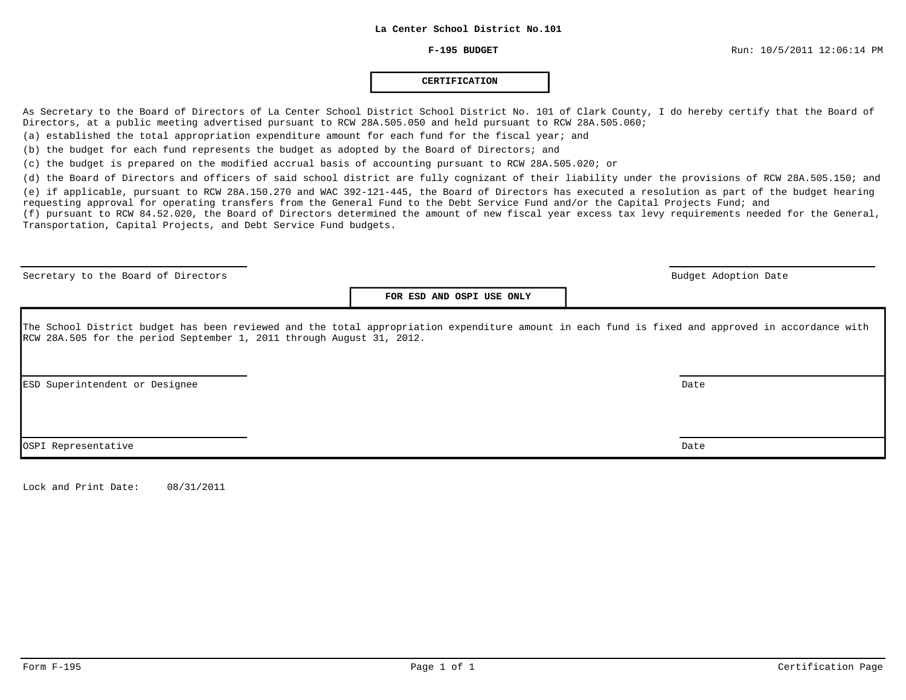**La Center School District No.101**

**F-195 BUDGET**

Run: 10/5/2011 12:06:14 PM

## CERTIFICATION

As Secretary to the Board of Directors of La Center School District School District No. 101 of Clark County, I do hereby certify that the Board of Directors, at a public meeting advertised pursuant to RCW 28A.505.050 and held pursuant to RCW 28A.505.060;

(a) established the total appropriation expenditure amount for each fund for the fiscal year; and

(b) the budget for each fund represents the budget as adopted by the Board of Directors; and

(c) the budget is prepared on the modified accrual basis of accounting pursuant to RCW 28A.505.020; or

(d) the Board of Directors and officers of said school district are fully cognizant of their liability under the provisions of RCW 28A.505.150; and

(e) if applicable, pursuant to RCW 28A.150.270 and WAC 392-121-445, the Board of Directors has executed a resolution as part of the budget hearing requesting approval for operating transfers from the General Fund to the Debt Service Fund and/or the Capital Projects Fund; and

(f) pursuant to RCW 84.52.020, the Board of Directors determined the amount of new fiscal year excess tax levy requirements needed for the General, Transportation, Capital Projects, and Debt Service Fund budgets.

Secretary to the Board of Directors | Budget Adoption Date

**FOR ESD AND OSPI USE ONLY**

The School District budget has been reviewed and the total appropriation expenditure amount in each fund is fixed and approved in accordance with RCW 28A.505 for the period September 1, 2011 through August 31, 2012.

ESD Superintendent or Designee | Date

OSPI Representative | Date

Lock and Print Date: 08/31/2011

Form F-195 | Certification Page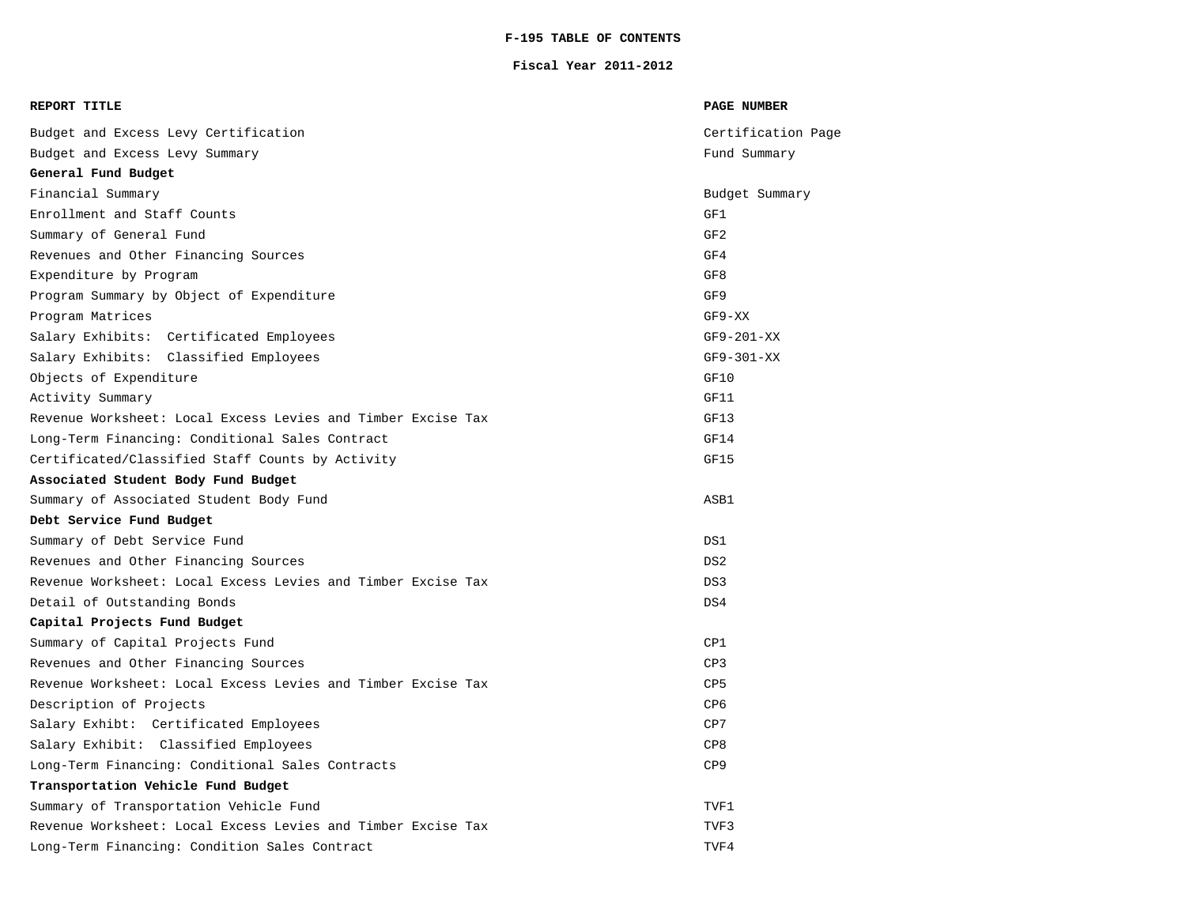# F-195 TABLE OF CONTENTS

## Fiscal Year 2011-2012

| REPORT TITLE | PAGE NUMBER |
|---|---|
| Budget and Excess Levy Certification | Certification Page |
| Budget and Excess Levy Summary | Fund Summary |
| **General Fund Budget** | |
| Financial Summary | Budget Summary |
| Enrollment and Staff Counts | GF1 |
| Summary of General Fund | GF2 |
| Revenues and Other Financing Sources | GF4 |
| Expenditure by Program | GF8 |
| Program Summary by Object of Expenditure | GF9 |
| Program Matrices | GF9-XX |
| Salary Exhibits:  Certificated Employees | GF9-201-XX |
| Salary Exhibits:  Classified Employees | GF9-301-XX |
| Objects of Expenditure | GF10 |
| Activity Summary | GF11 |
| Revenue Worksheet: Local Excess Levies and Timber Excise Tax | GF13 |
| Long-Term Financing: Conditional Sales Contract | GF14 |
| Certificated/Classified Staff Counts by Activity | GF15 |
| **Associated Student Body Fund Budget** | |
| Summary of Associated Student Body Fund | ASB1 |
| **Debt Service Fund Budget** | |
| Summary of Debt Service Fund | DS1 |
| Revenues and Other Financing Sources | DS2 |
| Revenue Worksheet: Local Excess Levies and Timber Excise Tax | DS3 |
| Detail of Outstanding Bonds | DS4 |
| **Capital Projects Fund Budget** | |
| Summary of Capital Projects Fund | CP1 |
| Revenues and Other Financing Sources | CP3 |
| Revenue Worksheet: Local Excess Levies and Timber Excise Tax | CP5 |
| Description of Projects | CP6 |
| Salary Exhibt:  Certificated Employees | CP7 |
| Salary Exhibit:  Classified Employees | CP8 |
| Long-Term Financing: Conditional Sales Contracts | CP9 |
| **Transportation Vehicle Fund Budget** | |
| Summary of Transportation Vehicle Fund | TVF1 |
| Revenue Worksheet: Local Excess Levies and Timber Excise Tax | TVF3 |
| Long-Term Financing: Condition Sales Contract | TVF4 |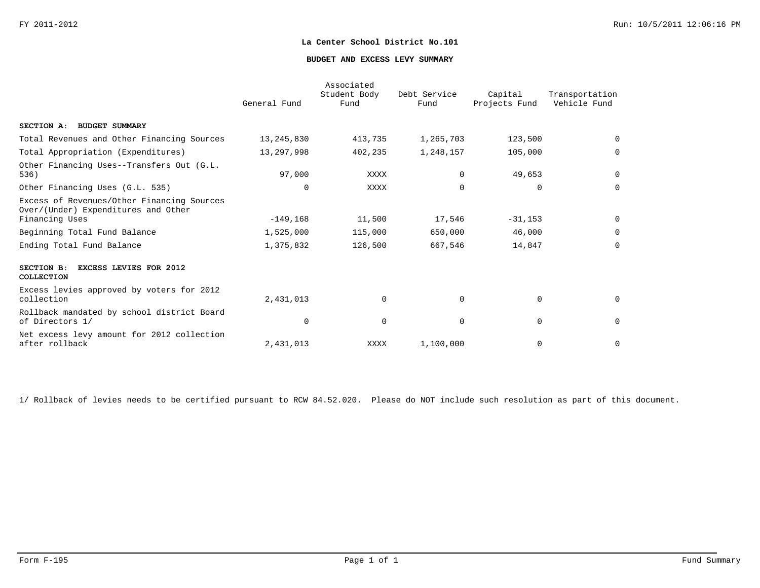**La Center School District No.101**

**BUDGET AND EXCESS LEVY SUMMARY**

| | General Fund | Associated Student Body Fund | Debt Service Fund | Capital Projects Fund | Transportation Vehicle Fund |
|---|---|---|---|---|---|
| **SECTION A: BUDGET SUMMARY** | | | | | |
| Total Revenues and Other Financing Sources | 13,245,830 | 413,735 | 1,265,703 | 123,500 | 0 |
| Total Appropriation (Expenditures) | 13,297,998 | 402,235 | 1,248,157 | 105,000 | 0 |
| Other Financing Uses--Transfers Out (G.L. 536) | 97,000 | XXXX | 0 | 49,653 | 0 |
| Other Financing Uses (G.L. 535) | 0 | XXXX | 0 | 0 | 0 |
| Excess of Revenues/Other Financing Sources Over/(Under) Expenditures and Other Financing Uses | -149,168 | 11,500 | 17,546 | -31,153 | 0 |
| Beginning Total Fund Balance | 1,525,000 | 115,000 | 650,000 | 46,000 | 0 |
| Ending Total Fund Balance | 1,375,832 | 126,500 | 667,546 | 14,847 | 0 |
| **SECTION B: EXCESS LEVIES FOR 2012 COLLECTION** | | | | | |
| Excess levies approved by voters for 2012 collection | 2,431,013 | 0 | 0 | 0 | 0 |
| Rollback mandated by school district Board of Directors 1/ | 0 | 0 | 0 | 0 | 0 |
| Net excess levy amount for 2012 collection after rollback | 2,431,013 | XXXX | 1,100,000 | 0 | 0 |

1/ Rollback of levies needs to be certified pursuant to RCW 84.52.020. Please do NOT include such resolution as part of this document.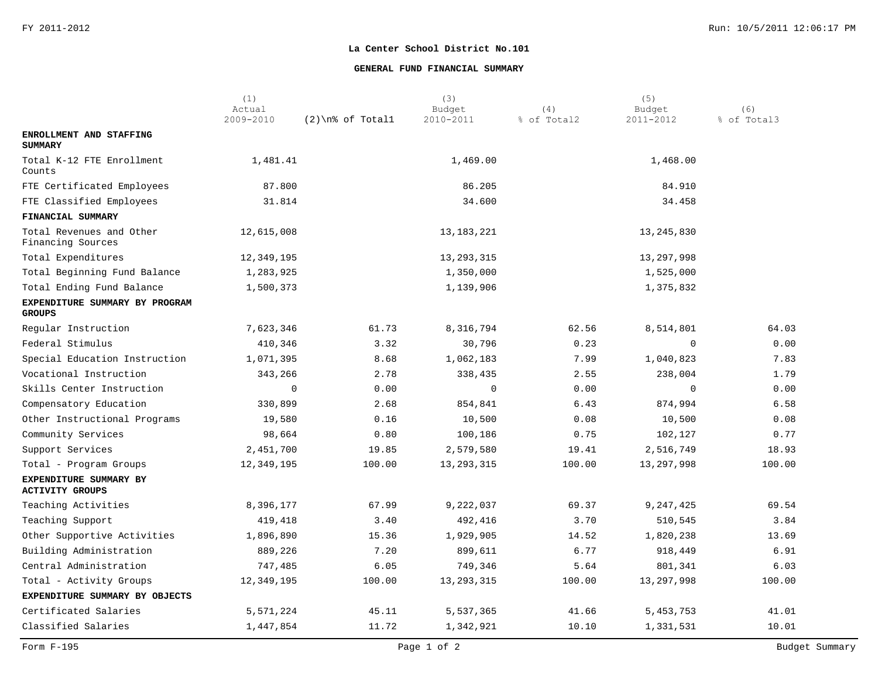# La Center School District No.101

## GENERAL FUND FINANCIAL SUMMARY

| | (1) Actual 2009-2010 | (2)\n% of Total1 | (3) Budget 2010-2011 | (4) % of Total2 | (5) Budget 2011-2012 | (6) % of Total3 |
|---|---|---|---|---|---|---|
| **ENROLLMENT AND STAFFING SUMMARY** | | | | | | |
| Total K-12 FTE Enrollment Counts | 1,481.41 | | 1,469.00 | | 1,468.00 | |
| FTE Certificated Employees | 87.800 | | 86.205 | | 84.910 | |
| FTE Classified Employees | 31.814 | | 34.600 | | 34.458 | |
| **FINANCIAL SUMMARY** | | | | | | |
| Total Revenues and Other Financing Sources | 12,615,008 | | 13,183,221 | | 13,245,830 | |
| Total Expenditures | 12,349,195 | | 13,293,315 | | 13,297,998 | |
| Total Beginning Fund Balance | 1,283,925 | | 1,350,000 | | 1,525,000 | |
| Total Ending Fund Balance | 1,500,373 | | 1,139,906 | | 1,375,832 | |
| **EXPENDITURE SUMMARY BY PROGRAM GROUPS** | | | | | | |
| Regular Instruction | 7,623,346 | 61.73 | 8,316,794 | 62.56 | 8,514,801 | 64.03 |
| Federal Stimulus | 410,346 | 3.32 | 30,796 | 0.23 | 0 | 0.00 |
| Special Education Instruction | 1,071,395 | 8.68 | 1,062,183 | 7.99 | 1,040,823 | 7.83 |
| Vocational Instruction | 343,266 | 2.78 | 338,435 | 2.55 | 238,004 | 1.79 |
| Skills Center Instruction | 0 | 0.00 | 0 | 0.00 | 0 | 0.00 |
| Compensatory Education | 330,899 | 2.68 | 854,841 | 6.43 | 874,994 | 6.58 |
| Other Instructional Programs | 19,580 | 0.16 | 10,500 | 0.08 | 10,500 | 0.08 |
| Community Services | 98,664 | 0.80 | 100,186 | 0.75 | 102,127 | 0.77 |
| Support Services | 2,451,700 | 19.85 | 2,579,580 | 19.41 | 2,516,749 | 18.93 |
| Total - Program Groups | 12,349,195 | 100.00 | 13,293,315 | 100.00 | 13,297,998 | 100.00 |
| **EXPENDITURE SUMMARY BY ACTIVITY GROUPS** | | | | | | |
| Teaching Activities | 8,396,177 | 67.99 | 9,222,037 | 69.37 | 9,247,425 | 69.54 |
| Teaching Support | 419,418 | 3.40 | 492,416 | 3.70 | 510,545 | 3.84 |
| Other Supportive Activities | 1,896,890 | 15.36 | 1,929,905 | 14.52 | 1,820,238 | 13.69 |
| Building Administration | 889,226 | 7.20 | 899,611 | 6.77 | 918,449 | 6.91 |
| Central Administration | 747,485 | 6.05 | 749,346 | 5.64 | 801,341 | 6.03 |
| Total - Activity Groups | 12,349,195 | 100.00 | 13,293,315 | 100.00 | 13,297,998 | 100.00 |
| **EXPENDITURE SUMMARY BY OBJECTS** | | | | | | |
| Certificated Salaries | 5,571,224 | 45.11 | 5,537,365 | 41.66 | 5,453,753 | 41.01 |
| Classified Salaries | 1,447,854 | 11.72 | 1,342,921 | 10.10 | 1,331,531 | 10.01 |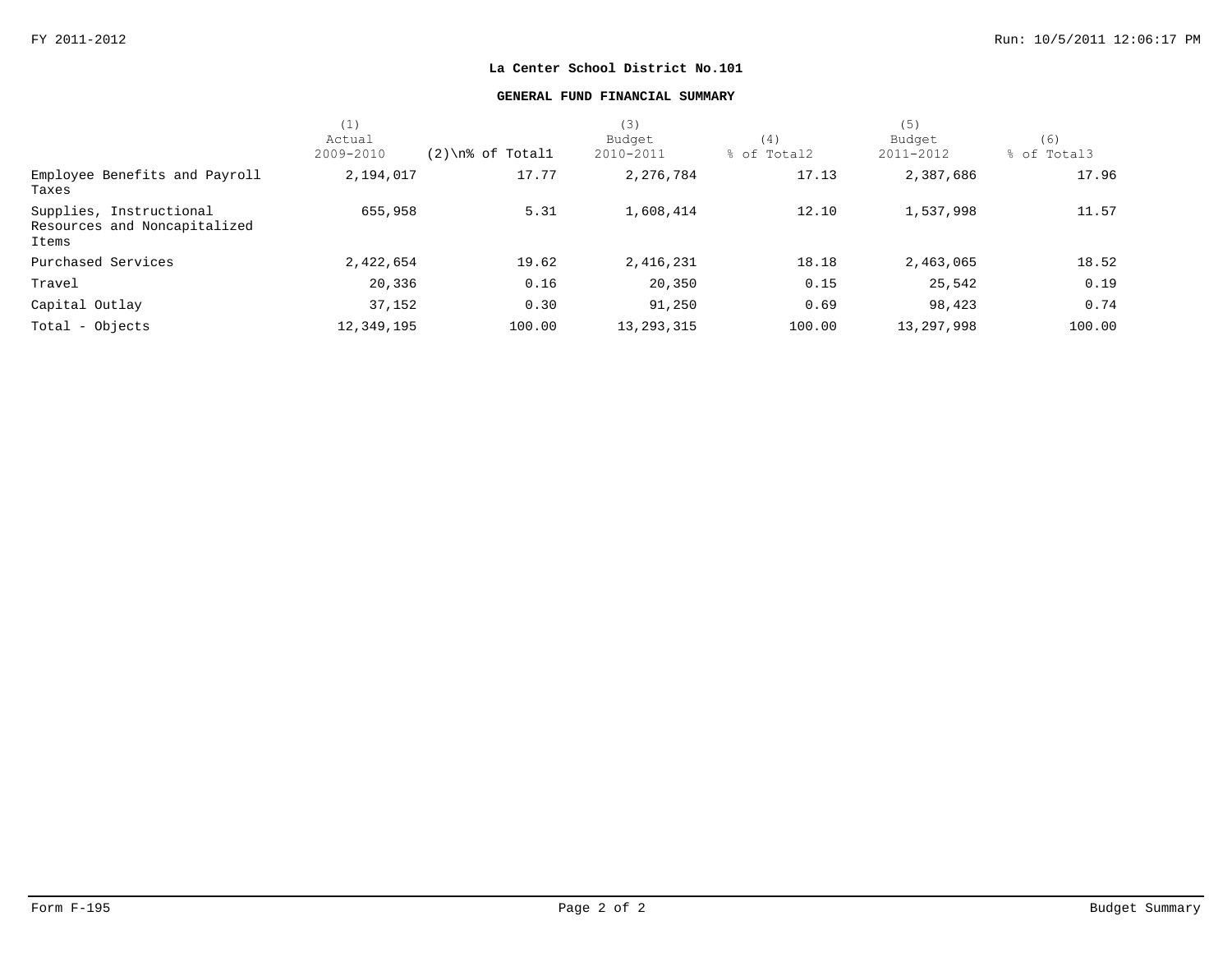**La Center School District No.101**

**GENERAL FUND FINANCIAL SUMMARY**

| | (1) Actual 2009-2010 | (2)\n% of Total1 | (3) Budget 2010-2011 | (4) % of Total2 | (5) Budget 2011-2012 | (6) % of Total3 |
|---|---|---|---|---|---|---|
| Employee Benefits and Payroll Taxes | 2,194,017 | 17.77 | 2,276,784 | 17.13 | 2,387,686 | 17.96 |
| Supplies, Instructional Resources and Noncapitalized Items | 655,958 | 5.31 | 1,608,414 | 12.10 | 1,537,998 | 11.57 |
| Purchased Services | 2,422,654 | 19.62 | 2,416,231 | 18.18 | 2,463,065 | 18.52 |
| Travel | 20,336 | 0.16 | 20,350 | 0.15 | 25,542 | 0.19 |
| Capital Outlay | 37,152 | 0.30 | 91,250 | 0.69 | 98,423 | 0.74 |
| Total - Objects | 12,349,195 | 100.00 | 13,293,315 | 100.00 | 13,297,998 | 100.00 |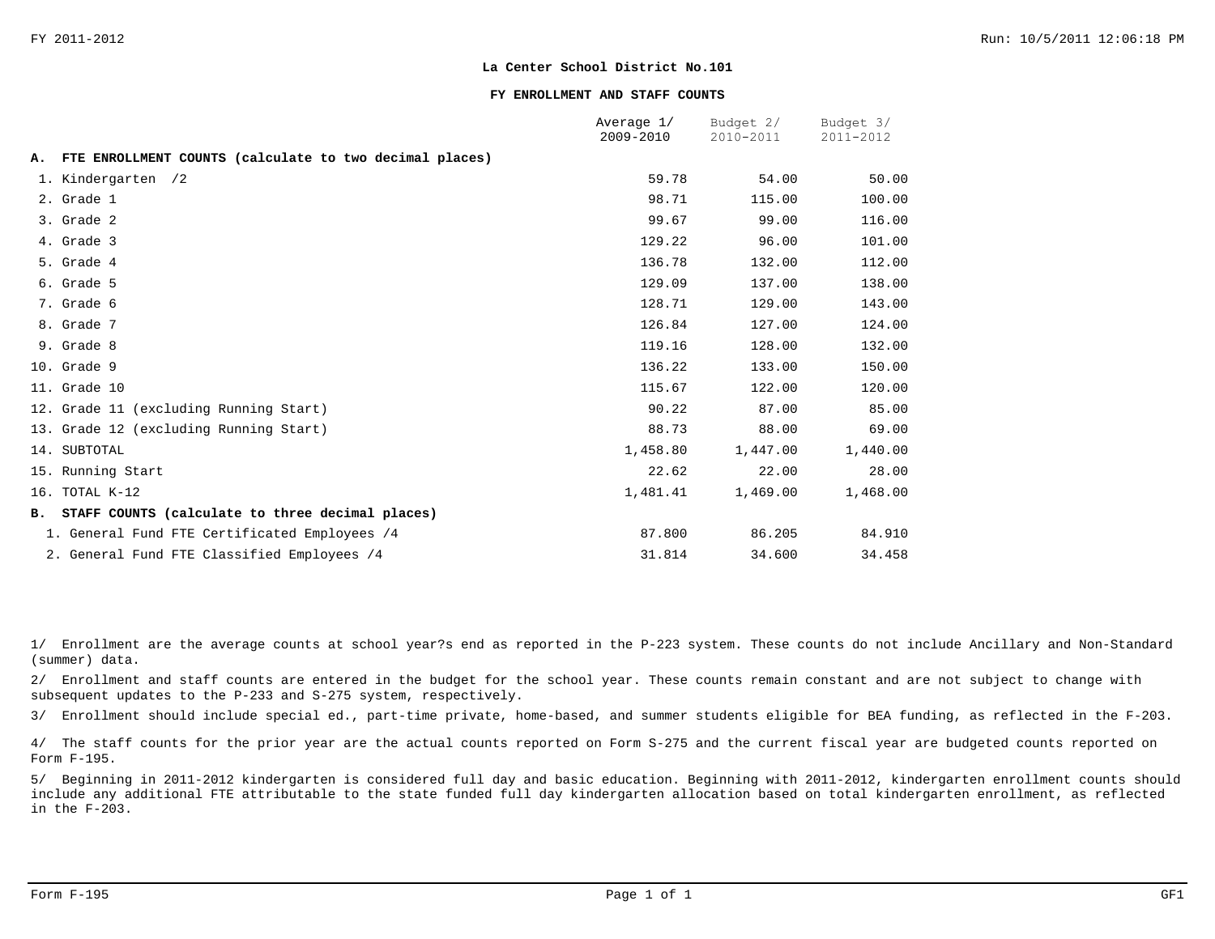FY 2011-2012

Run: 10/5/2011 12:06:18 PM

**La Center School District No.101**

**FY ENROLLMENT AND STAFF COUNTS**

| | Average 1/ 2009-2010 | Budget 2/ 2010-2011 | Budget 3/ 2011-2012 |
|---|---|---|---|
| **A. FTE ENROLLMENT COUNTS (calculate to two decimal places)** | | | |
| 1. Kindergarten /2 | 59.78 | 54.00 | 50.00 |
| 2. Grade 1 | 98.71 | 115.00 | 100.00 |
| 3. Grade 2 | 99.67 | 99.00 | 116.00 |
| 4. Grade 3 | 129.22 | 96.00 | 101.00 |
| 5. Grade 4 | 136.78 | 132.00 | 112.00 |
| 6. Grade 5 | 129.09 | 137.00 | 138.00 |
| 7. Grade 6 | 128.71 | 129.00 | 143.00 |
| 8. Grade 7 | 126.84 | 127.00 | 124.00 |
| 9. Grade 8 | 119.16 | 128.00 | 132.00 |
| 10. Grade 9 | 136.22 | 133.00 | 150.00 |
| 11. Grade 10 | 115.67 | 122.00 | 120.00 |
| 12. Grade 11 (excluding Running Start) | 90.22 | 87.00 | 85.00 |
| 13. Grade 12 (excluding Running Start) | 88.73 | 88.00 | 69.00 |
| 14. SUBTOTAL | 1,458.80 | 1,447.00 | 1,440.00 |
| 15. Running Start | 22.62 | 22.00 | 28.00 |
| 16. TOTAL K-12 | 1,481.41 | 1,469.00 | 1,468.00 |
| **B. STAFF COUNTS (calculate to three decimal places)** | | | |
| 1. General Fund FTE Certificated Employees /4 | 87.800 | 86.205 | 84.910 |
| 2. General Fund FTE Classified Employees /4 | 31.814 | 34.600 | 34.458 |

1/ Enrollment are the average counts at school year?s end as reported in the P-223 system. These counts do not include Ancillary and Non-Standard (summer) data.

2/ Enrollment and staff counts are entered in the budget for the school year. These counts remain constant and are not subject to change with subsequent updates to the P-233 and S-275 system, respectively.

3/ Enrollment should include special ed., part-time private, home-based, and summer students eligible for BEA funding, as reflected in the F-203.

4/ The staff counts for the prior year are the actual counts reported on Form S-275 and the current fiscal year are budgeted counts reported on Form F-195.

5/ Beginning in 2011-2012 kindergarten is considered full day and basic education. Beginning with 2011-2012, kindergarten enrollment counts should include any additional FTE attributable to the state funded full day kindergarten allocation based on total kindergarten enrollment, as reflected in the F-203.

Form F-195 GF1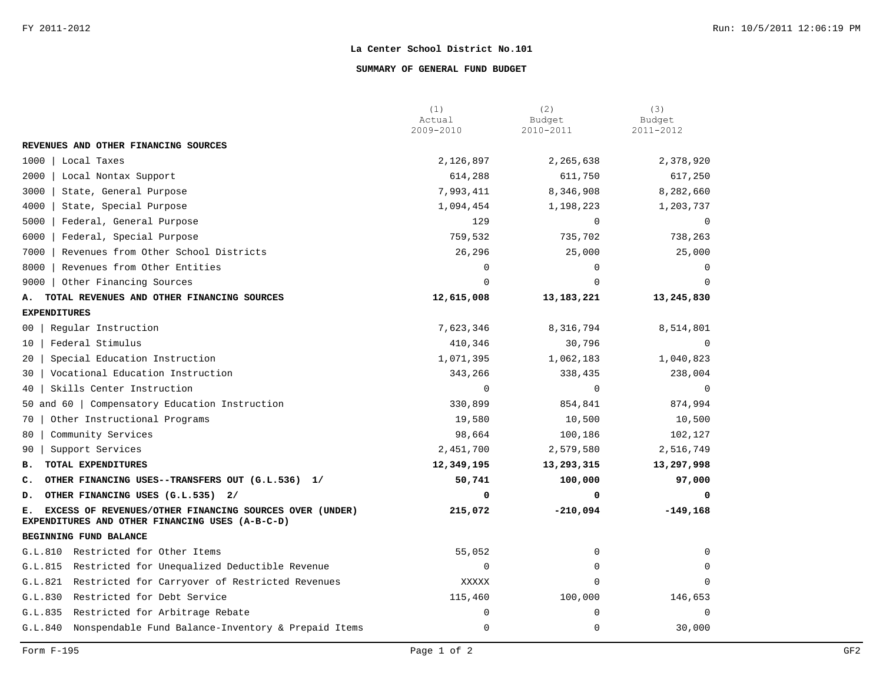**La Center School District No.101**

**SUMMARY OF GENERAL FUND BUDGET**

| | (1) Actual 2009-2010 | (2) Budget 2010-2011 | (3) Budget 2011-2012 |
|---|---|---|---|
| **REVENUES AND OTHER FINANCING SOURCES** | | | |
| 1000 \| Local Taxes | 2,126,897 | 2,265,638 | 2,378,920 |
| 2000 \| Local Nontax Support | 614,288 | 611,750 | 617,250 |
| 3000 \| State, General Purpose | 7,993,411 | 8,346,908 | 8,282,660 |
| 4000 \| State, Special Purpose | 1,094,454 | 1,198,223 | 1,203,737 |
| 5000 \| Federal, General Purpose | 129 | 0 | 0 |
| 6000 \| Federal, Special Purpose | 759,532 | 735,702 | 738,263 |
| 7000 \| Revenues from Other School Districts | 26,296 | 25,000 | 25,000 |
| 8000 \| Revenues from Other Entities | 0 | 0 | 0 |
| 9000 \| Other Financing Sources | 0 | 0 | 0 |
| **A. TOTAL REVENUES AND OTHER FINANCING SOURCES** | **12,615,008** | **13,183,221** | **13,245,830** |
| **EXPENDITURES** | | | |
| 00 \| Regular Instruction | 7,623,346 | 8,316,794 | 8,514,801 |
| 10 \| Federal Stimulus | 410,346 | 30,796 | 0 |
| 20 \| Special Education Instruction | 1,071,395 | 1,062,183 | 1,040,823 |
| 30 \| Vocational Education Instruction | 343,266 | 338,435 | 238,004 |
| 40 \| Skills Center Instruction | 0 | 0 | 0 |
| 50 and 60 \| Compensatory Education Instruction | 330,899 | 854,841 | 874,994 |
| 70 \| Other Instructional Programs | 19,580 | 10,500 | 10,500 |
| 80 \| Community Services | 98,664 | 100,186 | 102,127 |
| 90 \| Support Services | 2,451,700 | 2,579,580 | 2,516,749 |
| **B. TOTAL EXPENDITURES** | **12,349,195** | **13,293,315** | **13,297,998** |
| **C. OTHER FINANCING USES--TRANSFERS OUT (G.L.536) 1/** | **50,741** | **100,000** | **97,000** |
| **D. OTHER FINANCING USES (G.L.535) 2/** | **0** | **0** | **0** |
| **E. EXCESS OF REVENUES/OTHER FINANCING SOURCES OVER (UNDER) EXPENDITURES AND OTHER FINANCING USES (A-B-C-D)** | **215,072** | **-210,094** | **-149,168** |
| **BEGINNING FUND BALANCE** | | | |
| G.L.810 Restricted for Other Items | 55,052 | 0 | 0 |
| G.L.815 Restricted for Unequalized Deductible Revenue | 0 | 0 | 0 |
| G.L.821 Restricted for Carryover of Restricted Revenues | XXXXX | 0 | 0 |
| G.L.830 Restricted for Debt Service | 115,460 | 100,000 | 146,653 |
| G.L.835 Restricted for Arbitrage Rebate | 0 | 0 | 0 |
| G.L.840 Nonspendable Fund Balance-Inventory & Prepaid Items | 0 | 0 | 30,000 |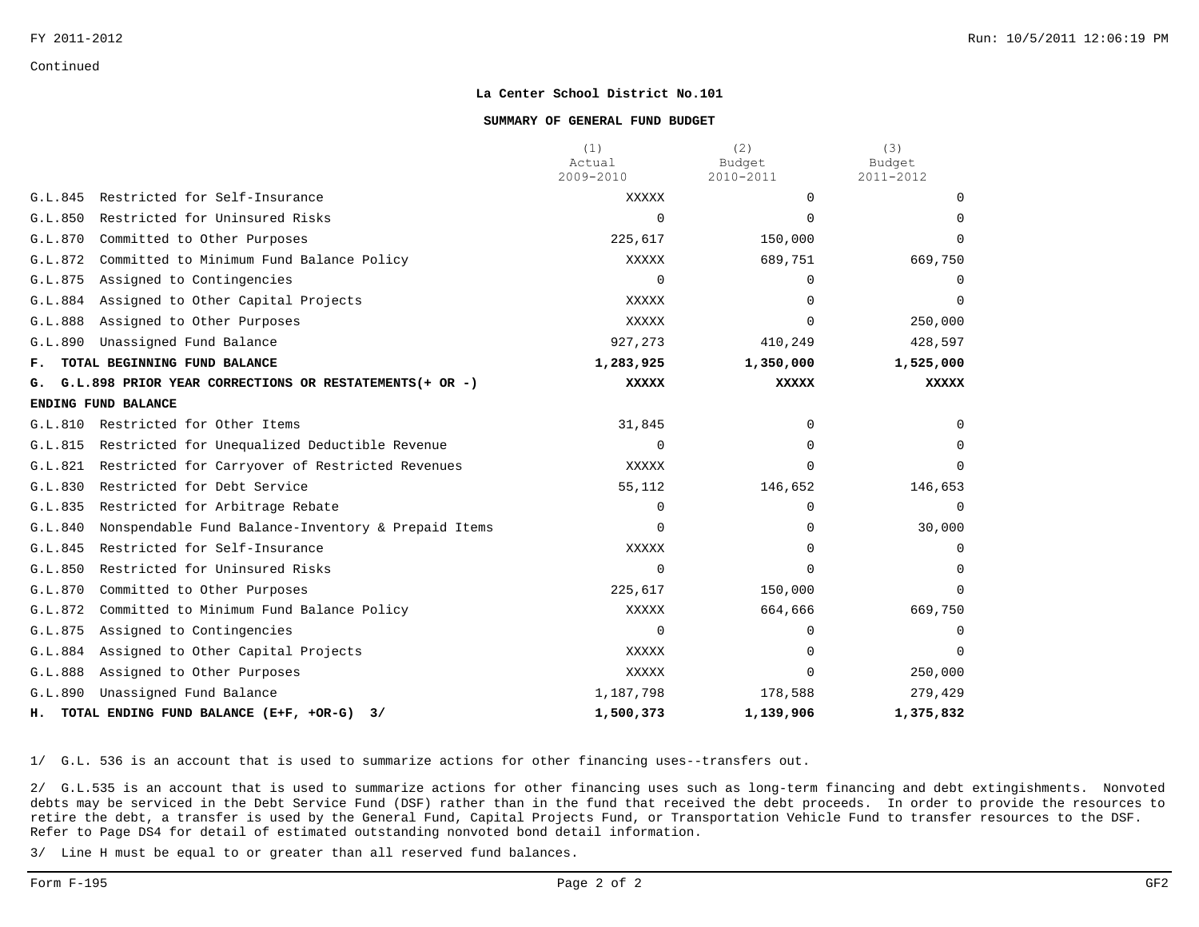Continued

## La Center School District No.101

### SUMMARY OF GENERAL FUND BUDGET

| | | (1) Actual 2009-2010 | (2) Budget 2010-2011 | (3) Budget 2011-2012 |
|---|---|---|---|---|
| G.L.845 | Restricted for Self-Insurance | XXXXX | 0 | 0 |
| G.L.850 | Restricted for Uninsured Risks | 0 | 0 | 0 |
| G.L.870 | Committed to Other Purposes | 225,617 | 150,000 | 0 |
| G.L.872 | Committed to Minimum Fund Balance Policy | XXXXX | 689,751 | 669,750 |
| G.L.875 | Assigned to Contingencies | 0 | 0 | 0 |
| G.L.884 | Assigned to Other Capital Projects | XXXXX | 0 | 0 |
| G.L.888 | Assigned to Other Purposes | XXXXX | 0 | 250,000 |
| G.L.890 | Unassigned Fund Balance | 927,273 | 410,249 | 428,597 |
| **F.** | **TOTAL BEGINNING FUND BALANCE** | **1,283,925** | **1,350,000** | **1,525,000** |
| **G.** | **G.L.898 PRIOR YEAR CORRECTIONS OR RESTATEMENTS(+ OR -)** | **XXXXX** | **XXXXX** | **XXXXX** |
| **ENDING FUND BALANCE** | | | | |
| G.L.810 | Restricted for Other Items | 31,845 | 0 | 0 |
| G.L.815 | Restricted for Unequalized Deductible Revenue | 0 | 0 | 0 |
| G.L.821 | Restricted for Carryover of Restricted Revenues | XXXXX | 0 | 0 |
| G.L.830 | Restricted for Debt Service | 55,112 | 146,652 | 146,653 |
| G.L.835 | Restricted for Arbitrage Rebate | 0 | 0 | 0 |
| G.L.840 | Nonspendable Fund Balance-Inventory & Prepaid Items | 0 | 0 | 30,000 |
| G.L.845 | Restricted for Self-Insurance | XXXXX | 0 | 0 |
| G.L.850 | Restricted for Uninsured Risks | 0 | 0 | 0 |
| G.L.870 | Committed to Other Purposes | 225,617 | 150,000 | 0 |
| G.L.872 | Committed to Minimum Fund Balance Policy | XXXXX | 664,666 | 669,750 |
| G.L.875 | Assigned to Contingencies | 0 | 0 | 0 |
| G.L.884 | Assigned to Other Capital Projects | XXXXX | 0 | 0 |
| G.L.888 | Assigned to Other Purposes | XXXXX | 0 | 250,000 |
| G.L.890 | Unassigned Fund Balance | 1,187,798 | 178,588 | 279,429 |
| **H.** | **TOTAL ENDING FUND BALANCE (E+F, +OR-G) 3/** | **1,500,373** | **1,139,906** | **1,375,832** |

1/ G.L. 536 is an account that is used to summarize actions for other financing uses--transfers out.

2/ G.L.535 is an account that is used to summarize actions for other financing uses such as long-term financing and debt extingishments. Nonvoted debts may be serviced in the Debt Service Fund (DSF) rather than in the fund that received the debt proceeds. In order to provide the resources to retire the debt, a transfer is used by the General Fund, Capital Projects Fund, or Transportation Vehicle Fund to transfer resources to the DSF. Refer to Page DS4 for detail of estimated outstanding nonvoted bond detail information.

3/ Line H must be equal to or greater than all reserved fund balances.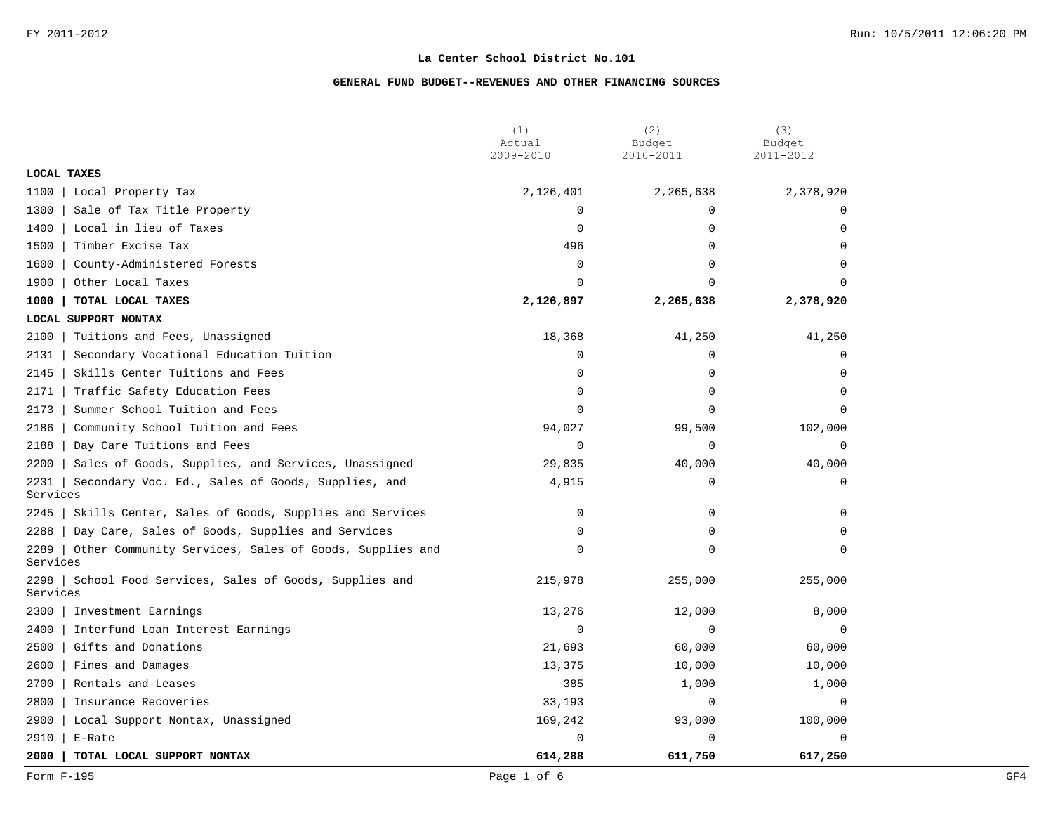**La Center School District No.101**

**GENERAL FUND BUDGET--REVENUES AND OTHER FINANCING SOURCES**

| | (1) Actual 2009-2010 | (2) Budget 2010-2011 | (3) Budget 2011-2012 |
|---|---|---|---|
| **LOCAL TAXES** | | | |
| 1100 \| Local Property Tax | 2,126,401 | 2,265,638 | 2,378,920 |
| 1300 \| Sale of Tax Title Property | 0 | 0 | 0 |
| 1400 \| Local in lieu of Taxes | 0 | 0 | 0 |
| 1500 \| Timber Excise Tax | 496 | 0 | 0 |
| 1600 \| County-Administered Forests | 0 | 0 | 0 |
| 1900 \| Other Local Taxes | 0 | 0 | 0 |
| **1000 \| TOTAL LOCAL TAXES** | **2,126,897** | **2,265,638** | **2,378,920** |
| **LOCAL SUPPORT NONTAX** | | | |
| 2100 \| Tuitions and Fees, Unassigned | 18,368 | 41,250 | 41,250 |
| 2131 \| Secondary Vocational Education Tuition | 0 | 0 | 0 |
| 2145 \| Skills Center Tuitions and Fees | 0 | 0 | 0 |
| 2171 \| Traffic Safety Education Fees | 0 | 0 | 0 |
| 2173 \| Summer School Tuition and Fees | 0 | 0 | 0 |
| 2186 \| Community School Tuition and Fees | 94,027 | 99,500 | 102,000 |
| 2188 \| Day Care Tuitions and Fees | 0 | 0 | 0 |
| 2200 \| Sales of Goods, Supplies, and Services, Unassigned | 29,835 | 40,000 | 40,000 |
| 2231 \| Secondary Voc. Ed., Sales of Goods, Supplies, and Services | 4,915 | 0 | 0 |
| 2245 \| Skills Center, Sales of Goods, Supplies and Services | 0 | 0 | 0 |
| 2288 \| Day Care, Sales of Goods, Supplies and Services | 0 | 0 | 0 |
| 2289 \| Other Community Services, Sales of Goods, Supplies and Services | 0 | 0 | 0 |
| 2298 \| School Food Services, Sales of Goods, Supplies and Services | 215,978 | 255,000 | 255,000 |
| 2300 \| Investment Earnings | 13,276 | 12,000 | 8,000 |
| 2400 \| Interfund Loan Interest Earnings | 0 | 0 | 0 |
| 2500 \| Gifts and Donations | 21,693 | 60,000 | 60,000 |
| 2600 \| Fines and Damages | 13,375 | 10,000 | 10,000 |
| 2700 \| Rentals and Leases | 385 | 1,000 | 1,000 |
| 2800 \| Insurance Recoveries | 33,193 | 0 | 0 |
| 2900 \| Local Support Nontax, Unassigned | 169,242 | 93,000 | 100,000 |
| 2910 \| E-Rate | 0 | 0 | 0 |
| **2000 \| TOTAL LOCAL SUPPORT NONTAX** | **614,288** | **611,750** | **617,250** |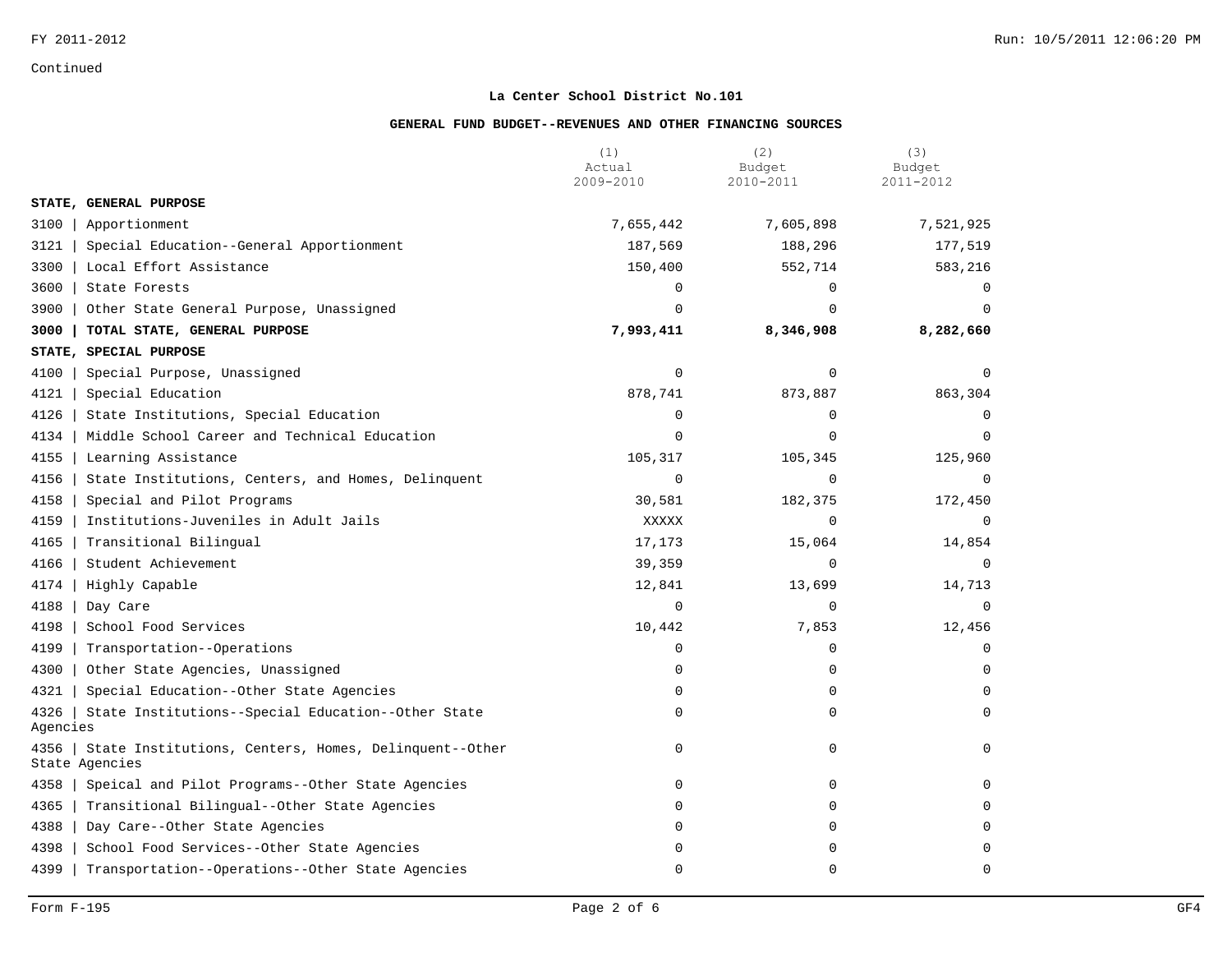Continued

**La Center School District No.101**

**GENERAL FUND BUDGET--REVENUES AND OTHER FINANCING SOURCES**

| | (1) Actual 2009-2010 | (2) Budget 2010-2011 | (3) Budget 2011-2012 |
|---|---|---|---|
| **STATE, GENERAL PURPOSE** | | | |
| 3100 \| Apportionment | 7,655,442 | 7,605,898 | 7,521,925 |
| 3121 \| Special Education--General Apportionment | 187,569 | 188,296 | 177,519 |
| 3300 \| Local Effort Assistance | 150,400 | 552,714 | 583,216 |
| 3600 \| State Forests | 0 | 0 | 0 |
| 3900 \| Other State General Purpose, Unassigned | 0 | 0 | 0 |
| **3000 \| TOTAL STATE, GENERAL PURPOSE** | **7,993,411** | **8,346,908** | **8,282,660** |
| **STATE, SPECIAL PURPOSE** | | | |
| 4100 \| Special Purpose, Unassigned | 0 | 0 | 0 |
| 4121 \| Special Education | 878,741 | 873,887 | 863,304 |
| 4126 \| State Institutions, Special Education | 0 | 0 | 0 |
| 4134 \| Middle School Career and Technical Education | 0 | 0 | 0 |
| 4155 \| Learning Assistance | 105,317 | 105,345 | 125,960 |
| 4156 \| State Institutions, Centers, and Homes, Delinquent | 0 | 0 | 0 |
| 4158 \| Special and Pilot Programs | 30,581 | 182,375 | 172,450 |
| 4159 \| Institutions-Juveniles in Adult Jails | XXXXX | 0 | 0 |
| 4165 \| Transitional Bilingual | 17,173 | 15,064 | 14,854 |
| 4166 \| Student Achievement | 39,359 | 0 | 0 |
| 4174 \| Highly Capable | 12,841 | 13,699 | 14,713 |
| 4188 \| Day Care | 0 | 0 | 0 |
| 4198 \| School Food Services | 10,442 | 7,853 | 12,456 |
| 4199 \| Transportation--Operations | 0 | 0 | 0 |
| 4300 \| Other State Agencies, Unassigned | 0 | 0 | 0 |
| 4321 \| Special Education--Other State Agencies | 0 | 0 | 0 |
| 4326 \| State Institutions--Special Education--Other State Agencies | 0 | 0 | 0 |
| 4356 \| State Institutions, Centers, Homes, Delinquent--Other State Agencies | 0 | 0 | 0 |
| 4358 \| Speical and Pilot Programs--Other State Agencies | 0 | 0 | 0 |
| 4365 \| Transitional Bilingual--Other State Agencies | 0 | 0 | 0 |
| 4388 \| Day Care--Other State Agencies | 0 | 0 | 0 |
| 4398 \| School Food Services--Other State Agencies | 0 | 0 | 0 |
| 4399 \| Transportation--Operations--Other State Agencies | 0 | 0 | 0 |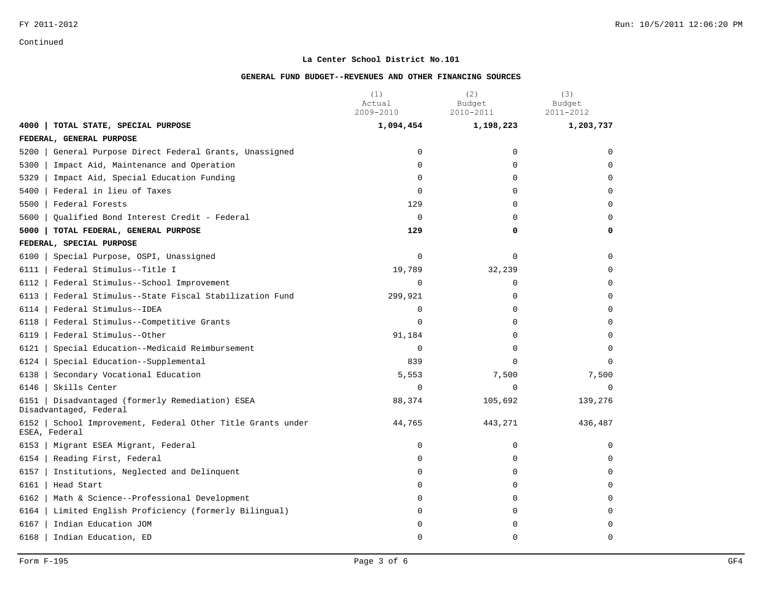FY 2011-2012

Continued

**La Center School District No.101**

**GENERAL FUND BUDGET--REVENUES AND OTHER FINANCING SOURCES**

| | (1) Actual 2009-2010 | (2) Budget 2010-2011 | (3) Budget 2011-2012 |
|---|---|---|---|
| **4000 \| TOTAL STATE, SPECIAL PURPOSE** | **1,094,454** | **1,198,223** | **1,203,737** |
| **FEDERAL, GENERAL PURPOSE** | | | |
| 5200 \| General Purpose Direct Federal Grants, Unassigned | 0 | 0 | 0 |
| 5300 \| Impact Aid, Maintenance and Operation | 0 | 0 | 0 |
| 5329 \| Impact Aid, Special Education Funding | 0 | 0 | 0 |
| 5400 \| Federal in lieu of Taxes | 0 | 0 | 0 |
| 5500 \| Federal Forests | 129 | 0 | 0 |
| 5600 \| Qualified Bond Interest Credit - Federal | 0 | 0 | 0 |
| **5000 \| TOTAL FEDERAL, GENERAL PURPOSE** | **129** | **0** | **0** |
| **FEDERAL, SPECIAL PURPOSE** | | | |
| 6100 \| Special Purpose, OSPI, Unassigned | 0 | 0 | 0 |
| 6111 \| Federal Stimulus--Title I | 19,789 | 32,239 | 0 |
| 6112 \| Federal Stimulus--School Improvement | 0 | 0 | 0 |
| 6113 \| Federal Stimulus--State Fiscal Stabilization Fund | 299,921 | 0 | 0 |
| 6114 \| Federal Stimulus--IDEA | 0 | 0 | 0 |
| 6118 \| Federal Stimulus--Competitive Grants | 0 | 0 | 0 |
| 6119 \| Federal Stimulus--Other | 91,184 | 0 | 0 |
| 6121 \| Special Education--Medicaid Reimbursement | 0 | 0 | 0 |
| 6124 \| Special Education--Supplemental | 839 | 0 | 0 |
| 6138 \| Secondary Vocational Education | 5,553 | 7,500 | 7,500 |
| 6146 \| Skills Center | 0 | 0 | 0 |
| 6151 \| Disadvantaged (formerly Remediation) ESEA Disadvantaged, Federal | 88,374 | 105,692 | 139,276 |
| 6152 \| School Improvement, Federal Other Title Grants under ESEA, Federal | 44,765 | 443,271 | 436,487 |
| 6153 \| Migrant ESEA Migrant, Federal | 0 | 0 | 0 |
| 6154 \| Reading First, Federal | 0 | 0 | 0 |
| 6157 \| Institutions, Neglected and Delinquent | 0 | 0 | 0 |
| 6161 \| Head Start | 0 | 0 | 0 |
| 6162 \| Math & Science--Professional Development | 0 | 0 | 0 |
| 6164 \| Limited English Proficiency (formerly Bilingual) | 0 | 0 | 0 |
| 6167 \| Indian Education JOM | 0 | 0 | 0 |
| 6168 \| Indian Education, ED | 0 | 0 | 0 |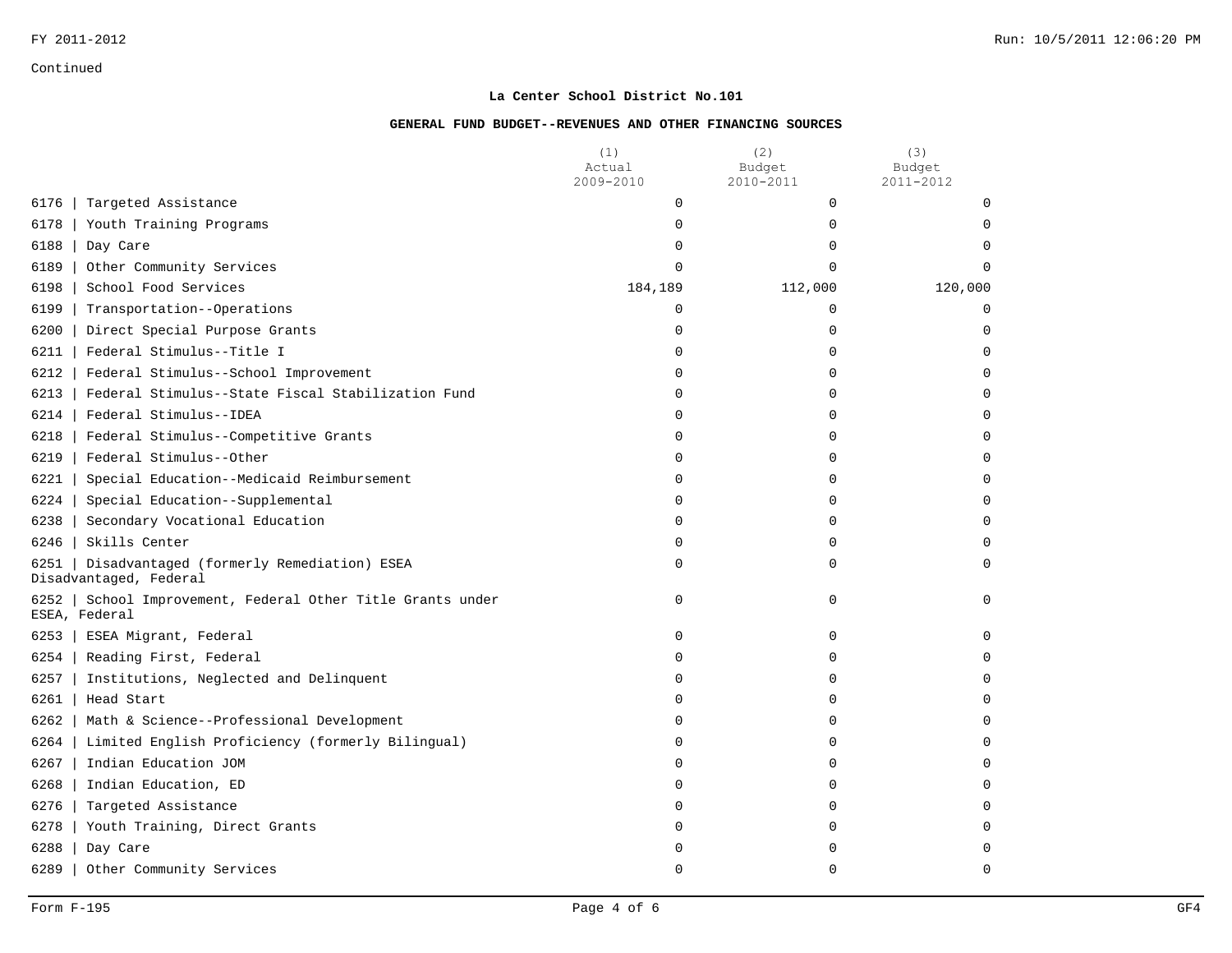Continued

**La Center School District No.101**

**GENERAL FUND BUDGET--REVENUES AND OTHER FINANCING SOURCES**

| | (1) Actual 2009-2010 | (2) Budget 2010-2011 | (3) Budget 2011-2012 |
|---|---|---|---|
| 6176 \| Targeted Assistance | 0 | 0 | 0 |
| 6178 \| Youth Training Programs | 0 | 0 | 0 |
| 6188 \| Day Care | 0 | 0 | 0 |
| 6189 \| Other Community Services | 0 | 0 | 0 |
| 6198 \| School Food Services | 184,189 | 112,000 | 120,000 |
| 6199 \| Transportation--Operations | 0 | 0 | 0 |
| 6200 \| Direct Special Purpose Grants | 0 | 0 | 0 |
| 6211 \| Federal Stimulus--Title I | 0 | 0 | 0 |
| 6212 \| Federal Stimulus--School Improvement | 0 | 0 | 0 |
| 6213 \| Federal Stimulus--State Fiscal Stabilization Fund | 0 | 0 | 0 |
| 6214 \| Federal Stimulus--IDEA | 0 | 0 | 0 |
| 6218 \| Federal Stimulus--Competitive Grants | 0 | 0 | 0 |
| 6219 \| Federal Stimulus--Other | 0 | 0 | 0 |
| 6221 \| Special Education--Medicaid Reimbursement | 0 | 0 | 0 |
| 6224 \| Special Education--Supplemental | 0 | 0 | 0 |
| 6238 \| Secondary Vocational Education | 0 | 0 | 0 |
| 6246 \| Skills Center | 0 | 0 | 0 |
| 6251 \| Disadvantaged (formerly Remediation) ESEA Disadvantaged, Federal | 0 | 0 | 0 |
| 6252 \| School Improvement, Federal Other Title Grants under ESEA, Federal | 0 | 0 | 0 |
| 6253 \| ESEA Migrant, Federal | 0 | 0 | 0 |
| 6254 \| Reading First, Federal | 0 | 0 | 0 |
| 6257 \| Institutions, Neglected and Delinquent | 0 | 0 | 0 |
| 6261 \| Head Start | 0 | 0 | 0 |
| 6262 \| Math & Science--Professional Development | 0 | 0 | 0 |
| 6264 \| Limited English Proficiency (formerly Bilingual) | 0 | 0 | 0 |
| 6267 \| Indian Education JOM | 0 | 0 | 0 |
| 6268 \| Indian Education, ED | 0 | 0 | 0 |
| 6276 \| Targeted Assistance | 0 | 0 | 0 |
| 6278 \| Youth Training, Direct Grants | 0 | 0 | 0 |
| 6288 \| Day Care | 0 | 0 | 0 |
| 6289 \| Other Community Services | 0 | 0 | 0 |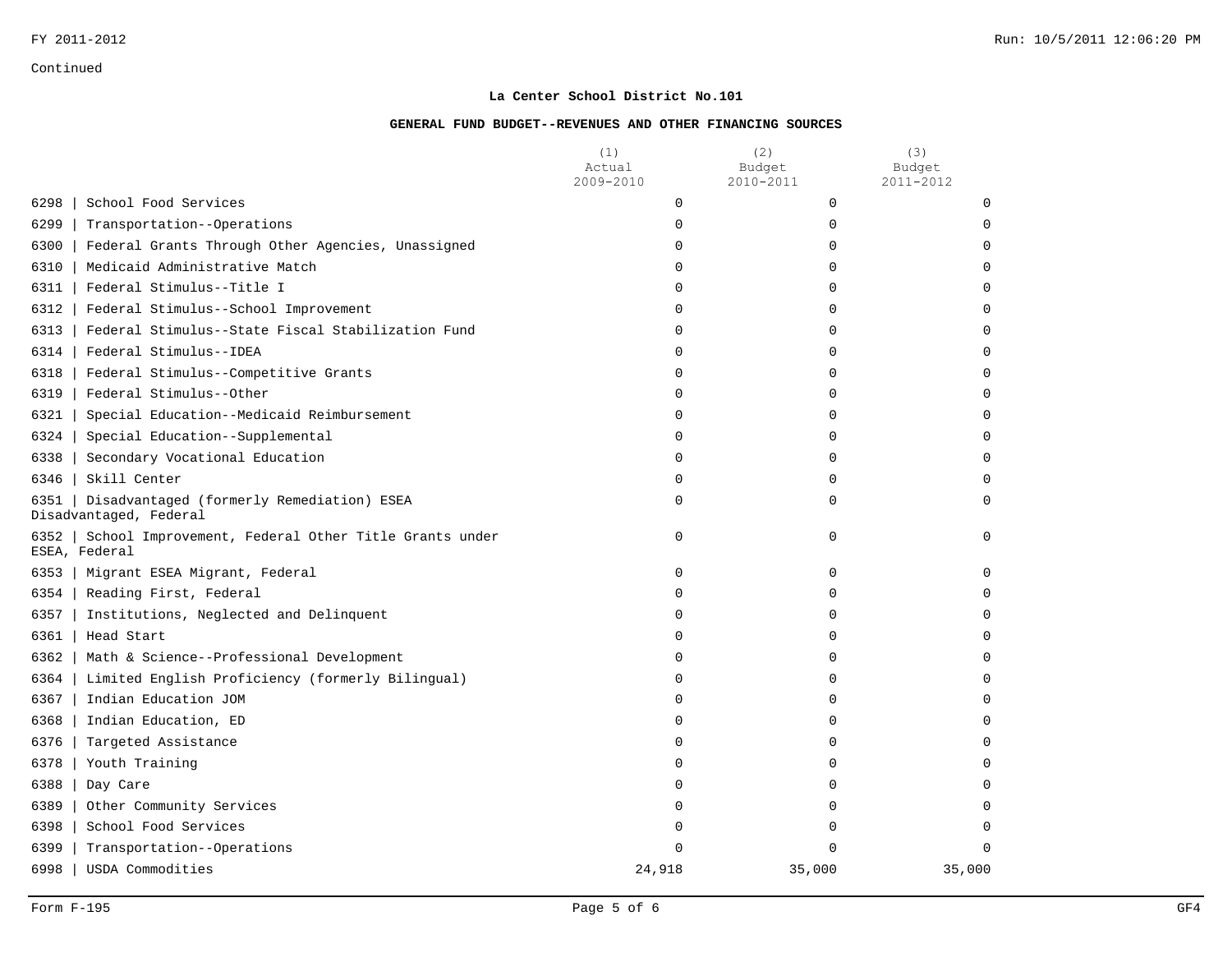Continued

**La Center School District No.101**

**GENERAL FUND BUDGET--REVENUES AND OTHER FINANCING SOURCES**

| | (1) Actual 2009-2010 | (2) Budget 2010-2011 | (3) Budget 2011-2012 |
|---|---|---|---|
| 6298 \| School Food Services | 0 | 0 | 0 |
| 6299 \| Transportation--Operations | 0 | 0 | 0 |
| 6300 \| Federal Grants Through Other Agencies, Unassigned | 0 | 0 | 0 |
| 6310 \| Medicaid Administrative Match | 0 | 0 | 0 |
| 6311 \| Federal Stimulus--Title I | 0 | 0 | 0 |
| 6312 \| Federal Stimulus--School Improvement | 0 | 0 | 0 |
| 6313 \| Federal Stimulus--State Fiscal Stabilization Fund | 0 | 0 | 0 |
| 6314 \| Federal Stimulus--IDEA | 0 | 0 | 0 |
| 6318 \| Federal Stimulus--Competitive Grants | 0 | 0 | 0 |
| 6319 \| Federal Stimulus--Other | 0 | 0 | 0 |
| 6321 \| Special Education--Medicaid Reimbursement | 0 | 0 | 0 |
| 6324 \| Special Education--Supplemental | 0 | 0 | 0 |
| 6338 \| Secondary Vocational Education | 0 | 0 | 0 |
| 6346 \| Skill Center | 0 | 0 | 0 |
| 6351 \| Disadvantaged (formerly Remediation) ESEA Disadvantaged, Federal | 0 | 0 | 0 |
| 6352 \| School Improvement, Federal Other Title Grants under ESEA, Federal | 0 | 0 | 0 |
| 6353 \| Migrant ESEA Migrant, Federal | 0 | 0 | 0 |
| 6354 \| Reading First, Federal | 0 | 0 | 0 |
| 6357 \| Institutions, Neglected and Delinquent | 0 | 0 | 0 |
| 6361 \| Head Start | 0 | 0 | 0 |
| 6362 \| Math & Science--Professional Development | 0 | 0 | 0 |
| 6364 \| Limited English Proficiency (formerly Bilingual) | 0 | 0 | 0 |
| 6367 \| Indian Education JOM | 0 | 0 | 0 |
| 6368 \| Indian Education, ED | 0 | 0 | 0 |
| 6376 \| Targeted Assistance | 0 | 0 | 0 |
| 6378 \| Youth Training | 0 | 0 | 0 |
| 6388 \| Day Care | 0 | 0 | 0 |
| 6389 \| Other Community Services | 0 | 0 | 0 |
| 6398 \| School Food Services | 0 | 0 | 0 |
| 6399 \| Transportation--Operations | 0 | 0 | 0 |
| 6998 \| USDA Commodities | 24,918 | 35,000 | 35,000 |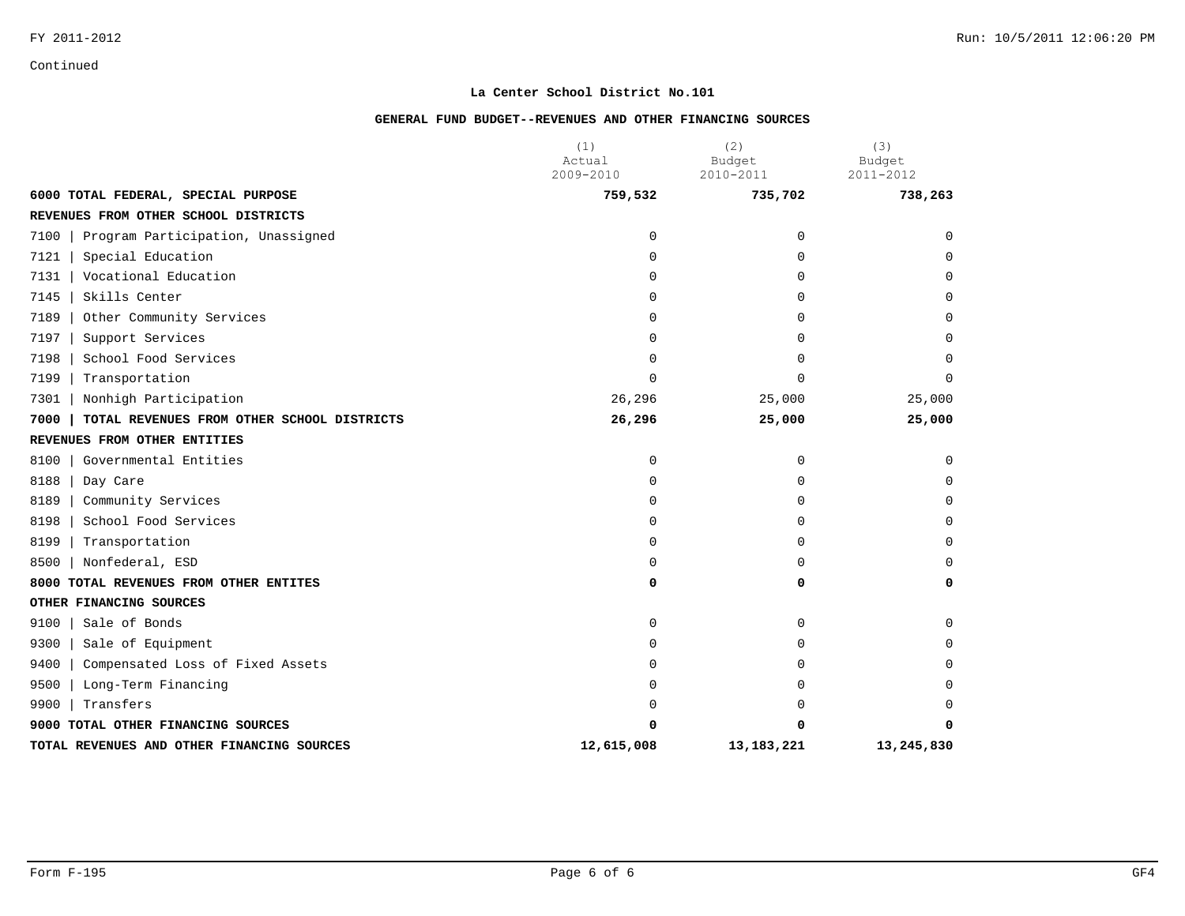Continued

**La Center School District No.101**

**GENERAL FUND BUDGET--REVENUES AND OTHER FINANCING SOURCES**

| | (1) Actual 2009-2010 | (2) Budget 2010-2011 | (3) Budget 2011-2012 |
|---|---|---|---|
| **6000 TOTAL FEDERAL, SPECIAL PURPOSE** | **759,532** | **735,702** | **738,263** |
| **REVENUES FROM OTHER SCHOOL DISTRICTS** | | | |
| 7100 \| Program Participation, Unassigned | 0 | 0 | 0 |
| 7121 \| Special Education | 0 | 0 | 0 |
| 7131 \| Vocational Education | 0 | 0 | 0 |
| 7145 \| Skills Center | 0 | 0 | 0 |
| 7189 \| Other Community Services | 0 | 0 | 0 |
| 7197 \| Support Services | 0 | 0 | 0 |
| 7198 \| School Food Services | 0 | 0 | 0 |
| 7199 \| Transportation | 0 | 0 | 0 |
| 7301 \| Nonhigh Participation | 26,296 | 25,000 | 25,000 |
| **7000 \| TOTAL REVENUES FROM OTHER SCHOOL DISTRICTS** | **26,296** | **25,000** | **25,000** |
| **REVENUES FROM OTHER ENTITIES** | | | |
| 8100 \| Governmental Entities | 0 | 0 | 0 |
| 8188 \| Day Care | 0 | 0 | 0 |
| 8189 \| Community Services | 0 | 0 | 0 |
| 8198 \| School Food Services | 0 | 0 | 0 |
| 8199 \| Transportation | 0 | 0 | 0 |
| 8500 \| Nonfederal, ESD | 0 | 0 | 0 |
| **8000 TOTAL REVENUES FROM OTHER ENTITES** | **0** | **0** | **0** |
| **OTHER FINANCING SOURCES** | | | |
| 9100 \| Sale of Bonds | 0 | 0 | 0 |
| 9300 \| Sale of Equipment | 0 | 0 | 0 |
| 9400 \| Compensated Loss of Fixed Assets | 0 | 0 | 0 |
| 9500 \| Long-Term Financing | 0 | 0 | 0 |
| 9900 \| Transfers | 0 | 0 | 0 |
| **9000 TOTAL OTHER FINANCING SOURCES** | **0** | **0** | **0** |
| **TOTAL REVENUES AND OTHER FINANCING SOURCES** | **12,615,008** | **13,183,221** | **13,245,830** |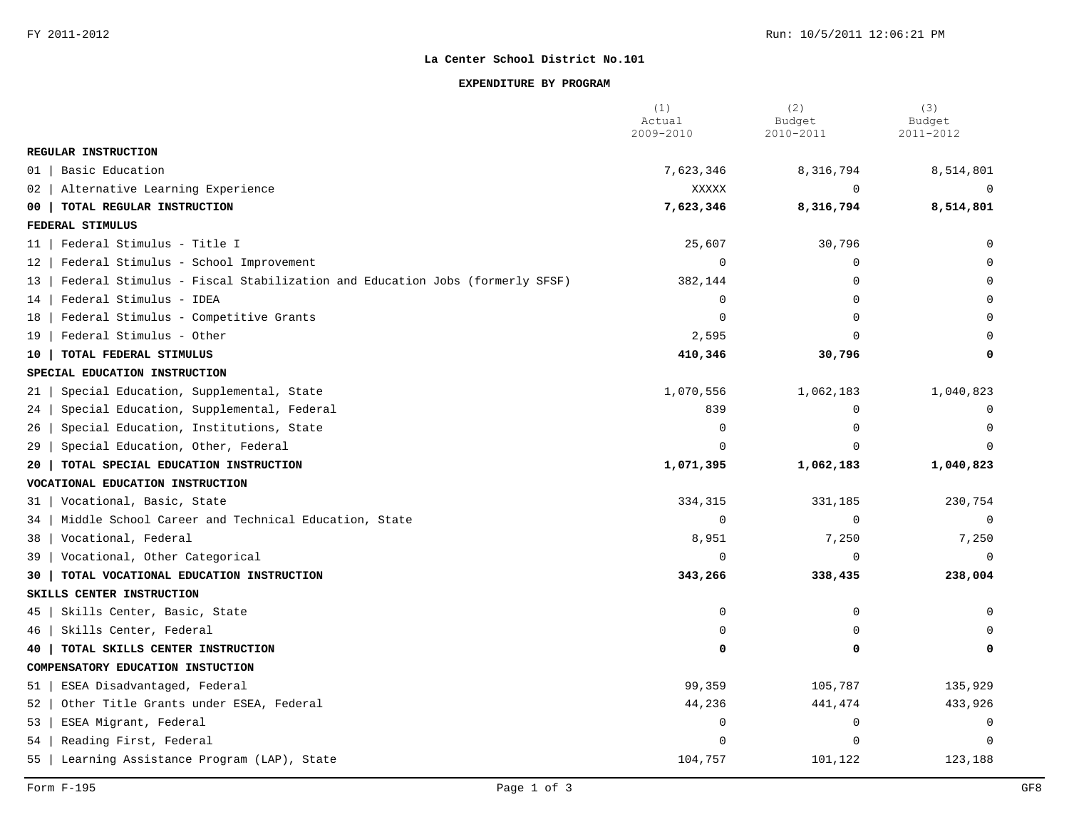**La Center School District No.101**

**EXPENDITURE BY PROGRAM**

| | (1) Actual 2009-2010 | (2) Budget 2010-2011 | (3) Budget 2011-2012 |
|---|---|---|---|
| **REGULAR INSTRUCTION** | | | |
| 01 \| Basic Education | 7,623,346 | 8,316,794 | 8,514,801 |
| 02 \| Alternative Learning Experience | XXXXX | 0 | 0 |
| **00 \| TOTAL REGULAR INSTRUCTION** | **7,623,346** | **8,316,794** | **8,514,801** |
| **FEDERAL STIMULUS** | | | |
| 11 \| Federal Stimulus - Title I | 25,607 | 30,796 | 0 |
| 12 \| Federal Stimulus - School Improvement | 0 | 0 | 0 |
| 13 \| Federal Stimulus - Fiscal Stabilization and Education Jobs (formerly SFSF) | 382,144 | 0 | 0 |
| 14 \| Federal Stimulus - IDEA | 0 | 0 | 0 |
| 18 \| Federal Stimulus - Competitive Grants | 0 | 0 | 0 |
| 19 \| Federal Stimulus - Other | 2,595 | 0 | 0 |
| **10 \| TOTAL FEDERAL STIMULUS** | **410,346** | **30,796** | **0** |
| **SPECIAL EDUCATION INSTRUCTION** | | | |
| 21 \| Special Education, Supplemental, State | 1,070,556 | 1,062,183 | 1,040,823 |
| 24 \| Special Education, Supplemental, Federal | 839 | 0 | 0 |
| 26 \| Special Education, Institutions, State | 0 | 0 | 0 |
| 29 \| Special Education, Other, Federal | 0 | 0 | 0 |
| **20 \| TOTAL SPECIAL EDUCATION INSTRUCTION** | **1,071,395** | **1,062,183** | **1,040,823** |
| **VOCATIONAL EDUCATION INSTRUCTION** | | | |
| 31 \| Vocational, Basic, State | 334,315 | 331,185 | 230,754 |
| 34 \| Middle School Career and Technical Education, State | 0 | 0 | 0 |
| 38 \| Vocational, Federal | 8,951 | 7,250 | 7,250 |
| 39 \| Vocational, Other Categorical | 0 | 0 | 0 |
| **30 \| TOTAL VOCATIONAL EDUCATION INSTRUCTION** | **343,266** | **338,435** | **238,004** |
| **SKILLS CENTER INSTRUCTION** | | | |
| 45 \| Skills Center, Basic, State | 0 | 0 | 0 |
| 46 \| Skills Center, Federal | 0 | 0 | 0 |
| **40 \| TOTAL SKILLS CENTER INSTRUCTION** | **0** | **0** | **0** |
| **COMPENSATORY EDUCATION INSTUCTION** | | | |
| 51 \| ESEA Disadvantaged, Federal | 99,359 | 105,787 | 135,929 |
| 52 \| Other Title Grants under ESEA, Federal | 44,236 | 441,474 | 433,926 |
| 53 \| ESEA Migrant, Federal | 0 | 0 | 0 |
| 54 \| Reading First, Federal | 0 | 0 | 0 |
| 55 \| Learning Assistance Program (LAP), State | 104,757 | 101,122 | 123,188 |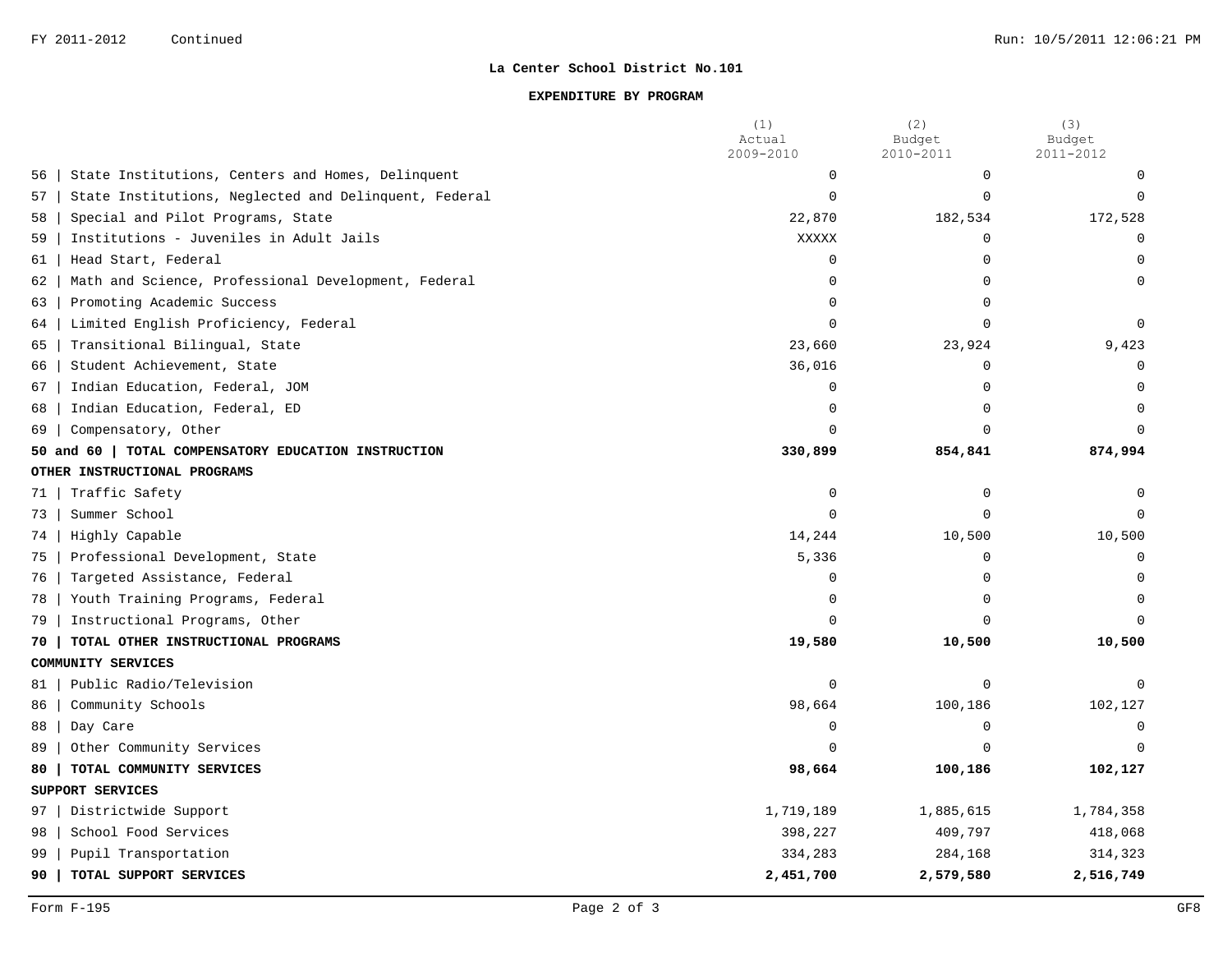**La Center School District No.101**

**EXPENDITURE BY PROGRAM**

| | (1) Actual 2009-2010 | (2) Budget 2010-2011 | (3) Budget 2011-2012 |
|---|---|---|---|
| 56 \| State Institutions, Centers and Homes, Delinquent | 0 | 0 | 0 |
| 57 \| State Institutions, Neglected and Delinquent, Federal | 0 | 0 | 0 |
| 58 \| Special and Pilot Programs, State | 22,870 | 182,534 | 172,528 |
| 59 \| Institutions - Juveniles in Adult Jails | XXXXX | 0 | 0 |
| 61 \| Head Start, Federal | 0 | 0 | 0 |
| 62 \| Math and Science, Professional Development, Federal | 0 | 0 | 0 |
| 63 \| Promoting Academic Success | 0 | 0 | |
| 64 \| Limited English Proficiency, Federal | 0 | 0 | 0 |
| 65 \| Transitional Bilingual, State | 23,660 | 23,924 | 9,423 |
| 66 \| Student Achievement, State | 36,016 | 0 | 0 |
| 67 \| Indian Education, Federal, JOM | 0 | 0 | 0 |
| 68 \| Indian Education, Federal, ED | 0 | 0 | 0 |
| 69 \| Compensatory, Other | 0 | 0 | 0 |
| **50 and 60 \| TOTAL COMPENSATORY EDUCATION INSTRUCTION** | **330,899** | **854,841** | **874,994** |
| **OTHER INSTRUCTIONAL PROGRAMS** | | | |
| 71 \| Traffic Safety | 0 | 0 | 0 |
| 73 \| Summer School | 0 | 0 | 0 |
| 74 \| Highly Capable | 14,244 | 10,500 | 10,500 |
| 75 \| Professional Development, State | 5,336 | 0 | 0 |
| 76 \| Targeted Assistance, Federal | 0 | 0 | 0 |
| 78 \| Youth Training Programs, Federal | 0 | 0 | 0 |
| 79 \| Instructional Programs, Other | 0 | 0 | 0 |
| **70 \| TOTAL OTHER INSTRUCTIONAL PROGRAMS** | **19,580** | **10,500** | **10,500** |
| **COMMUNITY SERVICES** | | | |
| 81 \| Public Radio/Television | 0 | 0 | 0 |
| 86 \| Community Schools | 98,664 | 100,186 | 102,127 |
| 88 \| Day Care | 0 | 0 | 0 |
| 89 \| Other Community Services | 0 | 0 | 0 |
| **80 \| TOTAL COMMUNITY SERVICES** | **98,664** | **100,186** | **102,127** |
| **SUPPORT SERVICES** | | | |
| 97 \| Districtwide Support | 1,719,189 | 1,885,615 | 1,784,358 |
| 98 \| School Food Services | 398,227 | 409,797 | 418,068 |
| 99 \| Pupil Transportation | 334,283 | 284,168 | 314,323 |
| **90 \| TOTAL SUPPORT SERVICES** | **2,451,700** | **2,579,580** | **2,516,749** |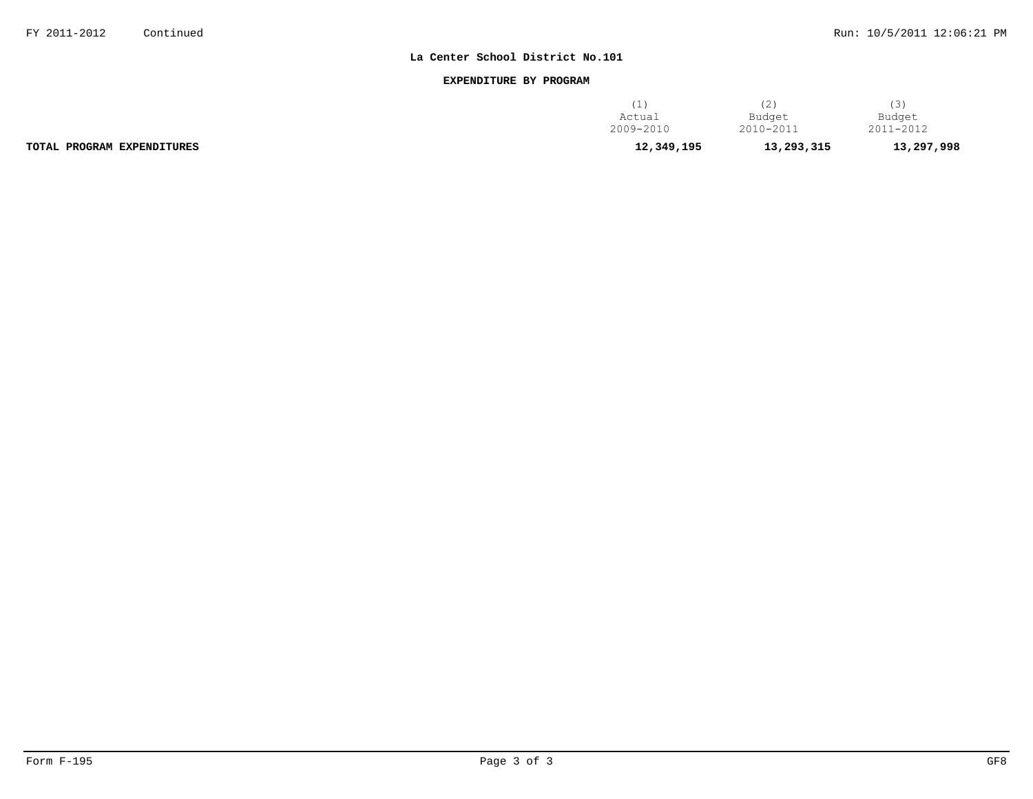**La Center School District No.101**

**EXPENDITURE BY PROGRAM**

| | (1) Actual 2009-2010 | (2) Budget 2010-2011 | (3) Budget 2011-2012 |
|---|---|---|---|
| **TOTAL PROGRAM EXPENDITURES** | **12,349,195** | **13,293,315** | **13,297,998** |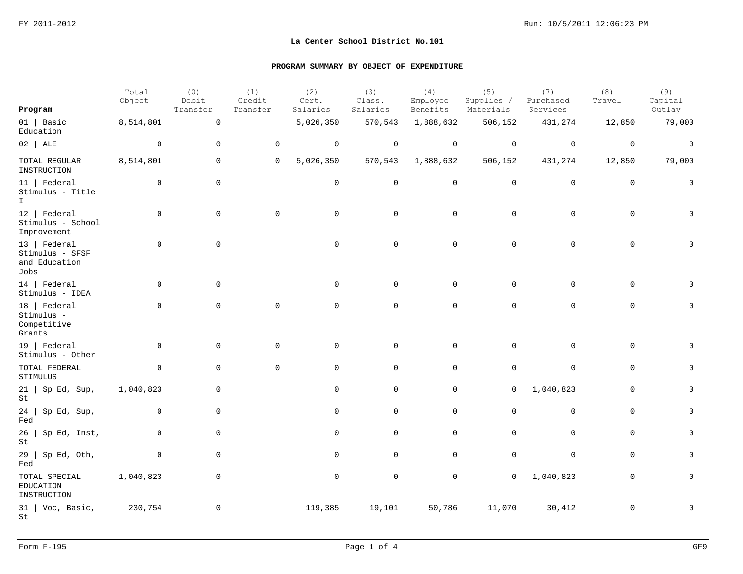FY 2011-2012

**La Center School District No.101**

**PROGRAM SUMMARY BY OBJECT OF EXPENDITURE**

| Program | Total Object | (0) Debit Transfer | (1) Credit Transfer | (2) Cert. Salaries | (3) Class. Salaries | (4) Employee Benefits | (5) Supplies / Materials | (7) Purchased Services | (8) Travel | (9) Capital Outlay |
|---|---|---|---|---|---|---|---|---|---|---|
| 01 \| Basic Education | 8,514,801 | 0 | | 5,026,350 | 570,543 | 1,888,632 | 506,152 | 431,274 | 12,850 | 79,000 |
| 02 \| ALE | 0 | 0 | 0 | 0 | 0 | 0 | 0 | 0 | 0 | 0 |
| TOTAL REGULAR INSTRUCTION | 8,514,801 | 0 | 0 | 5,026,350 | 570,543 | 1,888,632 | 506,152 | 431,274 | 12,850 | 79,000 |
| 11 \| Federal Stimulus - Title I | 0 | 0 | | 0 | 0 | 0 | 0 | 0 | 0 | 0 |
| 12 \| Federal Stimulus - School Improvement | 0 | 0 | 0 | 0 | 0 | 0 | 0 | 0 | 0 | 0 |
| 13 \| Federal Stimulus - SFSF and Education Jobs | 0 | 0 | | 0 | 0 | 0 | 0 | 0 | 0 | 0 |
| 14 \| Federal Stimulus - IDEA | 0 | 0 | | 0 | 0 | 0 | 0 | 0 | 0 | 0 |
| 18 \| Federal Stimulus - Competitive Grants | 0 | 0 | 0 | 0 | 0 | 0 | 0 | 0 | 0 | 0 |
| 19 \| Federal Stimulus - Other | 0 | 0 | 0 | 0 | 0 | 0 | 0 | 0 | 0 | 0 |
| TOTAL FEDERAL STIMULUS | 0 | 0 | 0 | 0 | 0 | 0 | 0 | 0 | 0 | 0 |
| 21 \| Sp Ed, Sup, St | 1,040,823 | 0 | | 0 | 0 | 0 | 0 | 1,040,823 | 0 | 0 |
| 24 \| Sp Ed, Sup, Fed | 0 | 0 | | 0 | 0 | 0 | 0 | 0 | 0 | 0 |
| 26 \| Sp Ed, Inst, St | 0 | 0 | | 0 | 0 | 0 | 0 | 0 | 0 | 0 |
| 29 \| Sp Ed, Oth, Fed | 0 | 0 | | 0 | 0 | 0 | 0 | 0 | 0 | 0 |
| TOTAL SPECIAL EDUCATION INSTRUCTION | 1,040,823 | 0 | | 0 | 0 | 0 | 0 | 1,040,823 | 0 | 0 |
| 31 \| Voc, Basic, St | 230,754 | 0 | | 119,385 | 19,101 | 50,786 | 11,070 | 30,412 | 0 | 0 |

Form F-195 GF9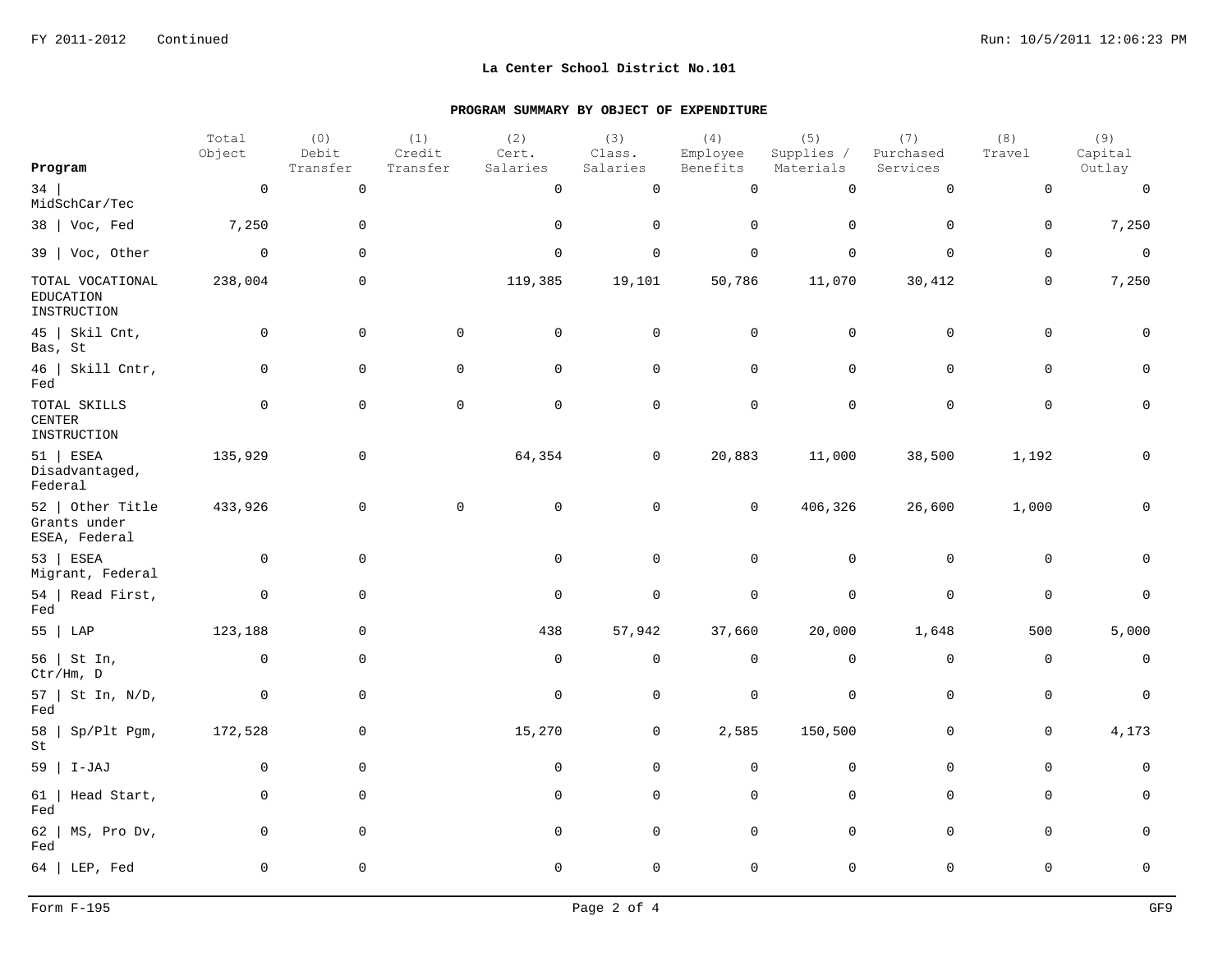FY 2011-2012 Continued

**La Center School District No.101**

**PROGRAM SUMMARY BY OBJECT OF EXPENDITURE**

| Program | Total Object | (0) Debit Transfer | (1) Credit Transfer | (2) Cert. Salaries | (3) Class. Salaries | (4) Employee Benefits | (5) Supplies / Materials | (7) Purchased Services | (8) Travel | (9) Capital Outlay |
|---|---|---|---|---|---|---|---|---|---|---|
| 34 \| MidSchCar/Tec | 0 | 0 | | 0 | 0 | 0 | 0 | 0 | 0 | 0 |
| 38 \| Voc, Fed | 7,250 | 0 | | 0 | 0 | 0 | 0 | 0 | 0 | 7,250 |
| 39 \| Voc, Other | 0 | 0 | | 0 | 0 | 0 | 0 | 0 | 0 | 0 |
| TOTAL VOCATIONAL EDUCATION INSTRUCTION | 238,004 | 0 | | 119,385 | 19,101 | 50,786 | 11,070 | 30,412 | 0 | 7,250 |
| 45 \| Skil Cnt, Bas, St | 0 | 0 | 0 | 0 | 0 | 0 | 0 | 0 | 0 | 0 |
| 46 \| Skill Cntr, Fed | 0 | 0 | 0 | 0 | 0 | 0 | 0 | 0 | 0 | 0 |
| TOTAL SKILLS CENTER INSTRUCTION | 0 | 0 | 0 | 0 | 0 | 0 | 0 | 0 | 0 | 0 |
| 51 \| ESEA Disadvantaged, Federal | 135,929 | 0 | | 64,354 | 0 | 20,883 | 11,000 | 38,500 | 1,192 | 0 |
| 52 \| Other Title Grants under ESEA, Federal | 433,926 | 0 | 0 | 0 | 0 | 0 | 406,326 | 26,600 | 1,000 | 0 |
| 53 \| ESEA Migrant, Federal | 0 | 0 | | 0 | 0 | 0 | 0 | 0 | 0 | 0 |
| 54 \| Read First, Fed | 0 | 0 | | 0 | 0 | 0 | 0 | 0 | 0 | 0 |
| 55 \| LAP | 123,188 | 0 | | 438 | 57,942 | 37,660 | 20,000 | 1,648 | 500 | 5,000 |
| 56 \| St In, Ctr/Hm, D | 0 | 0 | | 0 | 0 | 0 | 0 | 0 | 0 | 0 |
| 57 \| St In, N/D, Fed | 0 | 0 | | 0 | 0 | 0 | 0 | 0 | 0 | 0 |
| 58 \| Sp/Plt Pgm, St | 172,528 | 0 | | 15,270 | 0 | 2,585 | 150,500 | 0 | 0 | 4,173 |
| 59 \| I-JAJ | 0 | 0 | | 0 | 0 | 0 | 0 | 0 | 0 | 0 |
| 61 \| Head Start, Fed | 0 | 0 | | 0 | 0 | 0 | 0 | 0 | 0 | 0 |
| 62 \| MS, Pro Dv, Fed | 0 | 0 | | 0 | 0 | 0 | 0 | 0 | 0 | 0 |
| 64 \| LEP, Fed | 0 | 0 | | 0 | 0 | 0 | 0 | 0 | 0 | 0 |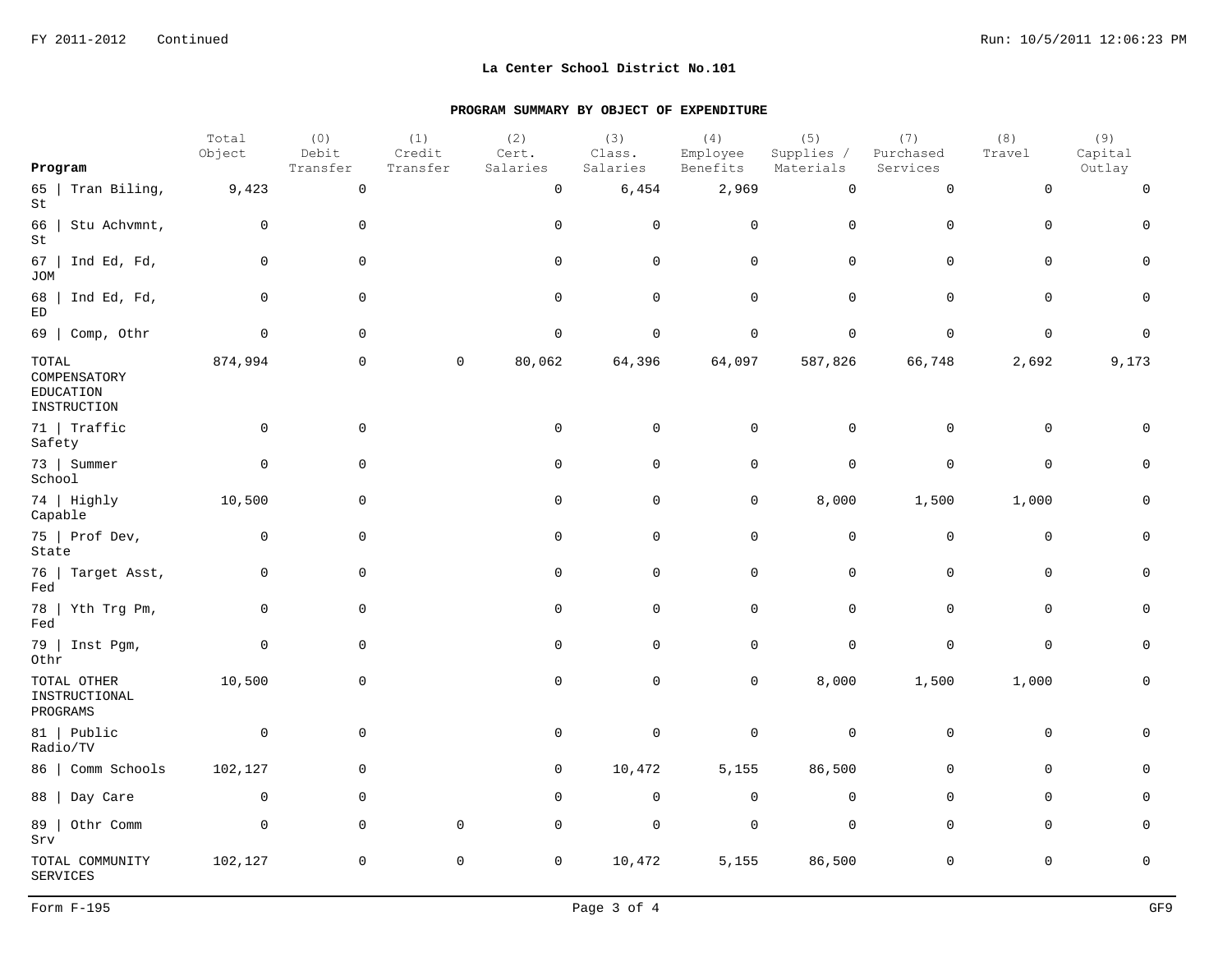## La Center School District No.101

### PROGRAM SUMMARY BY OBJECT OF EXPENDITURE

| Program | Total Object | (0) Debit Transfer | (1) Credit Transfer | (2) Cert. Salaries | (3) Class. Salaries | (4) Employee Benefits | (5) Supplies / Materials | (7) Purchased Services | (8) Travel | (9) Capital Outlay |
|---|---|---|---|---|---|---|---|---|---|---|
| 65 \| Tran Biling, St | 9,423 | 0 | | 0 | 6,454 | 2,969 | 0 | 0 | 0 | 0 |
| 66 \| Stu Achvmnt, St | 0 | 0 | | 0 | 0 | 0 | 0 | 0 | 0 | 0 |
| 67 \| Ind Ed, Fd, JOM | 0 | 0 | | 0 | 0 | 0 | 0 | 0 | 0 | 0 |
| 68 \| Ind Ed, Fd, ED | 0 | 0 | | 0 | 0 | 0 | 0 | 0 | 0 | 0 |
| 69 \| Comp, Othr | 0 | 0 | | 0 | 0 | 0 | 0 | 0 | 0 | 0 |
| TOTAL COMPENSATORY EDUCATION INSTRUCTION | 874,994 | 0 | 0 | 80,062 | 64,396 | 64,097 | 587,826 | 66,748 | 2,692 | 9,173 |
| 71 \| Traffic Safety | 0 | 0 | | 0 | 0 | 0 | 0 | 0 | 0 | 0 |
| 73 \| Summer School | 0 | 0 | | 0 | 0 | 0 | 0 | 0 | 0 | 0 |
| 74 \| Highly Capable | 10,500 | 0 | | 0 | 0 | 0 | 8,000 | 1,500 | 1,000 | 0 |
| 75 \| Prof Dev, State | 0 | 0 | | 0 | 0 | 0 | 0 | 0 | 0 | 0 |
| 76 \| Target Asst, Fed | 0 | 0 | | 0 | 0 | 0 | 0 | 0 | 0 | 0 |
| 78 \| Yth Trg Pm, Fed | 0 | 0 | | 0 | 0 | 0 | 0 | 0 | 0 | 0 |
| 79 \| Inst Pgm, Othr | 0 | 0 | | 0 | 0 | 0 | 0 | 0 | 0 | 0 |
| TOTAL OTHER INSTRUCTIONAL PROGRAMS | 10,500 | 0 | | 0 | 0 | 0 | 8,000 | 1,500 | 1,000 | 0 |
| 81 \| Public Radio/TV | 0 | 0 | | 0 | 0 | 0 | 0 | 0 | 0 | 0 |
| 86 \| Comm Schools | 102,127 | 0 | | 0 | 10,472 | 5,155 | 86,500 | 0 | 0 | 0 |
| 88 \| Day Care | 0 | 0 | | 0 | 0 | 0 | 0 | 0 | 0 | 0 |
| 89 \| Othr Comm Srv | 0 | 0 | 0 | 0 | 0 | 0 | 0 | 0 | 0 | 0 |
| TOTAL COMMUNITY SERVICES | 102,127 | 0 | 0 | 0 | 10,472 | 5,155 | 86,500 | 0 | 0 | 0 |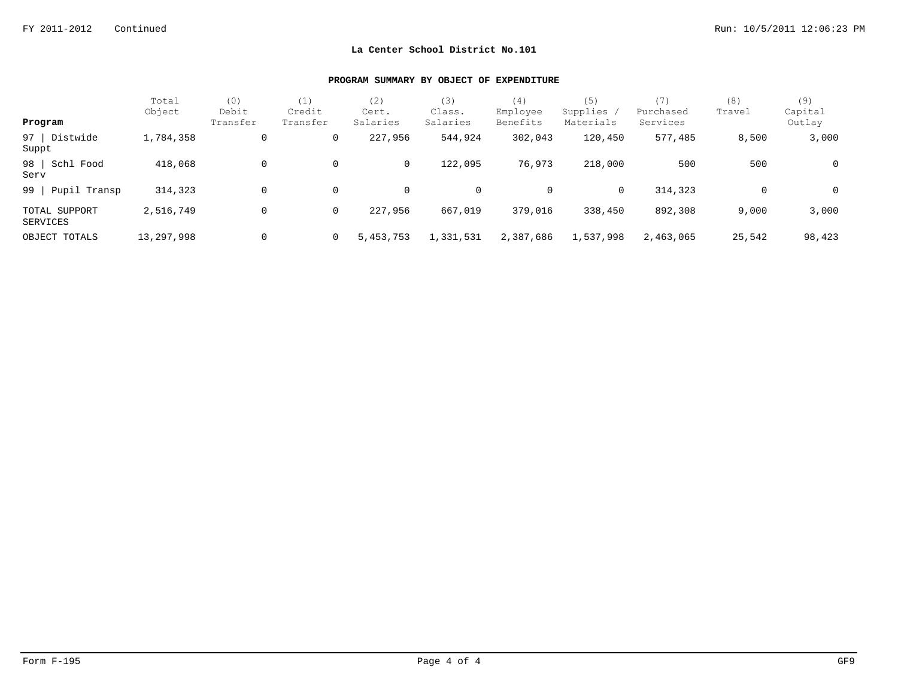FY 2011-2012 Continued

## La Center School District No.101

### PROGRAM SUMMARY BY OBJECT OF EXPENDITURE

| Program | Total Object | (0) Debit Transfer | (1) Credit Transfer | (2) Cert. Salaries | (3) Class. Salaries | (4) Employee Benefits | (5) Supplies / Materials | (7) Purchased Services | (8) Travel | (9) Capital Outlay |
|---|---|---|---|---|---|---|---|---|---|---|
| 97 \| Distwide Suppt | 1,784,358 | 0 | 0 | 227,956 | 544,924 | 302,043 | 120,450 | 577,485 | 8,500 | 3,000 |
| 98 \| Schl Food Serv | 418,068 | 0 | 0 | 0 | 122,095 | 76,973 | 218,000 | 500 | 500 | 0 |
| 99 \| Pupil Transp | 314,323 | 0 | 0 | 0 | 0 | 0 | 0 | 314,323 | 0 | 0 |
| TOTAL SUPPORT SERVICES | 2,516,749 | 0 | 0 | 227,956 | 667,019 | 379,016 | 338,450 | 892,308 | 9,000 | 3,000 |
| OBJECT TOTALS | 13,297,998 | 0 | 0 | 5,453,753 | 1,331,531 | 2,387,686 | 1,537,998 | 2,463,065 | 25,542 | 98,423 |

Form F-195 GF9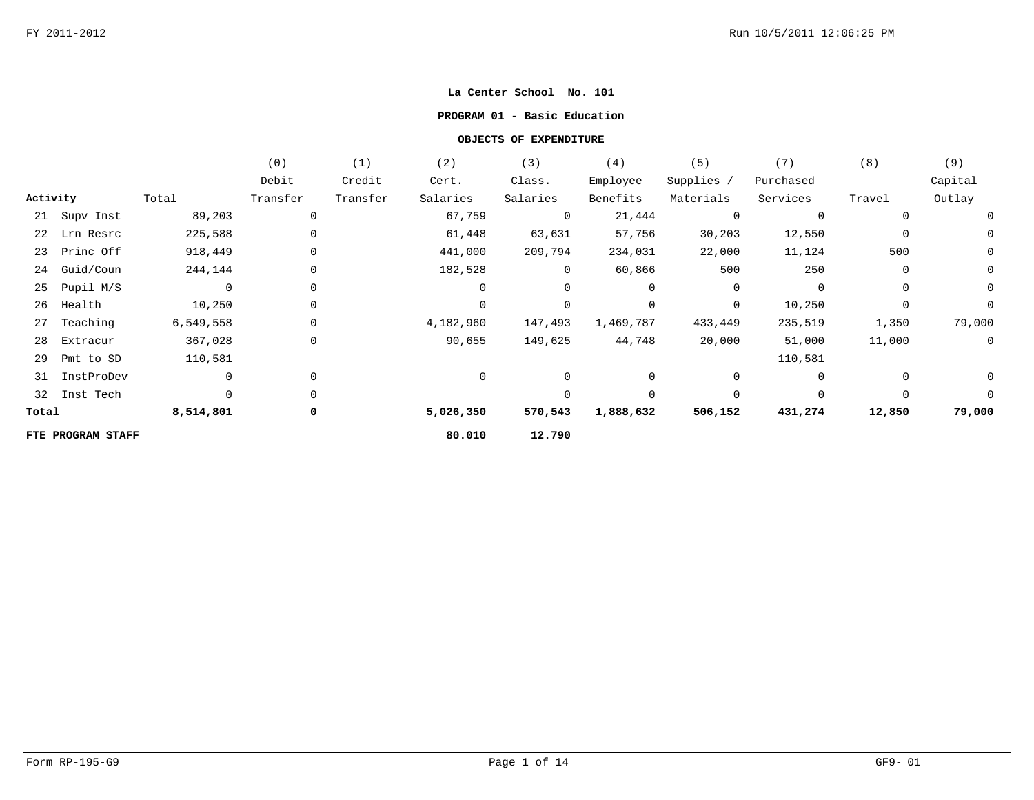**La Center School No. 101**

**PROGRAM 01 - Basic Education**

**OBJECTS OF EXPENDITURE**

| Activity | Total | (0) Debit Transfer | (1) Credit Transfer | (2) Cert. Salaries | (3) Class. Salaries | (4) Employee Benefits | (5) Supplies / Materials | (7) Purchased Services | (8) Travel | (9) Capital Outlay |
|---|---|---|---|---|---|---|---|---|---|---|
| 21 Supv Inst | 89,203 | 0 | | 67,759 | 0 | 21,444 | 0 | 0 | 0 | 0 |
| 22 Lrn Resrc | 225,588 | 0 | | 61,448 | 63,631 | 57,756 | 30,203 | 12,550 | 0 | 0 |
| 23 Princ Off | 918,449 | 0 | | 441,000 | 209,794 | 234,031 | 22,000 | 11,124 | 500 | 0 |
| 24 Guid/Coun | 244,144 | 0 | | 182,528 | 0 | 60,866 | 500 | 250 | 0 | 0 |
| 25 Pupil M/S | 0 | 0 | | 0 | 0 | 0 | 0 | 0 | 0 | 0 |
| 26 Health | 10,250 | 0 | | 0 | 0 | 0 | 0 | 10,250 | 0 | 0 |
| 27 Teaching | 6,549,558 | 0 | | 4,182,960 | 147,493 | 1,469,787 | 433,449 | 235,519 | 1,350 | 79,000 |
| 28 Extracur | 367,028 | 0 | | 90,655 | 149,625 | 44,748 | 20,000 | 51,000 | 11,000 | 0 |
| 29 Pmt to SD | 110,581 | | | | | | | 110,581 | | |
| 31 InstProDev | 0 | 0 | | 0 | 0 | 0 | 0 | 0 | 0 | 0 |
| 32 Inst Tech | 0 | 0 | | | 0 | 0 | 0 | 0 | 0 | 0 |
| **Total** | **8,514,801** | **0** | | **5,026,350** | **570,543** | **1,888,632** | **506,152** | **431,274** | **12,850** | **79,000** |
| **FTE PROGRAM STAFF** | | | | **80.010** | **12.790** | | | | | |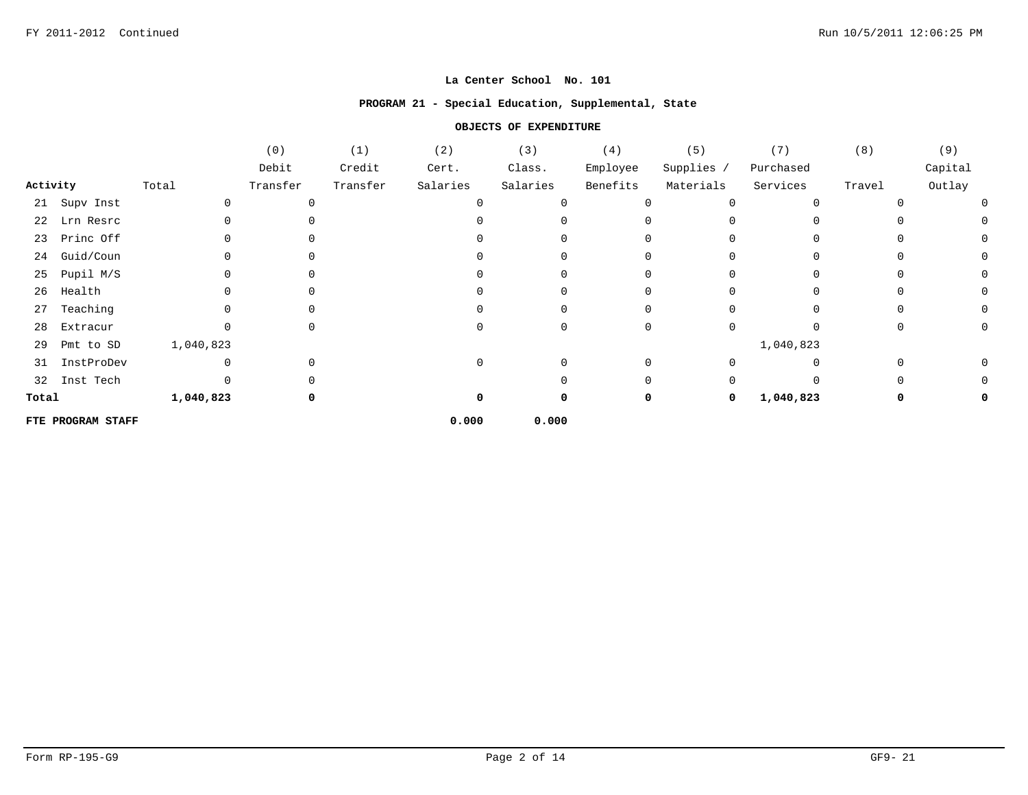**La Center School No. 101**

**PROGRAM 21 - Special Education, Supplemental, State**

**OBJECTS OF EXPENDITURE**

| Activity | Total | (0) Debit Transfer | (1) Credit Transfer | (2) Cert. Salaries | (3) Class. Salaries | (4) Employee Benefits | (5) Supplies / Materials | (7) Purchased Services | (8) Travel | (9) Capital Outlay |
|---|---|---|---|---|---|---|---|---|---|---|
| 21 Supv Inst | 0 | 0 | | 0 | 0 | 0 | 0 | 0 | 0 | 0 |
| 22 Lrn Resrc | 0 | 0 | | 0 | 0 | 0 | 0 | 0 | 0 | 0 |
| 23 Princ Off | 0 | 0 | | 0 | 0 | 0 | 0 | 0 | 0 | 0 |
| 24 Guid/Coun | 0 | 0 | | 0 | 0 | 0 | 0 | 0 | 0 | 0 |
| 25 Pupil M/S | 0 | 0 | | 0 | 0 | 0 | 0 | 0 | 0 | 0 |
| 26 Health | 0 | 0 | | 0 | 0 | 0 | 0 | 0 | 0 | 0 |
| 27 Teaching | 0 | 0 | | 0 | 0 | 0 | 0 | 0 | 0 | 0 |
| 28 Extracur | 0 | 0 | | 0 | 0 | 0 | 0 | 0 | 0 | 0 |
| 29 Pmt to SD | 1,040,823 | | | | | | | 1,040,823 | | |
| 31 InstProDev | 0 | 0 | | 0 | 0 | 0 | 0 | 0 | 0 | 0 |
| 32 Inst Tech | 0 | 0 | | | 0 | 0 | 0 | 0 | 0 | 0 |
| **Total** | **1,040,823** | **0** | | **0** | **0** | **0** | **0** | **1,040,823** | **0** | **0** |
| **FTE PROGRAM STAFF** | | | | **0.000** | **0.000** | | | | | |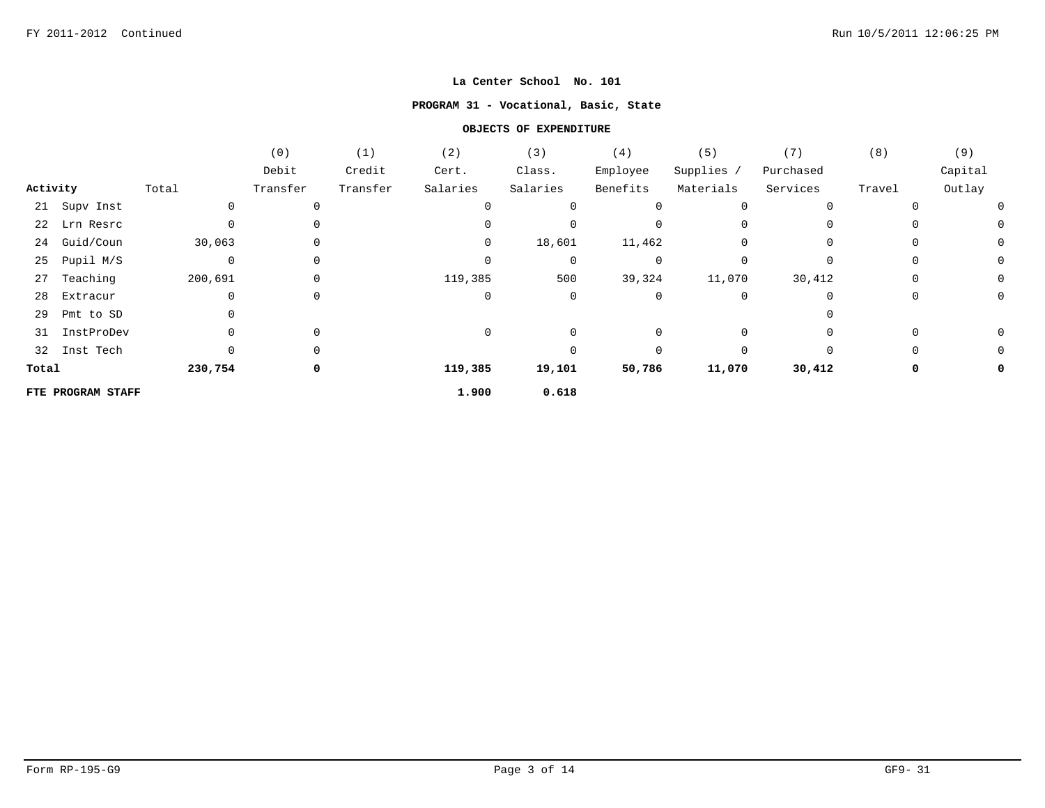**La Center School No. 101**

**PROGRAM 31 - Vocational, Basic, State**

**OBJECTS OF EXPENDITURE**

| Activity | Total | (0) Debit Transfer | (1) Credit Transfer | (2) Cert. Salaries | (3) Class. Salaries | (4) Employee Benefits | (5) Supplies / Materials | (7) Purchased Services | (8) Travel | (9) Capital Outlay |
|---|---|---|---|---|---|---|---|---|---|---|
| 21 Supv Inst | 0 | 0 | | 0 | 0 | 0 | 0 | 0 | 0 | 0 |
| 22 Lrn Resrc | 0 | 0 | | 0 | 0 | 0 | 0 | 0 | 0 | 0 |
| 24 Guid/Coun | 30,063 | 0 | | 0 | 18,601 | 11,462 | 0 | 0 | 0 | 0 |
| 25 Pupil M/S | 0 | 0 | | 0 | 0 | 0 | 0 | 0 | 0 | 0 |
| 27 Teaching | 200,691 | 0 | | 119,385 | 500 | 39,324 | 11,070 | 30,412 | 0 | 0 |
| 28 Extracur | 0 | 0 | | 0 | 0 | 0 | 0 | 0 | 0 | 0 |
| 29 Pmt to SD | 0 | | | | | | | 0 | | |
| 31 InstProDev | 0 | 0 | | 0 | 0 | 0 | 0 | 0 | 0 | 0 |
| 32 Inst Tech | 0 | 0 | | | 0 | 0 | 0 | 0 | 0 | 0 |
| **Total** | **230,754** | **0** | | **119,385** | **19,101** | **50,786** | **11,070** | **30,412** | **0** | **0** |
| **FTE PROGRAM STAFF** | | | | **1.900** | **0.618** | | | | | |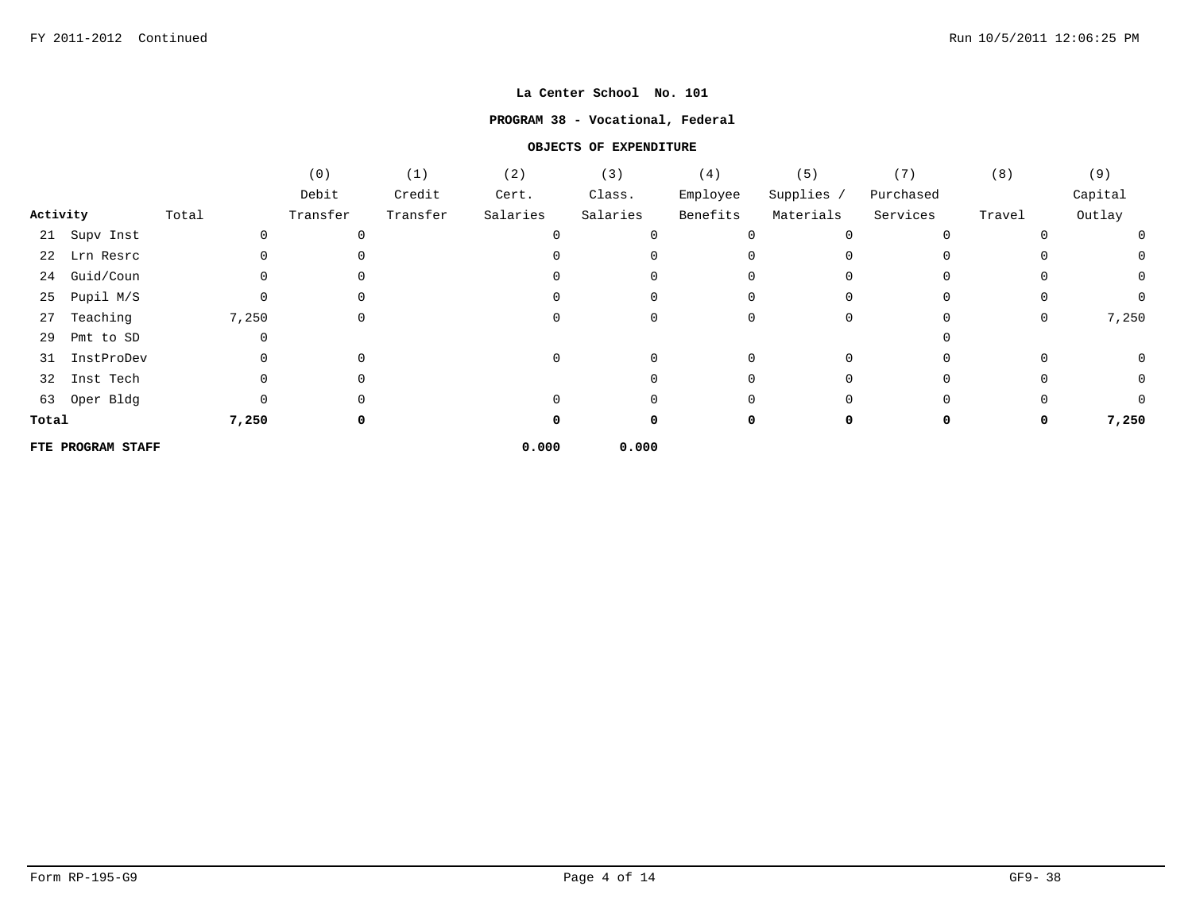**La Center School No. 101**

**PROGRAM 38 - Vocational, Federal**

**OBJECTS OF EXPENDITURE**

| Activity | Total | (0) Debit Transfer | (1) Credit Transfer | (2) Cert. Salaries | (3) Class. Salaries | (4) Employee Benefits | (5) Supplies / Materials | (7) Purchased Services | (8) Travel | (9) Capital Outlay |
|---|---|---|---|---|---|---|---|---|---|---|
| 21 Supv Inst | 0 | 0 | | 0 | 0 | 0 | 0 | 0 | 0 | 0 |
| 22 Lrn Resrc | 0 | 0 | | 0 | 0 | 0 | 0 | 0 | 0 | 0 |
| 24 Guid/Coun | 0 | 0 | | 0 | 0 | 0 | 0 | 0 | 0 | 0 |
| 25 Pupil M/S | 0 | 0 | | 0 | 0 | 0 | 0 | 0 | 0 | 0 |
| 27 Teaching | 7,250 | 0 | | 0 | 0 | 0 | 0 | 0 | 0 | 7,250 |
| 29 Pmt to SD | 0 | | | | | | | 0 | | |
| 31 InstProDev | 0 | 0 | | 0 | 0 | 0 | 0 | 0 | 0 | 0 |
| 32 Inst Tech | 0 | 0 | | | 0 | 0 | 0 | 0 | 0 | 0 |
| 63 Oper Bldg | 0 | 0 | | 0 | 0 | 0 | 0 | 0 | 0 | 0 |
| **Total** | **7,250** | **0** | | **0** | **0** | **0** | **0** | **0** | **0** | **7,250** |
| **FTE PROGRAM STAFF** | | | | **0.000** | **0.000** | | | | | |

Form RP-195-G9 GF9- 38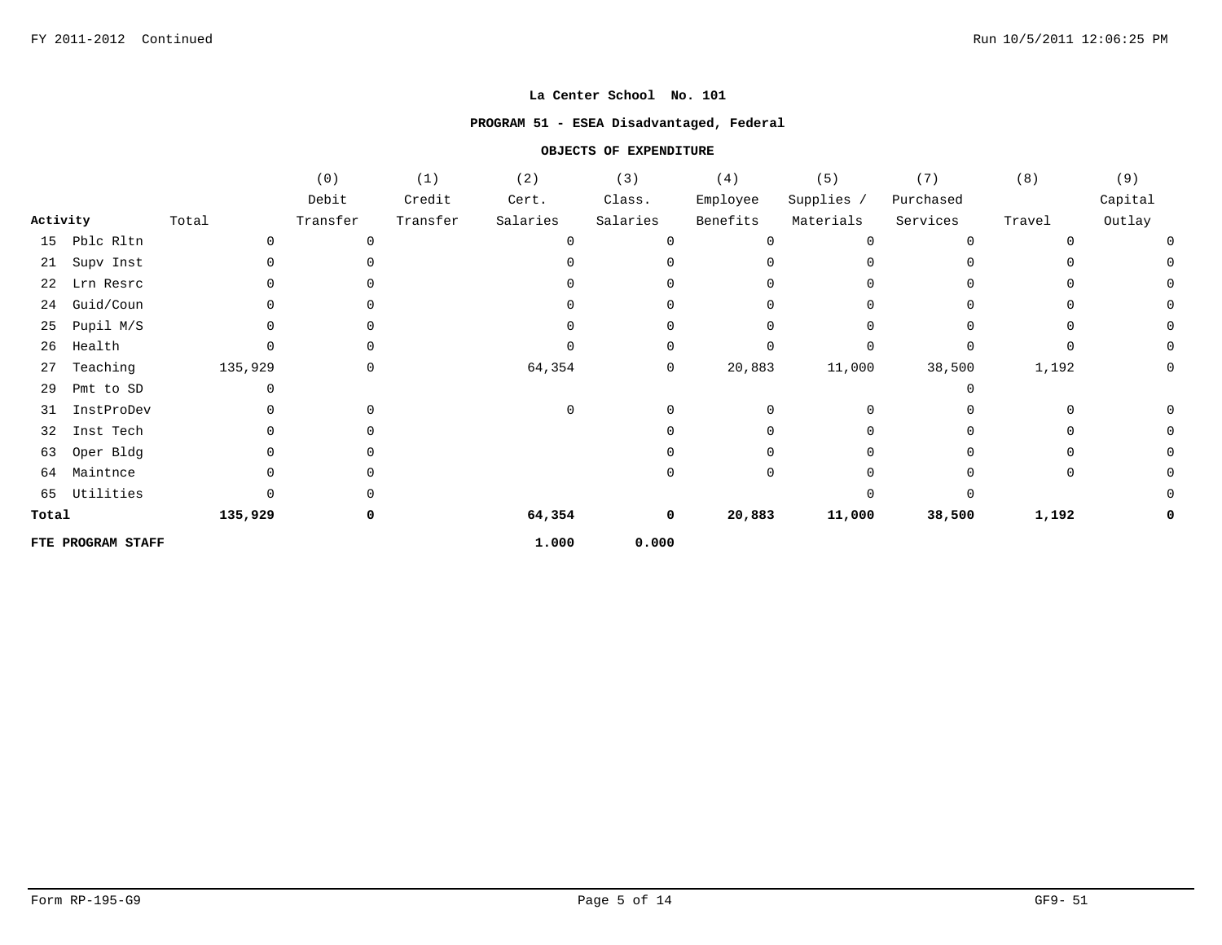**La Center School No. 101**

**PROGRAM 51 - ESEA Disadvantaged, Federal**

**OBJECTS OF EXPENDITURE**

| Activity | Total | (0) Debit Transfer | (1) Credit Transfer | (2) Cert. Salaries | (3) Class. Salaries | (4) Employee Benefits | (5) Supplies / Materials | (7) Purchased Services | (8) Travel | (9) Capital Outlay |
|---|---|---|---|---|---|---|---|---|---|---|
| 15 Pblc Rltn | 0 | 0 | | 0 | 0 | 0 | 0 | 0 | 0 | 0 |
| 21 Supv Inst | 0 | 0 | | 0 | 0 | 0 | 0 | 0 | 0 | 0 |
| 22 Lrn Resrc | 0 | 0 | | 0 | 0 | 0 | 0 | 0 | 0 | 0 |
| 24 Guid/Coun | 0 | 0 | | 0 | 0 | 0 | 0 | 0 | 0 | 0 |
| 25 Pupil M/S | 0 | 0 | | 0 | 0 | 0 | 0 | 0 | 0 | 0 |
| 26 Health | 0 | 0 | | 0 | 0 | 0 | 0 | 0 | 0 | 0 |
| 27 Teaching | 135,929 | 0 | | 64,354 | 0 | 20,883 | 11,000 | 38,500 | 1,192 | 0 |
| 29 Pmt to SD | 0 | | | | | | | 0 | | |
| 31 InstProDev | 0 | 0 | | 0 | 0 | 0 | 0 | 0 | 0 | 0 |
| 32 Inst Tech | 0 | 0 | | | 0 | 0 | 0 | 0 | 0 | 0 |
| 63 Oper Bldg | 0 | 0 | | | 0 | 0 | 0 | 0 | 0 | 0 |
| 64 Maintnce | 0 | 0 | | | 0 | 0 | 0 | 0 | 0 | 0 |
| 65 Utilities | 0 | 0 | | | | | 0 | 0 | | 0 |
| **Total** | **135,929** | **0** | | **64,354** | **0** | **20,883** | **11,000** | **38,500** | **1,192** | **0** |
| **FTE PROGRAM STAFF** | | | | **1.000** | **0.000** | | | | | |

Form RP-195-G9 GF9- 51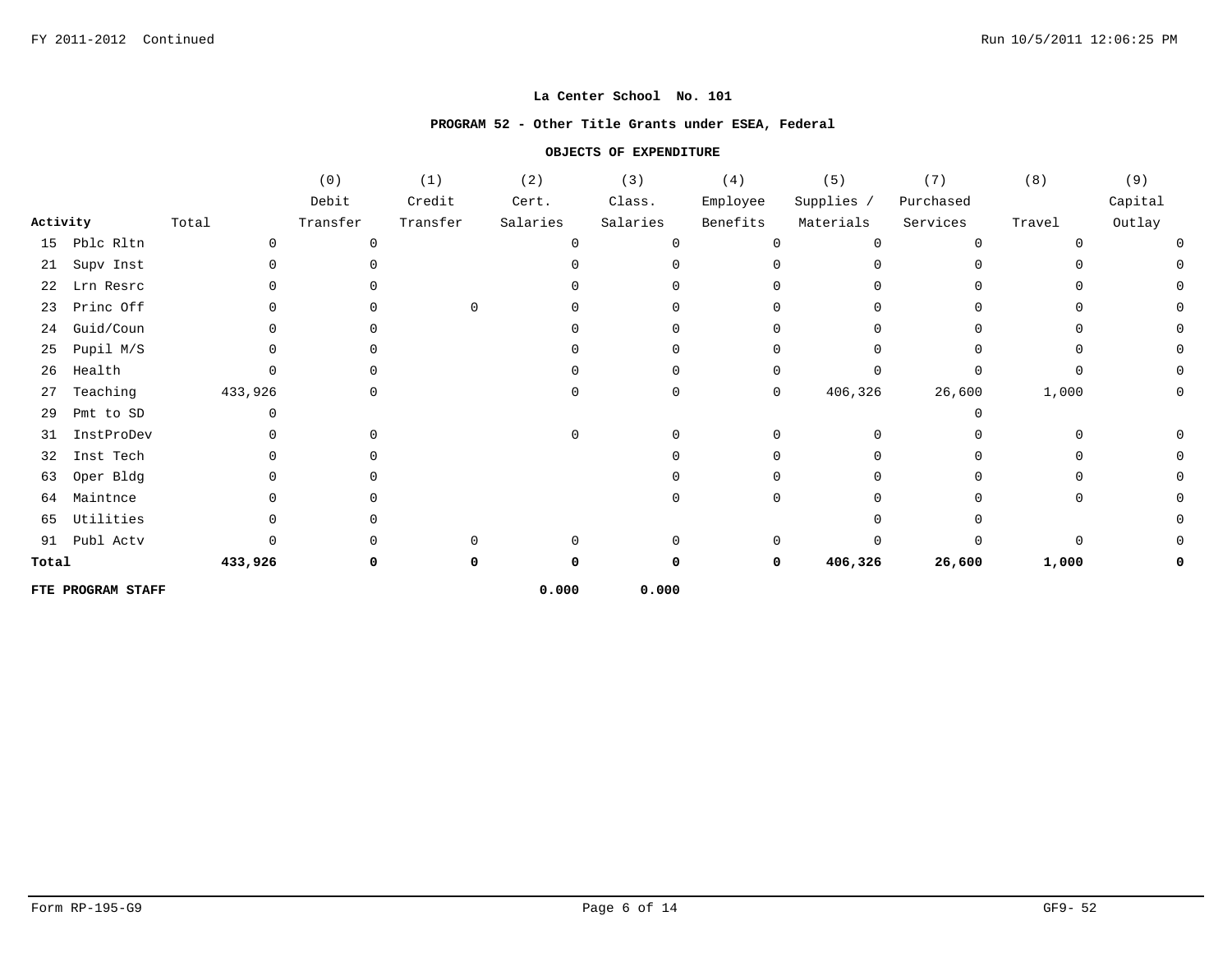**La Center School No. 101**

**PROGRAM 52 - Other Title Grants under ESEA, Federal**

**OBJECTS OF EXPENDITURE**

| Activity | Total | (0) Debit Transfer | (1) Credit Transfer | (2) Cert. Salaries | (3) Class. Salaries | (4) Employee Benefits | (5) Supplies / Materials | (7) Purchased Services | (8) Travel | (9) Capital Outlay |
|---|---|---|---|---|---|---|---|---|---|---|
| 15 Pblc Rltn | 0 | 0 | | 0 | 0 | 0 | 0 | 0 | 0 | 0 |
| 21 Supv Inst | 0 | 0 | | 0 | 0 | 0 | 0 | 0 | 0 | 0 |
| 22 Lrn Resrc | 0 | 0 | | 0 | 0 | 0 | 0 | 0 | 0 | 0 |
| 23 Princ Off | 0 | 0 | 0 | 0 | 0 | 0 | 0 | 0 | 0 | 0 |
| 24 Guid/Coun | 0 | 0 | | 0 | 0 | 0 | 0 | 0 | 0 | 0 |
| 25 Pupil M/S | 0 | 0 | | 0 | 0 | 0 | 0 | 0 | 0 | 0 |
| 26 Health | 0 | 0 | | 0 | 0 | 0 | 0 | 0 | 0 | 0 |
| 27 Teaching | 433,926 | 0 | | 0 | 0 | 0 | 406,326 | 26,600 | 1,000 | 0 |
| 29 Pmt to SD | 0 | | | | | | | 0 | | |
| 31 InstProDev | 0 | 0 | | 0 | 0 | 0 | 0 | 0 | 0 | 0 |
| 32 Inst Tech | 0 | 0 | | | 0 | 0 | 0 | 0 | 0 | 0 |
| 63 Oper Bldg | 0 | 0 | | | 0 | 0 | 0 | 0 | 0 | 0 |
| 64 Maintnce | 0 | 0 | | | 0 | 0 | 0 | 0 | 0 | 0 |
| 65 Utilities | 0 | 0 | | | | | 0 | 0 | | 0 |
| 91 Publ Actv | 0 | 0 | 0 | 0 | 0 | 0 | 0 | 0 | 0 | 0 |
| **Total** | **433,926** | **0** | **0** | **0** | **0** | **0** | **406,326** | **26,600** | **1,000** | **0** |
| **FTE PROGRAM STAFF** | | | | **0.000** | **0.000** | | | | | |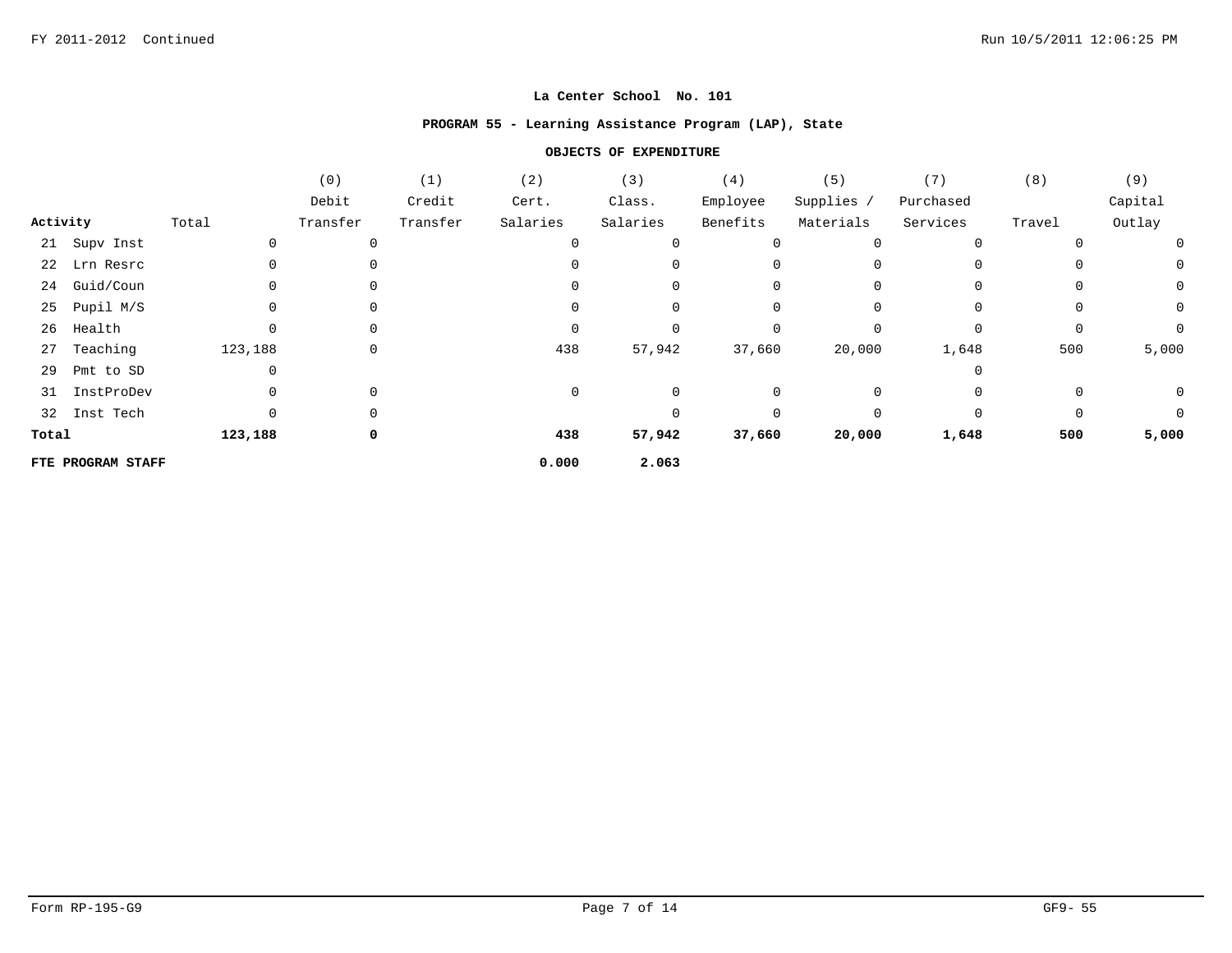**La Center School No. 101**

**PROGRAM 55 - Learning Assistance Program (LAP), State**

**OBJECTS OF EXPENDITURE**

| Activity | Total | (0) Debit Transfer | (1) Credit Transfer | (2) Cert. Salaries | (3) Class. Salaries | (4) Employee Benefits | (5) Supplies / Materials | (7) Purchased Services | (8) Travel | (9) Capital Outlay |
|---|---|---|---|---|---|---|---|---|---|---|
| 21 Supv Inst | 0 | 0 | | 0 | 0 | 0 | 0 | 0 | 0 | 0 |
| 22 Lrn Resrc | 0 | 0 | | 0 | 0 | 0 | 0 | 0 | 0 | 0 |
| 24 Guid/Coun | 0 | 0 | | 0 | 0 | 0 | 0 | 0 | 0 | 0 |
| 25 Pupil M/S | 0 | 0 | | 0 | 0 | 0 | 0 | 0 | 0 | 0 |
| 26 Health | 0 | 0 | | 0 | 0 | 0 | 0 | 0 | 0 | 0 |
| 27 Teaching | 123,188 | 0 | | 438 | 57,942 | 37,660 | 20,000 | 1,648 | 500 | 5,000 |
| 29 Pmt to SD | 0 | | | | | | | 0 | | |
| 31 InstProDev | 0 | 0 | | 0 | 0 | 0 | 0 | 0 | 0 | 0 |
| 32 Inst Tech | 0 | 0 | | | 0 | 0 | 0 | 0 | 0 | 0 |
| **Total** | **123,188** | **0** | | **438** | **57,942** | **37,660** | **20,000** | **1,648** | **500** | **5,000** |
| **FTE PROGRAM STAFF** | | | | **0.000** | **2.063** | | | | | |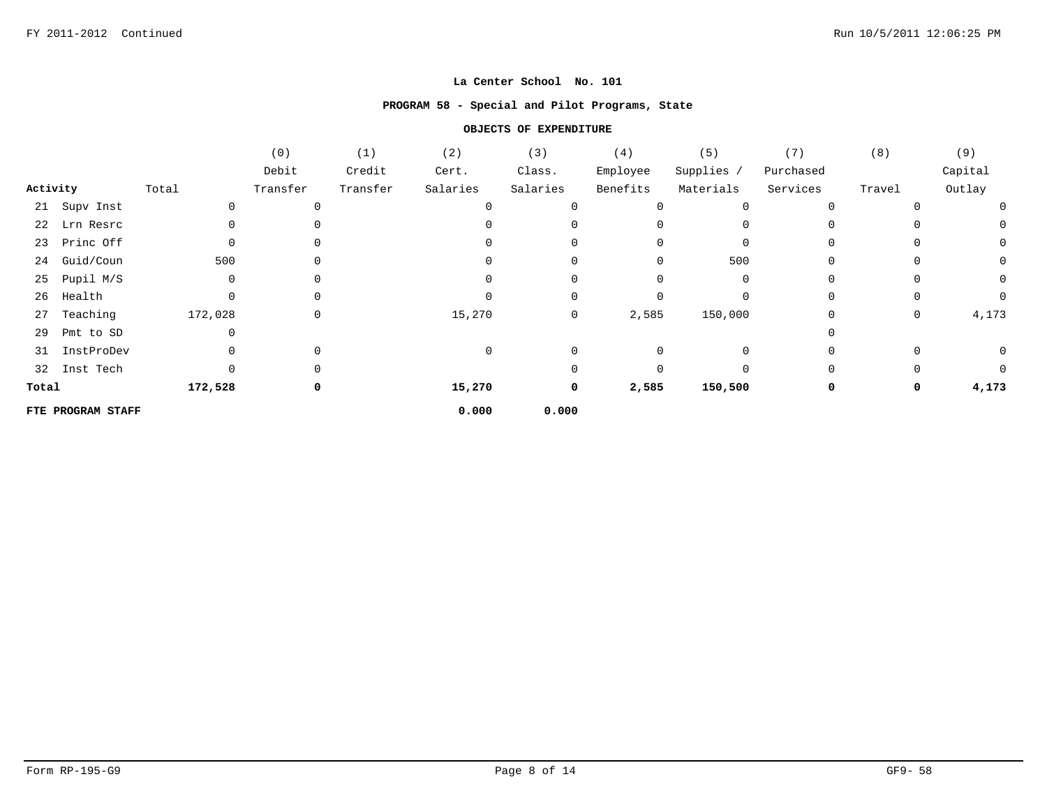**La Center School No. 101**

**PROGRAM 58 - Special and Pilot Programs, State**

**OBJECTS OF EXPENDITURE**

| Activity | Total | (0) Debit Transfer | (1) Credit Transfer | (2) Cert. Salaries | (3) Class. Salaries | (4) Employee Benefits | (5) Supplies / Materials | (7) Purchased Services | (8) Travel | (9) Capital Outlay |
|---|---|---|---|---|---|---|---|---|---|---|
| 21 Supv Inst | 0 | 0 | | 0 | 0 | 0 | 0 | 0 | 0 | 0 |
| 22 Lrn Resrc | 0 | 0 | | 0 | 0 | 0 | 0 | 0 | 0 | 0 |
| 23 Princ Off | 0 | 0 | | 0 | 0 | 0 | 0 | 0 | 0 | 0 |
| 24 Guid/Coun | 500 | 0 | | 0 | 0 | 0 | 500 | 0 | 0 | 0 |
| 25 Pupil M/S | 0 | 0 | | 0 | 0 | 0 | 0 | 0 | 0 | 0 |
| 26 Health | 0 | 0 | | 0 | 0 | 0 | 0 | 0 | 0 | 0 |
| 27 Teaching | 172,028 | 0 | | 15,270 | 0 | 2,585 | 150,000 | 0 | 0 | 4,173 |
| 29 Pmt to SD | 0 | | | | | | | 0 | | |
| 31 InstProDev | 0 | 0 | | 0 | 0 | 0 | 0 | 0 | 0 | 0 |
| 32 Inst Tech | 0 | 0 | | | 0 | 0 | 0 | 0 | 0 | 0 |
| **Total** | **172,528** | **0** | | **15,270** | **0** | **2,585** | **150,500** | **0** | **0** | **4,173** |
| **FTE PROGRAM STAFF** | | | | **0.000** | **0.000** | | | | | |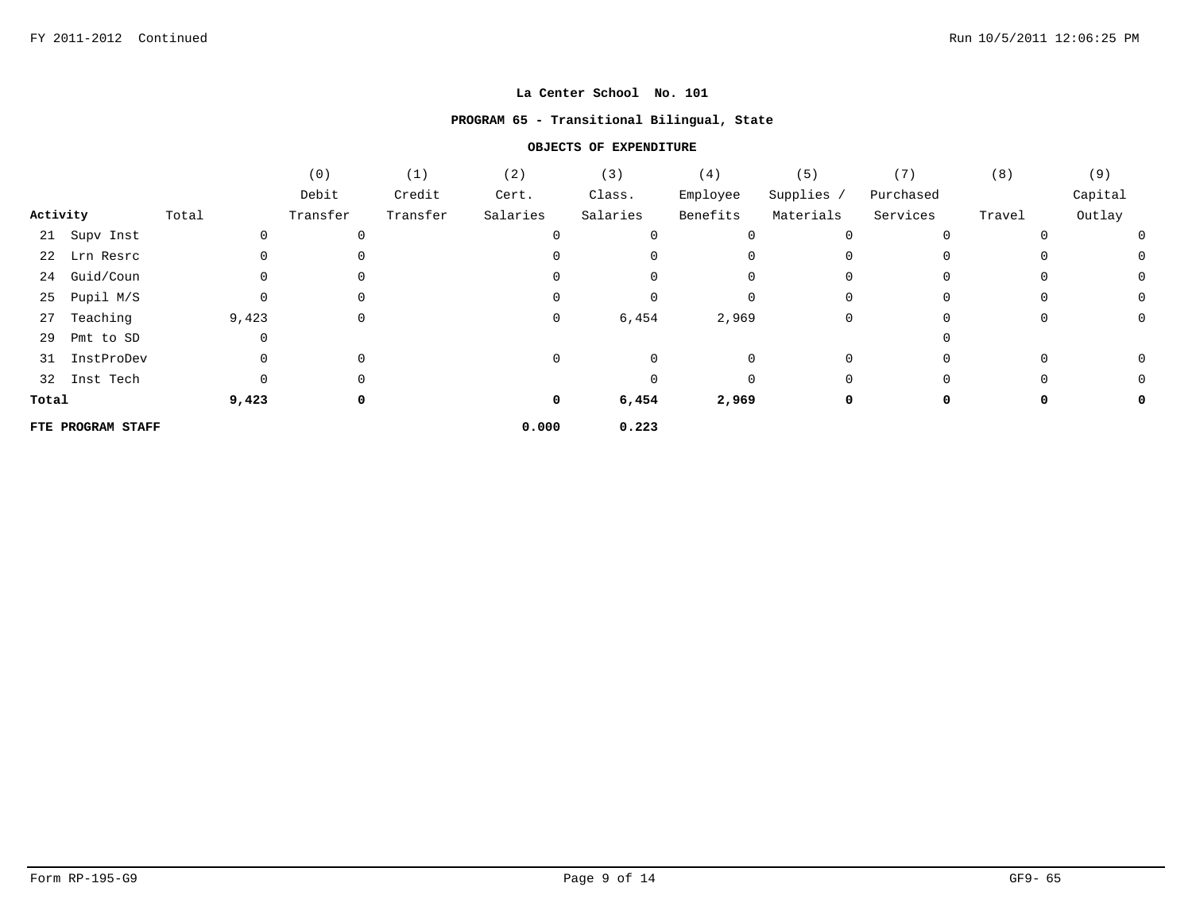**La Center School No. 101**

**PROGRAM 65 - Transitional Bilingual, State**

**OBJECTS OF EXPENDITURE**

| Activity | Total | (0) Debit Transfer | (1) Credit Transfer | (2) Cert. Salaries | (3) Class. Salaries | (4) Employee Benefits | (5) Supplies / Materials | (7) Purchased Services | (8) Travel | (9) Capital Outlay |
|---|---|---|---|---|---|---|---|---|---|---|
| 21 Supv Inst | 0 | 0 | | 0 | 0 | 0 | 0 | 0 | 0 | 0 |
| 22 Lrn Resrc | 0 | 0 | | 0 | 0 | 0 | 0 | 0 | 0 | 0 |
| 24 Guid/Coun | 0 | 0 | | 0 | 0 | 0 | 0 | 0 | 0 | 0 |
| 25 Pupil M/S | 0 | 0 | | 0 | 0 | 0 | 0 | 0 | 0 | 0 |
| 27 Teaching | 9,423 | 0 | | 0 | 6,454 | 2,969 | 0 | 0 | 0 | 0 |
| 29 Pmt to SD | 0 | | | | | | | 0 | | |
| 31 InstProDev | 0 | 0 | | 0 | 0 | 0 | 0 | 0 | 0 | 0 |
| 32 Inst Tech | 0 | 0 | | | 0 | 0 | 0 | 0 | 0 | 0 |
| **Total** | **9,423** | **0** | | **0** | **6,454** | **2,969** | **0** | **0** | **0** | **0** |
| **FTE PROGRAM STAFF** | | | | **0.000** | **0.223** | | | | | |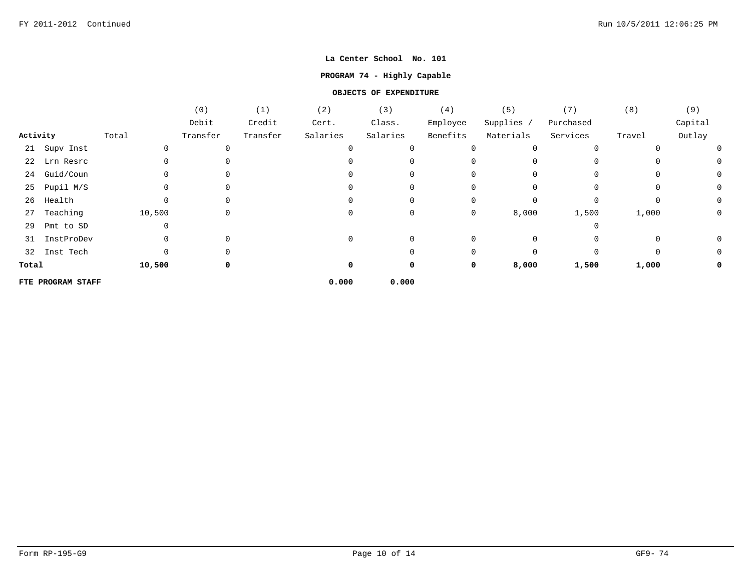**La Center School No. 101**

**PROGRAM 74 - Highly Capable**

**OBJECTS OF EXPENDITURE**

| Activity | Total | (0) Debit Transfer | (1) Credit Transfer | (2) Cert. Salaries | (3) Class. Salaries | (4) Employee Benefits | (5) Supplies / Materials | (7) Purchased Services | (8) Travel | (9) Capital Outlay |
|---|---|---|---|---|---|---|---|---|---|---|
| 21 Supv Inst | 0 | 0 | | 0 | 0 | 0 | 0 | 0 | 0 | 0 |
| 22 Lrn Resrc | 0 | 0 | | 0 | 0 | 0 | 0 | 0 | 0 | 0 |
| 24 Guid/Coun | 0 | 0 | | 0 | 0 | 0 | 0 | 0 | 0 | 0 |
| 25 Pupil M/S | 0 | 0 | | 0 | 0 | 0 | 0 | 0 | 0 | 0 |
| 26 Health | 0 | 0 | | 0 | 0 | 0 | 0 | 0 | 0 | 0 |
| 27 Teaching | 10,500 | 0 | | 0 | 0 | 0 | 8,000 | 1,500 | 1,000 | 0 |
| 29 Pmt to SD | 0 | | | | | | | 0 | | |
| 31 InstProDev | 0 | 0 | | 0 | 0 | 0 | 0 | 0 | 0 | 0 |
| 32 Inst Tech | 0 | 0 | | | 0 | 0 | 0 | 0 | 0 | 0 |
| **Total** | **10,500** | **0** | | **0** | **0** | **0** | **8,000** | **1,500** | **1,000** | **0** |
| **FTE PROGRAM STAFF** | | | | **0.000** | **0.000** | | | | | |

Form RP-195-G9 GF9- 74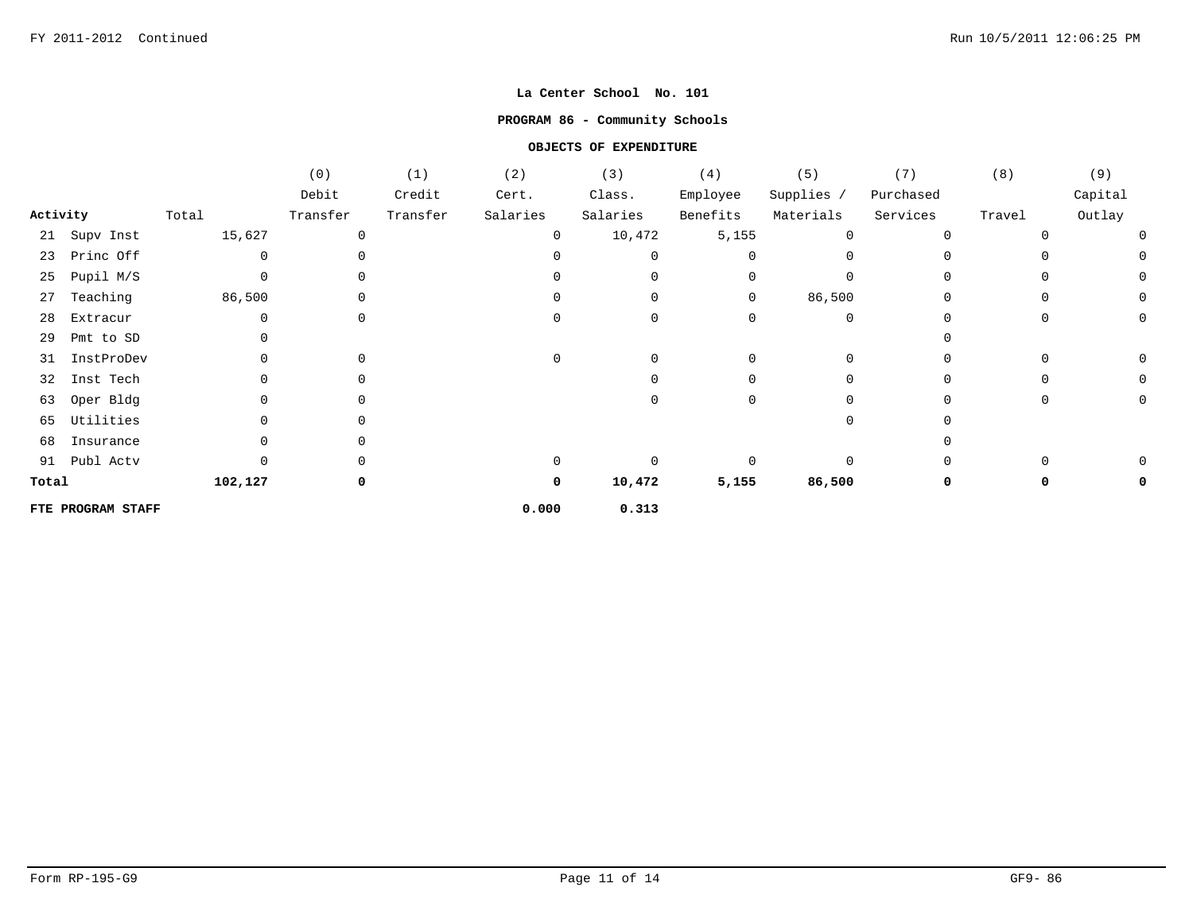**La Center School No. 101**

**PROGRAM 86 - Community Schools**

**OBJECTS OF EXPENDITURE**

| Activity | Total | (0) Debit Transfer | (1) Credit Transfer | (2) Cert. Salaries | (3) Class. Salaries | (4) Employee Benefits | (5) Supplies / Materials | (7) Purchased Services | (8) Travel | (9) Capital Outlay |
|---|---|---|---|---|---|---|---|---|---|---|
| 21 Supv Inst | 15,627 | 0 | | 0 | 10,472 | 5,155 | 0 | 0 | 0 | 0 |
| 23 Princ Off | 0 | 0 | | 0 | 0 | 0 | 0 | 0 | 0 | 0 |
| 25 Pupil M/S | 0 | 0 | | 0 | 0 | 0 | 0 | 0 | 0 | 0 |
| 27 Teaching | 86,500 | 0 | | 0 | 0 | 0 | 86,500 | 0 | 0 | 0 |
| 28 Extracur | 0 | 0 | | 0 | 0 | 0 | 0 | 0 | 0 | 0 |
| 29 Pmt to SD | 0 | | | | | | | 0 | | |
| 31 InstProDev | 0 | 0 | | 0 | 0 | 0 | 0 | 0 | 0 | 0 |
| 32 Inst Tech | 0 | 0 | | | 0 | 0 | 0 | 0 | 0 | 0 |
| 63 Oper Bldg | 0 | 0 | | | 0 | 0 | 0 | 0 | 0 | 0 |
| 65 Utilities | 0 | 0 | | | | | 0 | 0 | | |
| 68 Insurance | 0 | 0 | | | | | | 0 | | |
| 91 Publ Actv | 0 | 0 | | 0 | 0 | 0 | 0 | 0 | 0 | 0 |
| **Total** | **102,127** | **0** | | **0** | **10,472** | **5,155** | **86,500** | **0** | **0** | **0** |
| **FTE PROGRAM STAFF** | | | | **0.000** | **0.313** | | | | | |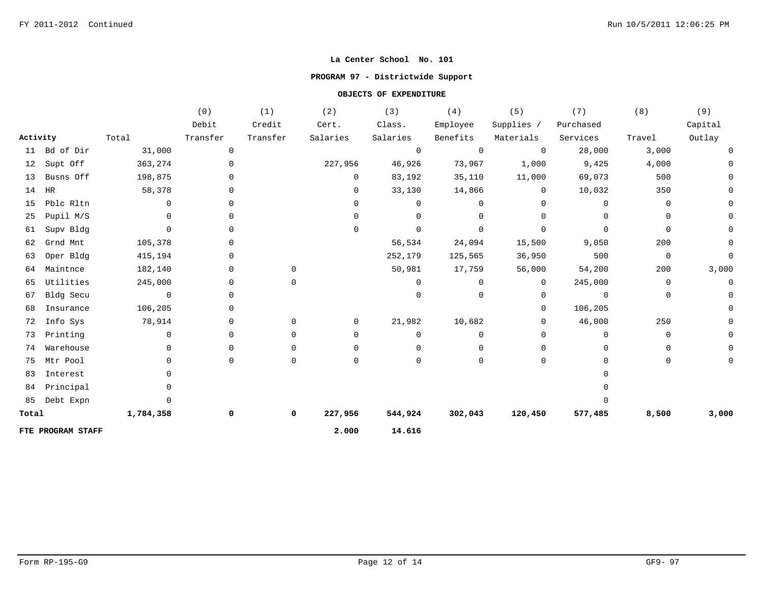**La Center School No. 101**

**PROGRAM 97 - Districtwide Support**

**OBJECTS OF EXPENDITURE**

| Activity | | Total | (0) Debit Transfer | (1) Credit Transfer | (2) Cert. Salaries | (3) Class. Salaries | (4) Employee Benefits | (5) Supplies / Materials | (7) Purchased Services | (8) Travel | (9) Capital Outlay |
|---|---|---|---|---|---|---|---|---|---|---|---|
| 11 | Bd of Dir | 31,000 | 0 | | | 0 | 0 | 0 | 28,000 | 3,000 | 0 |
| 12 | Supt Off | 363,274 | 0 | | 227,956 | 46,926 | 73,967 | 1,000 | 9,425 | 4,000 | 0 |
| 13 | Busns Off | 198,875 | 0 | | 0 | 83,192 | 35,110 | 11,000 | 69,073 | 500 | 0 |
| 14 | HR | 58,378 | 0 | | 0 | 33,130 | 14,866 | 0 | 10,032 | 350 | 0 |
| 15 | Pblc Rltn | 0 | 0 | | 0 | 0 | 0 | 0 | 0 | 0 | 0 |
| 25 | Pupil M/S | 0 | 0 | | 0 | 0 | 0 | 0 | 0 | 0 | 0 |
| 61 | Supv Bldg | 0 | 0 | | 0 | 0 | 0 | 0 | 0 | 0 | 0 |
| 62 | Grnd Mnt | 105,378 | 0 | | | 56,534 | 24,094 | 15,500 | 9,050 | 200 | 0 |
| 63 | Oper Bldg | 415,194 | 0 | | | 252,179 | 125,565 | 36,950 | 500 | 0 | 0 |
| 64 | Maintnce | 182,140 | 0 | 0 | | 50,981 | 17,759 | 56,000 | 54,200 | 200 | 3,000 |
| 65 | Utilities | 245,000 | 0 | 0 | | 0 | 0 | 0 | 245,000 | 0 | 0 |
| 67 | Bldg Secu | 0 | 0 | | | 0 | 0 | 0 | 0 | 0 | 0 |
| 68 | Insurance | 106,205 | 0 | | | | | 0 | 106,205 | | 0 |
| 72 | Info Sys | 78,914 | 0 | 0 | 0 | 21,982 | 10,682 | 0 | 46,000 | 250 | 0 |
| 73 | Printing | 0 | 0 | 0 | 0 | 0 | 0 | 0 | 0 | 0 | 0 |
| 74 | Warehouse | 0 | 0 | 0 | 0 | 0 | 0 | 0 | 0 | 0 | 0 |
| 75 | Mtr Pool | 0 | 0 | 0 | 0 | 0 | 0 | 0 | 0 | 0 | 0 |
| 83 | Interest | 0 | | | | | | | 0 | | |
| 84 | Principal | 0 | | | | | | | 0 | | |
| 85 | Debt Expn | 0 | | | | | | | 0 | | |
| **Total** | | **1,784,358** | **0** | **0** | **227,956** | **544,924** | **302,043** | **120,450** | **577,485** | **8,500** | **3,000** |
| **FTE PROGRAM STAFF** | | | | | **2.000** | **14.616** | | | | | |

Form RP-195-G9 GF9- 97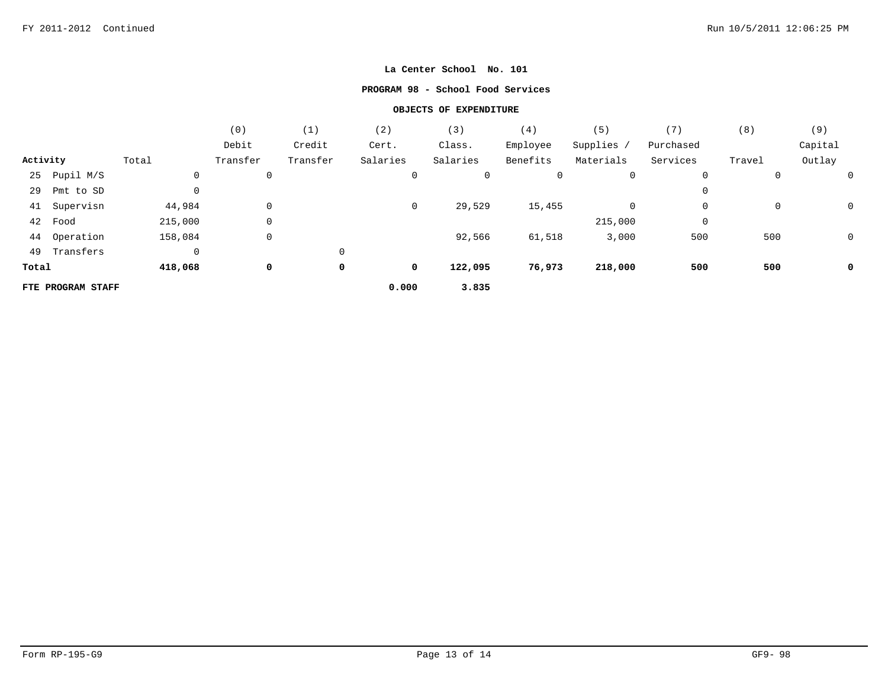**La Center School No. 101**

**PROGRAM 98 - School Food Services**

**OBJECTS OF EXPENDITURE**

| Activity | Total | (0) Debit Transfer | (1) Credit Transfer | (2) Cert. Salaries | (3) Class. Salaries | (4) Employee Benefits | (5) Supplies / Materials | (7) Purchased Services | (8) Travel | (9) Capital Outlay |
|---|---|---|---|---|---|---|---|---|---|---|
| 25 Pupil M/S | 0 | 0 | | 0 | 0 | 0 | 0 | 0 | 0 | 0 |
| 29 Pmt to SD | 0 | | | | | | | 0 | | |
| 41 Supervisn | 44,984 | 0 | | 0 | 29,529 | 15,455 | 0 | 0 | 0 | 0 |
| 42 Food | 215,000 | 0 | | | | | 215,000 | 0 | | |
| 44 Operation | 158,084 | 0 | | | 92,566 | 61,518 | 3,000 | 500 | 500 | 0 |
| 49 Transfers | 0 | | 0 | | | | | | | |
| **Total** | **418,068** | **0** | **0** | **0** | **122,095** | **76,973** | **218,000** | **500** | **500** | **0** |
| **FTE PROGRAM STAFF** | | | | **0.000** | **3.835** | | | | | |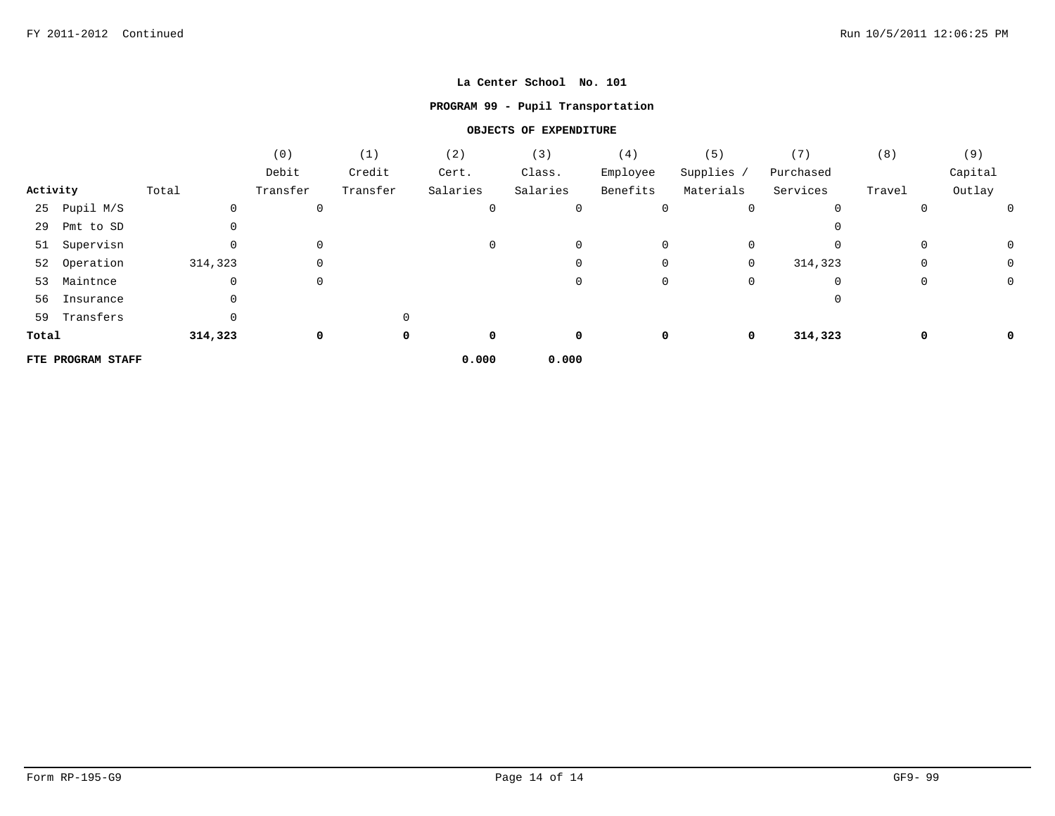**La Center School No. 101**

**PROGRAM 99 - Pupil Transportation**

**OBJECTS OF EXPENDITURE**

| Activity | Total | (0) Debit Transfer | (1) Credit Transfer | (2) Cert. Salaries | (3) Class. Salaries | (4) Employee Benefits | (5) Supplies / Materials | (7) Purchased Services | (8) Travel | (9) Capital Outlay |
|---|---|---|---|---|---|---|---|---|---|---|
| 25 Pupil M/S | 0 | 0 | | 0 | 0 | 0 | 0 | 0 | 0 | 0 |
| 29 Pmt to SD | 0 | | | | | | | 0 | | |
| 51 Supervisn | 0 | 0 | | 0 | 0 | 0 | 0 | 0 | 0 | 0 |
| 52 Operation | 314,323 | 0 | | | 0 | 0 | 0 | 314,323 | 0 | 0 |
| 53 Maintnce | 0 | 0 | | | 0 | 0 | 0 | 0 | 0 | 0 |
| 56 Insurance | 0 | | | | | | | 0 | | |
| 59 Transfers | 0 | | 0 | | | | | | | |
| **Total** | **314,323** | **0** | **0** | **0** | **0** | **0** | **0** | **314,323** | **0** | **0** |
| **FTE PROGRAM STAFF** | | | | **0.000** | **0.000** | | | | | |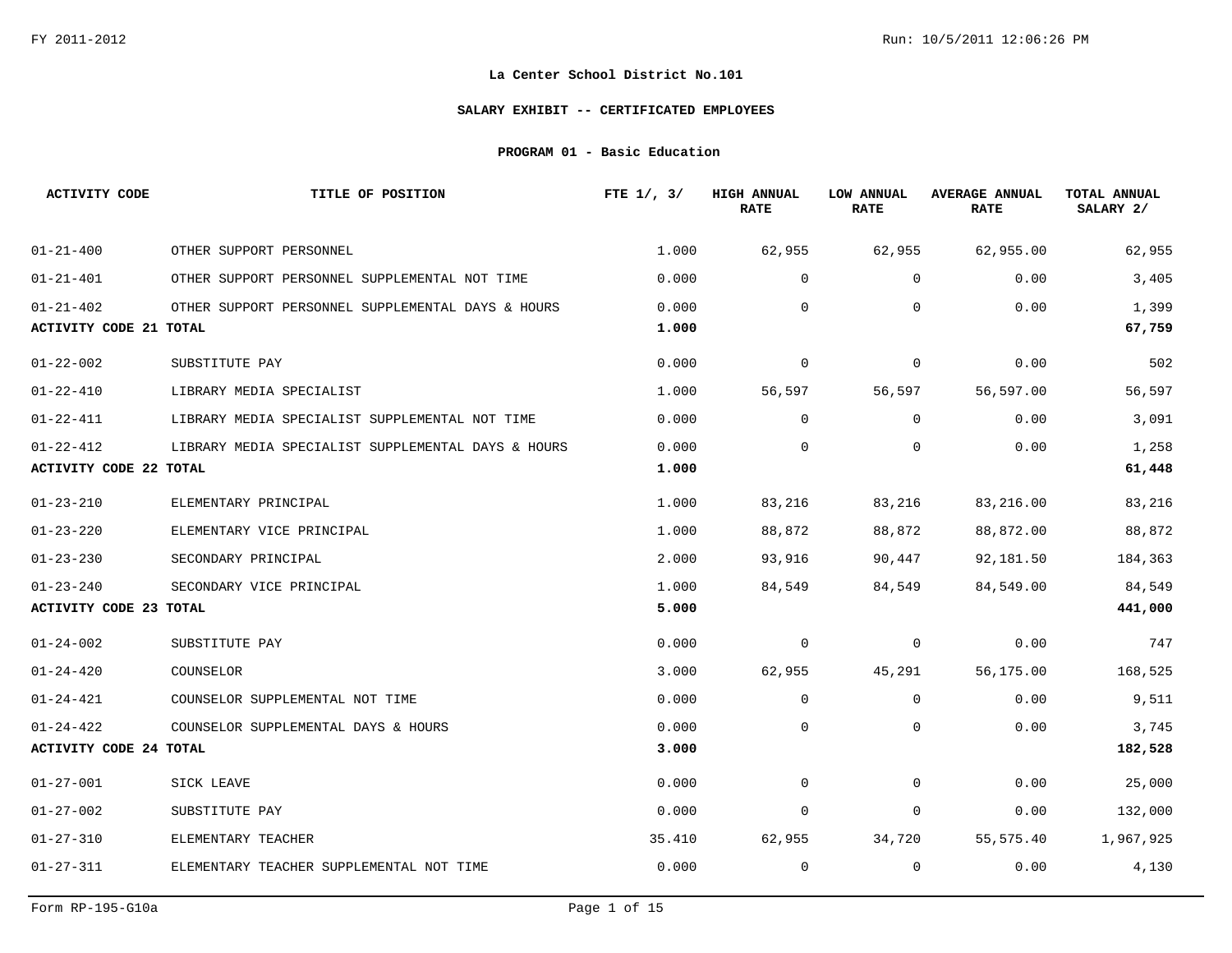**La Center School District No.101**

**SALARY EXHIBIT -- CERTIFICATED EMPLOYEES**

**PROGRAM 01 - Basic Education**

| ACTIVITY CODE | TITLE OF POSITION | FTE 1/, 3/ | HIGH ANNUAL RATE | LOW ANNUAL RATE | AVERAGE ANNUAL RATE | TOTAL ANNUAL SALARY 2/ |
|---|---|---|---|---|---|---|
| 01-21-400 | OTHER SUPPORT PERSONNEL | 1.000 | 62,955 | 62,955 | 62,955.00 | 62,955 |
| 01-21-401 | OTHER SUPPORT PERSONNEL SUPPLEMENTAL NOT TIME | 0.000 | 0 | 0 | 0.00 | 3,405 |
| 01-21-402 | OTHER SUPPORT PERSONNEL SUPPLEMENTAL DAYS & HOURS | 0.000 | 0 | 0 | 0.00 | 1,399 |
| **ACTIVITY CODE 21 TOTAL** | | **1.000** | | | | **67,759** |
| 01-22-002 | SUBSTITUTE PAY | 0.000 | 0 | 0 | 0.00 | 502 |
| 01-22-410 | LIBRARY MEDIA SPECIALIST | 1.000 | 56,597 | 56,597 | 56,597.00 | 56,597 |
| 01-22-411 | LIBRARY MEDIA SPECIALIST SUPPLEMENTAL NOT TIME | 0.000 | 0 | 0 | 0.00 | 3,091 |
| 01-22-412 | LIBRARY MEDIA SPECIALIST SUPPLEMENTAL DAYS & HOURS | 0.000 | 0 | 0 | 0.00 | 1,258 |
| **ACTIVITY CODE 22 TOTAL** | | **1.000** | | | | **61,448** |
| 01-23-210 | ELEMENTARY PRINCIPAL | 1.000 | 83,216 | 83,216 | 83,216.00 | 83,216 |
| 01-23-220 | ELEMENTARY VICE PRINCIPAL | 1.000 | 88,872 | 88,872 | 88,872.00 | 88,872 |
| 01-23-230 | SECONDARY PRINCIPAL | 2.000 | 93,916 | 90,447 | 92,181.50 | 184,363 |
| 01-23-240 | SECONDARY VICE PRINCIPAL | 1.000 | 84,549 | 84,549 | 84,549.00 | 84,549 |
| **ACTIVITY CODE 23 TOTAL** | | **5.000** | | | | **441,000** |
| 01-24-002 | SUBSTITUTE PAY | 0.000 | 0 | 0 | 0.00 | 747 |
| 01-24-420 | COUNSELOR | 3.000 | 62,955 | 45,291 | 56,175.00 | 168,525 |
| 01-24-421 | COUNSELOR SUPPLEMENTAL NOT TIME | 0.000 | 0 | 0 | 0.00 | 9,511 |
| 01-24-422 | COUNSELOR SUPPLEMENTAL DAYS & HOURS | 0.000 | 0 | 0 | 0.00 | 3,745 |
| **ACTIVITY CODE 24 TOTAL** | | **3.000** | | | | **182,528** |
| 01-27-001 | SICK LEAVE | 0.000 | 0 | 0 | 0.00 | 25,000 |
| 01-27-002 | SUBSTITUTE PAY | 0.000 | 0 | 0 | 0.00 | 132,000 |
| 01-27-310 | ELEMENTARY TEACHER | 35.410 | 62,955 | 34,720 | 55,575.40 | 1,967,925 |
| 01-27-311 | ELEMENTARY TEACHER SUPPLEMENTAL NOT TIME | 0.000 | 0 | 0 | 0.00 | 4,130 |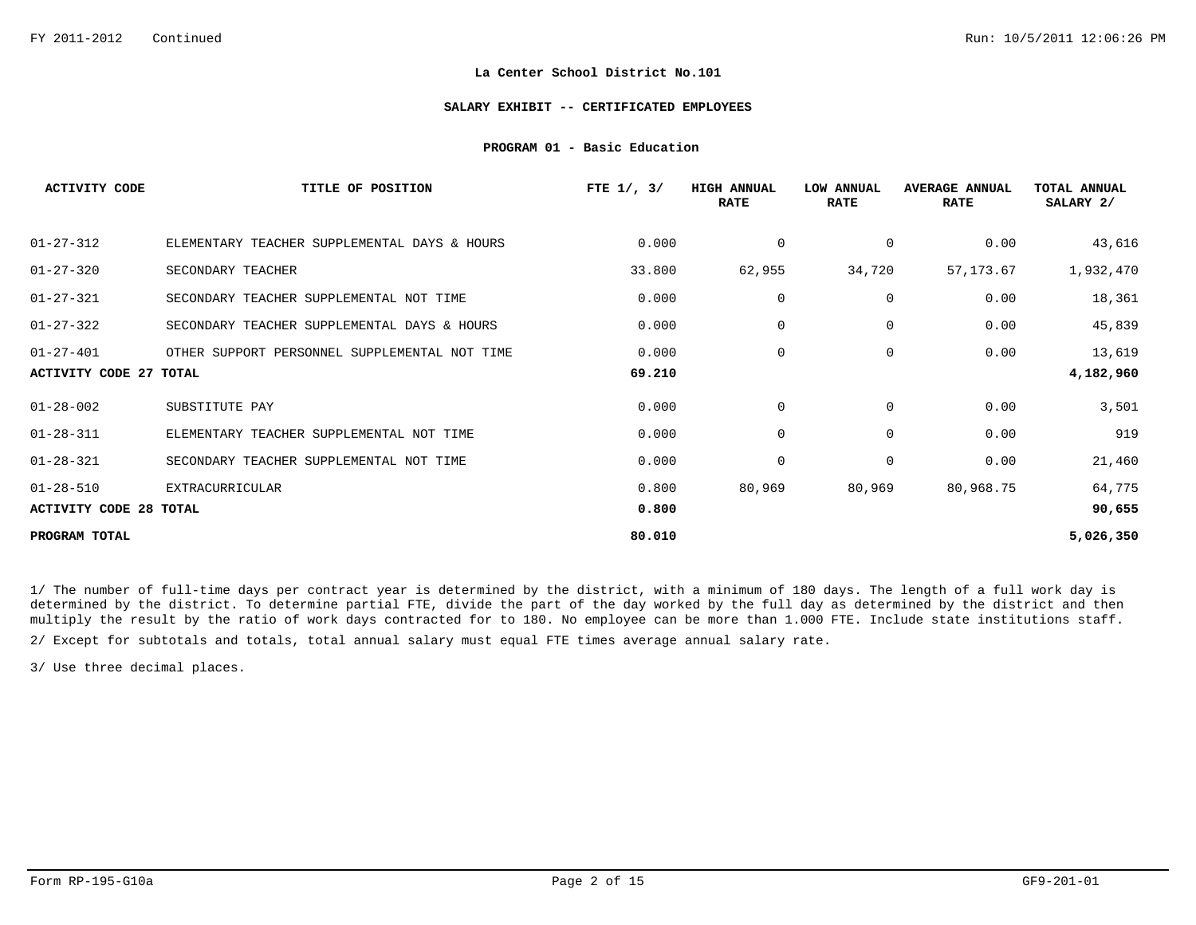**La Center School District No.101**

**SALARY EXHIBIT -- CERTIFICATED EMPLOYEES**

**PROGRAM 01 - Basic Education**

| ACTIVITY CODE | TITLE OF POSITION | FTE 1/, 3/ | HIGH ANNUAL RATE | LOW ANNUAL RATE | AVERAGE ANNUAL RATE | TOTAL ANNUAL SALARY 2/ |
|---|---|---|---|---|---|---|
| 01-27-312 | ELEMENTARY TEACHER SUPPLEMENTAL DAYS & HOURS | 0.000 | 0 | 0 | 0.00 | 43,616 |
| 01-27-320 | SECONDARY TEACHER | 33.800 | 62,955 | 34,720 | 57,173.67 | 1,932,470 |
| 01-27-321 | SECONDARY TEACHER SUPPLEMENTAL NOT TIME | 0.000 | 0 | 0 | 0.00 | 18,361 |
| 01-27-322 | SECONDARY TEACHER SUPPLEMENTAL DAYS & HOURS | 0.000 | 0 | 0 | 0.00 | 45,839 |
| 01-27-401 | OTHER SUPPORT PERSONNEL SUPPLEMENTAL NOT TIME | 0.000 | 0 | 0 | 0.00 | 13,619 |
| **ACTIVITY CODE 27 TOTAL** | | **69.210** | | | | **4,182,960** |
| 01-28-002 | SUBSTITUTE PAY | 0.000 | 0 | 0 | 0.00 | 3,501 |
| 01-28-311 | ELEMENTARY TEACHER SUPPLEMENTAL NOT TIME | 0.000 | 0 | 0 | 0.00 | 919 |
| 01-28-321 | SECONDARY TEACHER SUPPLEMENTAL NOT TIME | 0.000 | 0 | 0 | 0.00 | 21,460 |
| 01-28-510 | EXTRACURRICULAR | 0.800 | 80,969 | 80,969 | 80,968.75 | 64,775 |
| **ACTIVITY CODE 28 TOTAL** | | **0.800** | | | | **90,655** |
| **PROGRAM TOTAL** | | **80.010** | | | | **5,026,350** |

1/ The number of full-time days per contract year is determined by the district, with a minimum of 180 days. The length of a full work day is determined by the district. To determine partial FTE, divide the part of the day worked by the full day as determined by the district and then multiply the result by the ratio of work days contracted for to 180. No employee can be more than 1.000 FTE. Include state institutions staff.

2/ Except for subtotals and totals, total annual salary must equal FTE times average annual salary rate.

3/ Use three decimal places.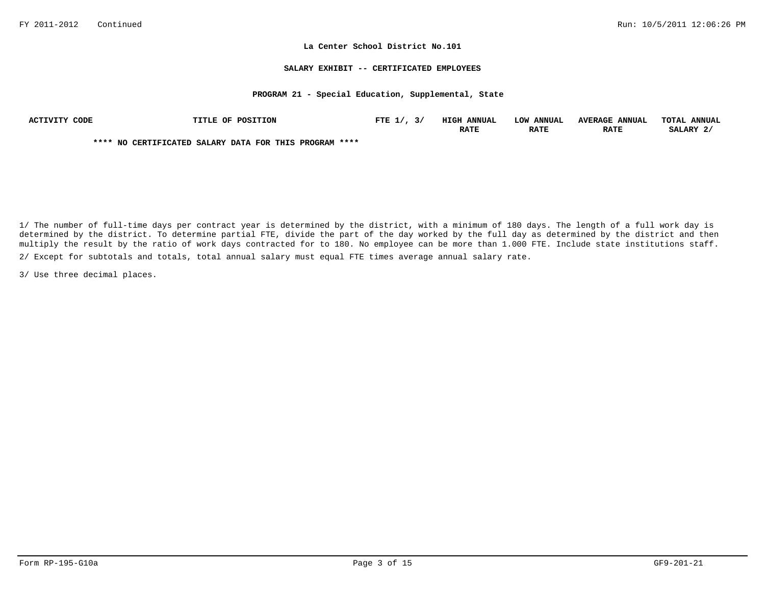**La Center School District No.101**

**SALARY EXHIBIT -- CERTIFICATED EMPLOYEES**

**PROGRAM 21 - Special Education, Supplemental, State**

| ACTIVITY CODE | TITLE OF POSITION | FTE 1/, 3/ | HIGH ANNUAL RATE | LOW ANNUAL RATE | AVERAGE ANNUAL RATE | TOTAL ANNUAL SALARY 2/ |
|---|---|---|---|---|---|---|
| **** NO CERTIFICATED SALARY DATA FOR THIS PROGRAM **** | | | | | | |

1/ The number of full-time days per contract year is determined by the district, with a minimum of 180 days. The length of a full work day is determined by the district. To determine partial FTE, divide the part of the day worked by the full day as determined by the district and then multiply the result by the ratio of work days contracted for to 180. No employee can be more than 1.000 FTE. Include state institutions staff.

2/ Except for subtotals and totals, total annual salary must equal FTE times average annual salary rate.

3/ Use three decimal places.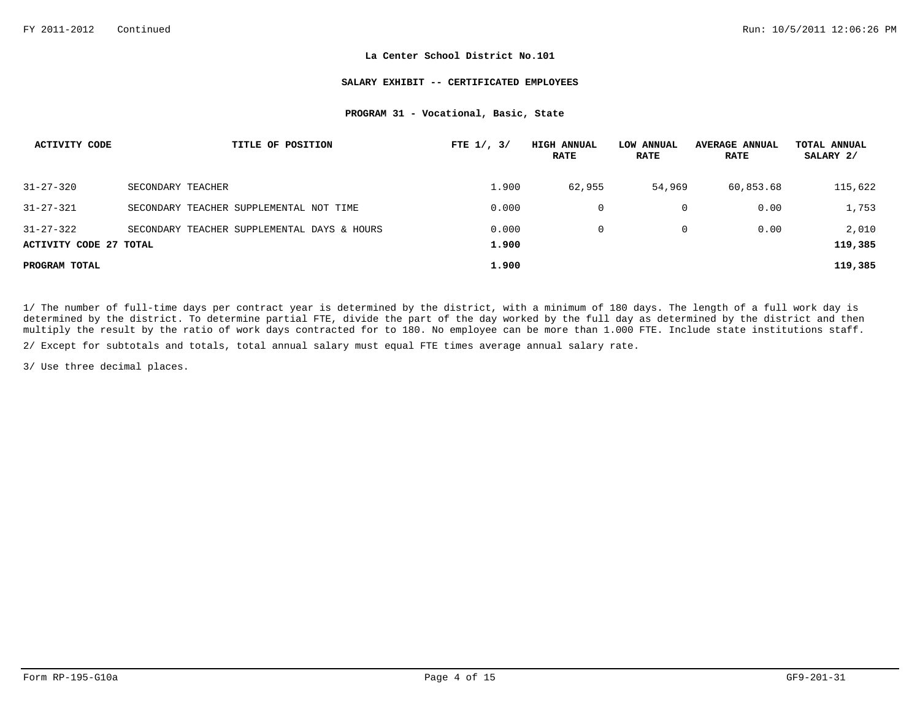**La Center School District No.101**

**SALARY EXHIBIT -- CERTIFICATED EMPLOYEES**

**PROGRAM 31 - Vocational, Basic, State**

| ACTIVITY CODE | TITLE OF POSITION | FTE 1/, 3/ | HIGH ANNUAL RATE | LOW ANNUAL RATE | AVERAGE ANNUAL RATE | TOTAL ANNUAL SALARY 2/ |
|---|---|---|---|---|---|---|
| 31-27-320 | SECONDARY TEACHER | 1.900 | 62,955 | 54,969 | 60,853.68 | 115,622 |
| 31-27-321 | SECONDARY TEACHER SUPPLEMENTAL NOT TIME | 0.000 | 0 | 0 | 0.00 | 1,753 |
| 31-27-322 | SECONDARY TEACHER SUPPLEMENTAL DAYS & HOURS | 0.000 | 0 | 0 | 0.00 | 2,010 |
| **ACTIVITY CODE 27 TOTAL** | | **1.900** | | | | **119,385** |
| **PROGRAM TOTAL** | | **1.900** | | | | **119,385** |

1/ The number of full-time days per contract year is determined by the district, with a minimum of 180 days. The length of a full work day is determined by the district. To determine partial FTE, divide the part of the day worked by the full day as determined by the district and then multiply the result by the ratio of work days contracted for to 180. No employee can be more than 1.000 FTE. Include state institutions staff.

2/ Except for subtotals and totals, total annual salary must equal FTE times average annual salary rate.

3/ Use three decimal places.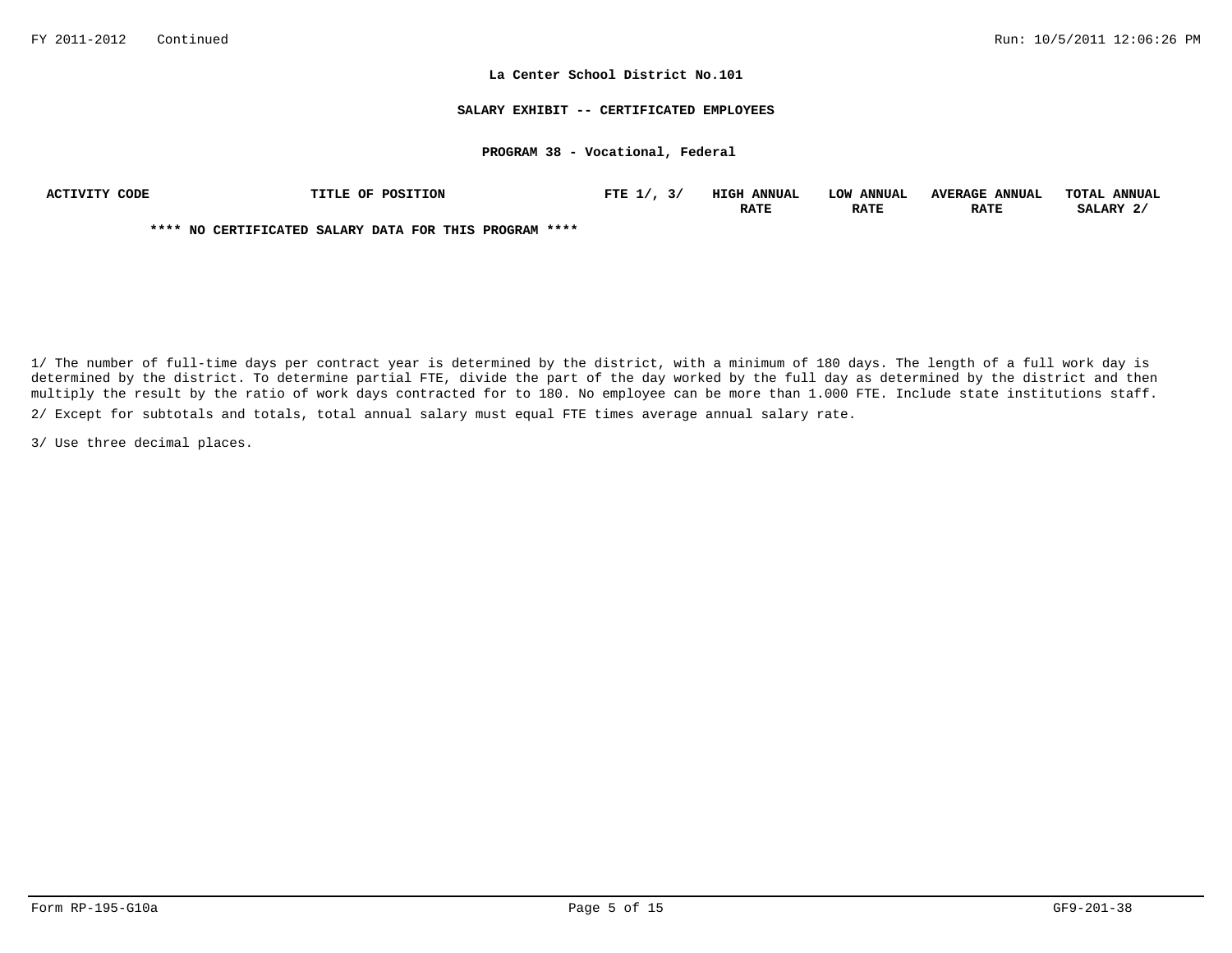**La Center School District No.101**

**SALARY EXHIBIT -- CERTIFICATED EMPLOYEES**

**PROGRAM 38 - Vocational, Federal**

| ACTIVITY CODE | TITLE OF POSITION | FTE 1/, 3/ | HIGH ANNUAL RATE | LOW ANNUAL RATE | AVERAGE ANNUAL RATE | TOTAL ANNUAL SALARY 2/ |
|---|---|---|---|---|---|---|

**\*\*\*\* NO CERTIFICATED SALARY DATA FOR THIS PROGRAM \*\*\*\***

1/ The number of full-time days per contract year is determined by the district, with a minimum of 180 days. The length of a full work day is determined by the district. To determine partial FTE, divide the part of the day worked by the full day as determined by the district and then multiply the result by the ratio of work days contracted for to 180. No employee can be more than 1.000 FTE. Include state institutions staff.

2/ Except for subtotals and totals, total annual salary must equal FTE times average annual salary rate.

3/ Use three decimal places.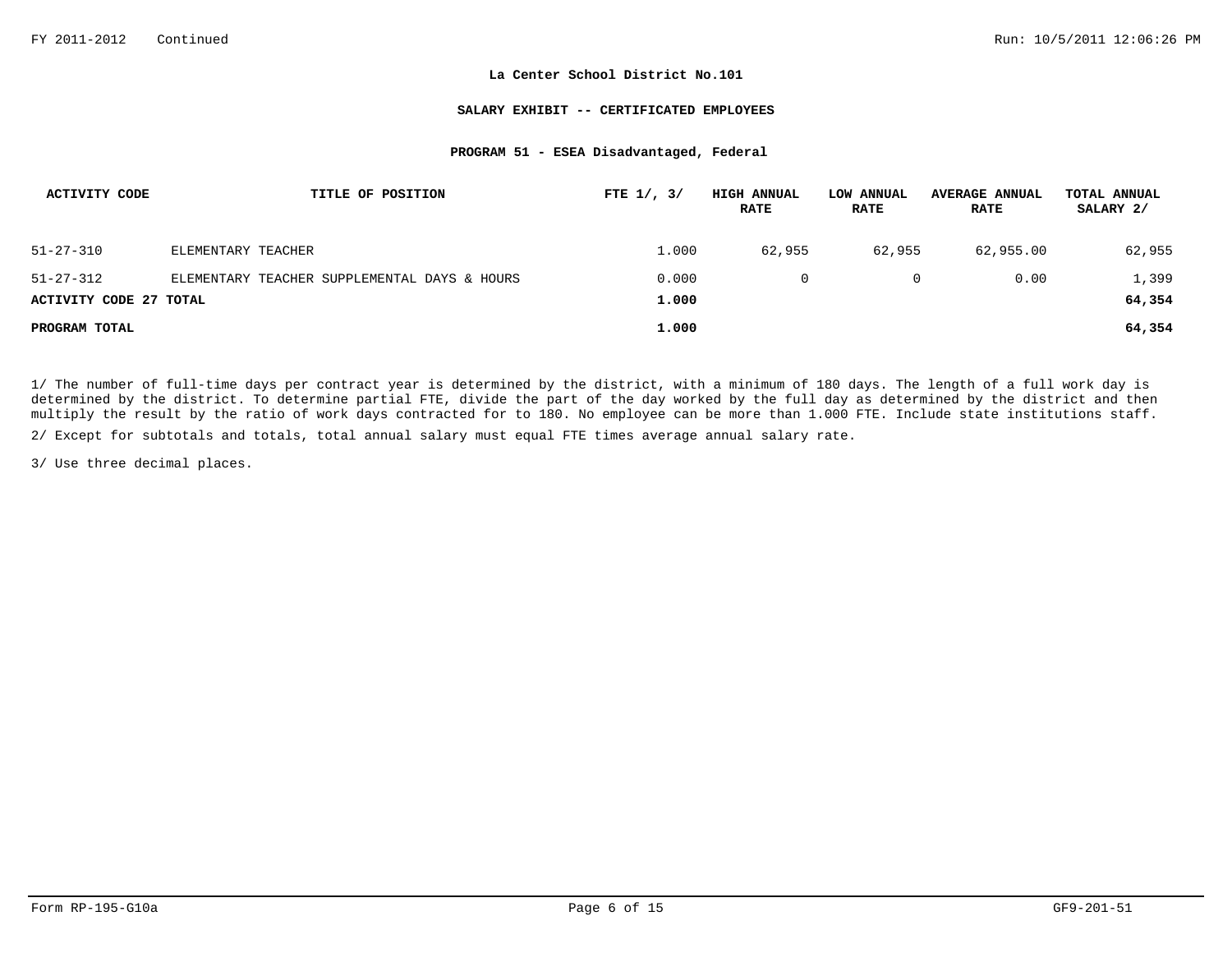**La Center School District No.101**

**SALARY EXHIBIT -- CERTIFICATED EMPLOYEES**

**PROGRAM 51 - ESEA Disadvantaged, Federal**

| ACTIVITY CODE | TITLE OF POSITION | FTE 1/, 3/ | HIGH ANNUAL RATE | LOW ANNUAL RATE | AVERAGE ANNUAL RATE | TOTAL ANNUAL SALARY 2/ |
|---|---|---|---|---|---|---|
| 51-27-310 | ELEMENTARY TEACHER | 1.000 | 62,955 | 62,955 | 62,955.00 | 62,955 |
| 51-27-312 | ELEMENTARY TEACHER SUPPLEMENTAL DAYS & HOURS | 0.000 | 0 | 0 | 0.00 | 1,399 |
| **ACTIVITY CODE 27 TOTAL** | | **1.000** | | | | **64,354** |
| **PROGRAM TOTAL** | | **1.000** | | | | **64,354** |

1/ The number of full-time days per contract year is determined by the district, with a minimum of 180 days. The length of a full work day is determined by the district. To determine partial FTE, divide the part of the day worked by the full day as determined by the district and then multiply the result by the ratio of work days contracted for to 180. No employee can be more than 1.000 FTE. Include state institutions staff.

2/ Except for subtotals and totals, total annual salary must equal FTE times average annual salary rate.

3/ Use three decimal places.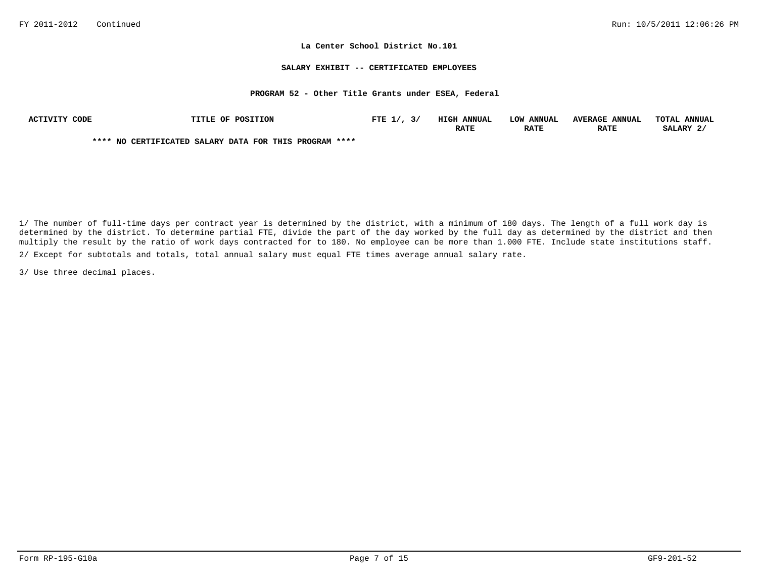## La Center School District No.101

### SALARY EXHIBIT -- CERTIFICATED EMPLOYEES

### PROGRAM 52 - Other Title Grants under ESEA, Federal

| ACTIVITY CODE | TITLE OF POSITION | FTE 1/, 3/ | HIGH ANNUAL RATE | LOW ANNUAL RATE | AVERAGE ANNUAL RATE | TOTAL ANNUAL SALARY 2/ |
|---|---|---|---|---|---|---|

**** NO CERTIFICATED SALARY DATA FOR THIS PROGRAM ****

1/ The number of full-time days per contract year is determined by the district, with a minimum of 180 days. The length of a full work day is determined by the district. To determine partial FTE, divide the part of the day worked by the full day as determined by the district and then multiply the result by the ratio of work days contracted for to 180. No employee can be more than 1.000 FTE. Include state institutions staff.

2/ Except for subtotals and totals, total annual salary must equal FTE times average annual salary rate.

3/ Use three decimal places.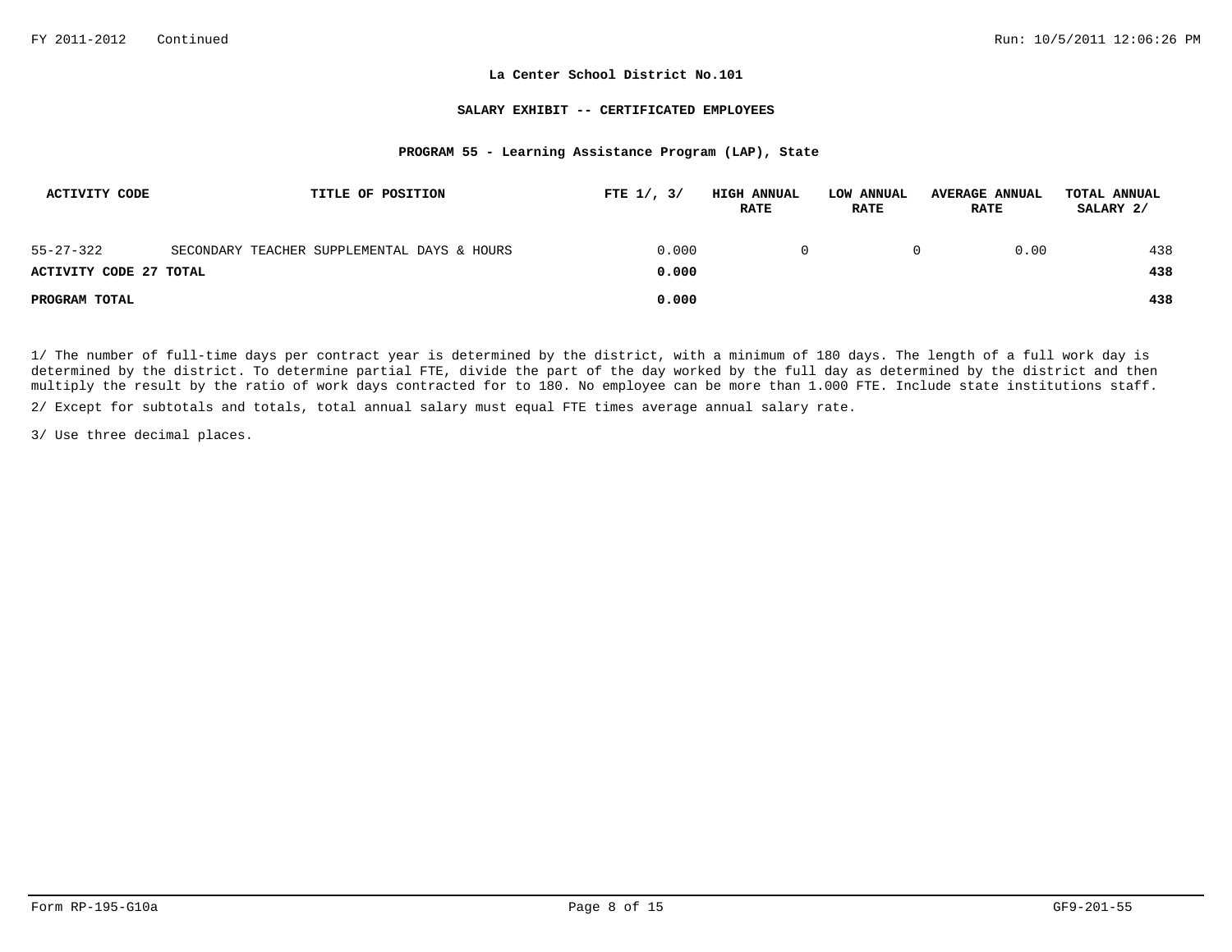**La Center School District No.101**

**SALARY EXHIBIT -- CERTIFICATED EMPLOYEES**

**PROGRAM 55 - Learning Assistance Program (LAP), State**

| ACTIVITY CODE | TITLE OF POSITION | FTE 1/, 3/ | HIGH ANNUAL RATE | LOW ANNUAL RATE | AVERAGE ANNUAL RATE | TOTAL ANNUAL SALARY 2/ |
|---|---|---|---|---|---|---|
| 55-27-322 | SECONDARY TEACHER SUPPLEMENTAL DAYS & HOURS | 0.000 | 0 | 0 | 0.00 | 438 |
| **ACTIVITY CODE 27 TOTAL** | | **0.000** | | | | **438** |
| **PROGRAM TOTAL** | | **0.000** | | | | **438** |

1/ The number of full-time days per contract year is determined by the district, with a minimum of 180 days. The length of a full work day is determined by the district. To determine partial FTE, divide the part of the day worked by the full day as determined by the district and then multiply the result by the ratio of work days contracted for to 180. No employee can be more than 1.000 FTE. Include state institutions staff.

2/ Except for subtotals and totals, total annual salary must equal FTE times average annual salary rate.

3/ Use three decimal places.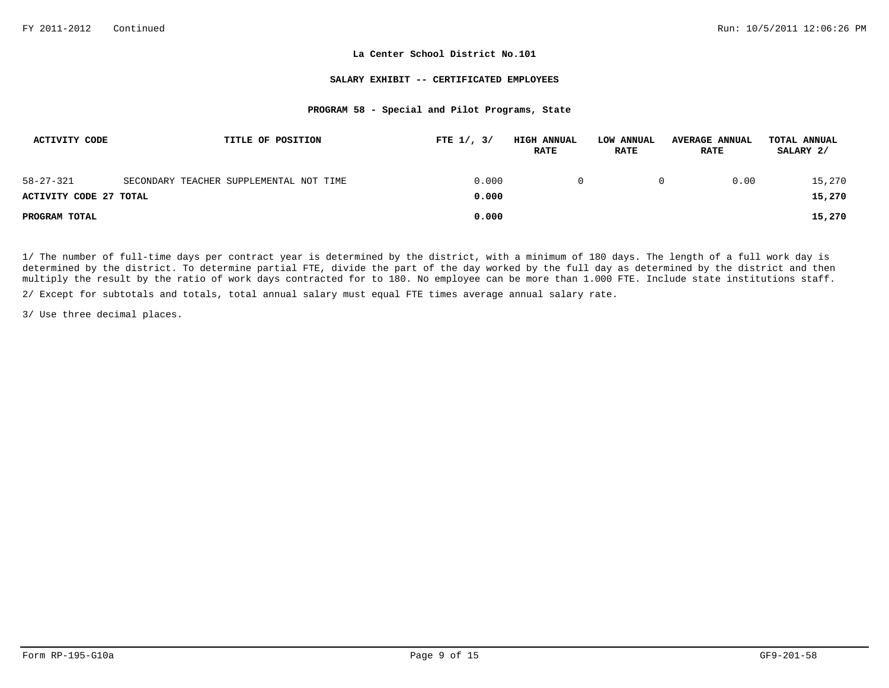**La Center School District No.101**

**SALARY EXHIBIT -- CERTIFICATED EMPLOYEES**

**PROGRAM 58 - Special and Pilot Programs, State**

| ACTIVITY CODE | TITLE OF POSITION | FTE 1/, 3/ | HIGH ANNUAL RATE | LOW ANNUAL RATE | AVERAGE ANNUAL RATE | TOTAL ANNUAL SALARY 2/ |
|---|---|---|---|---|---|---|
| 58-27-321 | SECONDARY TEACHER SUPPLEMENTAL NOT TIME | 0.000 | 0 | 0 | 0.00 | 15,270 |
| **ACTIVITY CODE 27 TOTAL** | | **0.000** | | | | **15,270** |
| **PROGRAM TOTAL** | | **0.000** | | | | **15,270** |

1/ The number of full-time days per contract year is determined by the district, with a minimum of 180 days. The length of a full work day is determined by the district. To determine partial FTE, divide the part of the day worked by the full day as determined by the district and then multiply the result by the ratio of work days contracted for to 180. No employee can be more than 1.000 FTE. Include state institutions staff.

2/ Except for subtotals and totals, total annual salary must equal FTE times average annual salary rate.

3/ Use three decimal places.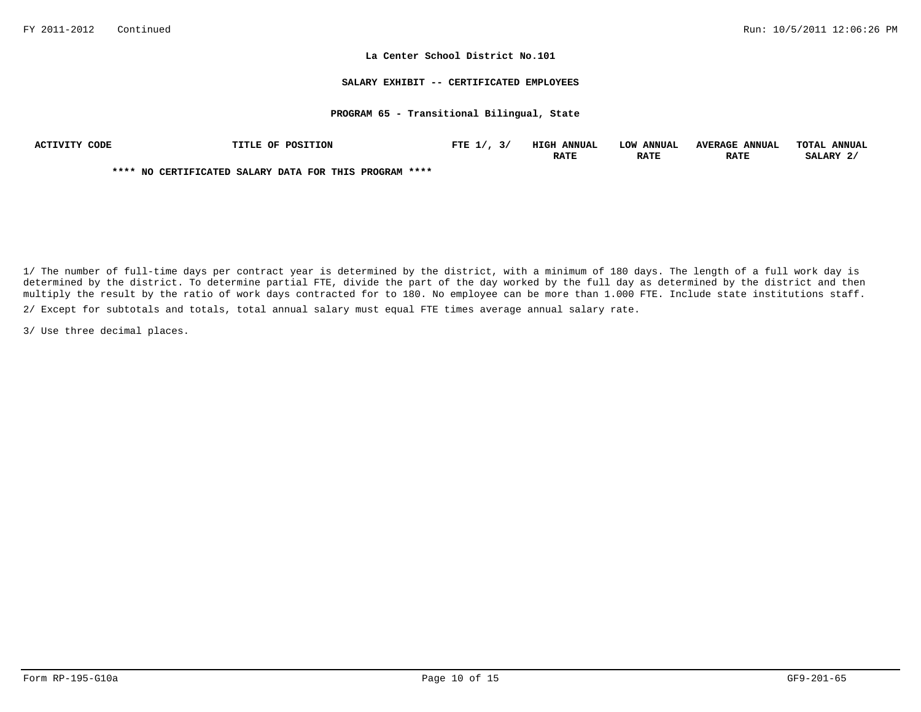La Center School District No.101

SALARY EXHIBIT -- CERTIFICATED EMPLOYEES

PROGRAM 65 - Transitional Bilingual, State

| ACTIVITY CODE | TITLE OF POSITION | FTE 1/, 3/ | HIGH ANNUAL RATE | LOW ANNUAL RATE | AVERAGE ANNUAL RATE | TOTAL ANNUAL SALARY 2/ |
|---|---|---|---|---|---|---|

**** NO CERTIFICATED SALARY DATA FOR THIS PROGRAM ****

1/ The number of full-time days per contract year is determined by the district, with a minimum of 180 days. The length of a full work day is determined by the district. To determine partial FTE, divide the part of the day worked by the full day as determined by the district and then multiply the result by the ratio of work days contracted for to 180. No employee can be more than 1.000 FTE. Include state institutions staff.

2/ Except for subtotals and totals, total annual salary must equal FTE times average annual salary rate.

3/ Use three decimal places.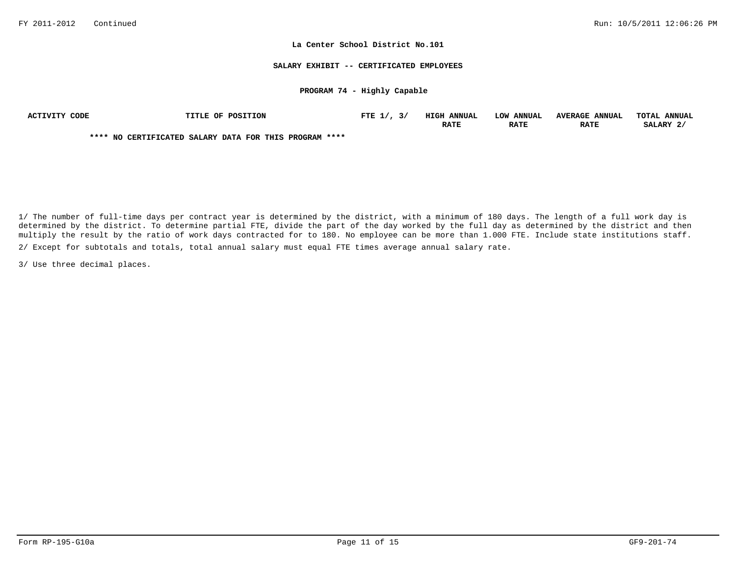**La Center School District No.101**

**SALARY EXHIBIT -- CERTIFICATED EMPLOYEES**

**PROGRAM 74 - Highly Capable**

| ACTIVITY CODE | TITLE OF POSITION | FTE 1/, 3/ | HIGH ANNUAL RATE | LOW ANNUAL RATE | AVERAGE ANNUAL RATE | TOTAL ANNUAL SALARY 2/ |
|---|---|---|---|---|---|---|
| | **\*\*\*\* NO CERTIFICATED SALARY DATA FOR THIS PROGRAM \*\*\*\*** | | | | | |

1/ The number of full-time days per contract year is determined by the district, with a minimum of 180 days. The length of a full work day is determined by the district. To determine partial FTE, divide the part of the day worked by the full day as determined by the district and then multiply the result by the ratio of work days contracted for to 180. No employee can be more than 1.000 FTE. Include state institutions staff.

2/ Except for subtotals and totals, total annual salary must equal FTE times average annual salary rate.

3/ Use three decimal places.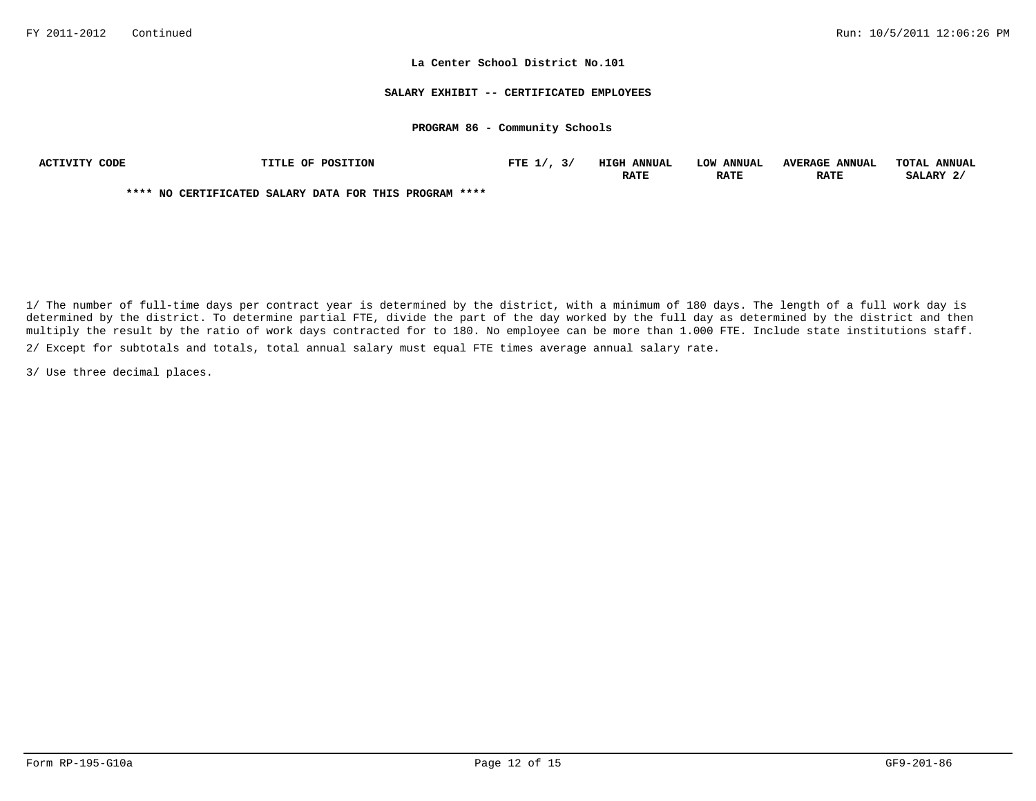**La Center School District No.101**

**SALARY EXHIBIT -- CERTIFICATED EMPLOYEES**

**PROGRAM 86 - Community Schools**

| ACTIVITY CODE | TITLE OF POSITION | FTE 1/, 3/ | HIGH ANNUAL RATE | LOW ANNUAL RATE | AVERAGE ANNUAL RATE | TOTAL ANNUAL SALARY 2/ |
|---|---|---|---|---|---|---|

**** NO CERTIFICATED SALARY DATA FOR THIS PROGRAM ****

1/ The number of full-time days per contract year is determined by the district, with a minimum of 180 days. The length of a full work day is determined by the district. To determine partial FTE, divide the part of the day worked by the full day as determined by the district and then multiply the result by the ratio of work days contracted for to 180. No employee can be more than 1.000 FTE. Include state institutions staff.

2/ Except for subtotals and totals, total annual salary must equal FTE times average annual salary rate.

3/ Use three decimal places.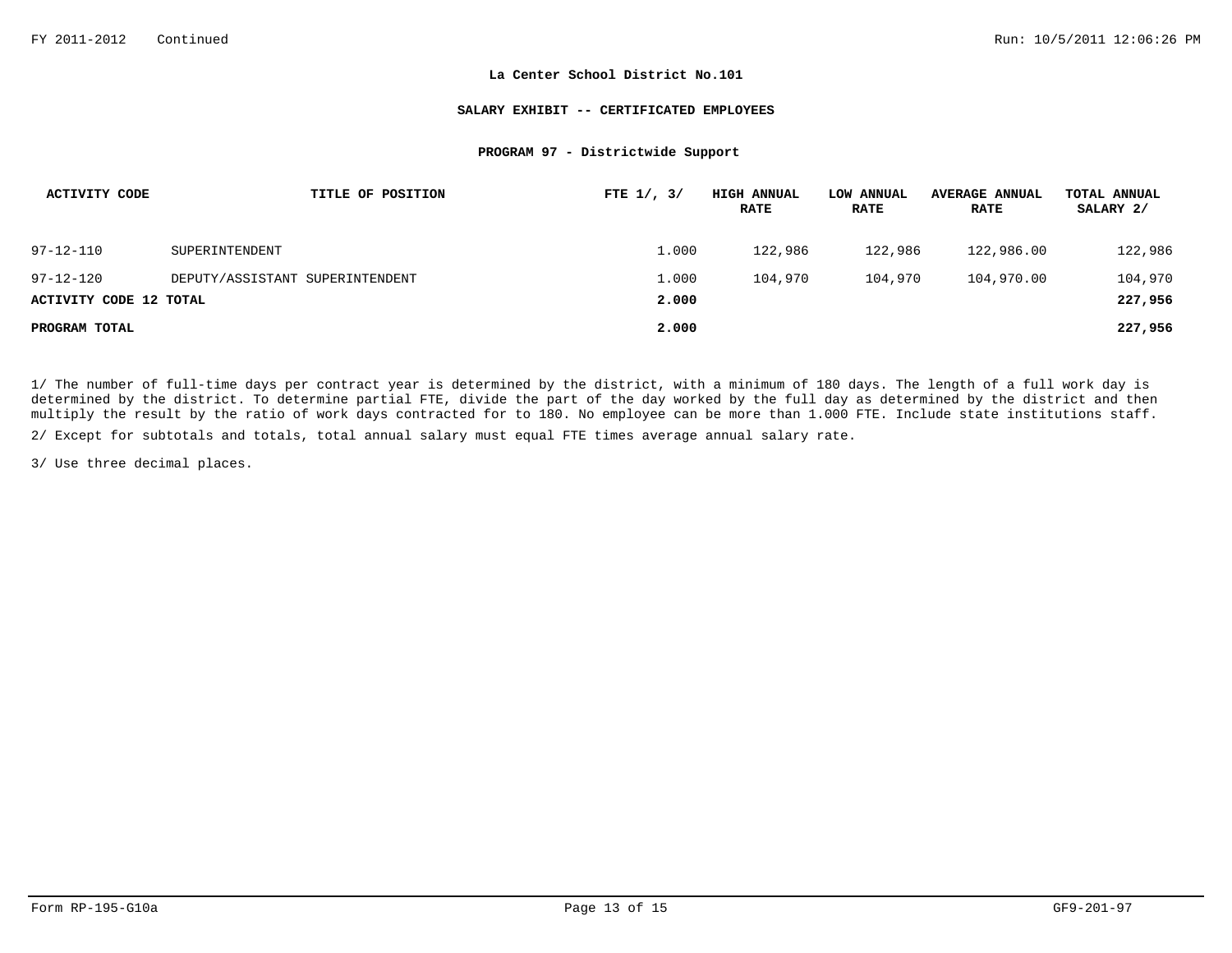**La Center School District No.101**

**SALARY EXHIBIT -- CERTIFICATED EMPLOYEES**

**PROGRAM 97 - Districtwide Support**

| ACTIVITY CODE | TITLE OF POSITION | FTE 1/, 3/ | HIGH ANNUAL RATE | LOW ANNUAL RATE | AVERAGE ANNUAL RATE | TOTAL ANNUAL SALARY 2/ |
|---|---|---|---|---|---|---|
| 97-12-110 | SUPERINTENDENT | 1.000 | 122,986 | 122,986 | 122,986.00 | 122,986 |
| 97-12-120 | DEPUTY/ASSISTANT SUPERINTENDENT | 1.000 | 104,970 | 104,970 | 104,970.00 | 104,970 |
| **ACTIVITY CODE 12 TOTAL** | | **2.000** | | | | **227,956** |
| **PROGRAM TOTAL** | | **2.000** | | | | **227,956** |

1/ The number of full-time days per contract year is determined by the district, with a minimum of 180 days. The length of a full work day is determined by the district. To determine partial FTE, divide the part of the day worked by the full day as determined by the district and then multiply the result by the ratio of work days contracted for to 180. No employee can be more than 1.000 FTE. Include state institutions staff.

2/ Except for subtotals and totals, total annual salary must equal FTE times average annual salary rate.

3/ Use three decimal places.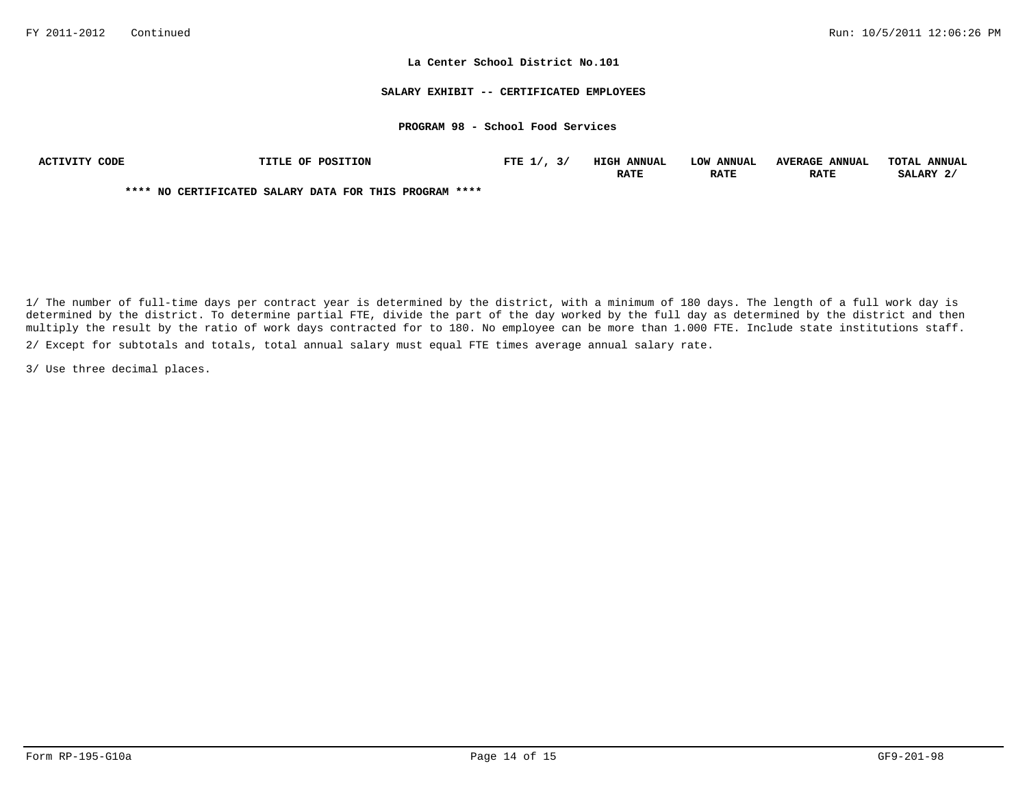**La Center School District No.101**

**SALARY EXHIBIT -- CERTIFICATED EMPLOYEES**

**PROGRAM 98 - School Food Services**

| ACTIVITY CODE | TITLE OF POSITION | FTE 1/, 3/ | HIGH ANNUAL RATE | LOW ANNUAL RATE | AVERAGE ANNUAL RATE | TOTAL ANNUAL SALARY 2/ |
|---|---|---|---|---|---|---|
| | **\*\*\*\* NO CERTIFICATED SALARY DATA FOR THIS PROGRAM \*\*\*\*** | | | | | |

1/ The number of full-time days per contract year is determined by the district, with a minimum of 180 days. The length of a full work day is determined by the district. To determine partial FTE, divide the part of the day worked by the full day as determined by the district and then multiply the result by the ratio of work days contracted for to 180. No employee can be more than 1.000 FTE. Include state institutions staff.

2/ Except for subtotals and totals, total annual salary must equal FTE times average annual salary rate.

3/ Use three decimal places.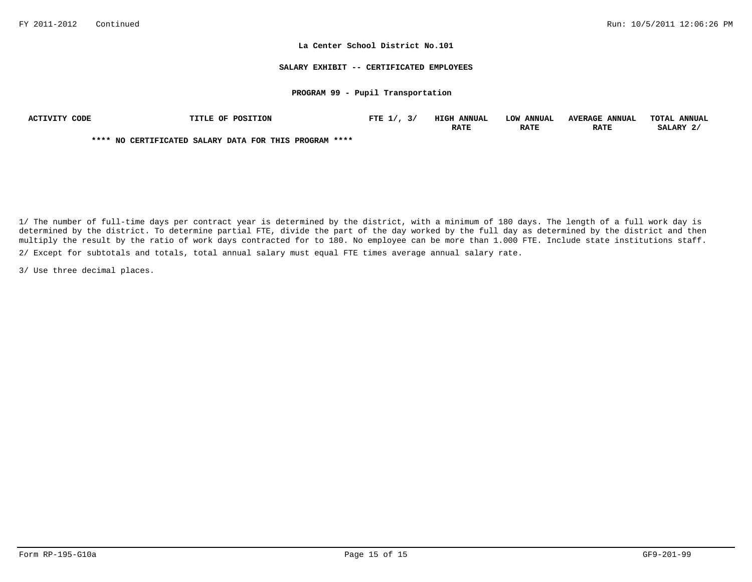**La Center School District No.101**

**SALARY EXHIBIT -- CERTIFICATED EMPLOYEES**

**PROGRAM 99 - Pupil Transportation**

| ACTIVITY CODE | TITLE OF POSITION | FTE 1/, 3/ | HIGH ANNUAL RATE | LOW ANNUAL RATE | AVERAGE ANNUAL RATE | TOTAL ANNUAL SALARY 2/ |
|---|---|---|---|---|---|---|
| | **\*\*\*\* NO CERTIFICATED SALARY DATA FOR THIS PROGRAM \*\*\*\*** | | | | | |

1/ The number of full-time days per contract year is determined by the district, with a minimum of 180 days. The length of a full work day is determined by the district. To determine partial FTE, divide the part of the day worked by the full day as determined by the district and then multiply the result by the ratio of work days contracted for to 180. No employee can be more than 1.000 FTE. Include state institutions staff.

2/ Except for subtotals and totals, total annual salary must equal FTE times average annual salary rate.

3/ Use three decimal places.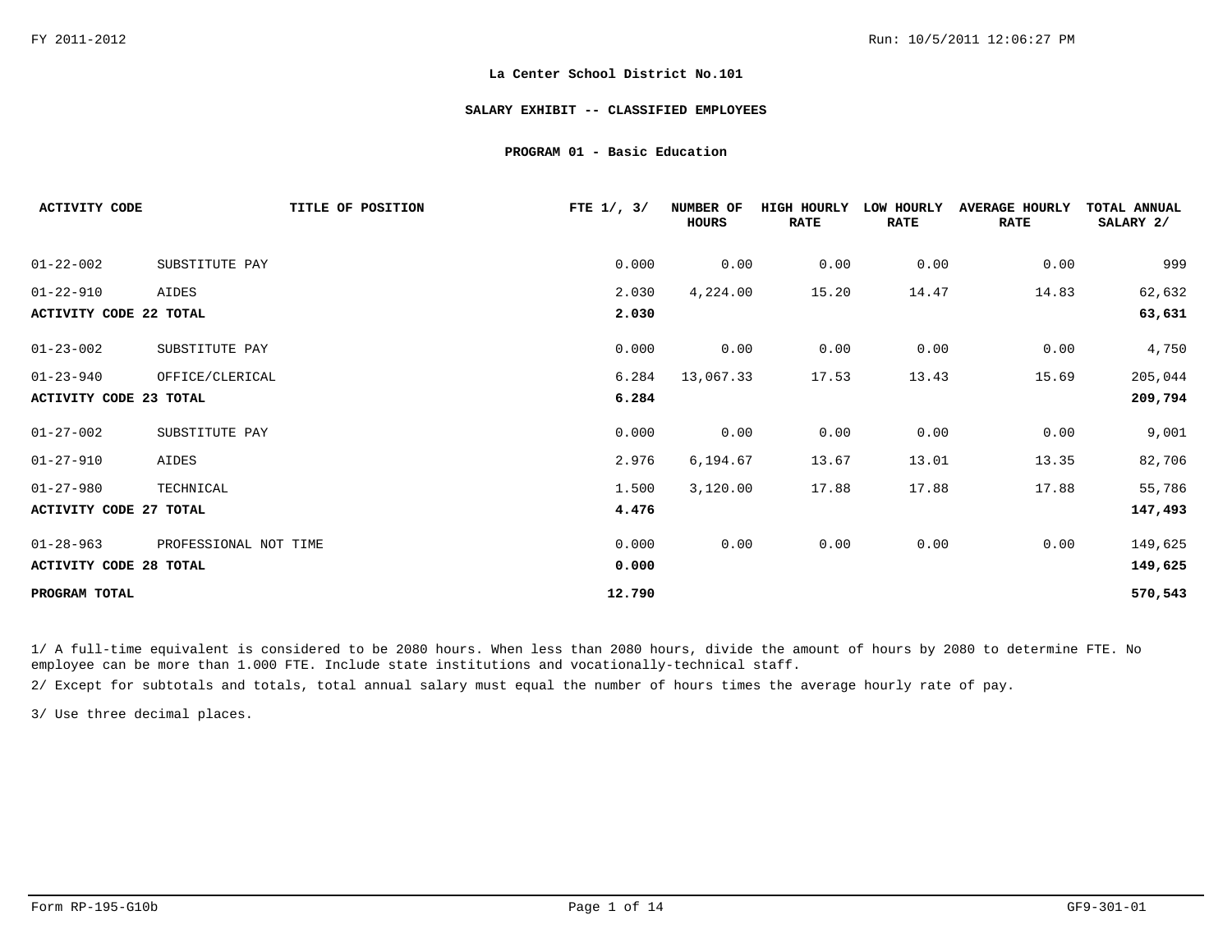**La Center School District No.101**

**SALARY EXHIBIT -- CLASSIFIED EMPLOYEES**

**PROGRAM 01 - Basic Education**

| ACTIVITY CODE | TITLE OF POSITION | FTE 1/, 3/ | NUMBER OF HOURS | HIGH HOURLY RATE | LOW HOURLY RATE | AVERAGE HOURLY RATE | TOTAL ANNUAL SALARY 2/ |
|---|---|---|---|---|---|---|---|
| 01-22-002 | SUBSTITUTE PAY | 0.000 | 0.00 | 0.00 | 0.00 | 0.00 | 999 |
| 01-22-910 | AIDES | 2.030 | 4,224.00 | 15.20 | 14.47 | 14.83 | 62,632 |
| **ACTIVITY CODE 22 TOTAL** | | **2.030** | | | | | **63,631** |
| 01-23-002 | SUBSTITUTE PAY | 0.000 | 0.00 | 0.00 | 0.00 | 0.00 | 4,750 |
| 01-23-940 | OFFICE/CLERICAL | 6.284 | 13,067.33 | 17.53 | 13.43 | 15.69 | 205,044 |
| **ACTIVITY CODE 23 TOTAL** | | **6.284** | | | | | **209,794** |
| 01-27-002 | SUBSTITUTE PAY | 0.000 | 0.00 | 0.00 | 0.00 | 0.00 | 9,001 |
| 01-27-910 | AIDES | 2.976 | 6,194.67 | 13.67 | 13.01 | 13.35 | 82,706 |
| 01-27-980 | TECHNICAL | 1.500 | 3,120.00 | 17.88 | 17.88 | 17.88 | 55,786 |
| **ACTIVITY CODE 27 TOTAL** | | **4.476** | | | | | **147,493** |
| 01-28-963 | PROFESSIONAL NOT TIME | 0.000 | 0.00 | 0.00 | 0.00 | 0.00 | 149,625 |
| **ACTIVITY CODE 28 TOTAL** | | **0.000** | | | | | **149,625** |
| **PROGRAM TOTAL** | | **12.790** | | | | | **570,543** |

1/ A full-time equivalent is considered to be 2080 hours. When less than 2080 hours, divide the amount of hours by 2080 to determine FTE. No employee can be more than 1.000 FTE. Include state institutions and vocationally-technical staff.

2/ Except for subtotals and totals, total annual salary must equal the number of hours times the average hourly rate of pay.

3/ Use three decimal places.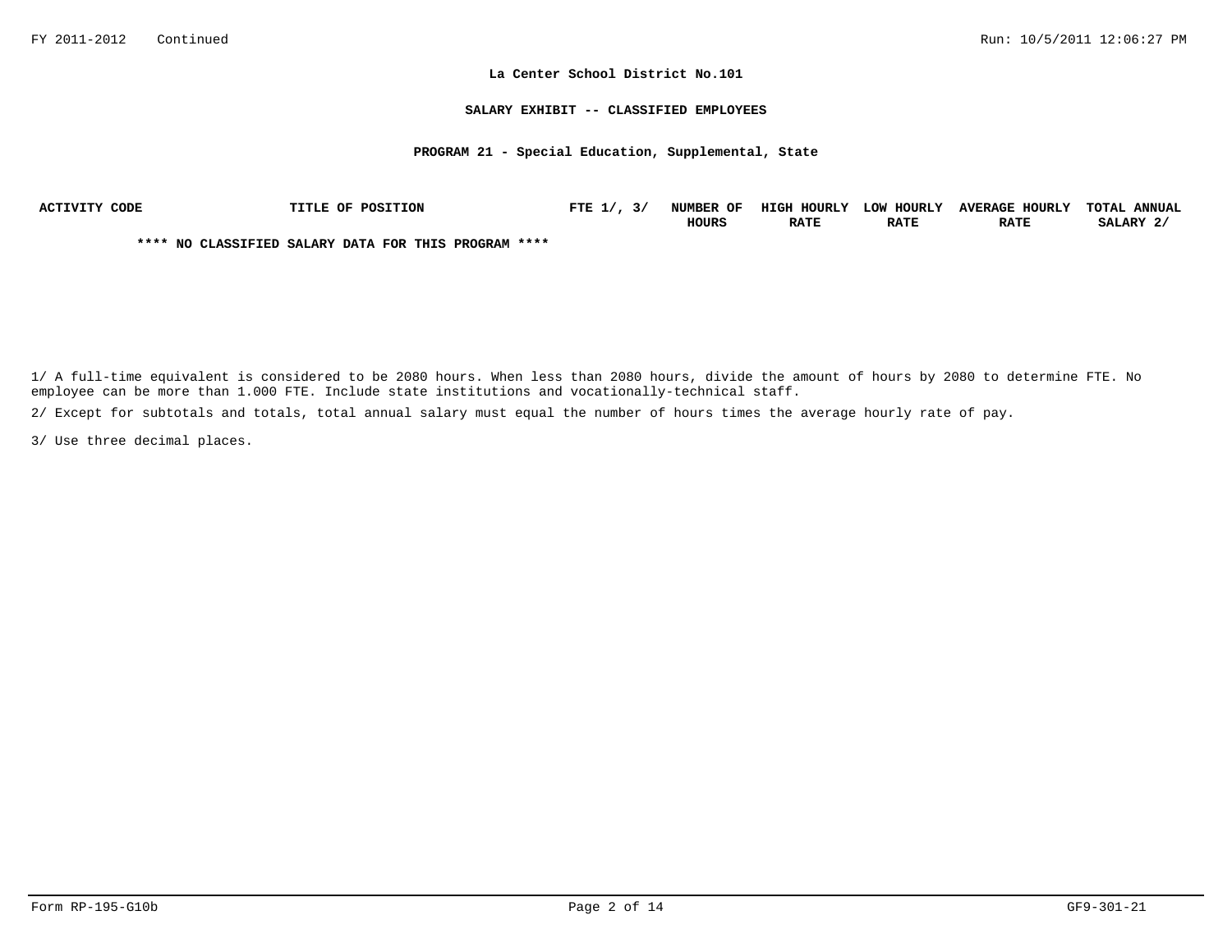FY 2011-2012 Continued

Run: 10/5/2011 12:06:27 PM

**La Center School District No.101**

**SALARY EXHIBIT -- CLASSIFIED EMPLOYEES**

**PROGRAM 21 - Special Education, Supplemental, State**

| ACTIVITY CODE | TITLE OF POSITION | FTE 1/, 3/ | NUMBER OF HOURS | HIGH HOURLY RATE | LOW HOURLY RATE | AVERAGE HOURLY RATE | TOTAL ANNUAL SALARY 2/ |
|---|---|---|---|---|---|---|---|

**\*\*\*\* NO CLASSIFIED SALARY DATA FOR THIS PROGRAM \*\*\*\***

1/ A full-time equivalent is considered to be 2080 hours. When less than 2080 hours, divide the amount of hours by 2080 to determine FTE. No employee can be more than 1.000 FTE. Include state institutions and vocationally-technical staff.

2/ Except for subtotals and totals, total annual salary must equal the number of hours times the average hourly rate of pay.

3/ Use three decimal places.

Form RP-195-G10b

GF9-301-21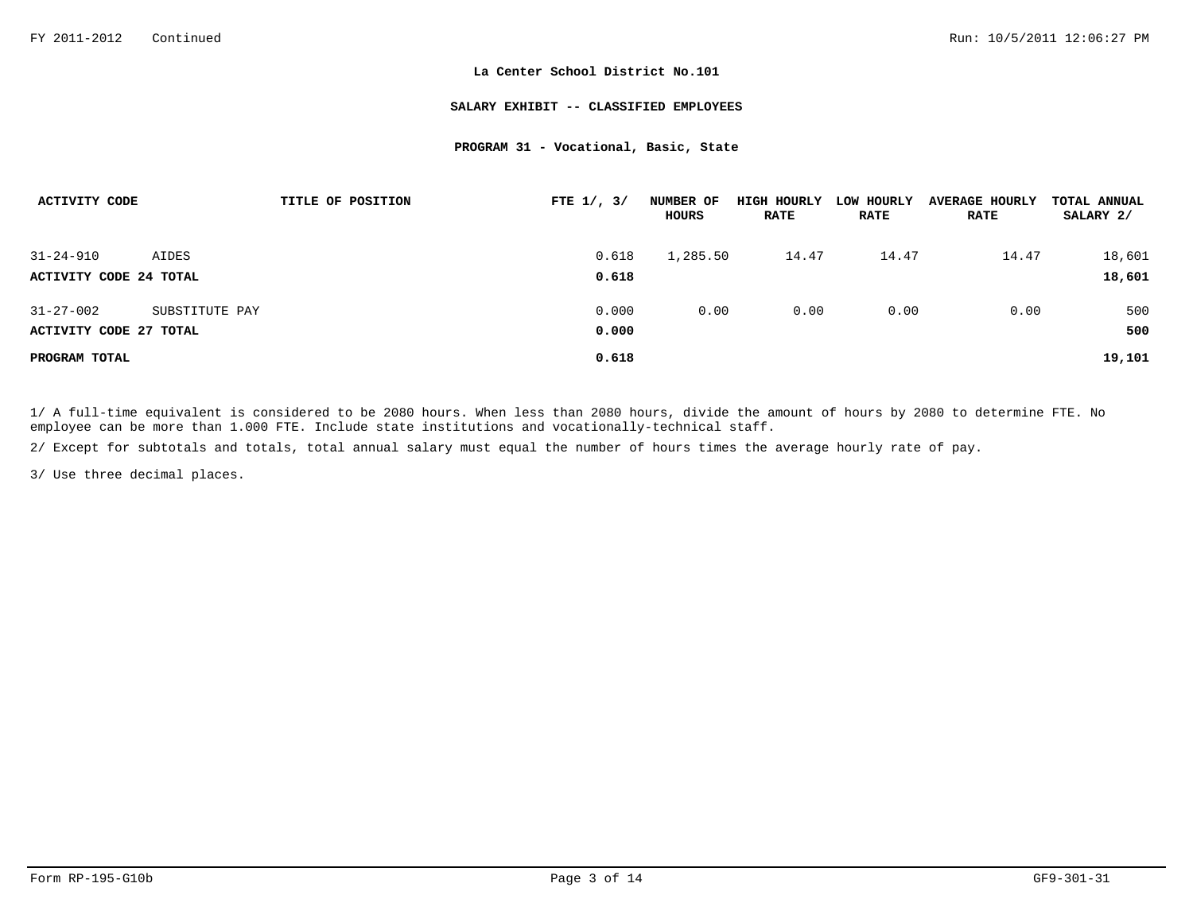**La Center School District No.101**

**SALARY EXHIBIT -- CLASSIFIED EMPLOYEES**

**PROGRAM 31 - Vocational, Basic, State**

| ACTIVITY CODE | TITLE OF POSITION | FTE 1/, 3/ | NUMBER OF HOURS | HIGH HOURLY RATE | LOW HOURLY RATE | AVERAGE HOURLY RATE | TOTAL ANNUAL SALARY 2/ |
|---|---|---|---|---|---|---|---|
| 31-24-910 | AIDES | 0.618 | 1,285.50 | 14.47 | 14.47 | 14.47 | 18,601 |
| **ACTIVITY CODE 24 TOTAL** | | **0.618** | | | | | **18,601** |
| 31-27-002 | SUBSTITUTE PAY | 0.000 | 0.00 | 0.00 | 0.00 | 0.00 | 500 |
| **ACTIVITY CODE 27 TOTAL** | | **0.000** | | | | | **500** |
| **PROGRAM TOTAL** | | **0.618** | | | | | **19,101** |

1/ A full-time equivalent is considered to be 2080 hours. When less than 2080 hours, divide the amount of hours by 2080 to determine FTE. No employee can be more than 1.000 FTE. Include state institutions and vocationally-technical staff.

2/ Except for subtotals and totals, total annual salary must equal the number of hours times the average hourly rate of pay.

3/ Use three decimal places.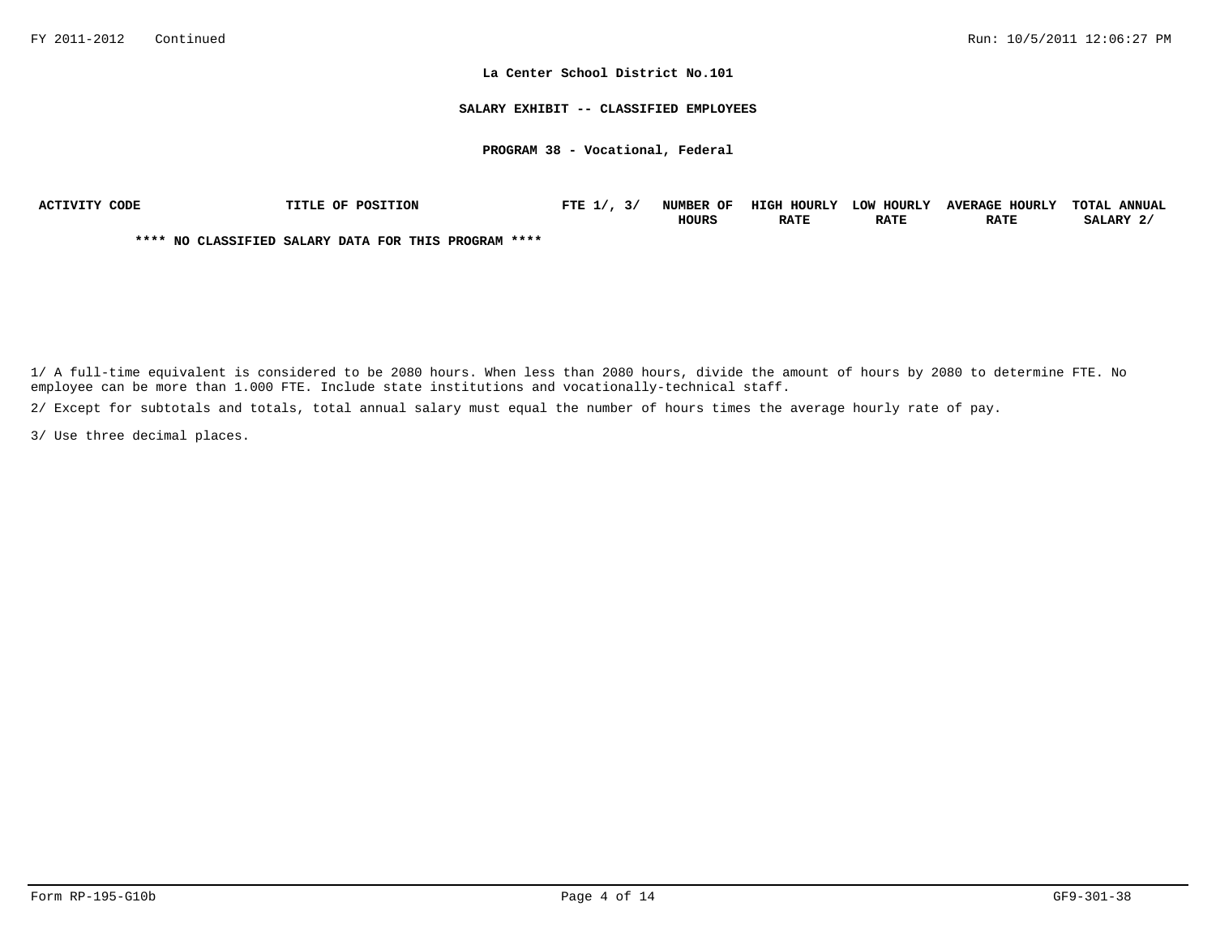FY 2011-2012 Continued

Run: 10/5/2011 12:06:27 PM

**La Center School District No.101**

**SALARY EXHIBIT -- CLASSIFIED EMPLOYEES**

**PROGRAM 38 - Vocational, Federal**

| ACTIVITY CODE | TITLE OF POSITION | FTE 1/, 3/ | NUMBER OF HOURS | HIGH HOURLY RATE | LOW HOURLY RATE | AVERAGE HOURLY RATE | TOTAL ANNUAL SALARY 2/ |
|---|---|---|---|---|---|---|---|
| | **** NO CLASSIFIED SALARY DATA FOR THIS PROGRAM **** | | | | | | |

1/ A full-time equivalent is considered to be 2080 hours. When less than 2080 hours, divide the amount of hours by 2080 to determine FTE. No employee can be more than 1.000 FTE. Include state institutions and vocationally-technical staff.

2/ Except for subtotals and totals, total annual salary must equal the number of hours times the average hourly rate of pay.

3/ Use three decimal places.

Form RP-195-G10b

GF9-301-38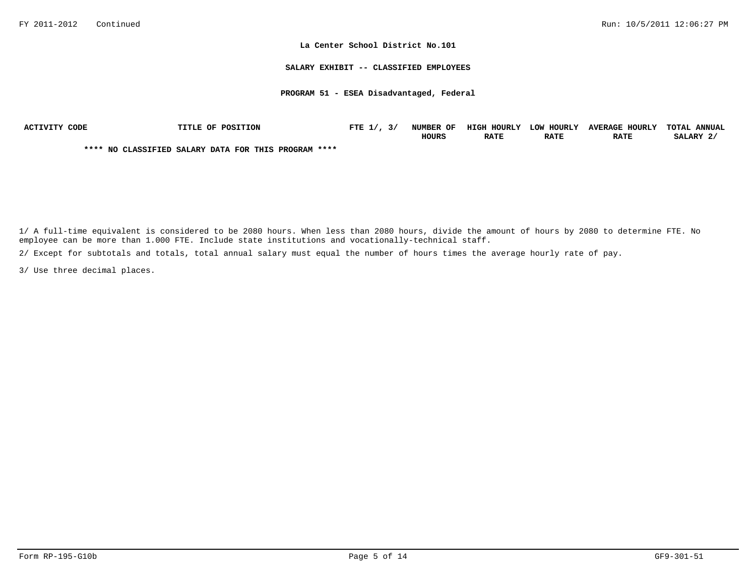La Center School District No.101

SALARY EXHIBIT -- CLASSIFIED EMPLOYEES

PROGRAM 51 - ESEA Disadvantaged, Federal

| ACTIVITY CODE | TITLE OF POSITION | FTE 1/, 3/ | NUMBER OF HOURS | HIGH HOURLY RATE | LOW HOURLY RATE | AVERAGE HOURLY RATE | TOTAL ANNUAL SALARY 2/ |
|---|---|---|---|---|---|---|---|

**** NO CLASSIFIED SALARY DATA FOR THIS PROGRAM ****

1/ A full-time equivalent is considered to be 2080 hours. When less than 2080 hours, divide the amount of hours by 2080 to determine FTE. No employee can be more than 1.000 FTE. Include state institutions and vocationally-technical staff.

2/ Except for subtotals and totals, total annual salary must equal the number of hours times the average hourly rate of pay.

3/ Use three decimal places.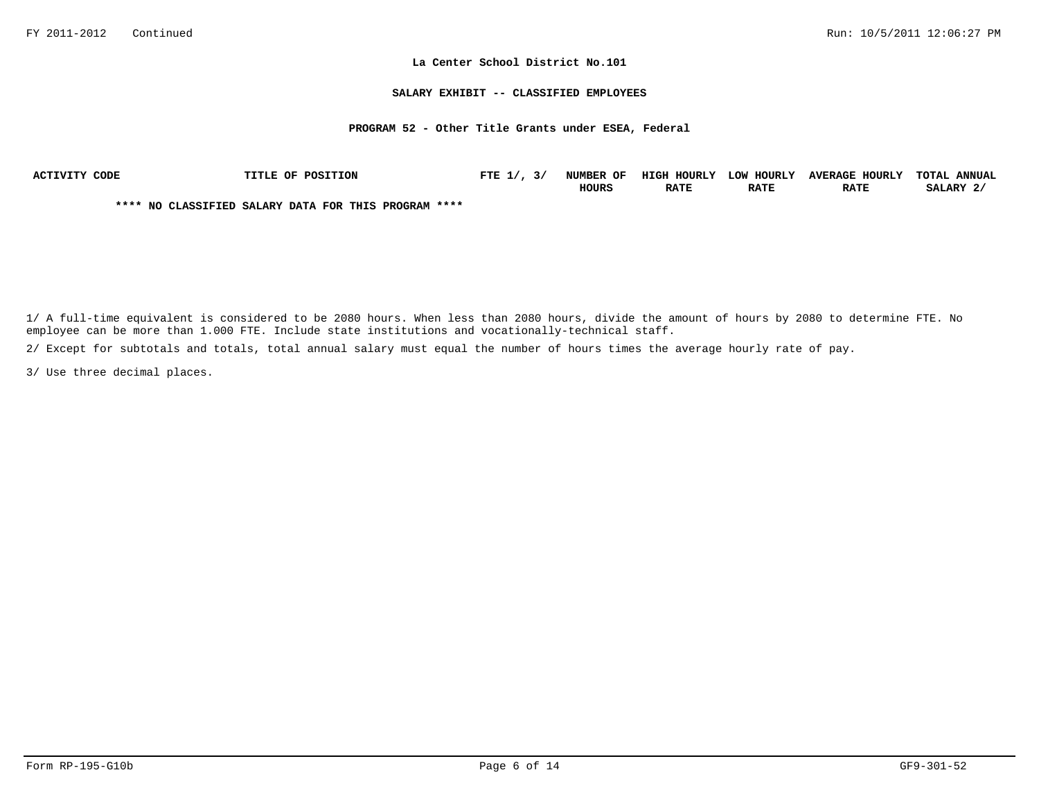# La Center School District No.101

## SALARY EXHIBIT -- CLASSIFIED EMPLOYEES

### PROGRAM 52 - Other Title Grants under ESEA, Federal

| ACTIVITY CODE | TITLE OF POSITION | FTE 1/, 3/ | NUMBER OF HOURS | HIGH HOURLY RATE | LOW HOURLY RATE | AVERAGE HOURLY RATE | TOTAL ANNUAL SALARY 2/ |
|---|---|---|---|---|---|---|---|
| **** NO CLASSIFIED SALARY DATA FOR THIS PROGRAM **** | | | | | | | |

1/ A full-time equivalent is considered to be 2080 hours. When less than 2080 hours, divide the amount of hours by 2080 to determine FTE. No employee can be more than 1.000 FTE. Include state institutions and vocationally-technical staff.

2/ Except for subtotals and totals, total annual salary must equal the number of hours times the average hourly rate of pay.

3/ Use three decimal places.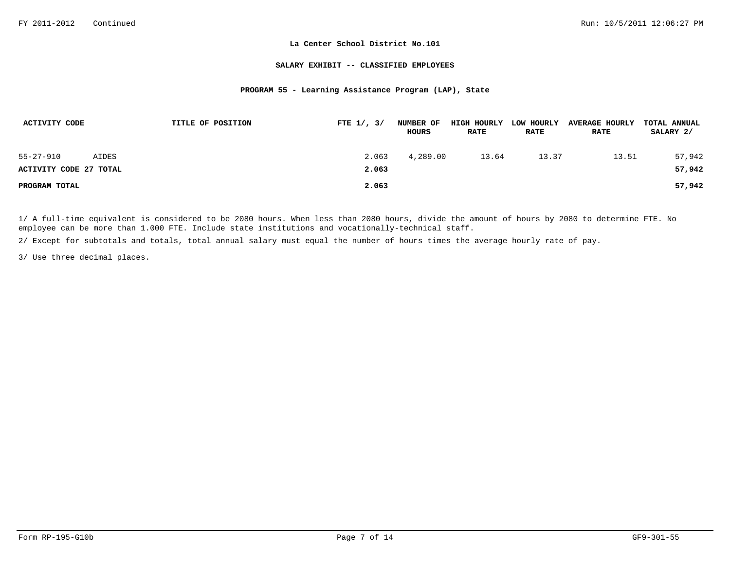**La Center School District No.101**

**SALARY EXHIBIT -- CLASSIFIED EMPLOYEES**

**PROGRAM 55 - Learning Assistance Program (LAP), State**

| ACTIVITY CODE | TITLE OF POSITION | FTE 1/, 3/ | NUMBER OF HOURS | HIGH HOURLY RATE | LOW HOURLY RATE | AVERAGE HOURLY RATE | TOTAL ANNUAL SALARY 2/ |
|---|---|---|---|---|---|---|---|
| 55-27-910 | AIDES | 2.063 | 4,289.00 | 13.64 | 13.37 | 13.51 | 57,942 |
| **ACTIVITY CODE 27 TOTAL** | | **2.063** | | | | | **57,942** |
| **PROGRAM TOTAL** | | **2.063** | | | | | **57,942** |

1/ A full-time equivalent is considered to be 2080 hours. When less than 2080 hours, divide the amount of hours by 2080 to determine FTE. No employee can be more than 1.000 FTE. Include state institutions and vocationally-technical staff.

2/ Except for subtotals and totals, total annual salary must equal the number of hours times the average hourly rate of pay.

3/ Use three decimal places.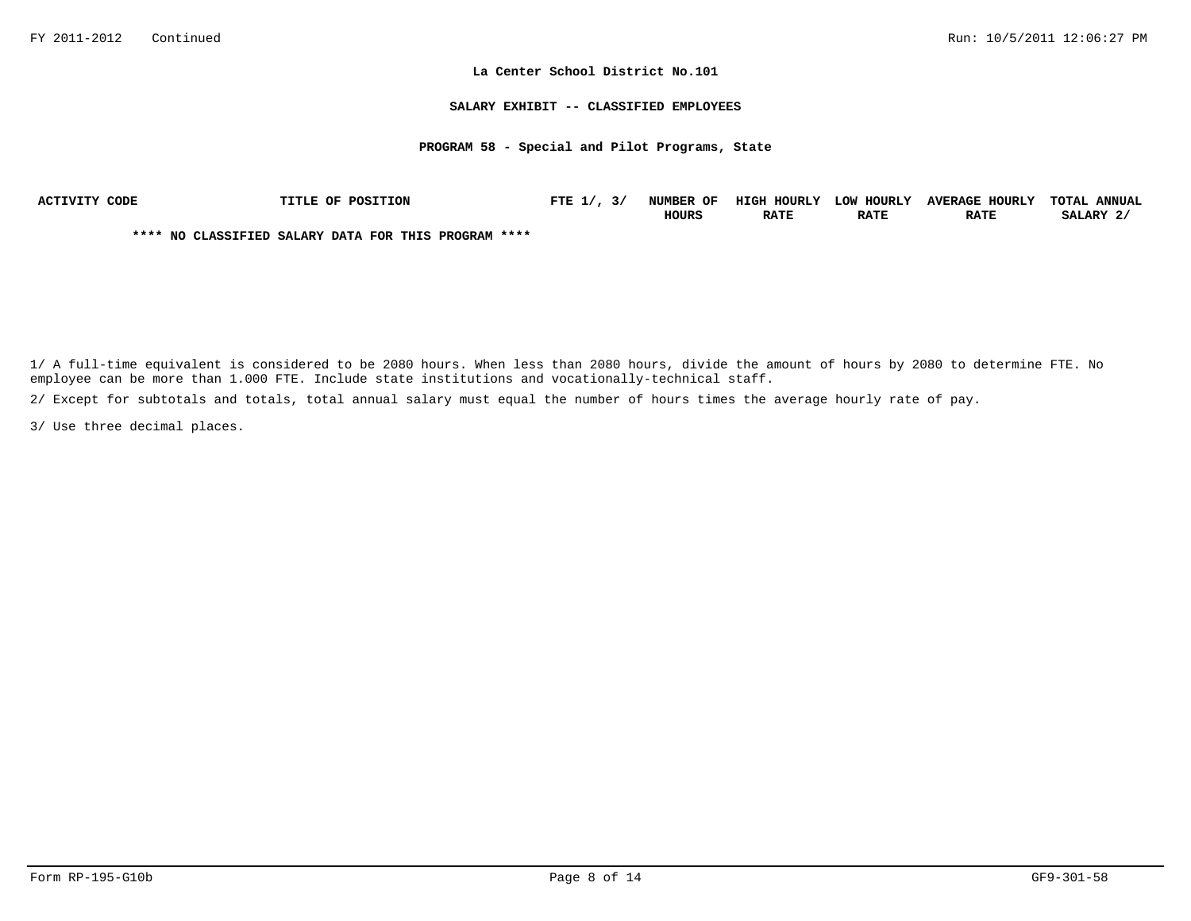FY 2011-2012 Continued

**La Center School District No.101**

**SALARY EXHIBIT -- CLASSIFIED EMPLOYEES**

**PROGRAM 58 - Special and Pilot Programs, State**

| ACTIVITY CODE | TITLE OF POSITION | FTE 1/, 3/ | NUMBER OF HOURS | HIGH HOURLY RATE | LOW HOURLY RATE | AVERAGE HOURLY RATE | TOTAL ANNUAL SALARY 2/ |
|---|---|---|---|---|---|---|---|

**\*\*\*\* NO CLASSIFIED SALARY DATA FOR THIS PROGRAM \*\*\*\***

1/ A full-time equivalent is considered to be 2080 hours. When less than 2080 hours, divide the amount of hours by 2080 to determine FTE. No employee can be more than 1.000 FTE. Include state institutions and vocationally-technical staff.

2/ Except for subtotals and totals, total annual salary must equal the number of hours times the average hourly rate of pay.

3/ Use three decimal places.

Form RP-195-G10b GF9-301-58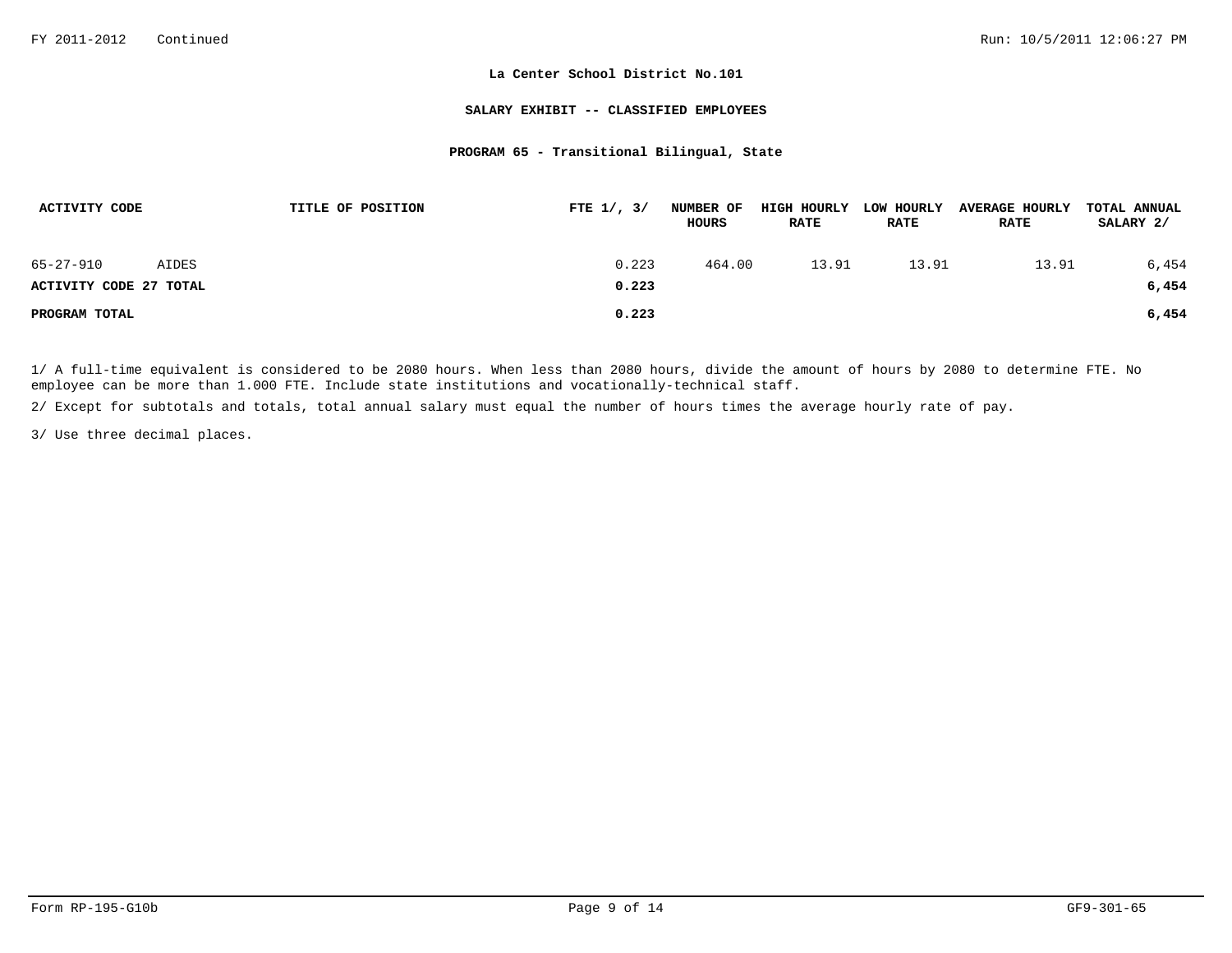FY 2011-2012 Continued

**La Center School District No.101**

**SALARY EXHIBIT -- CLASSIFIED EMPLOYEES**

**PROGRAM 65 - Transitional Bilingual, State**

| ACTIVITY CODE | TITLE OF POSITION | FTE 1/, 3/ | NUMBER OF HOURS | HIGH HOURLY RATE | LOW HOURLY RATE | AVERAGE HOURLY RATE | TOTAL ANNUAL SALARY 2/ |
|---|---|---|---|---|---|---|---|
| 65-27-910 | AIDES | 0.223 | 464.00 | 13.91 | 13.91 | 13.91 | 6,454 |
| **ACTIVITY CODE 27 TOTAL** | | **0.223** | | | | | **6,454** |
| **PROGRAM TOTAL** | | **0.223** | | | | | **6,454** |

1/ A full-time equivalent is considered to be 2080 hours. When less than 2080 hours, divide the amount of hours by 2080 to determine FTE. No employee can be more than 1.000 FTE. Include state institutions and vocationally-technical staff.

2/ Except for subtotals and totals, total annual salary must equal the number of hours times the average hourly rate of pay.

3/ Use three decimal places.

Form RP-195-G10b GF9-301-65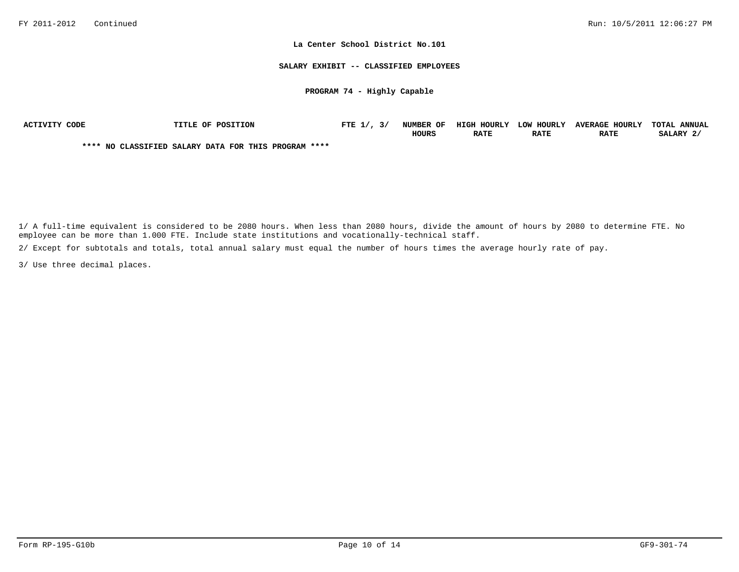FY 2011-2012 Continued

Run: 10/5/2011 12:06:27 PM

**La Center School District No.101**

**SALARY EXHIBIT -- CLASSIFIED EMPLOYEES**

**PROGRAM 74 - Highly Capable**

| ACTIVITY CODE | TITLE OF POSITION | FTE 1/, 3/ | NUMBER OF HOURS | HIGH HOURLY RATE | LOW HOURLY RATE | AVERAGE HOURLY RATE | TOTAL ANNUAL SALARY 2/ |
|---|---|---|---|---|---|---|---|

**\*\*\*\* NO CLASSIFIED SALARY DATA FOR THIS PROGRAM \*\*\*\***

1/ A full-time equivalent is considered to be 2080 hours. When less than 2080 hours, divide the amount of hours by 2080 to determine FTE. No employee can be more than 1.000 FTE. Include state institutions and vocationally-technical staff.

2/ Except for subtotals and totals, total annual salary must equal the number of hours times the average hourly rate of pay.

3/ Use three decimal places.

Form RP-195-G10b GF9-301-74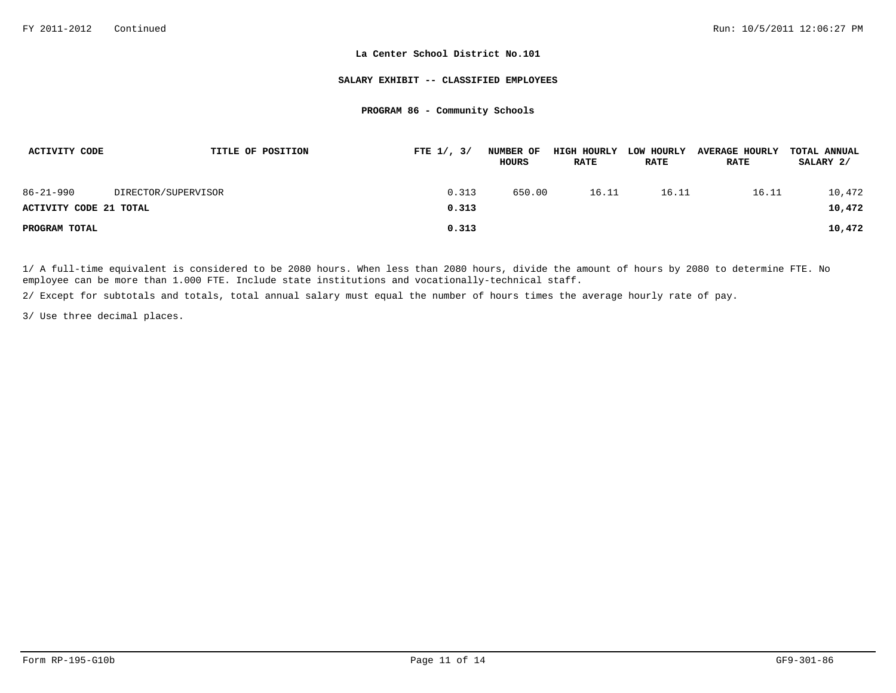FY 2011-2012 Continued

**La Center School District No.101**

**SALARY EXHIBIT -- CLASSIFIED EMPLOYEES**

**PROGRAM 86 - Community Schools**

| ACTIVITY CODE | TITLE OF POSITION | FTE 1/, 3/ | NUMBER OF HOURS | HIGH HOURLY RATE | LOW HOURLY RATE | AVERAGE HOURLY RATE | TOTAL ANNUAL SALARY 2/ |
|---|---|---|---|---|---|---|---|
| 86-21-990 | DIRECTOR/SUPERVISOR | 0.313 | 650.00 | 16.11 | 16.11 | 16.11 | 10,472 |
| **ACTIVITY CODE 21 TOTAL** | | **0.313** | | | | | **10,472** |
| **PROGRAM TOTAL** | | **0.313** | | | | | **10,472** |

1/ A full-time equivalent is considered to be 2080 hours. When less than 2080 hours, divide the amount of hours by 2080 to determine FTE. No employee can be more than 1.000 FTE. Include state institutions and vocationally-technical staff.

2/ Except for subtotals and totals, total annual salary must equal the number of hours times the average hourly rate of pay.

3/ Use three decimal places.

Form RP-195-G10b GF9-301-86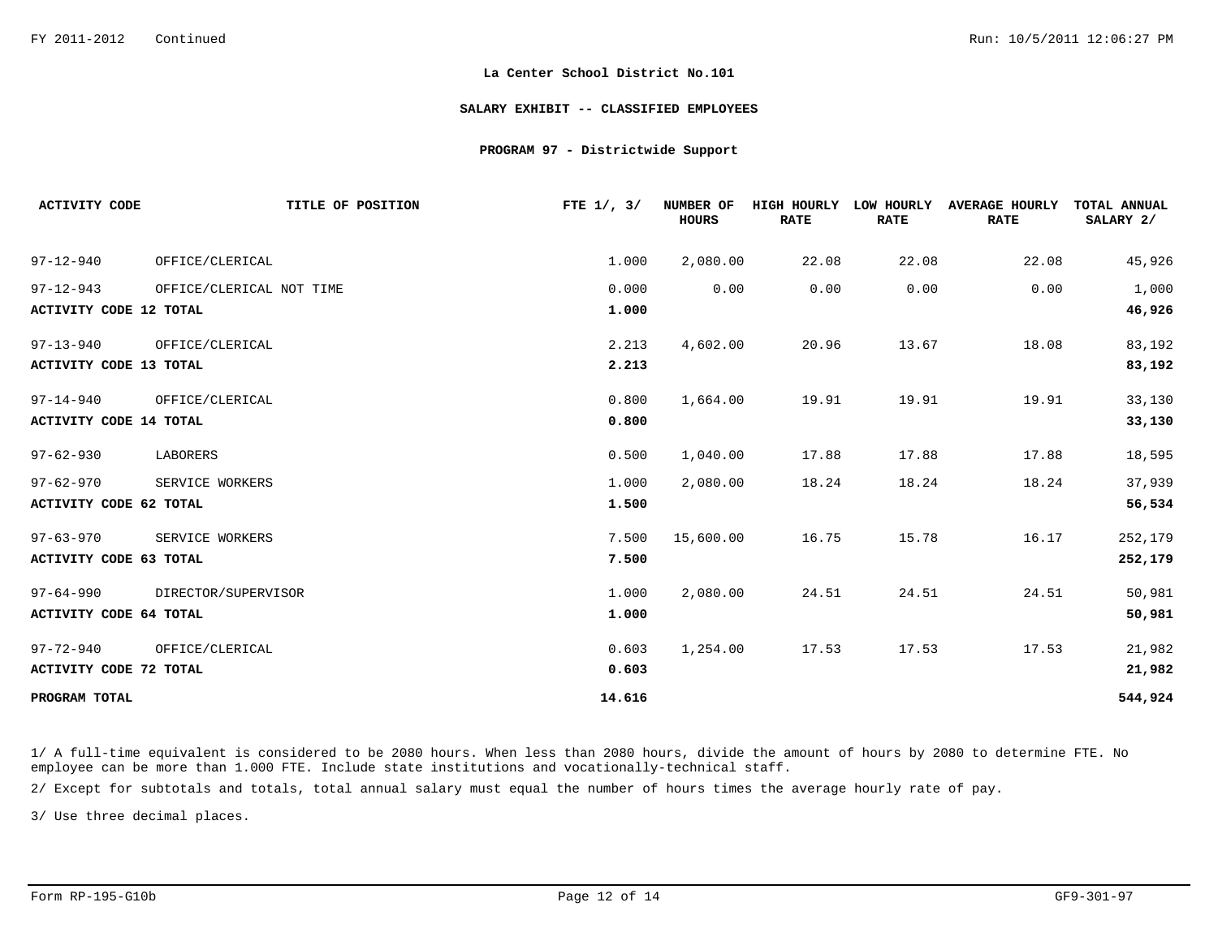FY 2011-2012 Continued

**La Center School District No.101**

**SALARY EXHIBIT -- CLASSIFIED EMPLOYEES**

**PROGRAM 97 - Districtwide Support**

| ACTIVITY CODE | TITLE OF POSITION | FTE 1/, 3/ | NUMBER OF HOURS | HIGH HOURLY RATE | LOW HOURLY RATE | AVERAGE HOURLY RATE | TOTAL ANNUAL SALARY 2/ |
|---|---|---|---|---|---|---|---|
| 97-12-940 | OFFICE/CLERICAL | 1.000 | 2,080.00 | 22.08 | 22.08 | 22.08 | 45,926 |
| 97-12-943 | OFFICE/CLERICAL NOT TIME | 0.000 | 0.00 | 0.00 | 0.00 | 0.00 | 1,000 |
| **ACTIVITY CODE 12 TOTAL** | | **1.000** | | | | | **46,926** |
| 97-13-940 | OFFICE/CLERICAL | 2.213 | 4,602.00 | 20.96 | 13.67 | 18.08 | 83,192 |
| **ACTIVITY CODE 13 TOTAL** | | **2.213** | | | | | **83,192** |
| 97-14-940 | OFFICE/CLERICAL | 0.800 | 1,664.00 | 19.91 | 19.91 | 19.91 | 33,130 |
| **ACTIVITY CODE 14 TOTAL** | | **0.800** | | | | | **33,130** |
| 97-62-930 | LABORERS | 0.500 | 1,040.00 | 17.88 | 17.88 | 17.88 | 18,595 |
| 97-62-970 | SERVICE WORKERS | 1.000 | 2,080.00 | 18.24 | 18.24 | 18.24 | 37,939 |
| **ACTIVITY CODE 62 TOTAL** | | **1.500** | | | | | **56,534** |
| 97-63-970 | SERVICE WORKERS | 7.500 | 15,600.00 | 16.75 | 15.78 | 16.17 | 252,179 |
| **ACTIVITY CODE 63 TOTAL** | | **7.500** | | | | | **252,179** |
| 97-64-990 | DIRECTOR/SUPERVISOR | 1.000 | 2,080.00 | 24.51 | 24.51 | 24.51 | 50,981 |
| **ACTIVITY CODE 64 TOTAL** | | **1.000** | | | | | **50,981** |
| 97-72-940 | OFFICE/CLERICAL | 0.603 | 1,254.00 | 17.53 | 17.53 | 17.53 | 21,982 |
| **ACTIVITY CODE 72 TOTAL** | | **0.603** | | | | | **21,982** |
| **PROGRAM TOTAL** | | **14.616** | | | | | **544,924** |

1/ A full-time equivalent is considered to be 2080 hours. When less than 2080 hours, divide the amount of hours by 2080 to determine FTE. No employee can be more than 1.000 FTE. Include state institutions and vocationally-technical staff.

2/ Except for subtotals and totals, total annual salary must equal the number of hours times the average hourly rate of pay.

3/ Use three decimal places.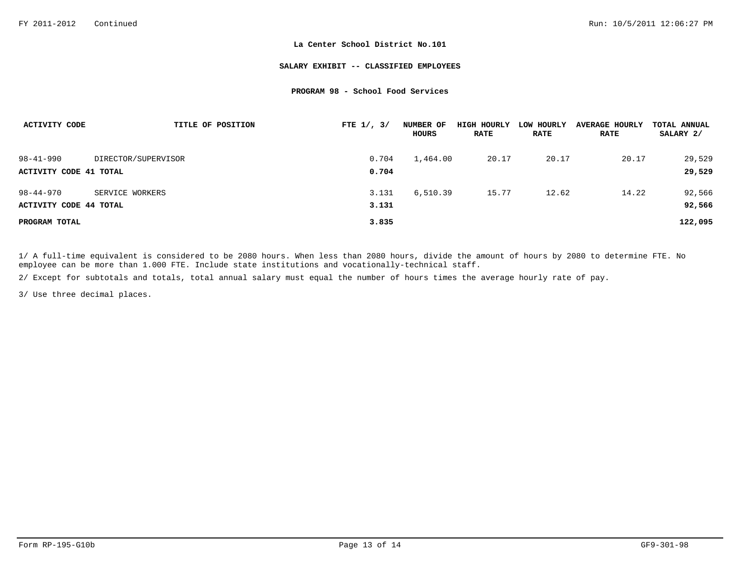# La Center School District No.101

## SALARY EXHIBIT -- CLASSIFIED EMPLOYEES

### PROGRAM 98 - School Food Services

| ACTIVITY CODE | TITLE OF POSITION | FTE 1/, 3/ | NUMBER OF HOURS | HIGH HOURLY RATE | LOW HOURLY RATE | AVERAGE HOURLY RATE | TOTAL ANNUAL SALARY 2/ |
|---|---|---|---|---|---|---|---|
| 98-41-990 | DIRECTOR/SUPERVISOR | 0.704 | 1,464.00 | 20.17 | 20.17 | 20.17 | 29,529 |
| **ACTIVITY CODE 41 TOTAL** | | **0.704** | | | | | **29,529** |
| 98-44-970 | SERVICE WORKERS | 3.131 | 6,510.39 | 15.77 | 12.62 | 14.22 | 92,566 |
| **ACTIVITY CODE 44 TOTAL** | | **3.131** | | | | | **92,566** |
| **PROGRAM TOTAL** | | **3.835** | | | | | **122,095** |

1/ A full-time equivalent is considered to be 2080 hours. When less than 2080 hours, divide the amount of hours by 2080 to determine FTE. No employee can be more than 1.000 FTE. Include state institutions and vocationally-technical staff.

2/ Except for subtotals and totals, total annual salary must equal the number of hours times the average hourly rate of pay.

3/ Use three decimal places.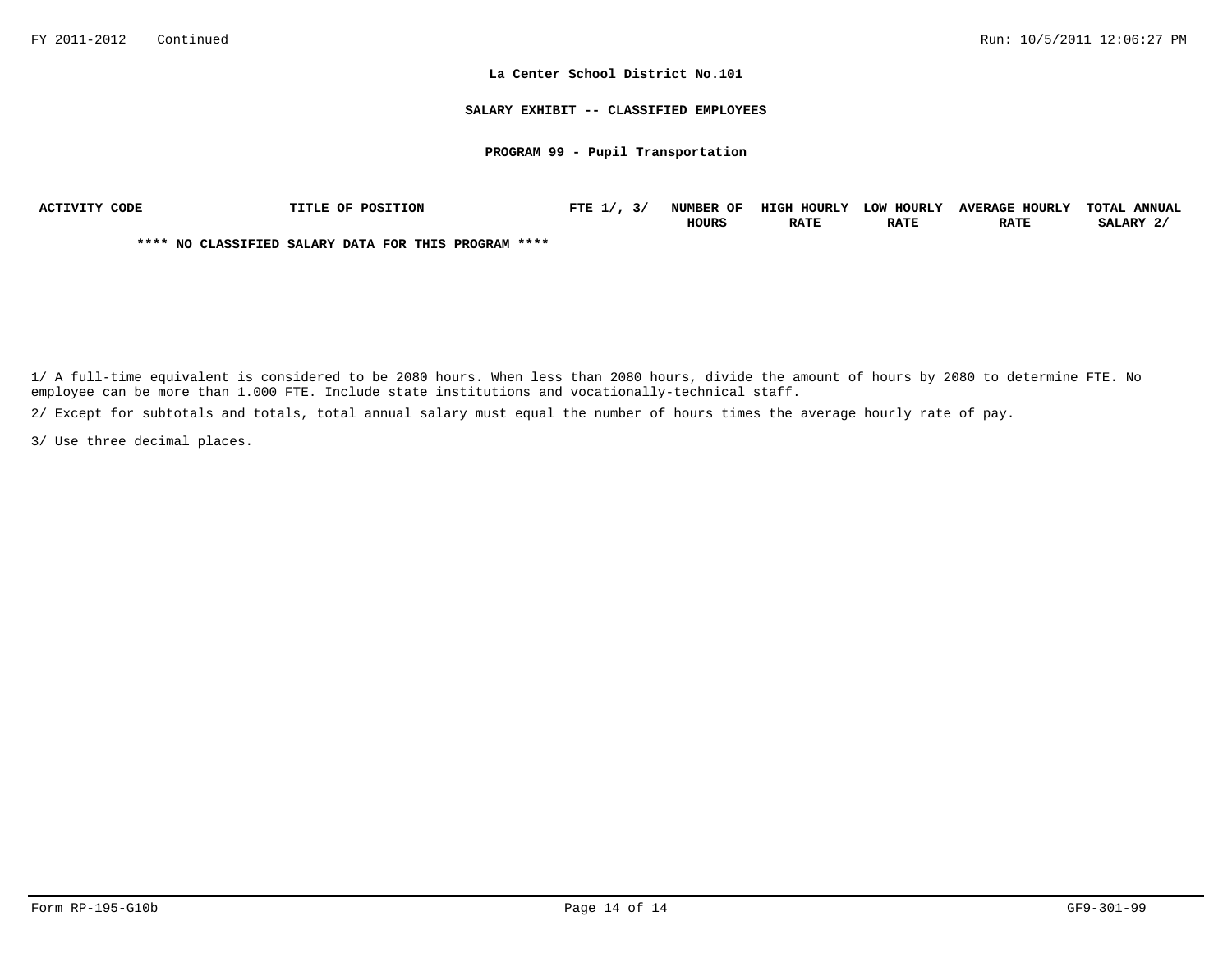**La Center School District No.101**

**SALARY EXHIBIT -- CLASSIFIED EMPLOYEES**

**PROGRAM 99 - Pupil Transportation**

| ACTIVITY CODE | TITLE OF POSITION | FTE 1/, 3/ | NUMBER OF HOURS | HIGH HOURLY RATE | LOW HOURLY RATE | AVERAGE HOURLY RATE | TOTAL ANNUAL SALARY 2/ |
|---|---|---|---|---|---|---|---|

**\*\*\*\* NO CLASSIFIED SALARY DATA FOR THIS PROGRAM \*\*\*\***

1/ A full-time equivalent is considered to be 2080 hours. When less than 2080 hours, divide the amount of hours by 2080 to determine FTE. No employee can be more than 1.000 FTE. Include state institutions and vocationally-technical staff.

2/ Except for subtotals and totals, total annual salary must equal the number of hours times the average hourly rate of pay.

3/ Use three decimal places.

Form RP-195-G10b

GF9-301-99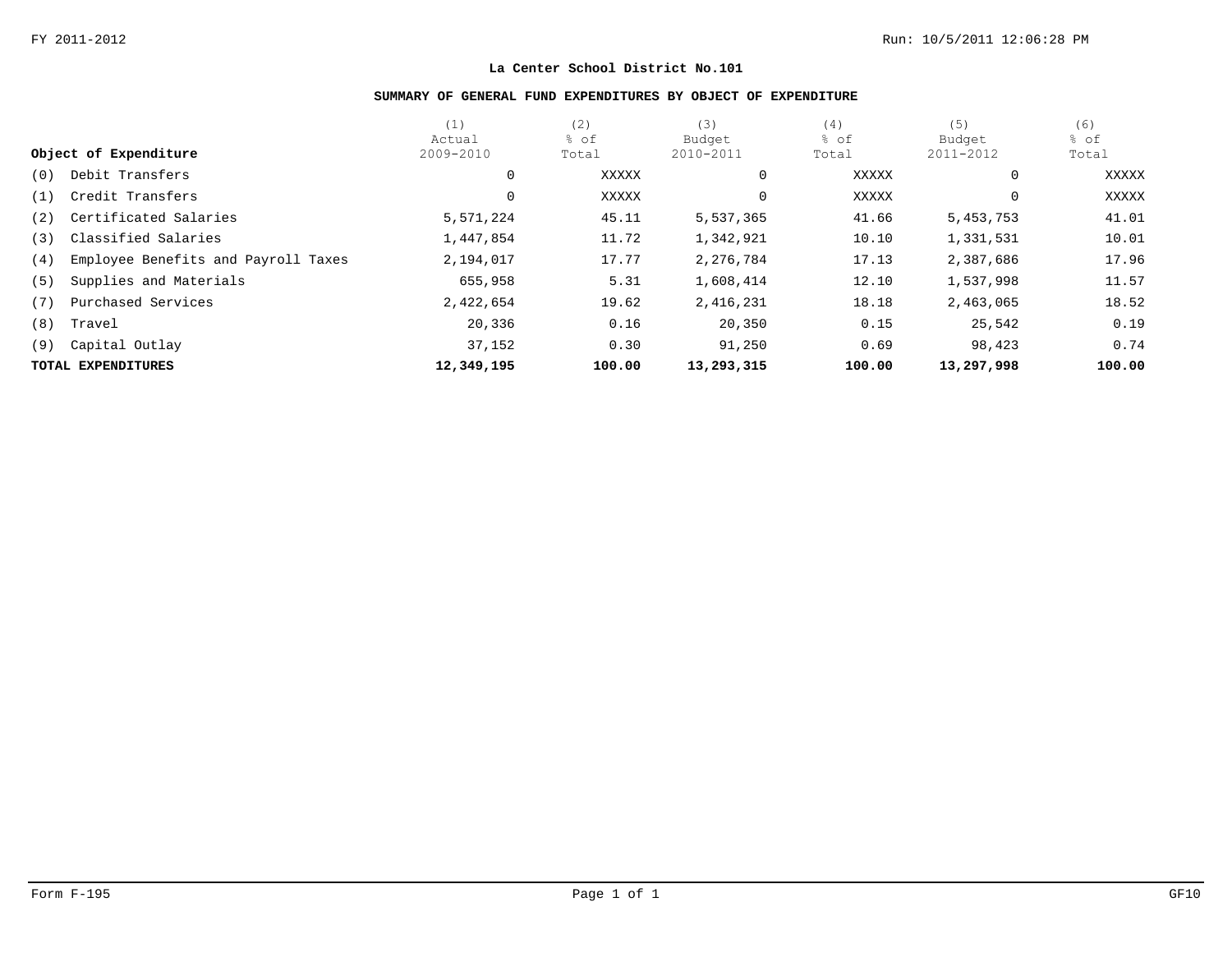FY 2011-2012

**La Center School District No.101**

**SUMMARY OF GENERAL FUND EXPENDITURES BY OBJECT OF EXPENDITURE**

| Object of Expenditure | (1) Actual 2009-2010 | (2) % of Total | (3) Budget 2010-2011 | (4) % of Total | (5) Budget 2011-2012 | (6) % of Total |
|---|---|---|---|---|---|---|
| (0) Debit Transfers | 0 | XXXXX | 0 | XXXXX | 0 | XXXXX |
| (1) Credit Transfers | 0 | XXXXX | 0 | XXXXX | 0 | XXXXX |
| (2) Certificated Salaries | 5,571,224 | 45.11 | 5,537,365 | 41.66 | 5,453,753 | 41.01 |
| (3) Classified Salaries | 1,447,854 | 11.72 | 1,342,921 | 10.10 | 1,331,531 | 10.01 |
| (4) Employee Benefits and Payroll Taxes | 2,194,017 | 17.77 | 2,276,784 | 17.13 | 2,387,686 | 17.96 |
| (5) Supplies and Materials | 655,958 | 5.31 | 1,608,414 | 12.10 | 1,537,998 | 11.57 |
| (7) Purchased Services | 2,422,654 | 19.62 | 2,416,231 | 18.18 | 2,463,065 | 18.52 |
| (8) Travel | 20,336 | 0.16 | 20,350 | 0.15 | 25,542 | 0.19 |
| (9) Capital Outlay | 37,152 | 0.30 | 91,250 | 0.69 | 98,423 | 0.74 |
| **TOTAL EXPENDITURES** | **12,349,195** | **100.00** | **13,293,315** | **100.00** | **13,297,998** | **100.00** |

Form F-195 GF10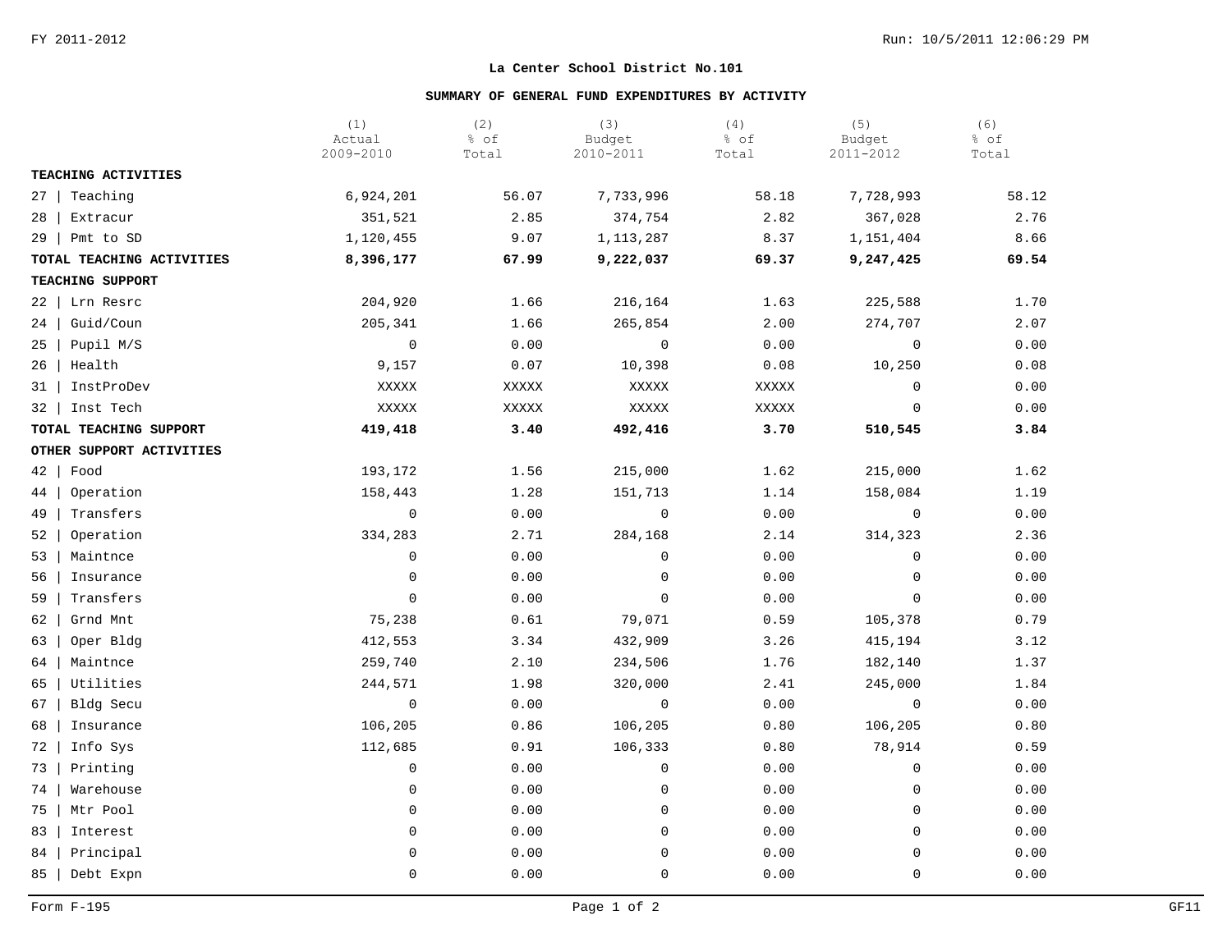FY 2011-2012

**La Center School District No.101**

**SUMMARY OF GENERAL FUND EXPENDITURES BY ACTIVITY**

| | (1) Actual 2009-2010 | (2) % of Total | (3) Budget 2010-2011 | (4) % of Total | (5) Budget 2011-2012 | (6) % of Total |
|---|---|---|---|---|---|---|
| **TEACHING ACTIVITIES** | | | | | | |
| 27 \| Teaching | 6,924,201 | 56.07 | 7,733,996 | 58.18 | 7,728,993 | 58.12 |
| 28 \| Extracur | 351,521 | 2.85 | 374,754 | 2.82 | 367,028 | 2.76 |
| 29 \| Pmt to SD | 1,120,455 | 9.07 | 1,113,287 | 8.37 | 1,151,404 | 8.66 |
| **TOTAL TEACHING ACTIVITIES** | **8,396,177** | **67.99** | **9,222,037** | **69.37** | **9,247,425** | **69.54** |
| **TEACHING SUPPORT** | | | | | | |
| 22 \| Lrn Resrc | 204,920 | 1.66 | 216,164 | 1.63 | 225,588 | 1.70 |
| 24 \| Guid/Coun | 205,341 | 1.66 | 265,854 | 2.00 | 274,707 | 2.07 |
| 25 \| Pupil M/S | 0 | 0.00 | 0 | 0.00 | 0 | 0.00 |
| 26 \| Health | 9,157 | 0.07 | 10,398 | 0.08 | 10,250 | 0.08 |
| 31 \| InstProDev | XXXXX | XXXXX | XXXXX | XXXXX | 0 | 0.00 |
| 32 \| Inst Tech | XXXXX | XXXXX | XXXXX | XXXXX | 0 | 0.00 |
| **TOTAL TEACHING SUPPORT** | **419,418** | **3.40** | **492,416** | **3.70** | **510,545** | **3.84** |
| **OTHER SUPPORT ACTIVITIES** | | | | | | |
| 42 \| Food | 193,172 | 1.56 | 215,000 | 1.62 | 215,000 | 1.62 |
| 44 \| Operation | 158,443 | 1.28 | 151,713 | 1.14 | 158,084 | 1.19 |
| 49 \| Transfers | 0 | 0.00 | 0 | 0.00 | 0 | 0.00 |
| 52 \| Operation | 334,283 | 2.71 | 284,168 | 2.14 | 314,323 | 2.36 |
| 53 \| Maintnce | 0 | 0.00 | 0 | 0.00 | 0 | 0.00 |
| 56 \| Insurance | 0 | 0.00 | 0 | 0.00 | 0 | 0.00 |
| 59 \| Transfers | 0 | 0.00 | 0 | 0.00 | 0 | 0.00 |
| 62 \| Grnd Mnt | 75,238 | 0.61 | 79,071 | 0.59 | 105,378 | 0.79 |
| 63 \| Oper Bldg | 412,553 | 3.34 | 432,909 | 3.26 | 415,194 | 3.12 |
| 64 \| Maintnce | 259,740 | 2.10 | 234,506 | 1.76 | 182,140 | 1.37 |
| 65 \| Utilities | 244,571 | 1.98 | 320,000 | 2.41 | 245,000 | 1.84 |
| 67 \| Bldg Secu | 0 | 0.00 | 0 | 0.00 | 0 | 0.00 |
| 68 \| Insurance | 106,205 | 0.86 | 106,205 | 0.80 | 106,205 | 0.80 |
| 72 \| Info Sys | 112,685 | 0.91 | 106,333 | 0.80 | 78,914 | 0.59 |
| 73 \| Printing | 0 | 0.00 | 0 | 0.00 | 0 | 0.00 |
| 74 \| Warehouse | 0 | 0.00 | 0 | 0.00 | 0 | 0.00 |
| 75 \| Mtr Pool | 0 | 0.00 | 0 | 0.00 | 0 | 0.00 |
| 83 \| Interest | 0 | 0.00 | 0 | 0.00 | 0 | 0.00 |
| 84 \| Principal | 0 | 0.00 | 0 | 0.00 | 0 | 0.00 |
| 85 \| Debt Expn | 0 | 0.00 | 0 | 0.00 | 0 | 0.00 |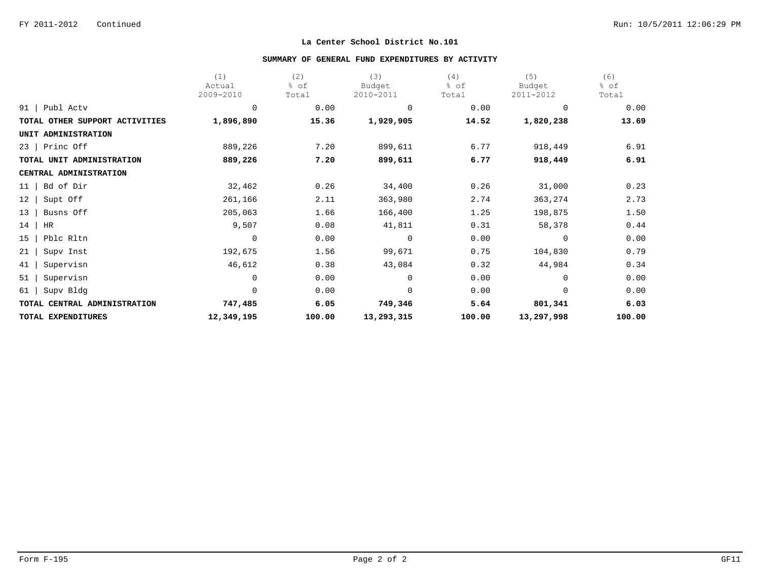FY 2011-2012 Continued

**La Center School District No.101**

**SUMMARY OF GENERAL FUND EXPENDITURES BY ACTIVITY**

| | (1) Actual 2009-2010 | (2) % of Total | (3) Budget 2010-2011 | (4) % of Total | (5) Budget 2011-2012 | (6) % of Total |
|---|---|---|---|---|---|---|
| 91 \| Publ Actv | 0 | 0.00 | 0 | 0.00 | 0 | 0.00 |
| **TOTAL OTHER SUPPORT ACTIVITIES** | **1,896,890** | **15.36** | **1,929,905** | **14.52** | **1,820,238** | **13.69** |
| **UNIT ADMINISTRATION** | | | | | | |
| 23 \| Princ Off | 889,226 | 7.20 | 899,611 | 6.77 | 918,449 | 6.91 |
| **TOTAL UNIT ADMINISTRATION** | **889,226** | **7.20** | **899,611** | **6.77** | **918,449** | **6.91** |
| **CENTRAL ADMINISTRATION** | | | | | | |
| 11 \| Bd of Dir | 32,462 | 0.26 | 34,400 | 0.26 | 31,000 | 0.23 |
| 12 \| Supt Off | 261,166 | 2.11 | 363,980 | 2.74 | 363,274 | 2.73 |
| 13 \| Busns Off | 205,063 | 1.66 | 166,400 | 1.25 | 198,875 | 1.50 |
| 14 \| HR | 9,507 | 0.08 | 41,811 | 0.31 | 58,378 | 0.44 |
| 15 \| Pblc Rltn | 0 | 0.00 | 0 | 0.00 | 0 | 0.00 |
| 21 \| Supv Inst | 192,675 | 1.56 | 99,671 | 0.75 | 104,830 | 0.79 |
| 41 \| Supervisn | 46,612 | 0.38 | 43,084 | 0.32 | 44,984 | 0.34 |
| 51 \| Supervisn | 0 | 0.00 | 0 | 0.00 | 0 | 0.00 |
| 61 \| Supv Bldg | 0 | 0.00 | 0 | 0.00 | 0 | 0.00 |
| **TOTAL CENTRAL ADMINISTRATION** | **747,485** | **6.05** | **749,346** | **5.64** | **801,341** | **6.03** |
| **TOTAL EXPENDITURES** | **12,349,195** | **100.00** | **13,293,315** | **100.00** | **13,297,998** | **100.00** |

Form F-195 GF11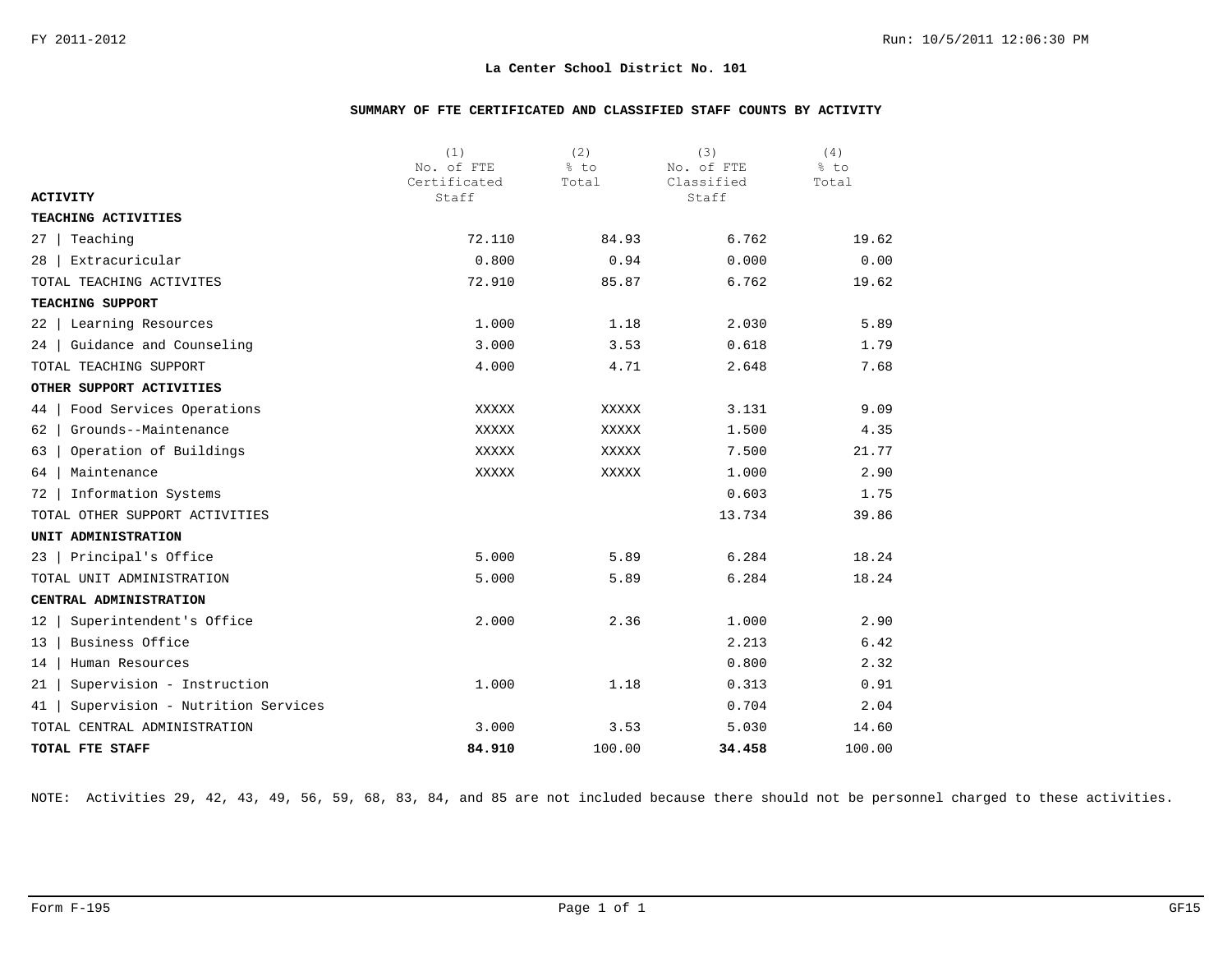**La Center School District No. 101**

**SUMMARY OF FTE CERTIFICATED AND CLASSIFIED STAFF COUNTS BY ACTIVITY**

| ACTIVITY | (1) No. of FTE Certificated Staff | (2) % to Total | (3) No. of FTE Classified Staff | (4) % to Total |
|---|---|---|---|---|
| **TEACHING ACTIVITIES** | | | | |
| 27 \| Teaching | 72.110 | 84.93 | 6.762 | 19.62 |
| 28 \| Extracuricular | 0.800 | 0.94 | 0.000 | 0.00 |
| TOTAL TEACHING ACTIVITES | 72.910 | 85.87 | 6.762 | 19.62 |
| **TEACHING SUPPORT** | | | | |
| 22 \| Learning Resources | 1.000 | 1.18 | 2.030 | 5.89 |
| 24 \| Guidance and Counseling | 3.000 | 3.53 | 0.618 | 1.79 |
| TOTAL TEACHING SUPPORT | 4.000 | 4.71 | 2.648 | 7.68 |
| **OTHER SUPPORT ACTIVITIES** | | | | |
| 44 \| Food Services Operations | XXXXX | XXXXX | 3.131 | 9.09 |
| 62 \| Grounds--Maintenance | XXXXX | XXXXX | 1.500 | 4.35 |
| 63 \| Operation of Buildings | XXXXX | XXXXX | 7.500 | 21.77 |
| 64 \| Maintenance | XXXXX | XXXXX | 1.000 | 2.90 |
| 72 \| Information Systems | | | 0.603 | 1.75 |
| TOTAL OTHER SUPPORT ACTIVITIES | | | 13.734 | 39.86 |
| **UNIT ADMINISTRATION** | | | | |
| 23 \| Principal's Office | 5.000 | 5.89 | 6.284 | 18.24 |
| TOTAL UNIT ADMINISTRATION | 5.000 | 5.89 | 6.284 | 18.24 |
| **CENTRAL ADMINISTRATION** | | | | |
| 12 \| Superintendent's Office | 2.000 | 2.36 | 1.000 | 2.90 |
| 13 \| Business Office | | | 2.213 | 6.42 |
| 14 \| Human Resources | | | 0.800 | 2.32 |
| 21 \| Supervision - Instruction | 1.000 | 1.18 | 0.313 | 0.91 |
| 41 \| Supervision - Nutrition Services | | | 0.704 | 2.04 |
| TOTAL CENTRAL ADMINISTRATION | 3.000 | 3.53 | 5.030 | 14.60 |
| **TOTAL FTE STAFF** | **84.910** | 100.00 | **34.458** | 100.00 |

NOTE: Activities 29, 42, 43, 49, 56, 59, 68, 83, 84, and 85 are not included because there should not be personnel charged to these activities.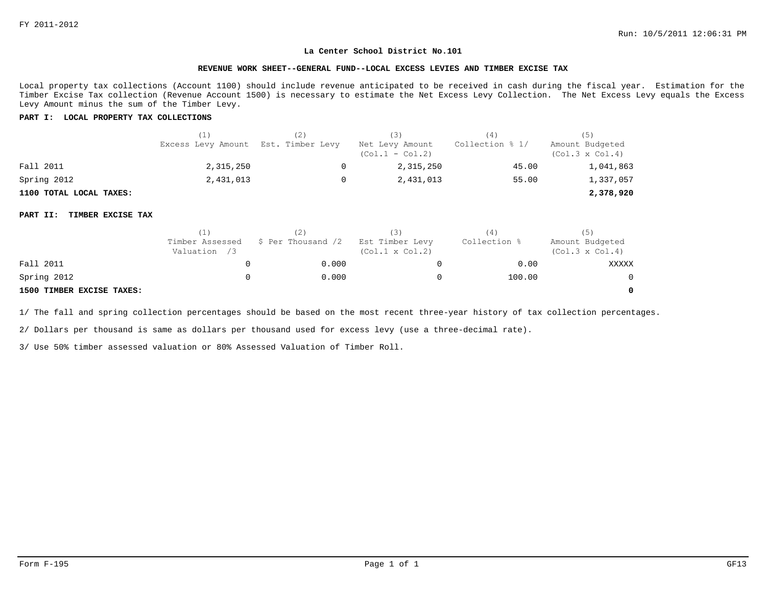FY 2011-2012

Run: 10/5/2011 12:06:31 PM

## La Center School District No.101

### REVENUE WORK SHEET--GENERAL FUND--LOCAL EXCESS LEVIES AND TIMBER EXCISE TAX

Local property tax collections (Account 1100) should include revenue anticipated to be received in cash during the fiscal year. Estimation for the Timber Excise Tax collection (Revenue Account 1500) is necessary to estimate the Net Excess Levy Collection. The Net Excess Levy equals the Excess Levy Amount minus the sum of the Timber Levy.

**PART I: LOCAL PROPERTY TAX COLLECTIONS**

| | (1) Excess Levy Amount | (2) Est. Timber Levy | (3) Net Levy Amount (Col.1 - Col.2) | (4) Collection % 1/ | (5) Amount Budgeted (Col.3 x Col.4) |
|---|---|---|---|---|---|
| Fall 2011 | 2,315,250 | 0 | 2,315,250 | 45.00 | 1,041,863 |
| Spring 2012 | 2,431,013 | 0 | 2,431,013 | 55.00 | 1,337,057 |
| **1100 TOTAL LOCAL TAXES:** | | | | | **2,378,920** |

**PART II: TIMBER EXCISE TAX**

| | (1) Timber Assessed Valuation /3 | (2) $ Per Thousand /2 | (3) Est Timber Levy (Col.1 x Col.2) | (4) Collection % | (5) Amount Budgeted (Col.3 x Col.4) |
|---|---|---|---|---|---|
| Fall 2011 | 0 | 0.000 | 0 | 0.00 | XXXXX |
| Spring 2012 | 0 | 0.000 | 0 | 100.00 | 0 |
| **1500 TIMBER EXCISE TAXES:** | | | | | **0** |

1/ The fall and spring collection percentages should be based on the most recent three-year history of tax collection percentages.

2/ Dollars per thousand is same as dollars per thousand used for excess levy (use a three-decimal rate).

3/ Use 50% timber assessed valuation or 80% Assessed Valuation of Timber Roll.

Form F-195

GF13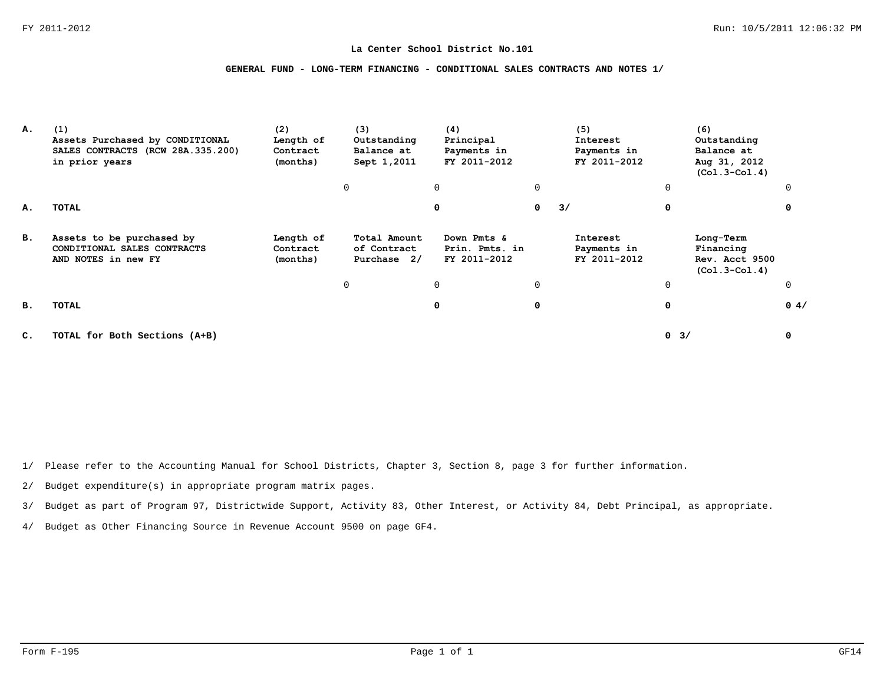**La Center School District No.101**

**GENERAL FUND - LONG-TERM FINANCING - CONDITIONAL SALES CONTRACTS AND NOTES 1/**

| | (1) | (2) | (3) | (4) | (5) | (6) |
|---|---|---|---|---|---|---|
| **A.** | **Assets Purchased by CONDITIONAL SALES CONTRACTS (RCW 28A.335.200) in prior years** | **Length of Contract (months)** | **Outstanding Balance at Sept 1,2011** | **Principal Payments in FY 2011-2012** | **Interest Payments in FY 2011-2012** | **Outstanding Balance at Aug 31, 2012 (Col.3-Col.4)** |
| | | 0 | 0 | 0 | 0 | 0 |
| **A.** | **TOTAL** | | **0** | **0 3/** | **0** | **0** |
| **B.** | **Assets to be purchased by CONDITIONAL SALES CONTRACTS AND NOTES in new FY** | **Length of Contract (months)** | **Total Amount of Contract Purchase 2/** | **Down Pmts & Prin. Pmts. in FY 2011-2012** | **Interest Payments in FY 2011-2012** | **Long-Term Financing Rev. Acct 9500 (Col.3-Col.4)** |
| | | 0 | 0 | 0 | 0 | 0 |
| **B.** | **TOTAL** | | **0** | **0** | **0** | **0 4/** |
| **C.** | **TOTAL for Both Sections (A+B)** | | | | **0 3/** | **0** |

1/ Please refer to the Accounting Manual for School Districts, Chapter 3, Section 8, page 3 for further information.

2/ Budget expenditure(s) in appropriate program matrix pages.

3/ Budget as part of Program 97, Districtwide Support, Activity 83, Other Interest, or Activity 84, Debt Principal, as appropriate.

4/ Budget as Other Financing Source in Revenue Account 9500 on page GF4.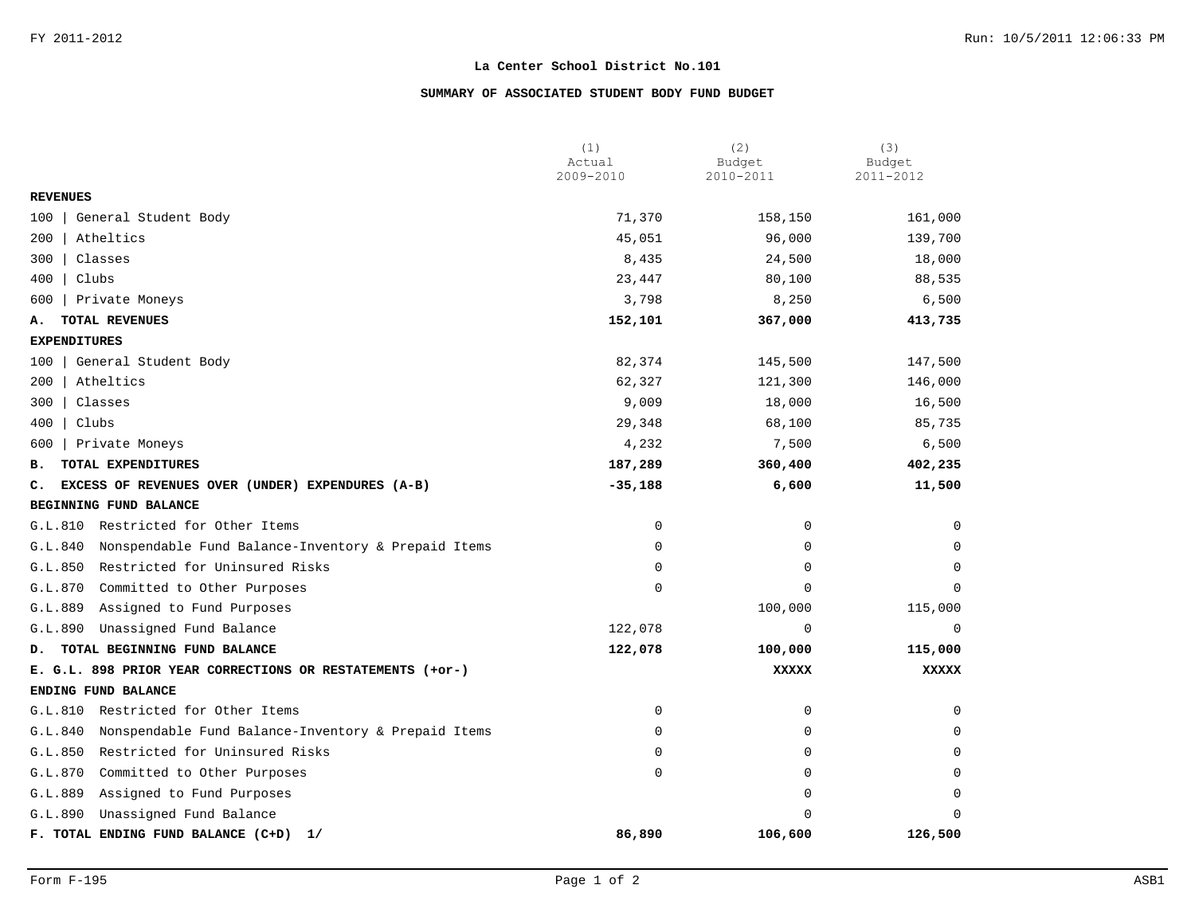FY 2011-2012

## La Center School District No.101

### SUMMARY OF ASSOCIATED STUDENT BODY FUND BUDGET

| | (1) Actual 2009-2010 | (2) Budget 2010-2011 | (3) Budget 2011-2012 |
|---|---|---|---|
| **REVENUES** | | | |
| 100 \| General Student Body | 71,370 | 158,150 | 161,000 |
| 200 \| Atheltics | 45,051 | 96,000 | 139,700 |
| 300 \| Classes | 8,435 | 24,500 | 18,000 |
| 400 \| Clubs | 23,447 | 80,100 | 88,535 |
| 600 \| Private Moneys | 3,798 | 8,250 | 6,500 |
| **A. TOTAL REVENUES** | **152,101** | **367,000** | **413,735** |
| **EXPENDITURES** | | | |
| 100 \| General Student Body | 82,374 | 145,500 | 147,500 |
| 200 \| Atheltics | 62,327 | 121,300 | 146,000 |
| 300 \| Classes | 9,009 | 18,000 | 16,500 |
| 400 \| Clubs | 29,348 | 68,100 | 85,735 |
| 600 \| Private Moneys | 4,232 | 7,500 | 6,500 |
| **B. TOTAL EXPENDITURES** | **187,289** | **360,400** | **402,235** |
| **C. EXCESS OF REVENUES OVER (UNDER) EXPENDURES (A-B)** | **-35,188** | **6,600** | **11,500** |
| **BEGINNING FUND BALANCE** | | | |
| G.L.810 Restricted for Other Items | 0 | 0 | 0 |
| G.L.840 Nonspendable Fund Balance-Inventory & Prepaid Items | 0 | 0 | 0 |
| G.L.850 Restricted for Uninsured Risks | 0 | 0 | 0 |
| G.L.870 Committed to Other Purposes | 0 | 0 | 0 |
| G.L.889 Assigned to Fund Purposes | | 100,000 | 115,000 |
| G.L.890 Unassigned Fund Balance | 122,078 | 0 | 0 |
| **D. TOTAL BEGINNING FUND BALANCE** | **122,078** | **100,000** | **115,000** |
| **E. G.L. 898 PRIOR YEAR CORRECTIONS OR RESTATEMENTS (+or-)** | | **XXXXX** | **XXXXX** |
| **ENDING FUND BALANCE** | | | |
| G.L.810 Restricted for Other Items | 0 | 0 | 0 |
| G.L.840 Nonspendable Fund Balance-Inventory & Prepaid Items | 0 | 0 | 0 |
| G.L.850 Restricted for Uninsured Risks | 0 | 0 | 0 |
| G.L.870 Committed to Other Purposes | 0 | 0 | 0 |
| G.L.889 Assigned to Fund Purposes | | 0 | 0 |
| G.L.890 Unassigned Fund Balance | | 0 | 0 |
| **F. TOTAL ENDING FUND BALANCE (C+D) 1/** | **86,890** | **106,600** | **126,500** |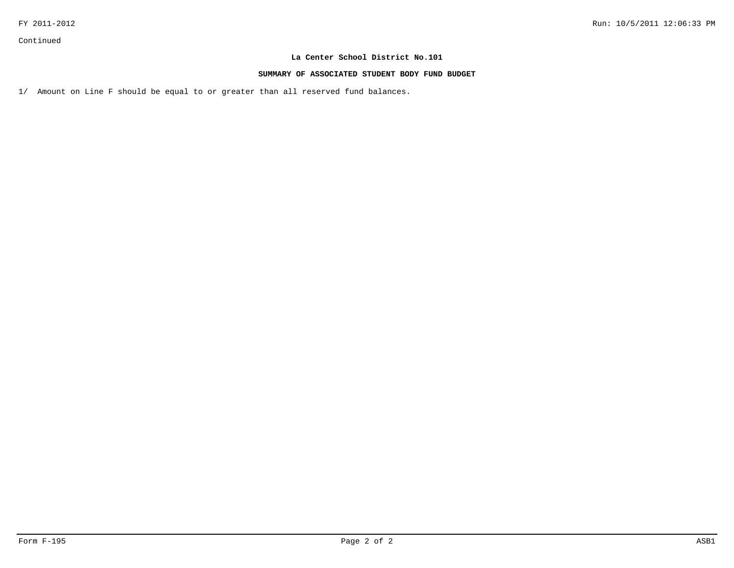Continued

**La Center School District No.101**

**SUMMARY OF ASSOCIATED STUDENT BODY FUND BUDGET**

1/ Amount on Line F should be equal to or greater than all reserved fund balances.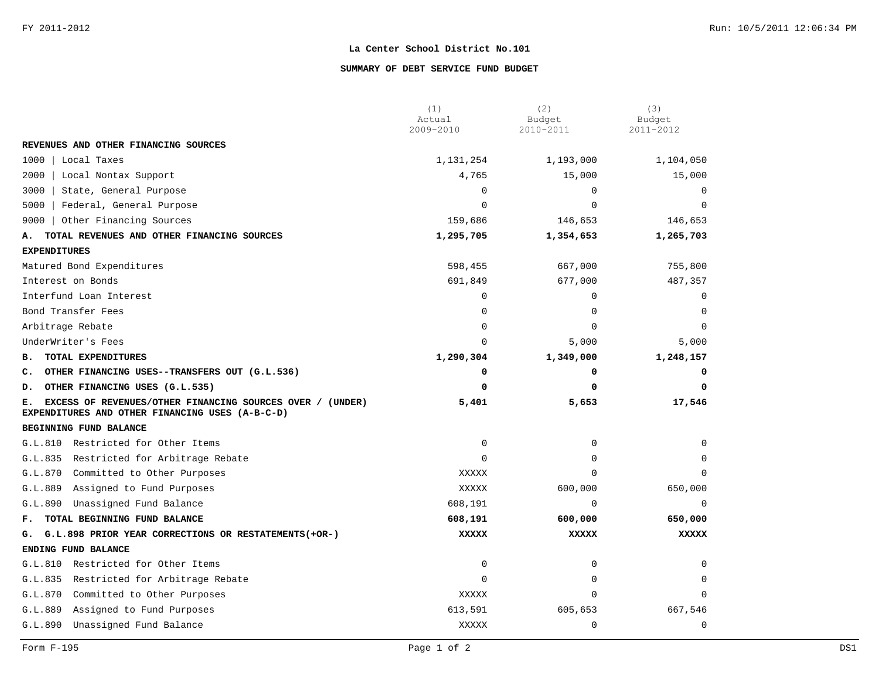# La Center School District No.101

## SUMMARY OF DEBT SERVICE FUND BUDGET

| | (1) Actual 2009-2010 | (2) Budget 2010-2011 | (3) Budget 2011-2012 |
|---|---|---|---|
| **REVENUES AND OTHER FINANCING SOURCES** | | | |
| 1000 \| Local Taxes | 1,131,254 | 1,193,000 | 1,104,050 |
| 2000 \| Local Nontax Support | 4,765 | 15,000 | 15,000 |
| 3000 \| State, General Purpose | 0 | 0 | 0 |
| 5000 \| Federal, General Purpose | 0 | 0 | 0 |
| 9000 \| Other Financing Sources | 159,686 | 146,653 | 146,653 |
| **A. TOTAL REVENUES AND OTHER FINANCING SOURCES** | **1,295,705** | **1,354,653** | **1,265,703** |
| **EXPENDITURES** | | | |
| Matured Bond Expenditures | 598,455 | 667,000 | 755,800 |
| Interest on Bonds | 691,849 | 677,000 | 487,357 |
| Interfund Loan Interest | 0 | 0 | 0 |
| Bond Transfer Fees | 0 | 0 | 0 |
| Arbitrage Rebate | 0 | 0 | 0 |
| UnderWriter's Fees | 0 | 5,000 | 5,000 |
| **B. TOTAL EXPENDITURES** | **1,290,304** | **1,349,000** | **1,248,157** |
| **C. OTHER FINANCING USES--TRANSFERS OUT (G.L.536)** | **0** | **0** | **0** |
| **D. OTHER FINANCING USES (G.L.535)** | **0** | **0** | **0** |
| **E. EXCESS OF REVENUES/OTHER FINANCING SOURCES OVER / (UNDER) EXPENDITURES AND OTHER FINANCING USES (A-B-C-D)** | **5,401** | **5,653** | **17,546** |
| **BEGINNING FUND BALANCE** | | | |
| G.L.810 Restricted for Other Items | 0 | 0 | 0 |
| G.L.835 Restricted for Arbitrage Rebate | 0 | 0 | 0 |
| G.L.870 Committed to Other Purposes | XXXXX | 0 | 0 |
| G.L.889 Assigned to Fund Purposes | XXXXX | 600,000 | 650,000 |
| G.L.890 Unassigned Fund Balance | 608,191 | 0 | 0 |
| **F. TOTAL BEGINNING FUND BALANCE** | **608,191** | **600,000** | **650,000** |
| **G. G.L.898 PRIOR YEAR CORRECTIONS OR RESTATEMENTS(+OR-)** | **XXXXX** | **XXXXX** | **XXXXX** |
| **ENDING FUND BALANCE** | | | |
| G.L.810 Restricted for Other Items | 0 | 0 | 0 |
| G.L.835 Restricted for Arbitrage Rebate | 0 | 0 | 0 |
| G.L.870 Committed to Other Purposes | XXXXX | 0 | 0 |
| G.L.889 Assigned to Fund Purposes | 613,591 | 605,653 | 667,546 |
| G.L.890 Unassigned Fund Balance | XXXXX | 0 | 0 |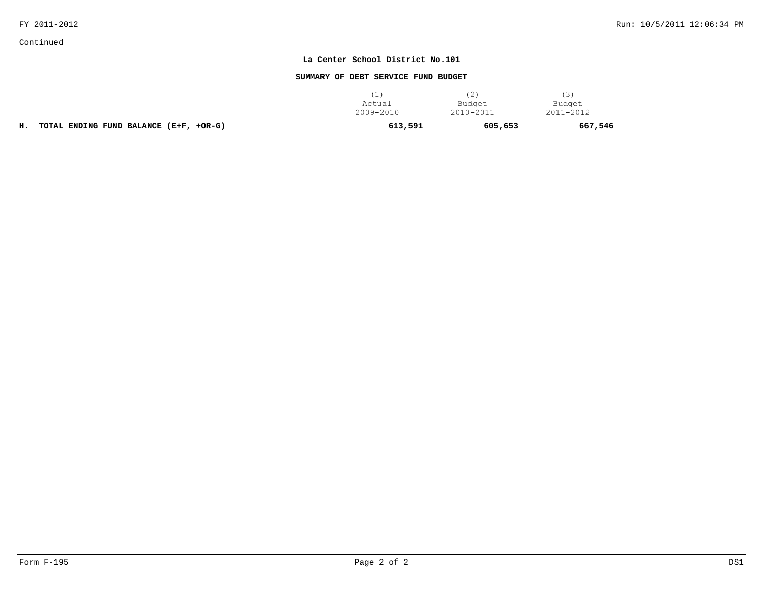Continued

**La Center School District No.101**

**SUMMARY OF DEBT SERVICE FUND BUDGET**

| | (1) Actual 2009-2010 | (2) Budget 2010-2011 | (3) Budget 2011-2012 |
|---|---|---|---|
| **H. TOTAL ENDING FUND BALANCE (E+F, +OR-G)** | **613,591** | **605,653** | **667,546** |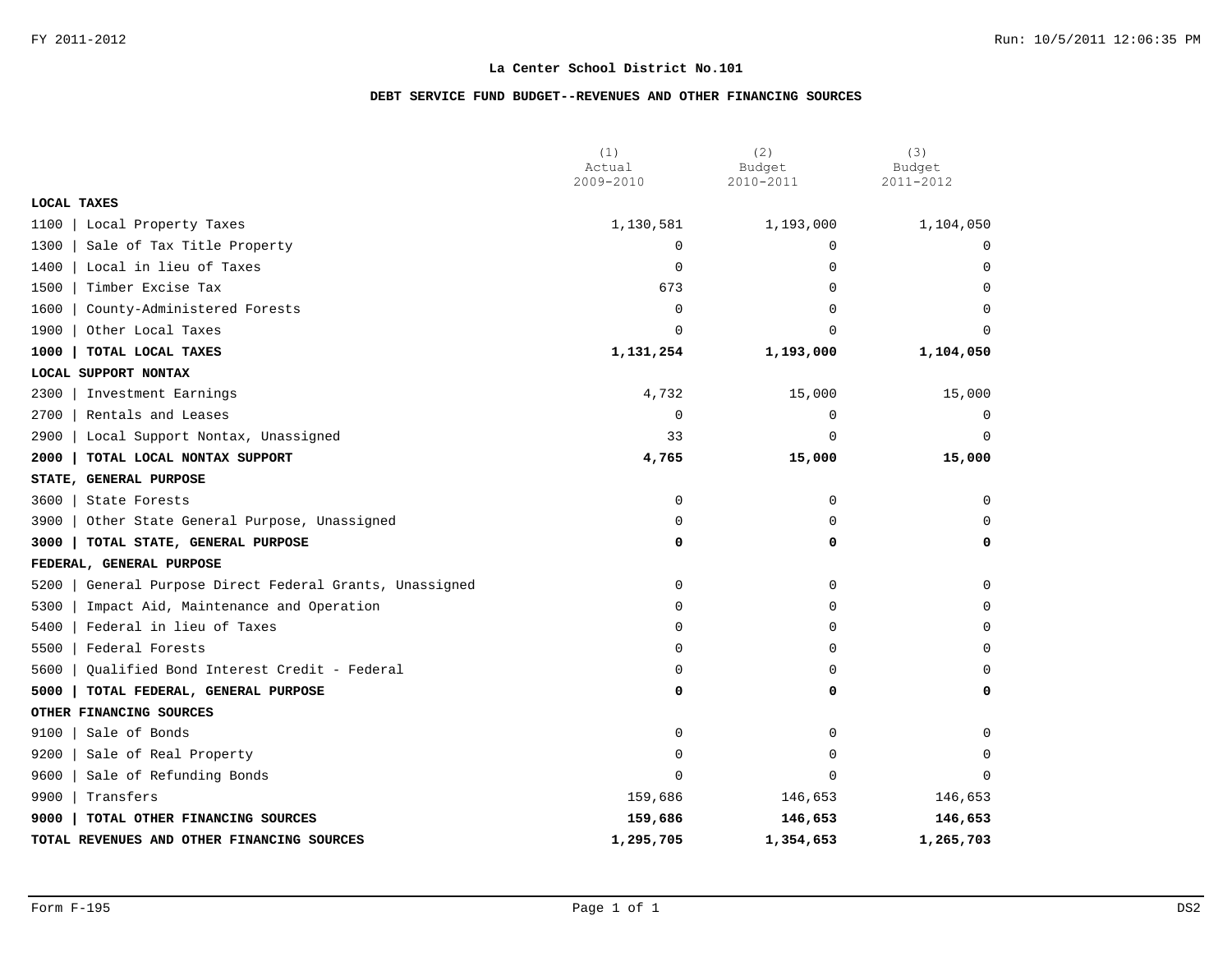FY 2011-2012

## La Center School District No.101

### DEBT SERVICE FUND BUDGET--REVENUES AND OTHER FINANCING SOURCES

| | (1) Actual 2009-2010 | (2) Budget 2010-2011 | (3) Budget 2011-2012 |
|---|---|---|---|
| **LOCAL TAXES** | | | |
| 1100 \| Local Property Taxes | 1,130,581 | 1,193,000 | 1,104,050 |
| 1300 \| Sale of Tax Title Property | 0 | 0 | 0 |
| 1400 \| Local in lieu of Taxes | 0 | 0 | 0 |
| 1500 \| Timber Excise Tax | 673 | 0 | 0 |
| 1600 \| County-Administered Forests | 0 | 0 | 0 |
| 1900 \| Other Local Taxes | 0 | 0 | 0 |
| **1000 \| TOTAL LOCAL TAXES** | **1,131,254** | **1,193,000** | **1,104,050** |
| **LOCAL SUPPORT NONTAX** | | | |
| 2300 \| Investment Earnings | 4,732 | 15,000 | 15,000 |
| 2700 \| Rentals and Leases | 0 | 0 | 0 |
| 2900 \| Local Support Nontax, Unassigned | 33 | 0 | 0 |
| **2000 \| TOTAL LOCAL NONTAX SUPPORT** | **4,765** | **15,000** | **15,000** |
| **STATE, GENERAL PURPOSE** | | | |
| 3600 \| State Forests | 0 | 0 | 0 |
| 3900 \| Other State General Purpose, Unassigned | 0 | 0 | 0 |
| **3000 \| TOTAL STATE, GENERAL PURPOSE** | **0** | **0** | **0** |
| **FEDERAL, GENERAL PURPOSE** | | | |
| 5200 \| General Purpose Direct Federal Grants, Unassigned | 0 | 0 | 0 |
| 5300 \| Impact Aid, Maintenance and Operation | 0 | 0 | 0 |
| 5400 \| Federal in lieu of Taxes | 0 | 0 | 0 |
| 5500 \| Federal Forests | 0 | 0 | 0 |
| 5600 \| Qualified Bond Interest Credit - Federal | 0 | 0 | 0 |
| **5000 \| TOTAL FEDERAL, GENERAL PURPOSE** | **0** | **0** | **0** |
| **OTHER FINANCING SOURCES** | | | |
| 9100 \| Sale of Bonds | 0 | 0 | 0 |
| 9200 \| Sale of Real Property | 0 | 0 | 0 |
| 9600 \| Sale of Refunding Bonds | 0 | 0 | 0 |
| 9900 \| Transfers | 159,686 | 146,653 | 146,653 |
| **9000 \| TOTAL OTHER FINANCING SOURCES** | **159,686** | **146,653** | **146,653** |
| **TOTAL REVENUES AND OTHER FINANCING SOURCES** | **1,295,705** | **1,354,653** | **1,265,703** |

Form F-195 DS2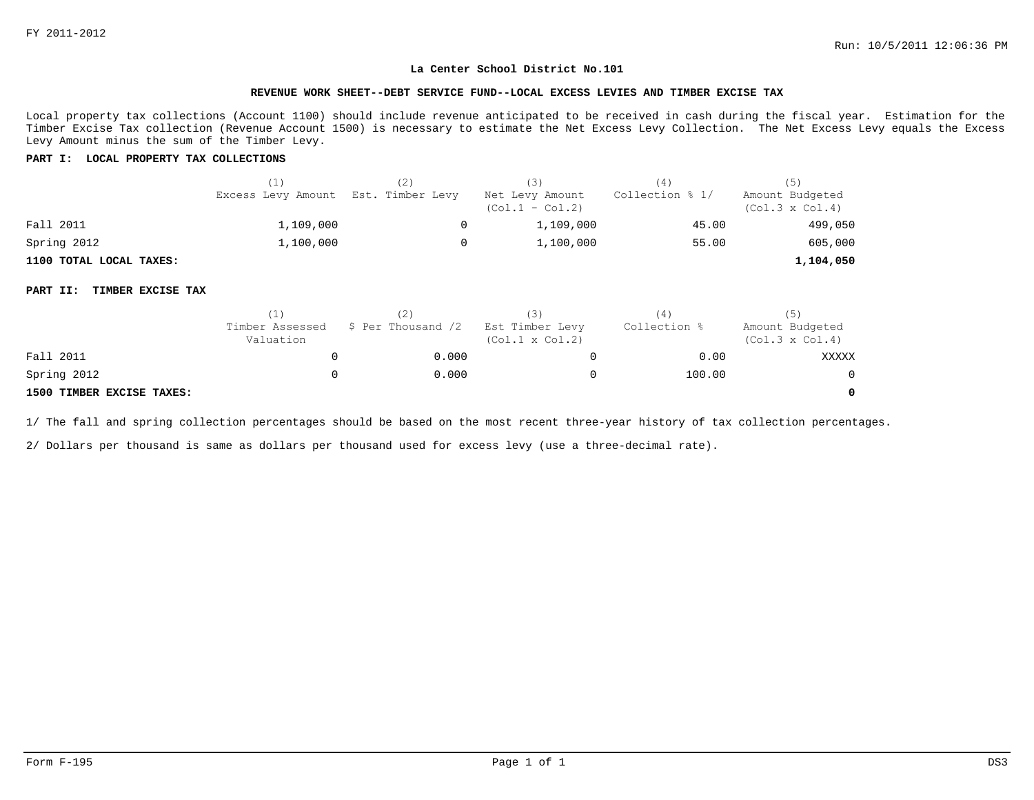FY 2011-2012

Run: 10/5/2011 12:06:36 PM

**La Center School District No.101**

**REVENUE WORK SHEET--DEBT SERVICE FUND--LOCAL EXCESS LEVIES AND TIMBER EXCISE TAX**

Local property tax collections (Account 1100) should include revenue anticipated to be received in cash during the fiscal year. Estimation for the Timber Excise Tax collection (Revenue Account 1500) is necessary to estimate the Net Excess Levy Collection. The Net Excess Levy equals the Excess Levy Amount minus the sum of the Timber Levy.

**PART I: LOCAL PROPERTY TAX COLLECTIONS**

| | (1) Excess Levy Amount | (2) Est. Timber Levy | (3) Net Levy Amount (Col.1 - Col.2) | (4) Collection % 1/ | (5) Amount Budgeted (Col.3 x Col.4) |
|---|---|---|---|---|---|
| Fall 2011 | 1,109,000 | 0 | 1,109,000 | 45.00 | 499,050 |
| Spring 2012 | 1,100,000 | 0 | 1,100,000 | 55.00 | 605,000 |
| **1100 TOTAL LOCAL TAXES:** | | | | | **1,104,050** |

**PART II: TIMBER EXCISE TAX**

| | (1) Timber Assessed Valuation | (2) $ Per Thousand /2 | (3) Est Timber Levy (Col.1 x Col.2) | (4) Collection % | (5) Amount Budgeted (Col.3 x Col.4) |
|---|---|---|---|---|---|
| Fall 2011 | 0 | 0.000 | 0 | 0.00 | XXXXX |
| Spring 2012 | 0 | 0.000 | 0 | 100.00 | 0 |
| **1500 TIMBER EXCISE TAXES:** | | | | | **0** |

1/ The fall and spring collection percentages should be based on the most recent three-year history of tax collection percentages.

2/ Dollars per thousand is same as dollars per thousand used for excess levy (use a three-decimal rate).

Form F-195 DS3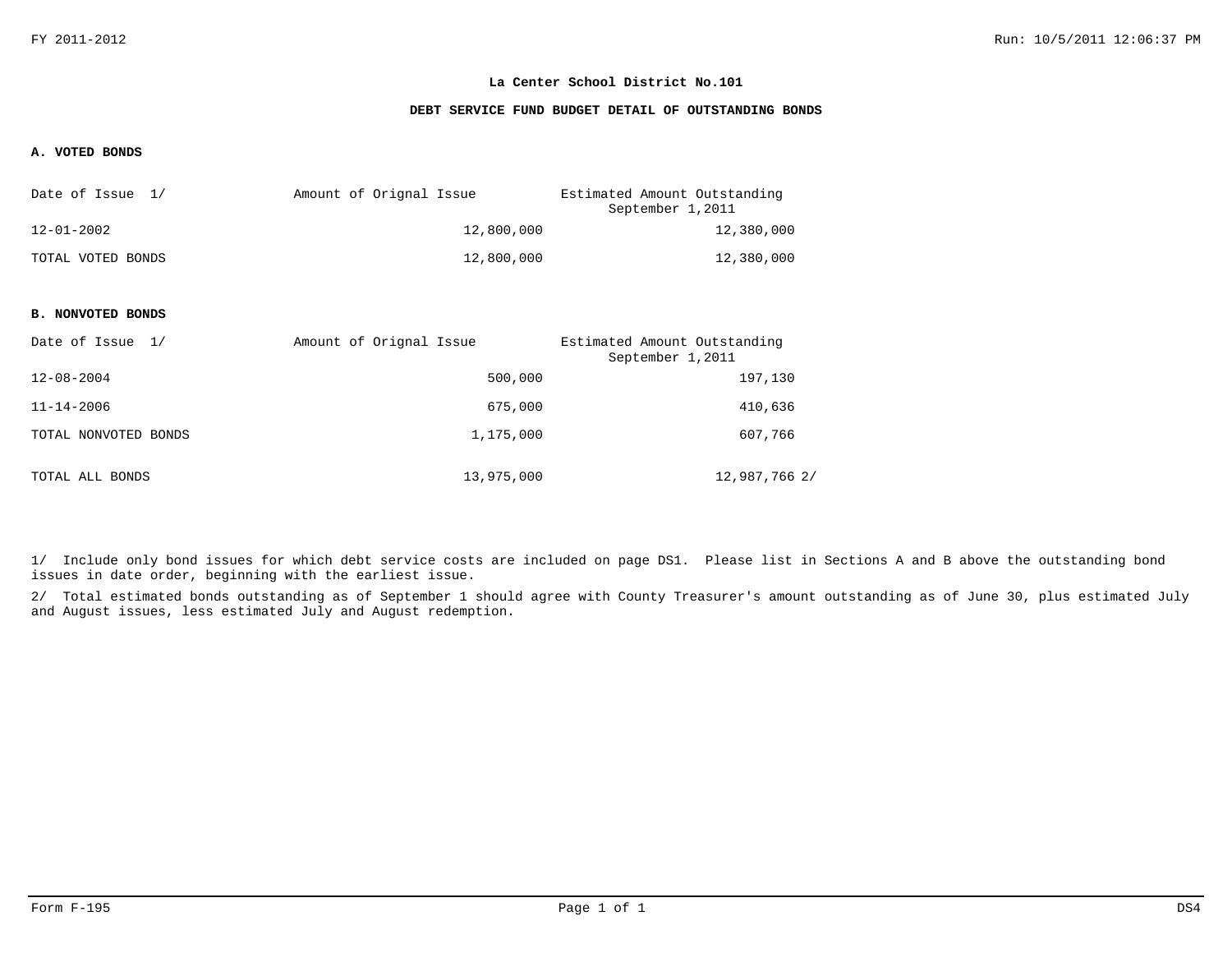FY 2011-2012

Run: 10/5/2011 12:06:37 PM

**La Center School District No.101**

**DEBT SERVICE FUND BUDGET DETAIL OF OUTSTANDING BONDS**

**A. VOTED BONDS**

| Date of Issue 1/ | Amount of Orignal Issue | Estimated Amount Outstanding September 1,2011 |
|---|---|---|
| 12-01-2002 | 12,800,000 | 12,380,000 |
| TOTAL VOTED BONDS | 12,800,000 | 12,380,000 |

**B. NONVOTED BONDS**

| Date of Issue 1/ | Amount of Orignal Issue | Estimated Amount Outstanding September 1,2011 |
|---|---|---|
| 12-08-2004 | 500,000 | 197,130 |
| 11-14-2006 | 675,000 | 410,636 |
| TOTAL NONVOTED BONDS | 1,175,000 | 607,766 |
| TOTAL ALL BONDS | 13,975,000 | 12,987,766 2/ |

1/ Include only bond issues for which debt service costs are included on page DS1. Please list in Sections A and B above the outstanding bond issues in date order, beginning with the earliest issue.

2/ Total estimated bonds outstanding as of September 1 should agree with County Treasurer's amount outstanding as of June 30, plus estimated July and August issues, less estimated July and August redemption.

Form F-195 DS4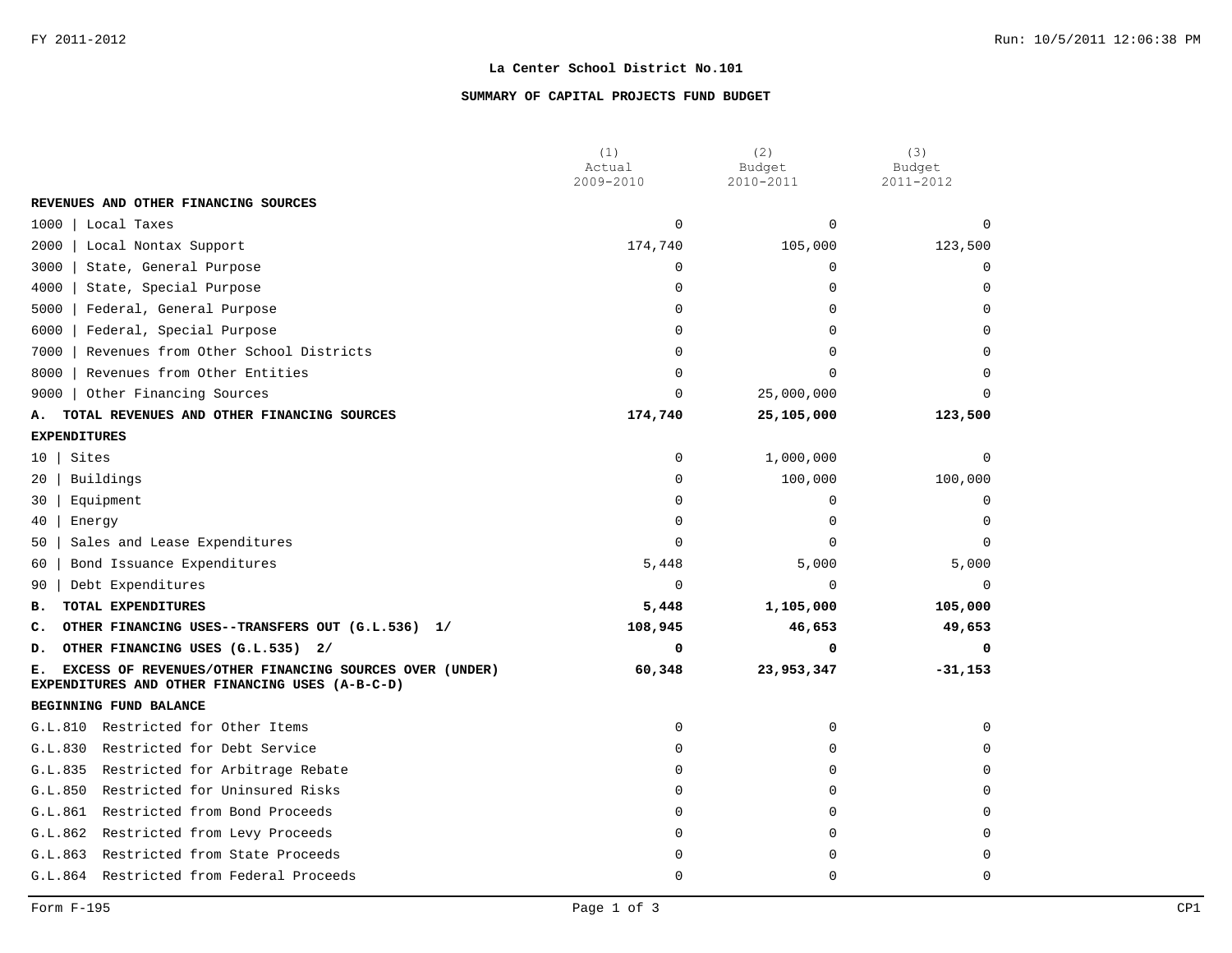# La Center School District No.101

## SUMMARY OF CAPITAL PROJECTS FUND BUDGET

| | (1) Actual 2009-2010 | (2) Budget 2010-2011 | (3) Budget 2011-2012 |
|---|---|---|---|
| **REVENUES AND OTHER FINANCING SOURCES** | | | |
| 1000 \| Local Taxes | 0 | 0 | 0 |
| 2000 \| Local Nontax Support | 174,740 | 105,000 | 123,500 |
| 3000 \| State, General Purpose | 0 | 0 | 0 |
| 4000 \| State, Special Purpose | 0 | 0 | 0 |
| 5000 \| Federal, General Purpose | 0 | 0 | 0 |
| 6000 \| Federal, Special Purpose | 0 | 0 | 0 |
| 7000 \| Revenues from Other School Districts | 0 | 0 | 0 |
| 8000 \| Revenues from Other Entities | 0 | 0 | 0 |
| 9000 \| Other Financing Sources | 0 | 25,000,000 | 0 |
| **A. TOTAL REVENUES AND OTHER FINANCING SOURCES** | **174,740** | **25,105,000** | **123,500** |
| **EXPENDITURES** | | | |
| 10 \| Sites | 0 | 1,000,000 | 0 |
| 20 \| Buildings | 0 | 100,000 | 100,000 |
| 30 \| Equipment | 0 | 0 | 0 |
| 40 \| Energy | 0 | 0 | 0 |
| 50 \| Sales and Lease Expenditures | 0 | 0 | 0 |
| 60 \| Bond Issuance Expenditures | 5,448 | 5,000 | 5,000 |
| 90 \| Debt Expenditures | 0 | 0 | 0 |
| **B. TOTAL EXPENDITURES** | **5,448** | **1,105,000** | **105,000** |
| **C. OTHER FINANCING USES--TRANSFERS OUT (G.L.536) 1/** | **108,945** | **46,653** | **49,653** |
| **D. OTHER FINANCING USES (G.L.535) 2/** | **0** | **0** | **0** |
| **E. EXCESS OF REVENUES/OTHER FINANCING SOURCES OVER (UNDER) EXPENDITURES AND OTHER FINANCING USES (A-B-C-D)** | **60,348** | **23,953,347** | **-31,153** |
| **BEGINNING FUND BALANCE** | | | |
| G.L.810 Restricted for Other Items | 0 | 0 | 0 |
| G.L.830 Restricted for Debt Service | 0 | 0 | 0 |
| G.L.835 Restricted for Arbitrage Rebate | 0 | 0 | 0 |
| G.L.850 Restricted for Uninsured Risks | 0 | 0 | 0 |
| G.L.861 Restricted from Bond Proceeds | 0 | 0 | 0 |
| G.L.862 Restricted from Levy Proceeds | 0 | 0 | 0 |
| G.L.863 Restricted from State Proceeds | 0 | 0 | 0 |
| G.L.864 Restricted from Federal Proceeds | 0 | 0 | 0 |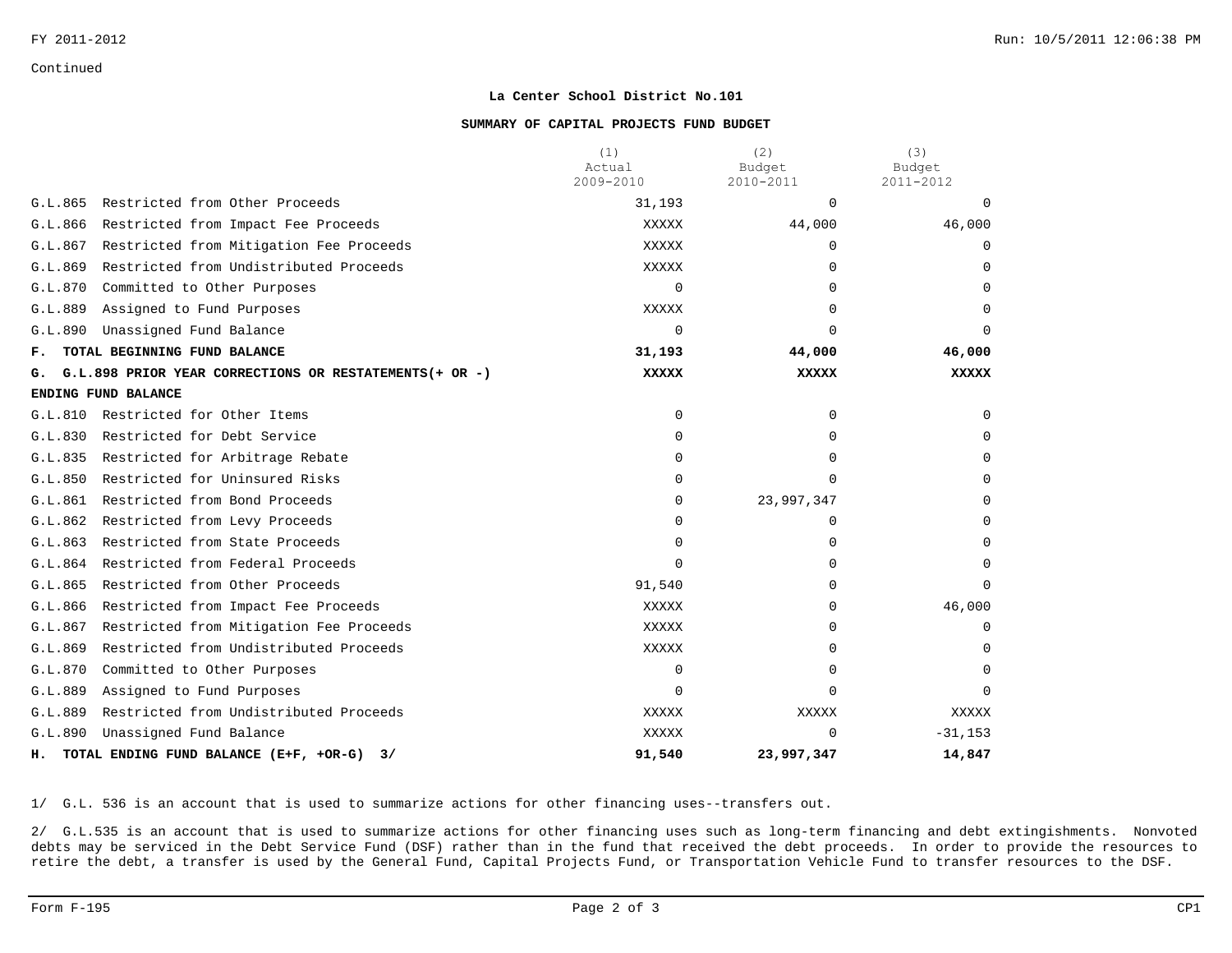Continued

**La Center School District No.101**

**SUMMARY OF CAPITAL PROJECTS FUND BUDGET**

| | (1) Actual 2009-2010 | (2) Budget 2010-2011 | (3) Budget 2011-2012 |
|---|---|---|---|
| G.L.865 Restricted from Other Proceeds | 31,193 | 0 | 0 |
| G.L.866 Restricted from Impact Fee Proceeds | XXXXX | 44,000 | 46,000 |
| G.L.867 Restricted from Mitigation Fee Proceeds | XXXXX | 0 | 0 |
| G.L.869 Restricted from Undistributed Proceeds | XXXXX | 0 | 0 |
| G.L.870 Committed to Other Purposes | 0 | 0 | 0 |
| G.L.889 Assigned to Fund Purposes | XXXXX | 0 | 0 |
| G.L.890 Unassigned Fund Balance | 0 | 0 | 0 |
| **F. TOTAL BEGINNING FUND BALANCE** | **31,193** | **44,000** | **46,000** |
| **G. G.L.898 PRIOR YEAR CORRECTIONS OR RESTATEMENTS(+ OR -)** | **XXXXX** | **XXXXX** | **XXXXX** |
| **ENDING FUND BALANCE** | | | |
| G.L.810 Restricted for Other Items | 0 | 0 | 0 |
| G.L.830 Restricted for Debt Service | 0 | 0 | 0 |
| G.L.835 Restricted for Arbitrage Rebate | 0 | 0 | 0 |
| G.L.850 Restricted for Uninsured Risks | 0 | 0 | 0 |
| G.L.861 Restricted from Bond Proceeds | 0 | 23,997,347 | 0 |
| G.L.862 Restricted from Levy Proceeds | 0 | 0 | 0 |
| G.L.863 Restricted from State Proceeds | 0 | 0 | 0 |
| G.L.864 Restricted from Federal Proceeds | 0 | 0 | 0 |
| G.L.865 Restricted from Other Proceeds | 91,540 | 0 | 0 |
| G.L.866 Restricted from Impact Fee Proceeds | XXXXX | 0 | 46,000 |
| G.L.867 Restricted from Mitigation Fee Proceeds | XXXXX | 0 | 0 |
| G.L.869 Restricted from Undistributed Proceeds | XXXXX | 0 | 0 |
| G.L.870 Committed to Other Purposes | 0 | 0 | 0 |
| G.L.889 Assigned to Fund Purposes | 0 | 0 | 0 |
| G.L.889 Restricted from Undistributed Proceeds | XXXXX | XXXXX | XXXXX |
| G.L.890 Unassigned Fund Balance | XXXXX | 0 | -31,153 |
| **H. TOTAL ENDING FUND BALANCE (E+F, +OR-G) 3/** | **91,540** | **23,997,347** | **14,847** |

1/ G.L. 536 is an account that is used to summarize actions for other financing uses--transfers out.

2/ G.L.535 is an account that is used to summarize actions for other financing uses such as long-term financing and debt extinguishments. Nonvoted debts may be serviced in the Debt Service Fund (DSF) rather than in the fund that received the debt proceeds. In order to provide the resources to retire the debt, a transfer is used by the General Fund, Capital Projects Fund, or Transportation Vehicle Fund to transfer resources to the DSF.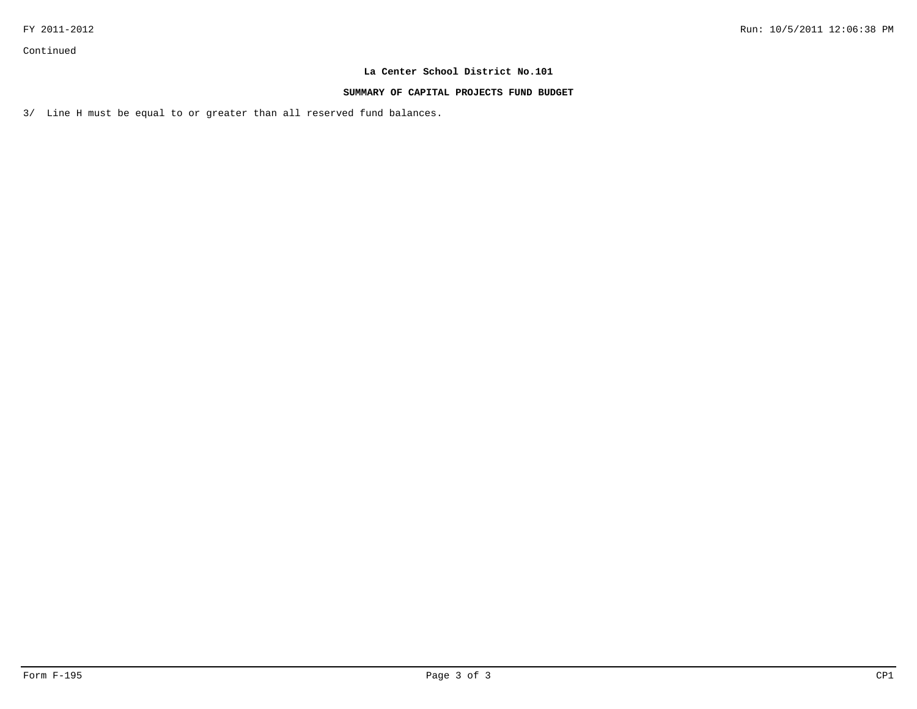Continued

**La Center School District No.101**

**SUMMARY OF CAPITAL PROJECTS FUND BUDGET**

3/ Line H must be equal to or greater than all reserved fund balances.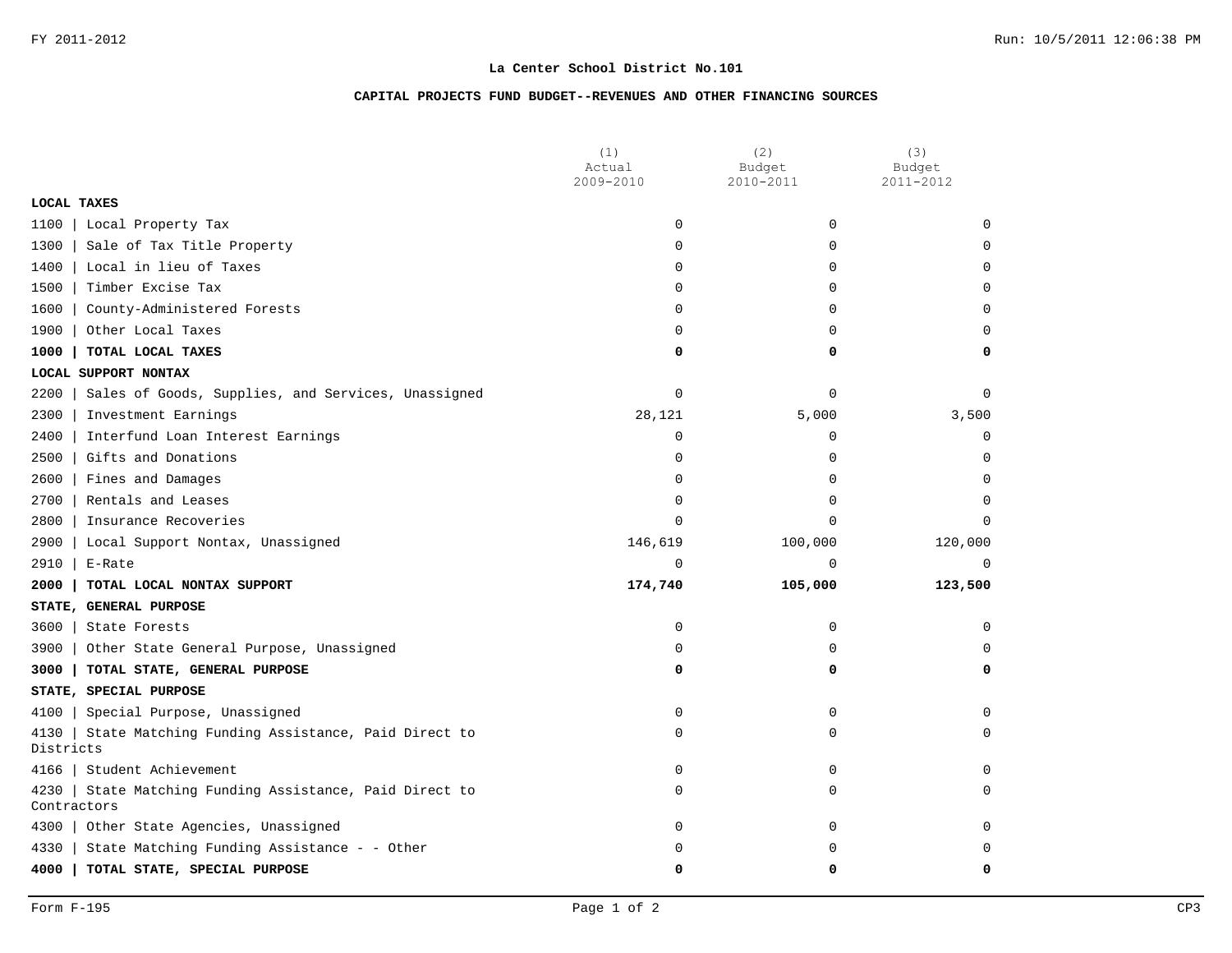FY 2011-2012

## La Center School District No.101

### CAPITAL PROJECTS FUND BUDGET--REVENUES AND OTHER FINANCING SOURCES

| | (1) Actual 2009-2010 | (2) Budget 2010-2011 | (3) Budget 2011-2012 |
|---|---|---|---|
| **LOCAL TAXES** | | | |
| 1100 \| Local Property Tax | 0 | 0 | 0 |
| 1300 \| Sale of Tax Title Property | 0 | 0 | 0 |
| 1400 \| Local in lieu of Taxes | 0 | 0 | 0 |
| 1500 \| Timber Excise Tax | 0 | 0 | 0 |
| 1600 \| County-Administered Forests | 0 | 0 | 0 |
| 1900 \| Other Local Taxes | 0 | 0 | 0 |
| **1000 \| TOTAL LOCAL TAXES** | **0** | **0** | **0** |
| **LOCAL SUPPORT NONTAX** | | | |
| 2200 \| Sales of Goods, Supplies, and Services, Unassigned | 0 | 0 | 0 |
| 2300 \| Investment Earnings | 28,121 | 5,000 | 3,500 |
| 2400 \| Interfund Loan Interest Earnings | 0 | 0 | 0 |
| 2500 \| Gifts and Donations | 0 | 0 | 0 |
| 2600 \| Fines and Damages | 0 | 0 | 0 |
| 2700 \| Rentals and Leases | 0 | 0 | 0 |
| 2800 \| Insurance Recoveries | 0 | 0 | 0 |
| 2900 \| Local Support Nontax, Unassigned | 146,619 | 100,000 | 120,000 |
| 2910 \| E-Rate | 0 | 0 | 0 |
| **2000 \| TOTAL LOCAL NONTAX SUPPORT** | **174,740** | **105,000** | **123,500** |
| **STATE, GENERAL PURPOSE** | | | |
| 3600 \| State Forests | 0 | 0 | 0 |
| 3900 \| Other State General Purpose, Unassigned | 0 | 0 | 0 |
| **3000 \| TOTAL STATE, GENERAL PURPOSE** | **0** | **0** | **0** |
| **STATE, SPECIAL PURPOSE** | | | |
| 4100 \| Special Purpose, Unassigned | 0 | 0 | 0 |
| 4130 \| State Matching Funding Assistance, Paid Direct to Districts | 0 | 0 | 0 |
| 4166 \| Student Achievement | 0 | 0 | 0 |
| 4230 \| State Matching Funding Assistance, Paid Direct to Contractors | 0 | 0 | 0 |
| 4300 \| Other State Agencies, Unassigned | 0 | 0 | 0 |
| 4330 \| State Matching Funding Assistance - - Other | 0 | 0 | 0 |
| **4000 \| TOTAL STATE, SPECIAL PURPOSE** | **0** | **0** | **0** |

Form F-195 CP3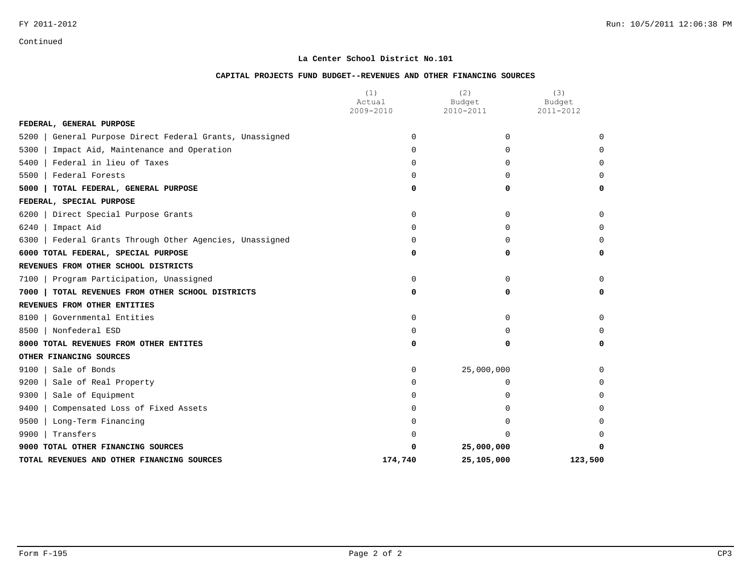Continued

## La Center School District No.101

### CAPITAL PROJECTS FUND BUDGET--REVENUES AND OTHER FINANCING SOURCES

| | (1) Actual 2009-2010 | (2) Budget 2010-2011 | (3) Budget 2011-2012 |
|---|---|---|---|
| **FEDERAL, GENERAL PURPOSE** | | | |
| 5200 \| General Purpose Direct Federal Grants, Unassigned | 0 | 0 | 0 |
| 5300 \| Impact Aid, Maintenance and Operation | 0 | 0 | 0 |
| 5400 \| Federal in lieu of Taxes | 0 | 0 | 0 |
| 5500 \| Federal Forests | 0 | 0 | 0 |
| **5000 \| TOTAL FEDERAL, GENERAL PURPOSE** | **0** | **0** | **0** |
| **FEDERAL, SPECIAL PURPOSE** | | | |
| 6200 \| Direct Special Purpose Grants | 0 | 0 | 0 |
| 6240 \| Impact Aid | 0 | 0 | 0 |
| 6300 \| Federal Grants Through Other Agencies, Unassigned | 0 | 0 | 0 |
| **6000 TOTAL FEDERAL, SPECIAL PURPOSE** | **0** | **0** | **0** |
| **REVENUES FROM OTHER SCHOOL DISTRICTS** | | | |
| 7100 \| Program Participation, Unassigned | 0 | 0 | 0 |
| **7000 \| TOTAL REVENUES FROM OTHER SCHOOL DISTRICTS** | **0** | **0** | **0** |
| **REVENUES FROM OTHER ENTITIES** | | | |
| 8100 \| Governmental Entities | 0 | 0 | 0 |
| 8500 \| Nonfederal ESD | 0 | 0 | 0 |
| **8000 TOTAL REVENUES FROM OTHER ENTITES** | **0** | **0** | **0** |
| **OTHER FINANCING SOURCES** | | | |
| 9100 \| Sale of Bonds | 0 | 25,000,000 | 0 |
| 9200 \| Sale of Real Property | 0 | 0 | 0 |
| 9300 \| Sale of Equipment | 0 | 0 | 0 |
| 9400 \| Compensated Loss of Fixed Assets | 0 | 0 | 0 |
| 9500 \| Long-Term Financing | 0 | 0 | 0 |
| 9900 \| Transfers | 0 | 0 | 0 |
| **9000 TOTAL OTHER FINANCING SOURCES** | **0** | **25,000,000** | **0** |
| **TOTAL REVENUES AND OTHER FINANCING SOURCES** | **174,740** | **25,105,000** | **123,500** |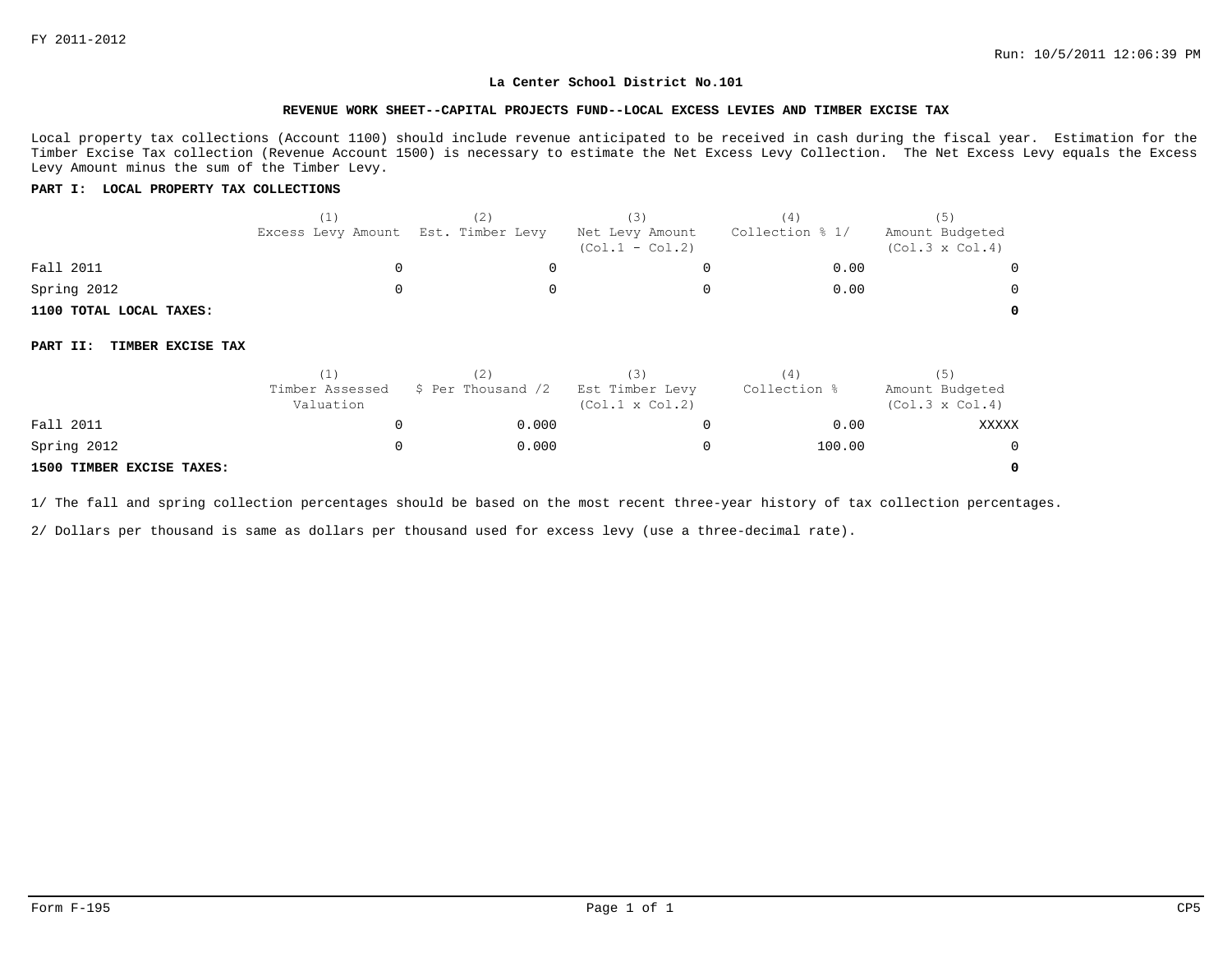## La Center School District No.101

### REVENUE WORK SHEET--CAPITAL PROJECTS FUND--LOCAL EXCESS LEVIES AND TIMBER EXCISE TAX

Local property tax collections (Account 1100) should include revenue anticipated to be received in cash during the fiscal year. Estimation for the Timber Excise Tax collection (Revenue Account 1500) is necessary to estimate the Net Excess Levy Collection. The Net Excess Levy equals the Excess Levy Amount minus the sum of the Timber Levy.

**PART I: LOCAL PROPERTY TAX COLLECTIONS**

| | (1) Excess Levy Amount | (2) Est. Timber Levy | (3) Net Levy Amount (Col.1 - Col.2) | (4) Collection % 1/ | (5) Amount Budgeted (Col.3 x Col.4) |
|---|---|---|---|---|---|
| Fall 2011 | 0 | 0 | 0 | 0.00 | 0 |
| Spring 2012 | 0 | 0 | 0 | 0.00 | 0 |
| **1100 TOTAL LOCAL TAXES:** | | | | | **0** |

**PART II: TIMBER EXCISE TAX**

| | (1) Timber Assessed Valuation | (2) $ Per Thousand /2 | (3) Est Timber Levy (Col.1 x Col.2) | (4) Collection % | (5) Amount Budgeted (Col.3 x Col.4) |
|---|---|---|---|---|---|
| Fall 2011 | 0 | 0.000 | 0 | 0.00 | XXXXX |
| Spring 2012 | 0 | 0.000 | 0 | 100.00 | 0 |
| **1500 TIMBER EXCISE TAXES:** | | | | | **0** |

1/ The fall and spring collection percentages should be based on the most recent three-year history of tax collection percentages.

2/ Dollars per thousand is same as dollars per thousand used for excess levy (use a three-decimal rate).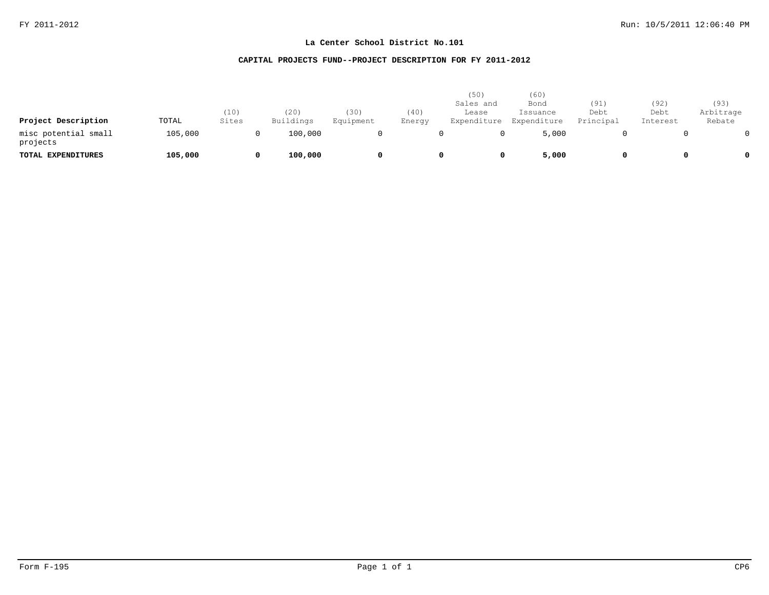**La Center School District No.101**

**CAPITAL PROJECTS FUND--PROJECT DESCRIPTION FOR FY 2011-2012**

| Project Description | TOTAL | (10) Sites | (20) Buildings | (30) Equipment | (40) Energy | (50) Sales and Lease Expenditure | (60) Bond Issuance Expenditure | (91) Debt Principal | (92) Debt Interest | (93) Arbitrage Rebate |
|---|---|---|---|---|---|---|---|---|---|---|
| misc potential small projects | 105,000 | 0 | 100,000 | 0 | 0 | 0 | 5,000 | 0 | 0 | 0 |
| **TOTAL EXPENDITURES** | **105,000** | **0** | **100,000** | **0** | **0** | **0** | **5,000** | **0** | **0** | **0** |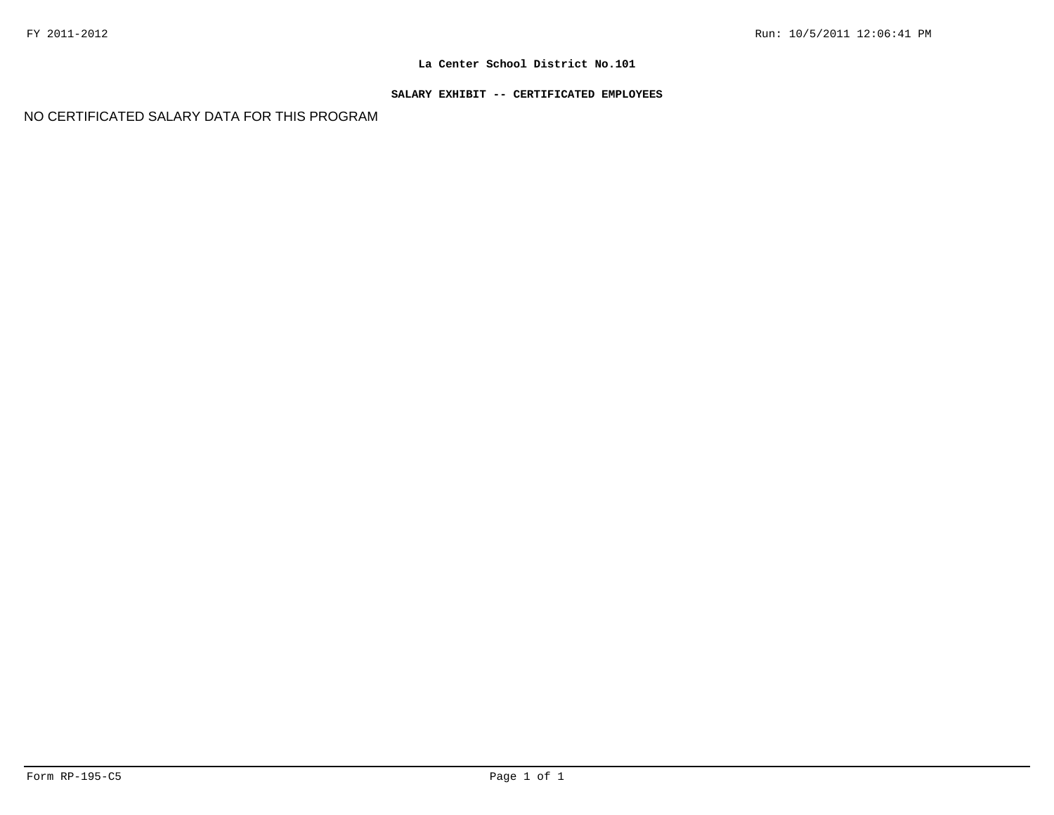FY 2011-2012 Run: 10/5/2011 12:06:41 PM

**La Center School District No.101**

**SALARY EXHIBIT -- CERTIFICATED EMPLOYEES**

NO CERTIFICATED SALARY DATA FOR THIS PROGRAM

Form RP-195-C5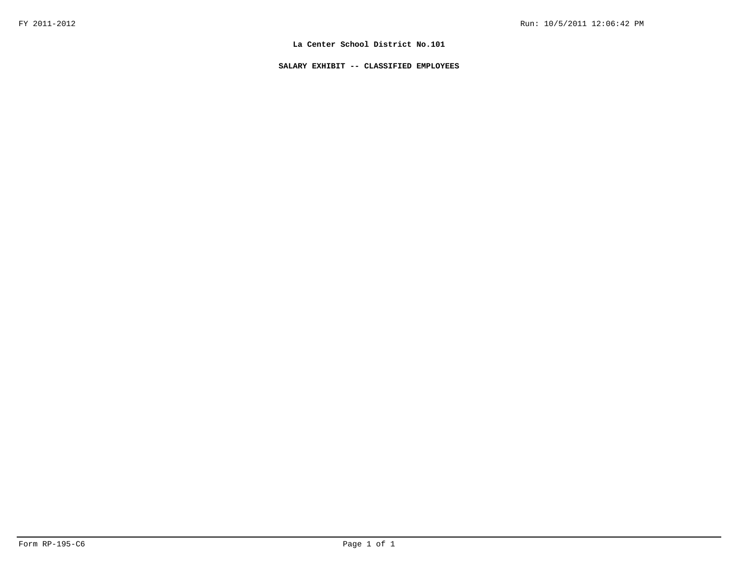**La Center School District No.101**

**SALARY EXHIBIT -- CLASSIFIED EMPLOYEES**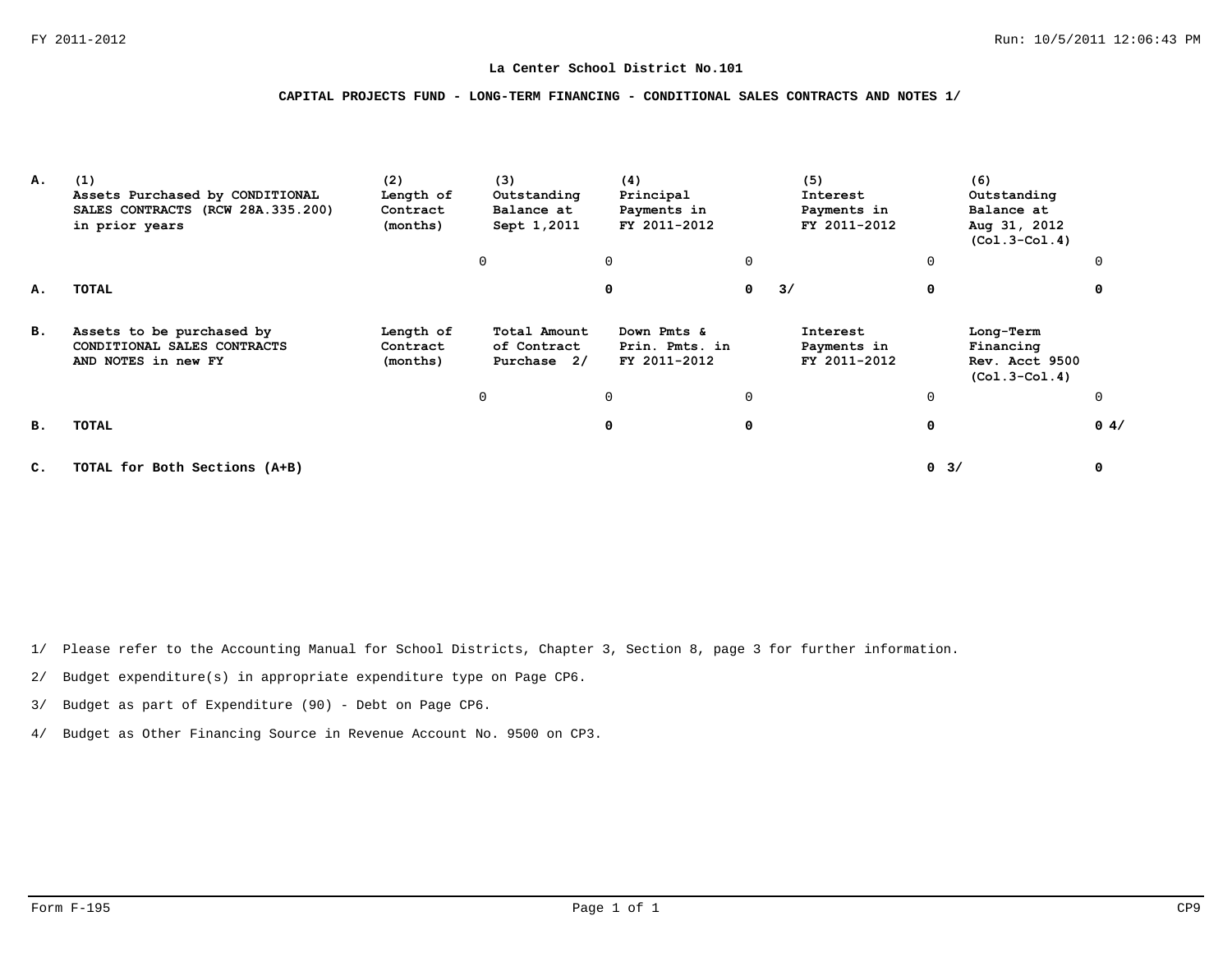**La Center School District No.101**

**CAPITAL PROJECTS FUND - LONG-TERM FINANCING - CONDITIONAL SALES CONTRACTS AND NOTES 1/**

| | (1) Assets Purchased by CONDITIONAL SALES CONTRACTS (RCW 28A.335.200) in prior years | (2) Length of Contract (months) | (3) Outstanding Balance at Sept 1,2011 | (4) Principal Payments in FY 2011-2012 | (5) Interest Payments in FY 2011-2012 | (6) Outstanding Balance at Aug 31, 2012 (Col.3-Col.4) |
|---|---|---|---|---|---|---|
| **A.** | | 0 | 0 | 0 | 0 | 0 |
| **A.** | **TOTAL** | | **0** | **0** 3/ | **0** | **0** |

| | Assets to be purchased by CONDITIONAL SALES CONTRACTS AND NOTES in new FY | Length of Contract (months) | Total Amount of Contract Purchase 2/ | Down Pmts & Prin. Pmts. in FY 2011-2012 | Interest Payments in FY 2011-2012 | Long-Term Financing Rev. Acct 9500 (Col.3-Col.4) |
|---|---|---|---|---|---|---|
| **B.** | | 0 | 0 | 0 | 0 | 0 |
| **B.** | **TOTAL** | | **0** | **0** | **0** | **0** 4/ |
| **C.** | **TOTAL for Both Sections (A+B)** | | | | **0** 3/ | **0** |

1/ Please refer to the Accounting Manual for School Districts, Chapter 3, Section 8, page 3 for further information.

2/ Budget expenditure(s) in appropriate expenditure type on Page CP6.

3/ Budget as part of Expenditure (90) - Debt on Page CP6.

4/ Budget as Other Financing Source in Revenue Account No. 9500 on CP3.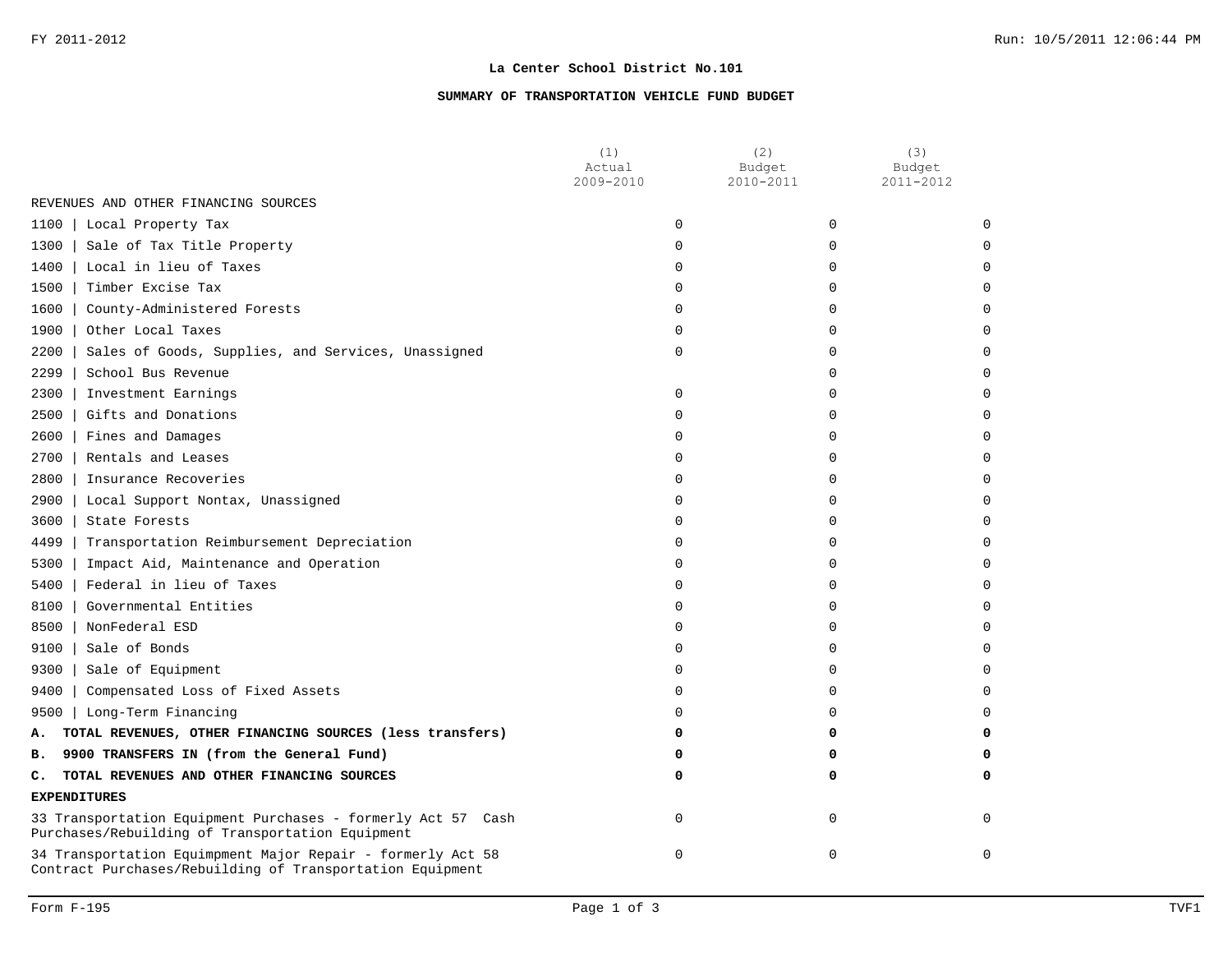FY 2011-2012

**La Center School District No.101**

**SUMMARY OF TRANSPORTATION VEHICLE FUND BUDGET**

| | (1) Actual 2009-2010 | (2) Budget 2010-2011 | (3) Budget 2011-2012 |
|---|---|---|---|
| REVENUES AND OTHER FINANCING SOURCES | | | |
| 1100 \| Local Property Tax | 0 | 0 | 0 |
| 1300 \| Sale of Tax Title Property | 0 | 0 | 0 |
| 1400 \| Local in lieu of Taxes | 0 | 0 | 0 |
| 1500 \| Timber Excise Tax | 0 | 0 | 0 |
| 1600 \| County-Administered Forests | 0 | 0 | 0 |
| 1900 \| Other Local Taxes | 0 | 0 | 0 |
| 2200 \| Sales of Goods, Supplies, and Services, Unassigned | 0 | 0 | 0 |
| 2299 \| School Bus Revenue | | 0 | 0 |
| 2300 \| Investment Earnings | 0 | 0 | 0 |
| 2500 \| Gifts and Donations | 0 | 0 | 0 |
| 2600 \| Fines and Damages | 0 | 0 | 0 |
| 2700 \| Rentals and Leases | 0 | 0 | 0 |
| 2800 \| Insurance Recoveries | 0 | 0 | 0 |
| 2900 \| Local Support Nontax, Unassigned | 0 | 0 | 0 |
| 3600 \| State Forests | 0 | 0 | 0 |
| 4499 \| Transportation Reimbursement Depreciation | 0 | 0 | 0 |
| 5300 \| Impact Aid, Maintenance and Operation | 0 | 0 | 0 |
| 5400 \| Federal in lieu of Taxes | 0 | 0 | 0 |
| 8100 \| Governmental Entities | 0 | 0 | 0 |
| 8500 \| NonFederal ESD | 0 | 0 | 0 |
| 9100 \| Sale of Bonds | 0 | 0 | 0 |
| 9300 \| Sale of Equipment | 0 | 0 | 0 |
| 9400 \| Compensated Loss of Fixed Assets | 0 | 0 | 0 |
| 9500 \| Long-Term Financing | 0 | 0 | 0 |
| **A. TOTAL REVENUES, OTHER FINANCING SOURCES (less transfers)** | **0** | **0** | **0** |
| **B. 9900 TRANSFERS IN (from the General Fund)** | **0** | **0** | **0** |
| **C. TOTAL REVENUES AND OTHER FINANCING SOURCES** | **0** | **0** | **0** |
| **EXPENDITURES** | | | |
| 33 Transportation Equipment Purchases - formerly Act 57 Cash Purchases/Rebuilding of Transportation Equipment | 0 | 0 | 0 |
| 34 Transportation Equimpment Major Repair - formerly Act 58 Contract Purchases/Rebuilding of Transportation Equipment | 0 | 0 | 0 |

Form F-195 TVF1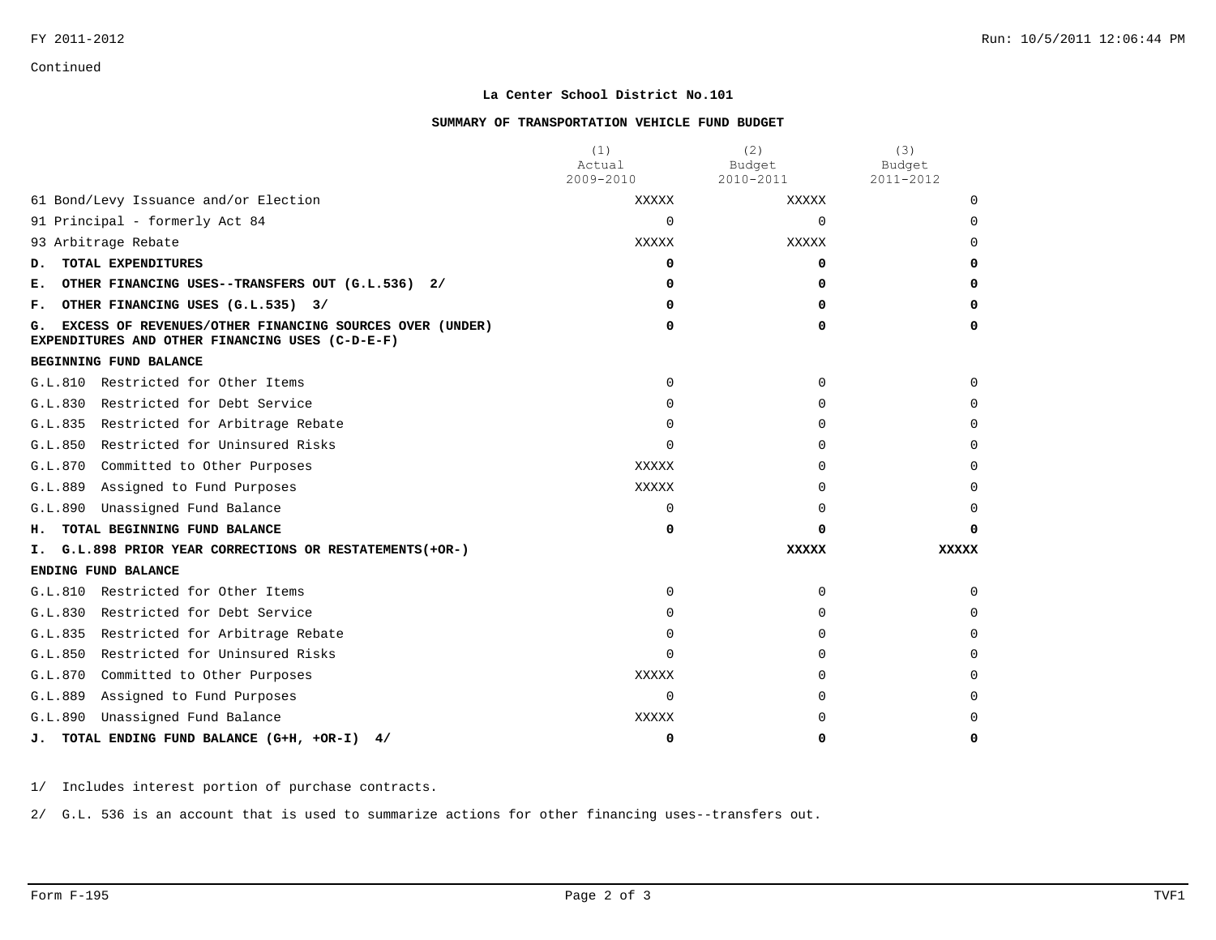Continued

**La Center School District No.101**

**SUMMARY OF TRANSPORTATION VEHICLE FUND BUDGET**

| | (1) Actual 2009-2010 | (2) Budget 2010-2011 | (3) Budget 2011-2012 |
|---|---|---|---|
| 61 Bond/Levy Issuance and/or Election | XXXXX | XXXXX | 0 |
| 91 Principal - formerly Act 84 | 0 | 0 | 0 |
| 93 Arbitrage Rebate | XXXXX | XXXXX | 0 |
| **D. TOTAL EXPENDITURES** | **0** | **0** | **0** |
| **E. OTHER FINANCING USES--TRANSFERS OUT (G.L.536) 2/** | **0** | **0** | **0** |
| **F. OTHER FINANCING USES (G.L.535) 3/** | **0** | **0** | **0** |
| **G. EXCESS OF REVENUES/OTHER FINANCING SOURCES OVER (UNDER) EXPENDITURES AND OTHER FINANCING USES (C-D-E-F)** | **0** | **0** | **0** |
| **BEGINNING FUND BALANCE** | | | |
| G.L.810 Restricted for Other Items | 0 | 0 | 0 |
| G.L.830 Restricted for Debt Service | 0 | 0 | 0 |
| G.L.835 Restricted for Arbitrage Rebate | 0 | 0 | 0 |
| G.L.850 Restricted for Uninsured Risks | 0 | 0 | 0 |
| G.L.870 Committed to Other Purposes | XXXXX | 0 | 0 |
| G.L.889 Assigned to Fund Purposes | XXXXX | 0 | 0 |
| G.L.890 Unassigned Fund Balance | 0 | 0 | 0 |
| **H. TOTAL BEGINNING FUND BALANCE** | **0** | **0** | **0** |
| **I. G.L.898 PRIOR YEAR CORRECTIONS OR RESTATEMENTS(+OR-)** | | **XXXXX** | **XXXXX** |
| **ENDING FUND BALANCE** | | | |
| G.L.810 Restricted for Other Items | 0 | 0 | 0 |
| G.L.830 Restricted for Debt Service | 0 | 0 | 0 |
| G.L.835 Restricted for Arbitrage Rebate | 0 | 0 | 0 |
| G.L.850 Restricted for Uninsured Risks | 0 | 0 | 0 |
| G.L.870 Committed to Other Purposes | XXXXX | 0 | 0 |
| G.L.889 Assigned to Fund Purposes | 0 | 0 | 0 |
| G.L.890 Unassigned Fund Balance | XXXXX | 0 | 0 |
| **J. TOTAL ENDING FUND BALANCE (G+H, +OR-I) 4/** | **0** | **0** | **0** |

1/ Includes interest portion of purchase contracts.

2/ G.L. 536 is an account that is used to summarize actions for other financing uses--transfers out.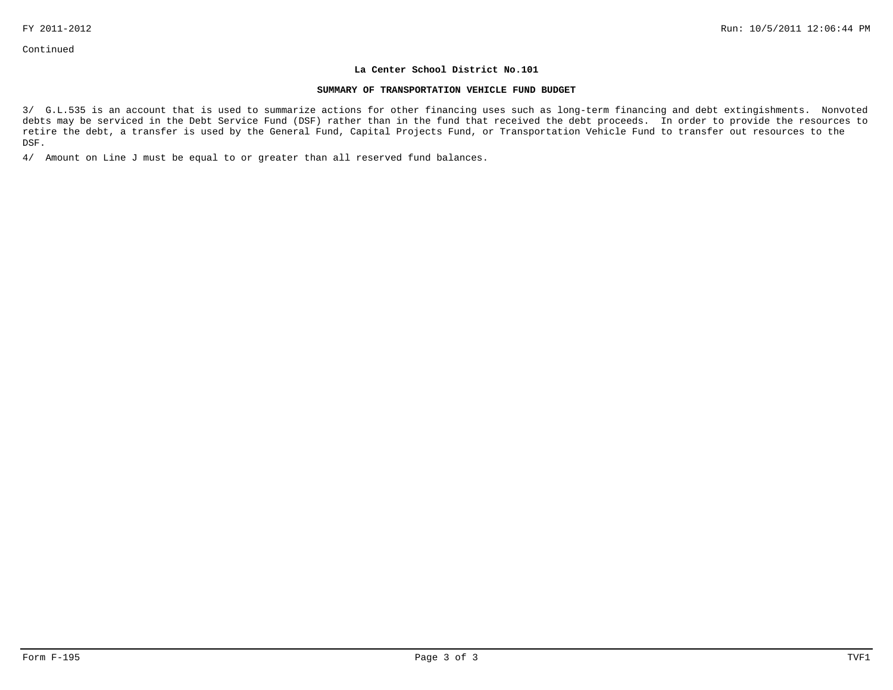Continued

**La Center School District No.101**

**SUMMARY OF TRANSPORTATION VEHICLE FUND BUDGET**

3/ G.L.535 is an account that is used to summarize actions for other financing uses such as long-term financing and debt extingishments. Nonvoted debts may be serviced in the Debt Service Fund (DSF) rather than in the fund that received the debt proceeds. In order to provide the resources to retire the debt, a transfer is used by the General Fund, Capital Projects Fund, or Transportation Vehicle Fund to transfer out resources to the DSF.

4/ Amount on Line J must be equal to or greater than all reserved fund balances.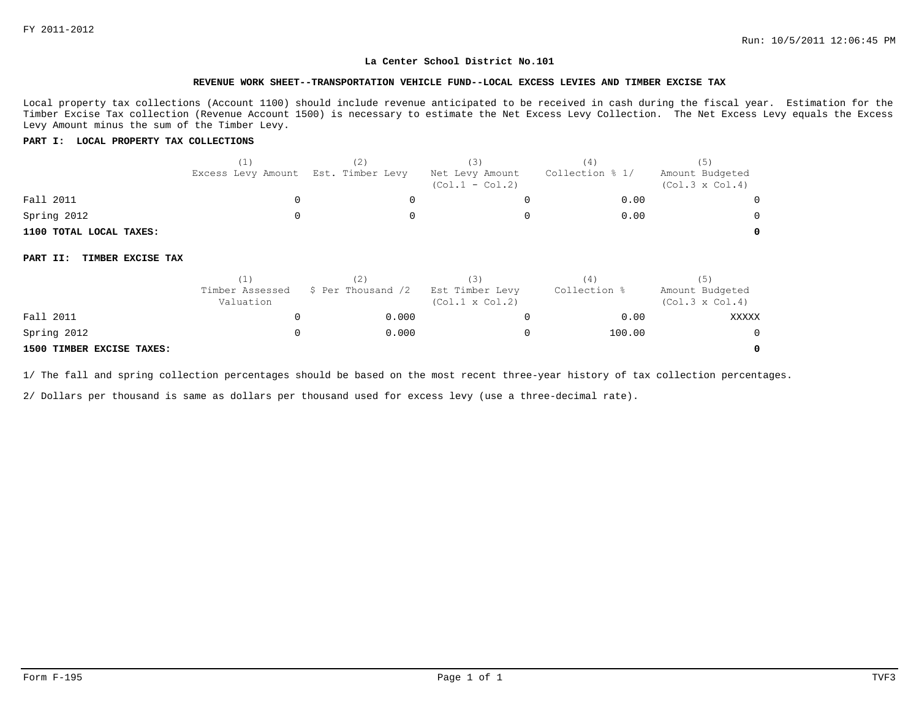FY 2011-2012

Run: 10/5/2011 12:06:45 PM

**La Center School District No.101**

**REVENUE WORK SHEET--TRANSPORTATION VEHICLE FUND--LOCAL EXCESS LEVIES AND TIMBER EXCISE TAX**

Local property tax collections (Account 1100) should include revenue anticipated to be received in cash during the fiscal year. Estimation for the Timber Excise Tax collection (Revenue Account 1500) is necessary to estimate the Net Excess Levy Collection. The Net Excess Levy equals the Excess Levy Amount minus the sum of the Timber Levy.

**PART I: LOCAL PROPERTY TAX COLLECTIONS**

| | (1) Excess Levy Amount | (2) Est. Timber Levy | (3) Net Levy Amount (Col.1 - Col.2) | (4) Collection % 1/ | (5) Amount Budgeted (Col.3 x Col.4) |
|---|---|---|---|---|---|
| Fall 2011 | 0 | 0 | 0 | 0.00 | 0 |
| Spring 2012 | 0 | 0 | 0 | 0.00 | 0 |
| **1100 TOTAL LOCAL TAXES:** | | | | | **0** |

**PART II: TIMBER EXCISE TAX**

| | (1) Timber Assessed Valuation | (2) $ Per Thousand /2 | (3) Est Timber Levy (Col.1 x Col.2) | (4) Collection % | (5) Amount Budgeted (Col.3 x Col.4) |
|---|---|---|---|---|---|
| Fall 2011 | 0 | 0.000 | 0 | 0.00 | XXXXX |
| Spring 2012 | 0 | 0.000 | 0 | 100.00 | 0 |
| **1500 TIMBER EXCISE TAXES:** | | | | | **0** |

1/ The fall and spring collection percentages should be based on the most recent three-year history of tax collection percentages.

2/ Dollars per thousand is same as dollars per thousand used for excess levy (use a three-decimal rate).

Form F-195 TVF3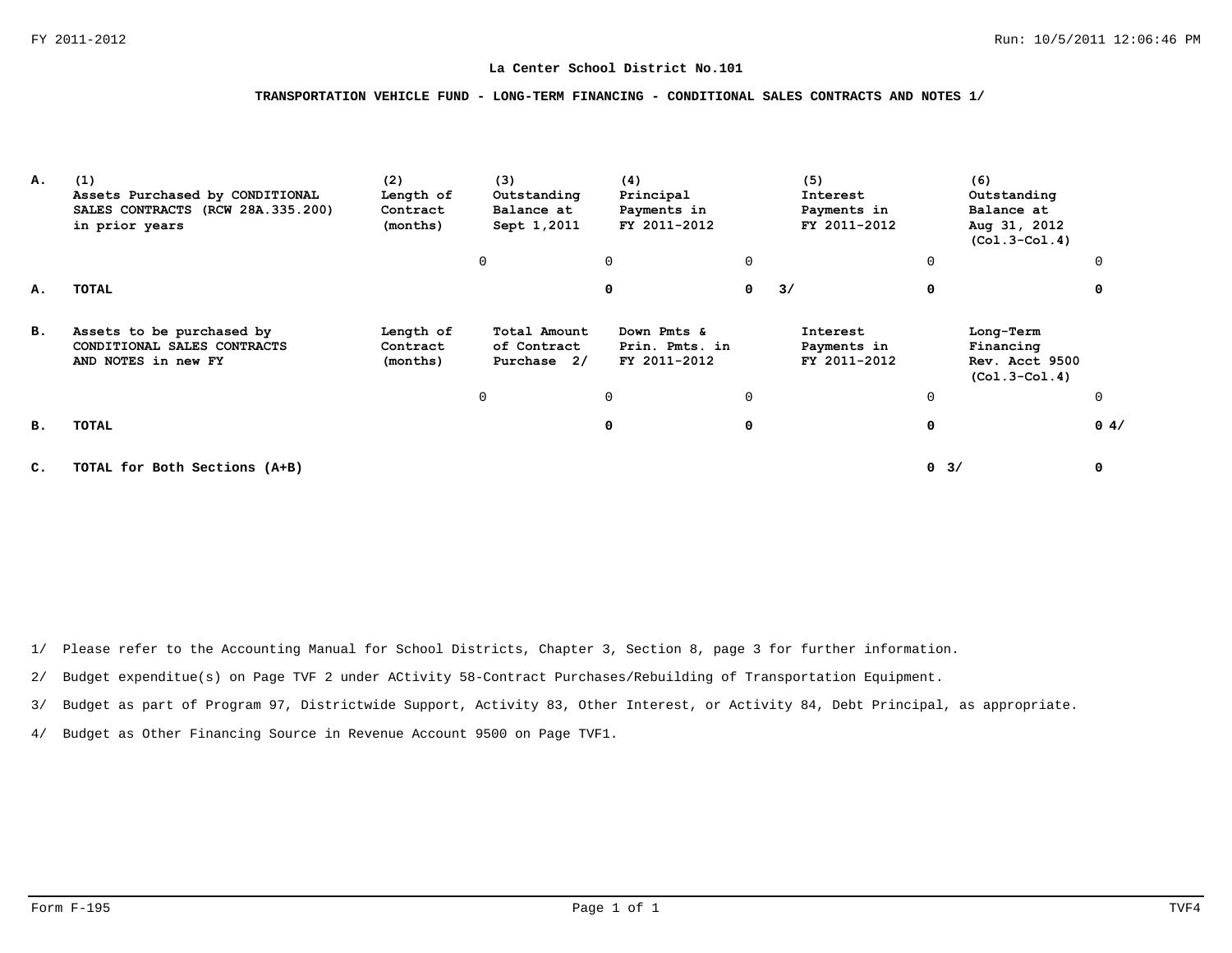**La Center School District No.101**

**TRANSPORTATION VEHICLE FUND - LONG-TERM FINANCING - CONDITIONAL SALES CONTRACTS AND NOTES 1/**

| | (1) Assets Purchased by CONDITIONAL SALES CONTRACTS (RCW 28A.335.200) in prior years | (2) Length of Contract (months) | (3) Outstanding Balance at Sept 1,2011 | (4) Principal Payments in FY 2011-2012 | (5) Interest Payments in FY 2011-2012 | (6) Outstanding Balance at Aug 31, 2012 (Col.3-Col.4) |
|---|---|---|---|---|---|---|
| | | 0 | 0 | 0 | 0 | 0 |
| **A.** | **TOTAL** | | **0** | **0 3/** | **0** | **0** |
| **B.** | **Assets to be purchased by CONDITIONAL SALES CONTRACTS AND NOTES in new FY** | **Length of Contract (months)** | **Total Amount of Contract Purchase 2/** | **Down Pmts & Prin. Pmts. in FY 2011-2012** | **Interest Payments in FY 2011-2012** | **Long-Term Financing Rev. Acct 9500 (Col.3-Col.4)** |
| | | 0 | 0 | 0 | 0 | 0 |
| **B.** | **TOTAL** | | **0** | **0** | **0** | **0 4/** |
| **C.** | **TOTAL for Both Sections (A+B)** | | | | **0 3/** | **0** |

1/ Please refer to the Accounting Manual for School Districts, Chapter 3, Section 8, page 3 for further information.

2/ Budget expenditue(s) on Page TVF 2 under ACtivity 58-Contract Purchases/Rebuilding of Transportation Equipment.

3/ Budget as part of Program 97, Districtwide Support, Activity 83, Other Interest, or Activity 84, Debt Principal, as appropriate.

4/ Budget as Other Financing Source in Revenue Account 9500 on Page TVF1.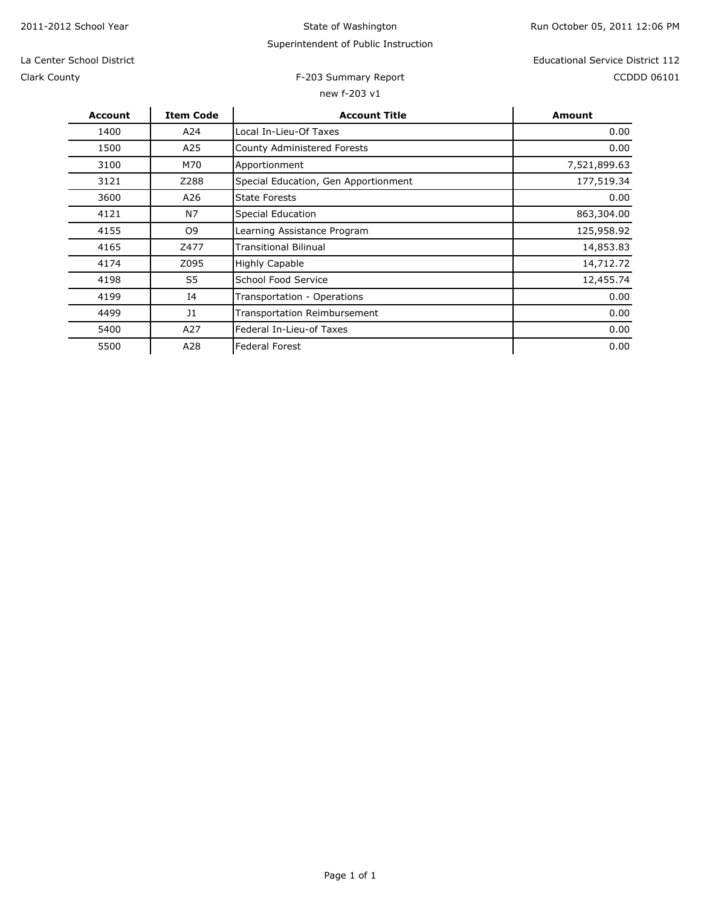2011-2012 School Year

State of Washington

Superintendent of Public Instruction

Run October 05, 2011 12:06 PM

La Center School District

Clark County

Educational Service District 112

CCDDD 06101

F-203 Summary Report

new f-203 v1

| Account | Item Code | Account Title | Amount |
|---|---|---|---|
| 1400 | A24 | Local In-Lieu-Of Taxes | 0.00 |
| 1500 | A25 | County Administered Forests | 0.00 |
| 3100 | M70 | Apportionment | 7,521,899.63 |
| 3121 | Z288 | Special Education, Gen Apportionment | 177,519.34 |
| 3600 | A26 | State Forests | 0.00 |
| 4121 | N7 | Special Education | 863,304.00 |
| 4155 | O9 | Learning Assistance Program | 125,958.92 |
| 4165 | Z477 | Transitional Bilinual | 14,853.83 |
| 4174 | Z095 | Highly Capable | 14,712.72 |
| 4198 | S5 | School Food Service | 12,455.74 |
| 4199 | I4 | Transportation - Operations | 0.00 |
| 4499 | J1 | Transportation Reimbursement | 0.00 |
| 5400 | A27 | Federal In-Lieu-of Taxes | 0.00 |
| 5500 | A28 | Federal Forest | 0.00 |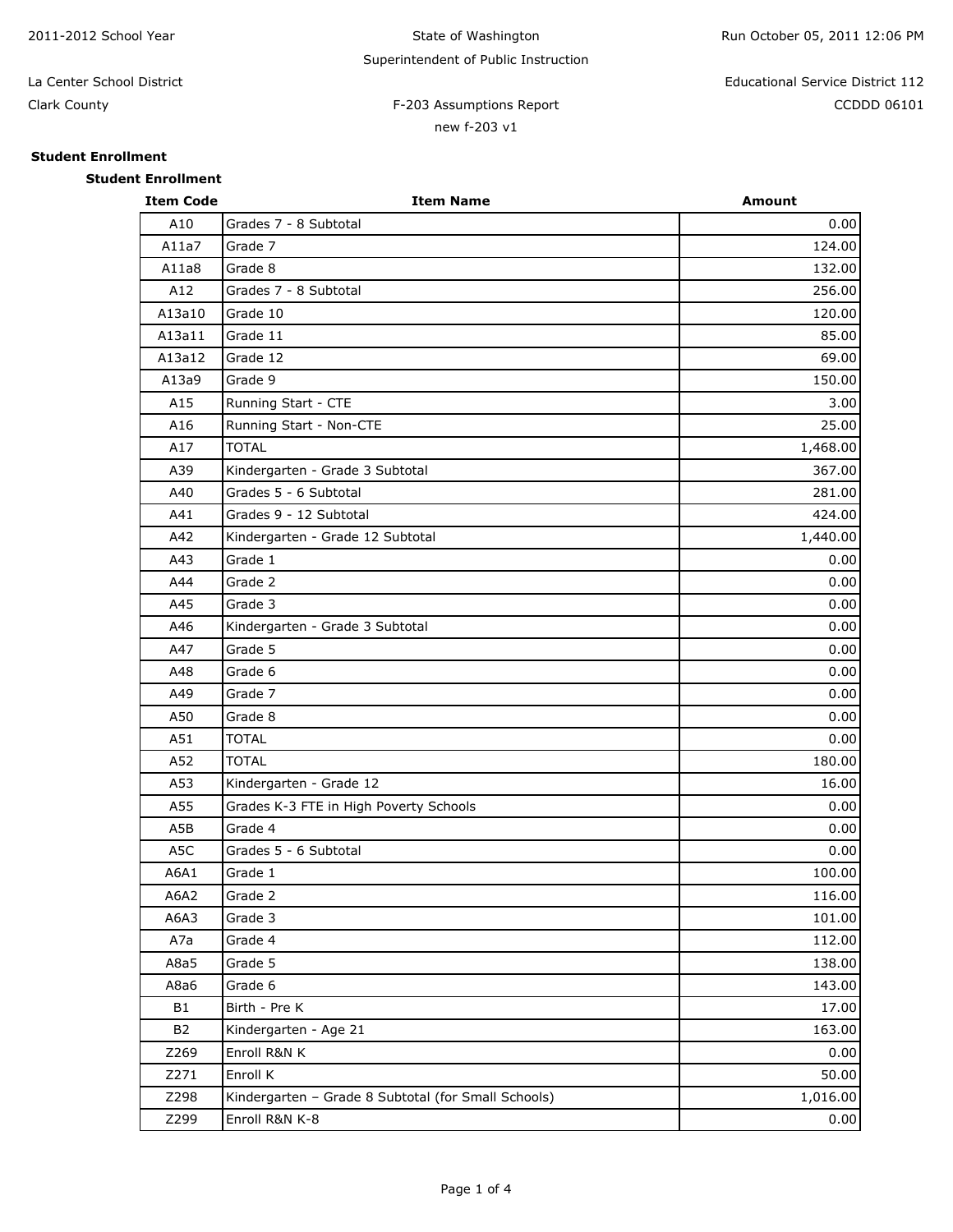2011-2012 School Year

State of Washington

Superintendent of Public Instruction

Run October 05, 2011 12:06 PM

La Center School District

Clark County

Educational Service District 112

CCDDD 06101

F-203 Assumptions Report

new f-203 v1

**Student Enrollment**

**Student Enrollment**

| Item Code | Item Name | Amount |
|---|---|---|
| A10 | Grades 7 - 8 Subtotal | 0.00 |
| A11a7 | Grade 7 | 124.00 |
| A11a8 | Grade 8 | 132.00 |
| A12 | Grades 7 - 8 Subtotal | 256.00 |
| A13a10 | Grade 10 | 120.00 |
| A13a11 | Grade 11 | 85.00 |
| A13a12 | Grade 12 | 69.00 |
| A13a9 | Grade 9 | 150.00 |
| A15 | Running Start - CTE | 3.00 |
| A16 | Running Start - Non-CTE | 25.00 |
| A17 | TOTAL | 1,468.00 |
| A39 | Kindergarten - Grade 3 Subtotal | 367.00 |
| A40 | Grades 5 - 6 Subtotal | 281.00 |
| A41 | Grades 9 - 12 Subtotal | 424.00 |
| A42 | Kindergarten - Grade 12 Subtotal | 1,440.00 |
| A43 | Grade 1 | 0.00 |
| A44 | Grade 2 | 0.00 |
| A45 | Grade 3 | 0.00 |
| A46 | Kindergarten - Grade 3 Subtotal | 0.00 |
| A47 | Grade 5 | 0.00 |
| A48 | Grade 6 | 0.00 |
| A49 | Grade 7 | 0.00 |
| A50 | Grade 8 | 0.00 |
| A51 | TOTAL | 0.00 |
| A52 | TOTAL | 180.00 |
| A53 | Kindergarten - Grade 12 | 16.00 |
| A55 | Grades K-3 FTE in High Poverty Schools | 0.00 |
| A5B | Grade 4 | 0.00 |
| A5C | Grades 5 - 6 Subtotal | 0.00 |
| A6A1 | Grade 1 | 100.00 |
| A6A2 | Grade 2 | 116.00 |
| A6A3 | Grade 3 | 101.00 |
| A7a | Grade 4 | 112.00 |
| A8a5 | Grade 5 | 138.00 |
| A8a6 | Grade 6 | 143.00 |
| B1 | Birth - Pre K | 17.00 |
| B2 | Kindergarten - Age 21 | 163.00 |
| Z269 | Enroll R&N K | 0.00 |
| Z271 | Enroll K | 50.00 |
| Z298 | Kindergarten – Grade 8 Subtotal (for Small Schools) | 1,016.00 |
| Z299 | Enroll R&N K-8 | 0.00 |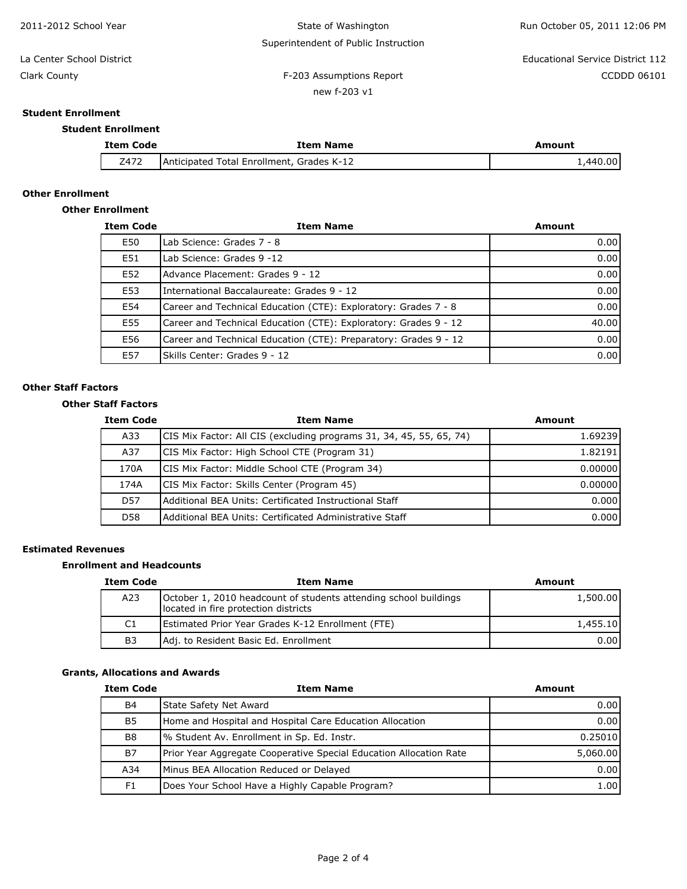2011-2012 School Year

State of Washington

Superintendent of Public Instruction

Run October 05, 2011 12:06 PM

La Center School District

Clark County

Educational Service District 112

CCDDD 06101

F-203 Assumptions Report

new f-203 v1

## Student Enrollment

### Student Enrollment

| Item Code | Item Name | Amount |
|---|---|---|
| Z472 | Anticipated Total Enrollment, Grades K-12 | 1,440.00 |

## Other Enrollment

### Other Enrollment

| Item Code | Item Name | Amount |
|---|---|---|
| E50 | Lab Science: Grades 7 - 8 | 0.00 |
| E51 | Lab Science: Grades 9 -12 | 0.00 |
| E52 | Advance Placement: Grades 9 - 12 | 0.00 |
| E53 | International Baccalaureate: Grades 9 - 12 | 0.00 |
| E54 | Career and Technical Education (CTE): Exploratory: Grades 7 - 8 | 0.00 |
| E55 | Career and Technical Education (CTE): Exploratory: Grades 9 - 12 | 40.00 |
| E56 | Career and Technical Education (CTE): Preparatory: Grades 9 - 12 | 0.00 |
| E57 | Skills Center: Grades 9 - 12 | 0.00 |

## Other Staff Factors

### Other Staff Factors

| Item Code | Item Name | Amount |
|---|---|---|
| A33 | CIS Mix Factor: All CIS (excluding programs 31, 34, 45, 55, 65, 74) | 1.69239 |
| A37 | CIS Mix Factor: High School CTE (Program 31) | 1.82191 |
| 170A | CIS Mix Factor: Middle School CTE (Program 34) | 0.00000 |
| 174A | CIS Mix Factor: Skills Center (Program 45) | 0.00000 |
| D57 | Additional BEA Units: Certificated Instructional Staff | 0.000 |
| D58 | Additional BEA Units: Certificated Administrative Staff | 0.000 |

## Estimated Revenues

### Enrollment and Headcounts

| Item Code | Item Name | Amount |
|---|---|---|
| A23 | October 1, 2010 headcount of students attending school buildings located in fire protection districts | 1,500.00 |
| C1 | Estimated Prior Year Grades K-12 Enrollment (FTE) | 1,455.10 |
| B3 | Adj. to Resident Basic Ed. Enrollment | 0.00 |

### Grants, Allocations and Awards

| Item Code | Item Name | Amount |
|---|---|---|
| B4 | State Safety Net Award | 0.00 |
| B5 | Home and Hospital and Hospital Care Education Allocation | 0.00 |
| B8 | % Student Av. Enrollment in Sp. Ed. Instr. | 0.25010 |
| B7 | Prior Year Aggregate Cooperative Special Education Allocation Rate | 5,060.00 |
| A34 | Minus BEA Allocation Reduced or Delayed | 0.00 |
| F1 | Does Your School Have a Highly Capable Program? | 1.00 |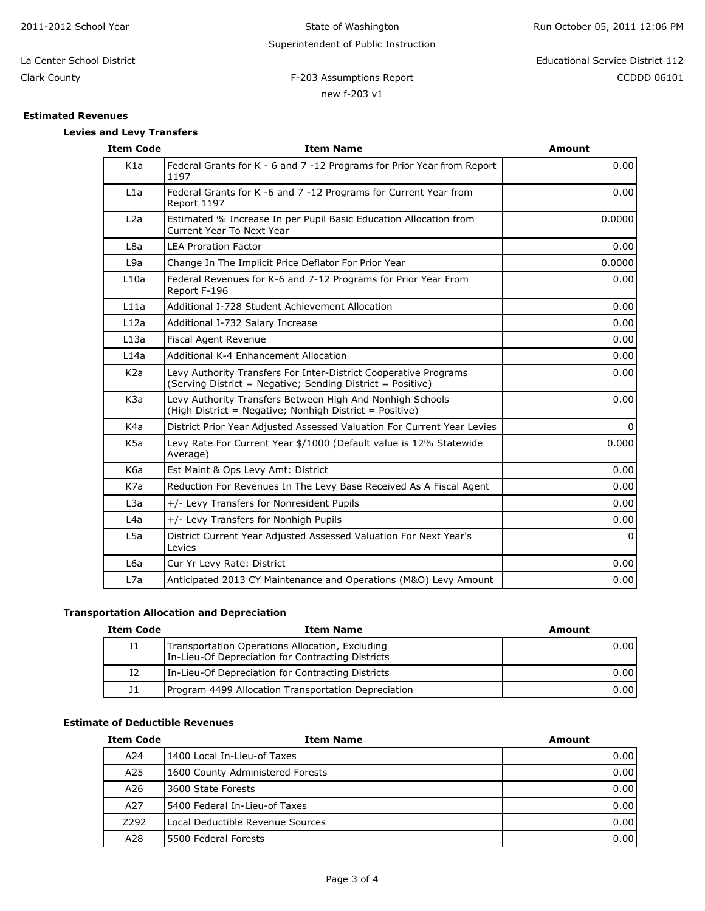2011-2012 School Year

State of Washington

Superintendent of Public Instruction

Run October 05, 2011 12:06 PM

La Center School District

Clark County

Educational Service District 112

CCDDD 06101

F-203 Assumptions Report

new f-203 v1

## Estimated Revenues

### Levies and Levy Transfers

| Item Code | Item Name | Amount |
|---|---|---|
| K1a | Federal Grants for K - 6 and 7 -12 Programs for Prior Year from Report 1197 | 0.00 |
| L1a | Federal Grants for K -6 and 7 -12 Programs for Current Year from Report 1197 | 0.00 |
| L2a | Estimated % Increase In per Pupil Basic Education Allocation from Current Year To Next Year | 0.0000 |
| L8a | LEA Proration Factor | 0.00 |
| L9a | Change In The Implicit Price Deflator For Prior Year | 0.0000 |
| L10a | Federal Revenues for K-6 and 7-12 Programs for Prior Year From Report F-196 | 0.00 |
| L11a | Additional I-728 Student Achievement Allocation | 0.00 |
| L12a | Additional I-732 Salary Increase | 0.00 |
| L13a | Fiscal Agent Revenue | 0.00 |
| L14a | Additional K-4 Enhancement Allocation | 0.00 |
| K2a | Levy Authority Transfers For Inter-District Cooperative Programs (Serving District = Negative; Sending District = Positive) | 0.00 |
| K3a | Levy Authority Transfers Between High And Nonhigh Schools (High District = Negative; Nonhigh District = Positive) | 0.00 |
| K4a | District Prior Year Adjusted Assessed Valuation For Current Year Levies | 0 |
| K5a | Levy Rate For Current Year $/1000 (Default value is 12% Statewide Average) | 0.000 |
| K6a | Est Maint & Ops Levy Amt: District | 0.00 |
| K7a | Reduction For Revenues In The Levy Base Received As A Fiscal Agent | 0.00 |
| L3a | +/- Levy Transfers for Nonresident Pupils | 0.00 |
| L4a | +/- Levy Transfers for Nonhigh Pupils | 0.00 |
| L5a | District Current Year Adjusted Assessed Valuation For Next Year's Levies | 0 |
| L6a | Cur Yr Levy Rate: District | 0.00 |
| L7a | Anticipated 2013 CY Maintenance and Operations (M&O) Levy Amount | 0.00 |

### Transportation Allocation and Depreciation

| Item Code | Item Name | Amount |
|---|---|---|
| I1 | Transportation Operations Allocation, Excluding In-Lieu-Of Depreciation for Contracting Districts | 0.00 |
| I2 | In-Lieu-Of Depreciation for Contracting Districts | 0.00 |
| J1 | Program 4499 Allocation Transportation Depreciation | 0.00 |

### Estimate of Deductible Revenues

| Item Code | Item Name | Amount |
|---|---|---|
| A24 | 1400 Local In-Lieu-of Taxes | 0.00 |
| A25 | 1600 County Administered Forests | 0.00 |
| A26 | 3600 State Forests | 0.00 |
| A27 | 5400 Federal In-Lieu-of Taxes | 0.00 |
| Z292 | Local Deductible Revenue Sources | 0.00 |
| A28 | 5500 Federal Forests | 0.00 |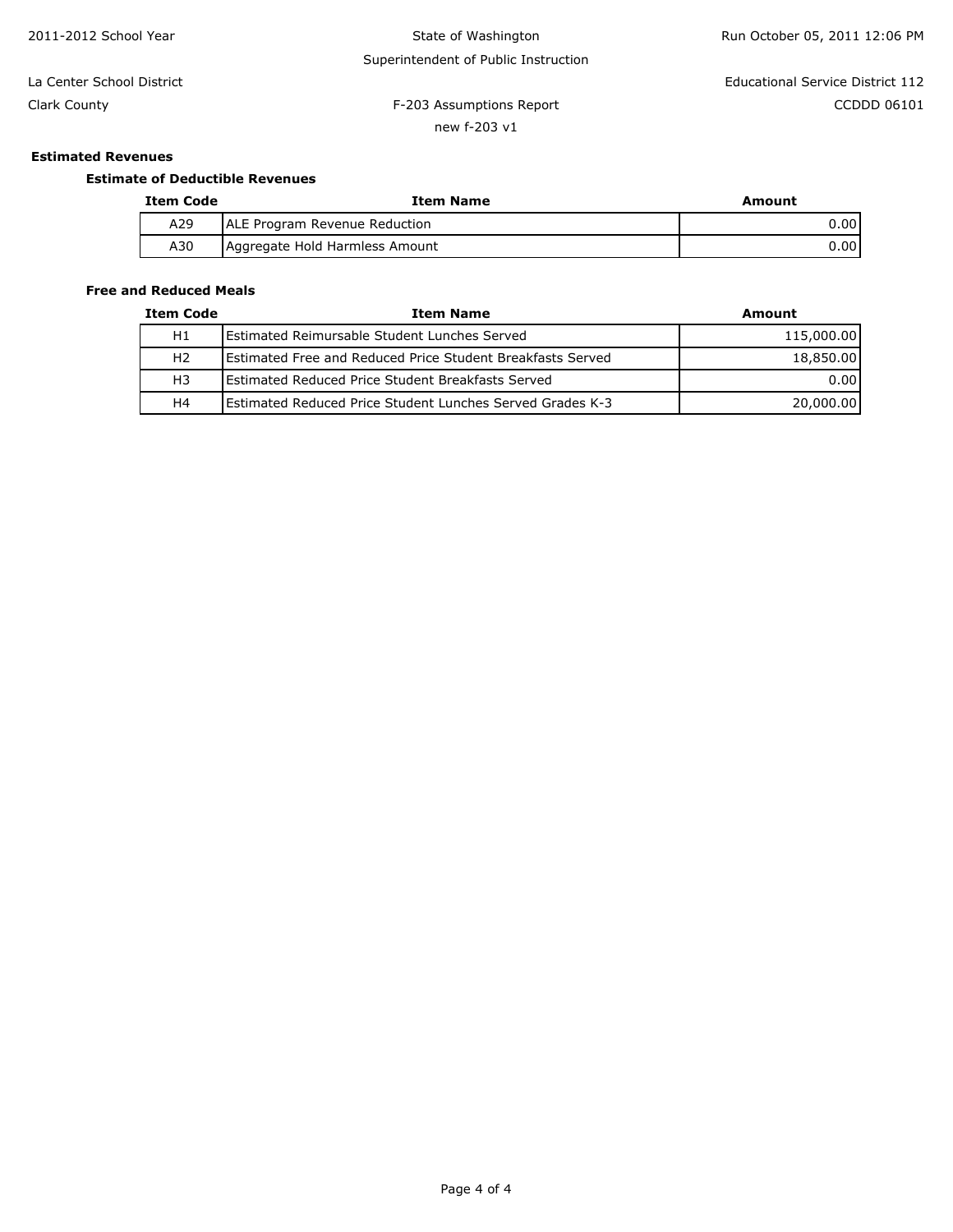2011-2012 School Year

State of Washington
Superintendent of Public Instruction

Run October 05, 2011 12:06 PM

La Center School District
Clark County

Educational Service District 112
CCDDD 06101

F-203 Assumptions Report
new f-203 v1

## Estimated Revenues

### Estimate of Deductible Revenues

| Item Code | Item Name | Amount |
|---|---|---|
| A29 | ALE Program Revenue Reduction | 0.00 |
| A30 | Aggregate Hold Harmless Amount | 0.00 |

### Free and Reduced Meals

| Item Code | Item Name | Amount |
|---|---|---|
| H1 | Estimated Reimursable Student Lunches Served | 115,000.00 |
| H2 | Estimated Free and Reduced Price Student Breakfasts Served | 18,850.00 |
| H3 | Estimated Reduced Price Student Breakfasts Served | 0.00 |
| H4 | Estimated Reduced Price Student Lunches Served Grades K-3 | 20,000.00 |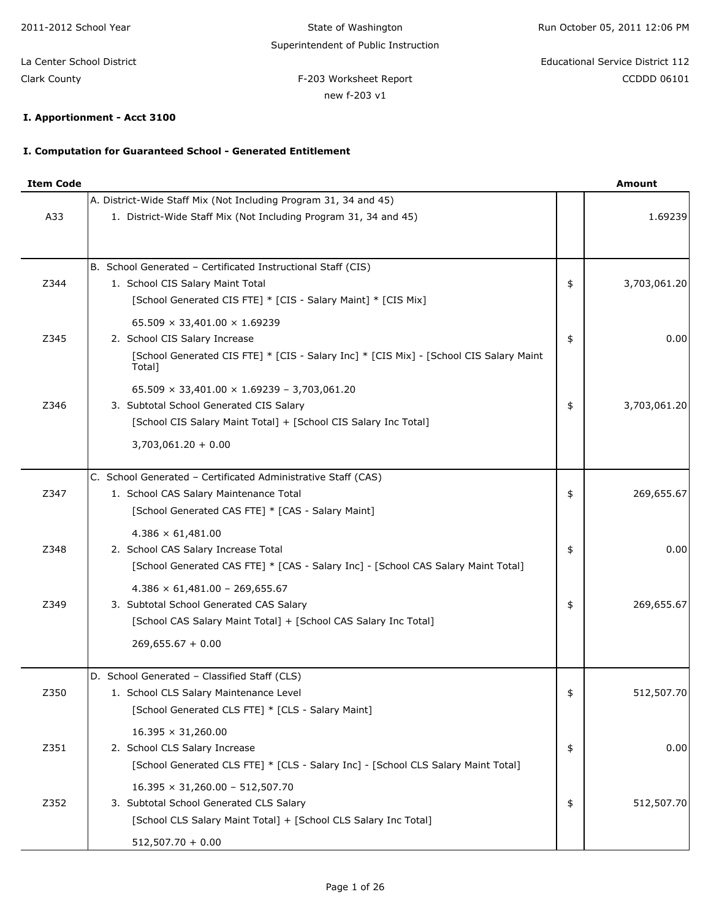2011-2012 School Year | State of Washington | Run October 05, 2011 12:06 PM

Superintendent of Public Instruction

La Center School District | Educational Service District 112

Clark County | F-203 Worksheet Report | CCDDD 06101

new f-203 v1

**I. Apportionment - Acct 3100**

**I. Computation for Guaranteed School - Generated Entitlement**

| Item Code | | | Amount |
|---|---|---|---|
| | A. District-Wide Staff Mix (Not Including Program 31, 34 and 45) | | |
| A33 | 1. District-Wide Staff Mix (Not Including Program 31, 34 and 45) | | 1.69239 |
| | B. School Generated – Certificated Instructional Staff (CIS) | | |
| Z344 | 1. School CIS Salary Maint Total<br>[School Generated CIS FTE] * [CIS - Salary Maint] * [CIS Mix]<br>65.509 × 33,401.00 × 1.69239 | $ | 3,703,061.20 |
| Z345 | 2. School CIS Salary Increase<br>[School Generated CIS FTE] * [CIS - Salary Inc] * [CIS Mix] - [School CIS Salary Maint Total]<br>65.509 × 33,401.00 × 1.69239 – 3,703,061.20 | $ | 0.00 |
| Z346 | 3. Subtotal School Generated CIS Salary<br>[School CIS Salary Maint Total] + [School CIS Salary Inc Total]<br>3,703,061.20 + 0.00 | $ | 3,703,061.20 |
| | C. School Generated – Certificated Administrative Staff (CAS) | | |
| Z347 | 1. School CAS Salary Maintenance Total<br>[School Generated CAS FTE] * [CAS - Salary Maint]<br>4.386 × 61,481.00 | $ | 269,655.67 |
| Z348 | 2. School CAS Salary Increase Total<br>[School Generated CAS FTE] * [CAS - Salary Inc] - [School CAS Salary Maint Total]<br>4.386 × 61,481.00 – 269,655.67 | $ | 0.00 |
| Z349 | 3. Subtotal School Generated CAS Salary<br>[School CAS Salary Maint Total] + [School CAS Salary Inc Total]<br>269,655.67 + 0.00 | $ | 269,655.67 |
| | D. School Generated – Classified Staff (CLS) | | |
| Z350 | 1. School CLS Salary Maintenance Level<br>[School Generated CLS FTE] * [CLS - Salary Maint]<br>16.395 × 31,260.00 | $ | 512,507.70 |
| Z351 | 2. School CLS Salary Increase<br>[School Generated CLS FTE] * [CLS - Salary Inc] - [School CLS Salary Maint Total]<br>16.395 × 31,260.00 – 512,507.70 | $ | 0.00 |
| Z352 | 3. Subtotal School Generated CLS Salary<br>[School CLS Salary Maint Total] + [School CLS Salary Inc Total]<br>512,507.70 + 0.00 | $ | 512,507.70 |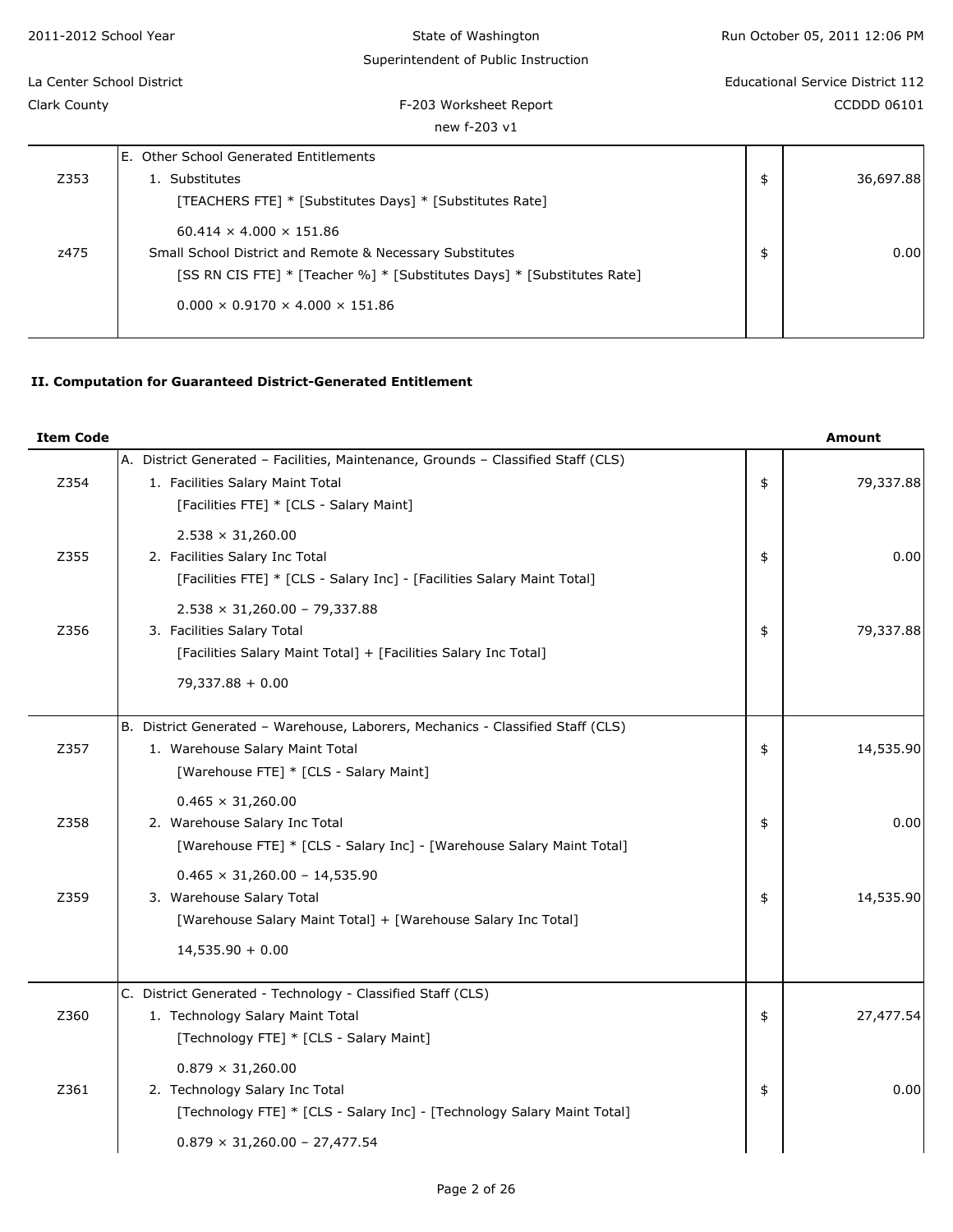| | | | |
|---|---|---|---|
| | E. Other School Generated Entitlements | | |
| Z353 | 1. Substitutes<br>[TEACHERS FTE] * [Substitutes Days] * [Substitutes Rate]<br>60.414 × 4.000 × 151.86 | $ | 36,697.88 |
| z475 | Small School District and Remote & Necessary Substitutes<br>[SS RN CIS FTE] * [Teacher %] * [Substitutes Days] * [Substitutes Rate]<br>0.000 × 0.9170 × 4.000 × 151.86 | $ | 0.00 |

## II. Computation for Guaranteed District-Generated Entitlement

| Item Code | | | Amount |
|---|---|---|---|
| | A. District Generated – Facilities, Maintenance, Grounds – Classified Staff (CLS) | | |
| Z354 | 1. Facilities Salary Maint Total<br>[Facilities FTE] * [CLS - Salary Maint]<br>2.538 × 31,260.00 | $ | 79,337.88 |
| Z355 | 2. Facilities Salary Inc Total<br>[Facilities FTE] * [CLS - Salary Inc] - [Facilities Salary Maint Total]<br>2.538 × 31,260.00 – 79,337.88 | $ | 0.00 |
| Z356 | 3. Facilities Salary Total<br>[Facilities Salary Maint Total] + [Facilities Salary Inc Total]<br>79,337.88 + 0.00 | $ | 79,337.88 |
| | B. District Generated – Warehouse, Laborers, Mechanics - Classified Staff (CLS) | | |
| Z357 | 1. Warehouse Salary Maint Total<br>[Warehouse FTE] * [CLS - Salary Maint]<br>0.465 × 31,260.00 | $ | 14,535.90 |
| Z358 | 2. Warehouse Salary Inc Total<br>[Warehouse FTE] * [CLS - Salary Inc] - [Warehouse Salary Maint Total]<br>0.465 × 31,260.00 – 14,535.90 | $ | 0.00 |
| Z359 | 3. Warehouse Salary Total<br>[Warehouse Salary Maint Total] + [Warehouse Salary Inc Total]<br>14,535.90 + 0.00 | $ | 14,535.90 |
| | C. District Generated - Technology - Classified Staff (CLS) | | |
| Z360 | 1. Technology Salary Maint Total<br>[Technology FTE] * [CLS - Salary Maint]<br>0.879 × 31,260.00 | $ | 27,477.54 |
| Z361 | 2. Technology Salary Inc Total<br>[Technology FTE] * [CLS - Salary Inc] - [Technology Salary Maint Total]<br>0.879 × 31,260.00 – 27,477.54 | $ | 0.00 |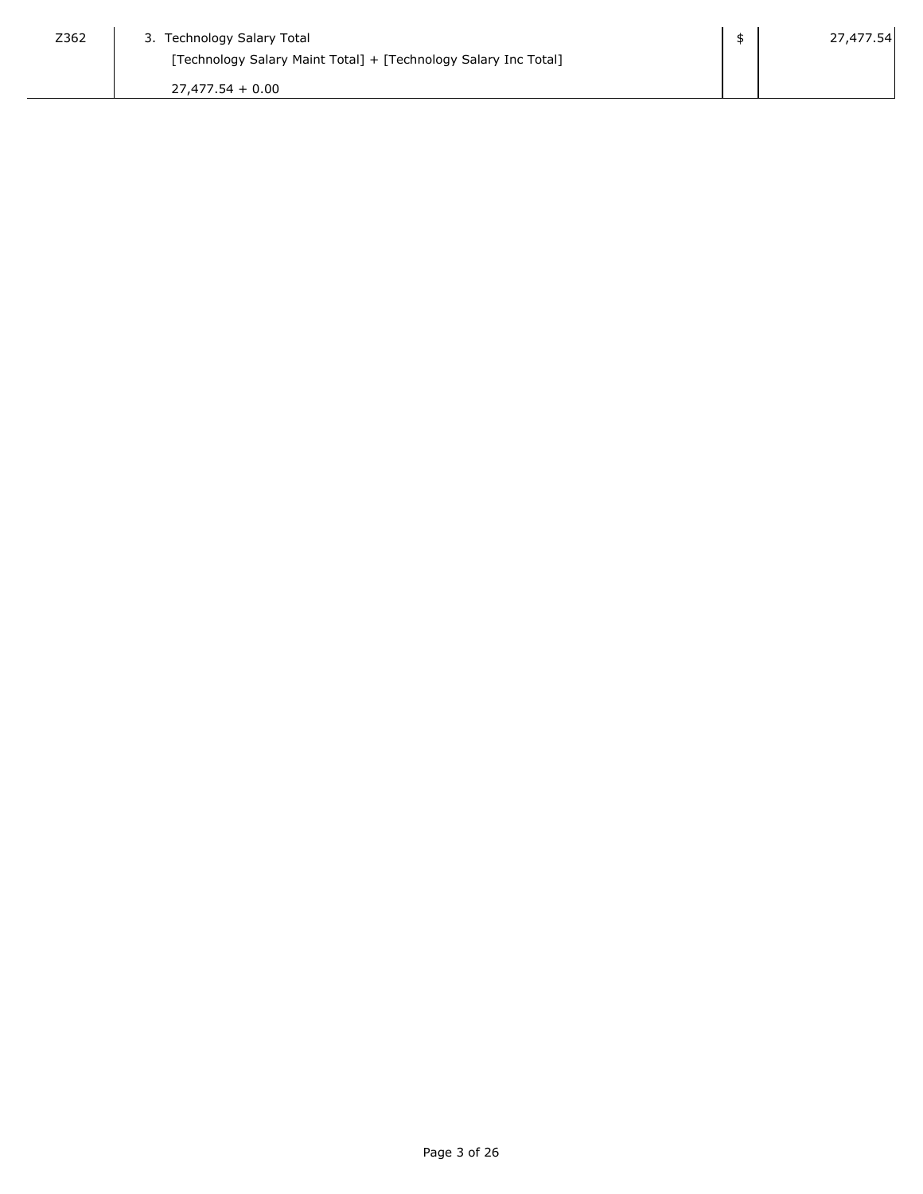| Z362 | 3. Technology Salary Total<br>[Technology Salary Maint Total] + [Technology Salary Inc Total]<br>27,477.54 + 0.00 | $ | 27,477.54 |
|---|---|---|---|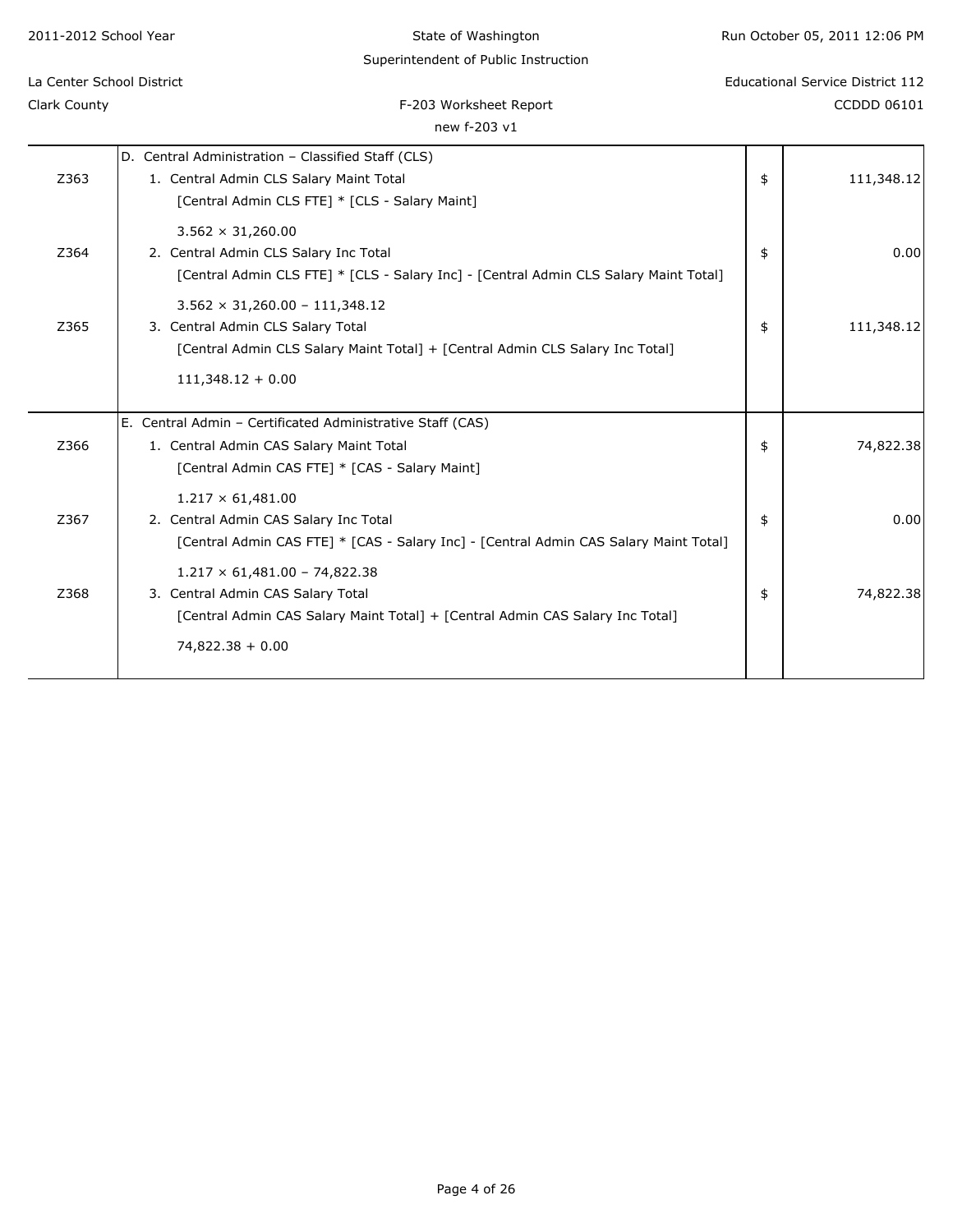| | | | |
|---|---|---|---|
| | D. Central Administration – Classified Staff (CLS) | | |
| Z363 | 1. Central Admin CLS Salary Maint Total<br>[Central Admin CLS FTE] * [CLS - Salary Maint]<br>3.562 × 31,260.00 | $ | 111,348.12 |
| Z364 | 2. Central Admin CLS Salary Inc Total<br>[Central Admin CLS FTE] * [CLS - Salary Inc] - [Central Admin CLS Salary Maint Total]<br>3.562 × 31,260.00 – 111,348.12 | $ | 0.00 |
| Z365 | 3. Central Admin CLS Salary Total<br>[Central Admin CLS Salary Maint Total] + [Central Admin CLS Salary Inc Total]<br>111,348.12 + 0.00 | $ | 111,348.12 |
| | E. Central Admin – Certificated Administrative Staff (CAS) | | |
| Z366 | 1. Central Admin CAS Salary Maint Total<br>[Central Admin CAS FTE] * [CAS - Salary Maint]<br>1.217 × 61,481.00 | $ | 74,822.38 |
| Z367 | 2. Central Admin CAS Salary Inc Total<br>[Central Admin CAS FTE] * [CAS - Salary Inc] - [Central Admin CAS Salary Maint Total]<br>1.217 × 61,481.00 – 74,822.38 | $ | 0.00 |
| Z368 | 3. Central Admin CAS Salary Total<br>[Central Admin CAS Salary Maint Total] + [Central Admin CAS Salary Inc Total]<br>74,822.38 + 0.00 | $ | 74,822.38 |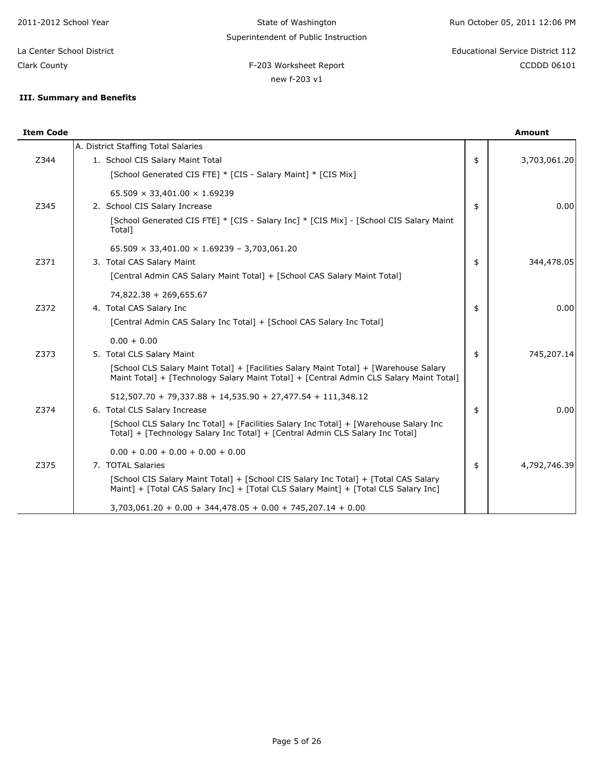2011-2012 School Year

State of Washington
Superintendent of Public Instruction

Run October 05, 2011 12:06 PM

La Center School District
Clark County

F-203 Worksheet Report
new f-203 v1

Educational Service District 112
CCDDD 06101

### III. Summary and Benefits

| Item Code | | | Amount |
|---|---|---|---|
| | A. District Staffing Total Salaries | | |
| Z344 | 1. School CIS Salary Maint Total<br>[School Generated CIS FTE] * [CIS - Salary Maint] * [CIS Mix]<br>65.509 × 33,401.00 × 1.69239 | $ | 3,703,061.20 |
| Z345 | 2. School CIS Salary Increase<br>[School Generated CIS FTE] * [CIS - Salary Inc] * [CIS Mix] - [School CIS Salary Maint Total]<br>65.509 × 33,401.00 × 1.69239 − 3,703,061.20 | $ | 0.00 |
| Z371 | 3. Total CAS Salary Maint<br>[Central Admin CAS Salary Maint Total] + [School CAS Salary Maint Total]<br>74,822.38 + 269,655.67 | $ | 344,478.05 |
| Z372 | 4. Total CAS Salary Inc<br>[Central Admin CAS Salary Inc Total] + [School CAS Salary Inc Total]<br>0.00 + 0.00 | $ | 0.00 |
| Z373 | 5. Total CLS Salary Maint<br>[School CLS Salary Maint Total] + [Facilities Salary Maint Total] + [Warehouse Salary Maint Total] + [Technology Salary Maint Total] + [Central Admin CLS Salary Maint Total]<br>512,507.70 + 79,337.88 + 14,535.90 + 27,477.54 + 111,348.12 | $ | 745,207.14 |
| Z374 | 6. Total CLS Salary Increase<br>[School CLS Salary Inc Total] + [Facilities Salary Inc Total] + [Warehouse Salary Inc Total] + [Technology Salary Inc Total] + [Central Admin CLS Salary Inc Total]<br>0.00 + 0.00 + 0.00 + 0.00 + 0.00 | $ | 0.00 |
| Z375 | 7. TOTAL Salaries<br>[School CIS Salary Maint Total] + [School CIS Salary Inc Total] + [Total CAS Salary Maint] + [Total CAS Salary Inc] + [Total CLS Salary Maint] + [Total CLS Salary Inc]<br>3,703,061.20 + 0.00 + 344,478.05 + 0.00 + 745,207.14 + 0.00 | $ | 4,792,746.39 |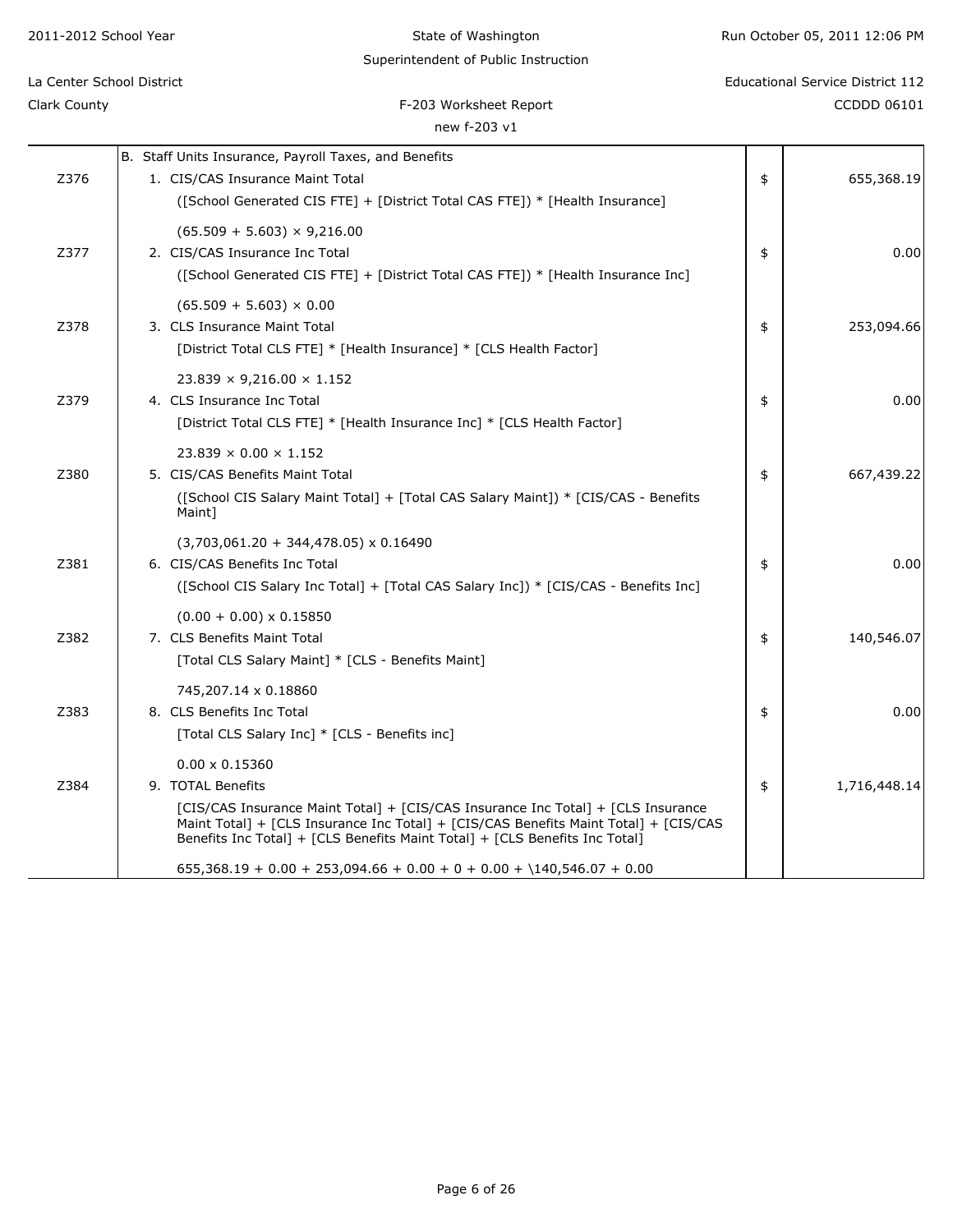2011-2012 School Year

State of Washington

Superintendent of Public Instruction

La Center School District

Clark County

Educational Service District 112

CCDDD 06101

F-203 Worksheet Report

new f-203 v1

| | B. Staff Units Insurance, Payroll Taxes, and Benefits | | |
|---|---|---|---|
| Z376 | 1. CIS/CAS Insurance Maint Total<br>([School Generated CIS FTE] + [District Total CAS FTE]) * [Health Insurance]<br><br>(65.509 + 5.603) × 9,216.00 | $ | 655,368.19 |
| Z377 | 2. CIS/CAS Insurance Inc Total<br>([School Generated CIS FTE] + [District Total CAS FTE]) * [Health Insurance Inc]<br><br>(65.509 + 5.603) × 0.00 | $ | 0.00 |
| Z378 | 3. CLS Insurance Maint Total<br>[District Total CLS FTE] * [Health Insurance] * [CLS Health Factor]<br><br>23.839 × 9,216.00 × 1.152 | $ | 253,094.66 |
| Z379 | 4. CLS Insurance Inc Total<br>[District Total CLS FTE] * [Health Insurance Inc] * [CLS Health Factor]<br><br>23.839 × 0.00 × 1.152 | $ | 0.00 |
| Z380 | 5. CIS/CAS Benefits Maint Total<br>([School CIS Salary Maint Total] + [Total CAS Salary Maint]) * [CIS/CAS - Benefits Maint]<br><br>(3,703,061.20 + 344,478.05) x 0.16490 | $ | 667,439.22 |
| Z381 | 6. CIS/CAS Benefits Inc Total<br>([School CIS Salary Inc Total] + [Total CAS Salary Inc]) * [CIS/CAS - Benefits Inc]<br><br>(0.00 + 0.00) x 0.15850 | $ | 0.00 |
| Z382 | 7. CLS Benefits Maint Total<br>[Total CLS Salary Maint] * [CLS - Benefits Maint]<br><br>745,207.14 x 0.18860 | $ | 140,546.07 |
| Z383 | 8. CLS Benefits Inc Total<br>[Total CLS Salary Inc] * [CLS - Benefits inc]<br><br>0.00 x 0.15360 | $ | 0.00 |
| Z384 | 9. TOTAL Benefits<br>[CIS/CAS Insurance Maint Total] + [CIS/CAS Insurance Inc Total] + [CLS Insurance Maint Total] + [CLS Insurance Inc Total] + [CIS/CAS Benefits Maint Total] + [CIS/CAS Benefits Inc Total] + [CLS Benefits Maint Total] + [CLS Benefits Inc Total]<br><br>655,368.19 + 0.00 + 253,094.66 + 0.00 + 0 + 0.00 + \140,546.07 + 0.00 | $ | 1,716,448.14 |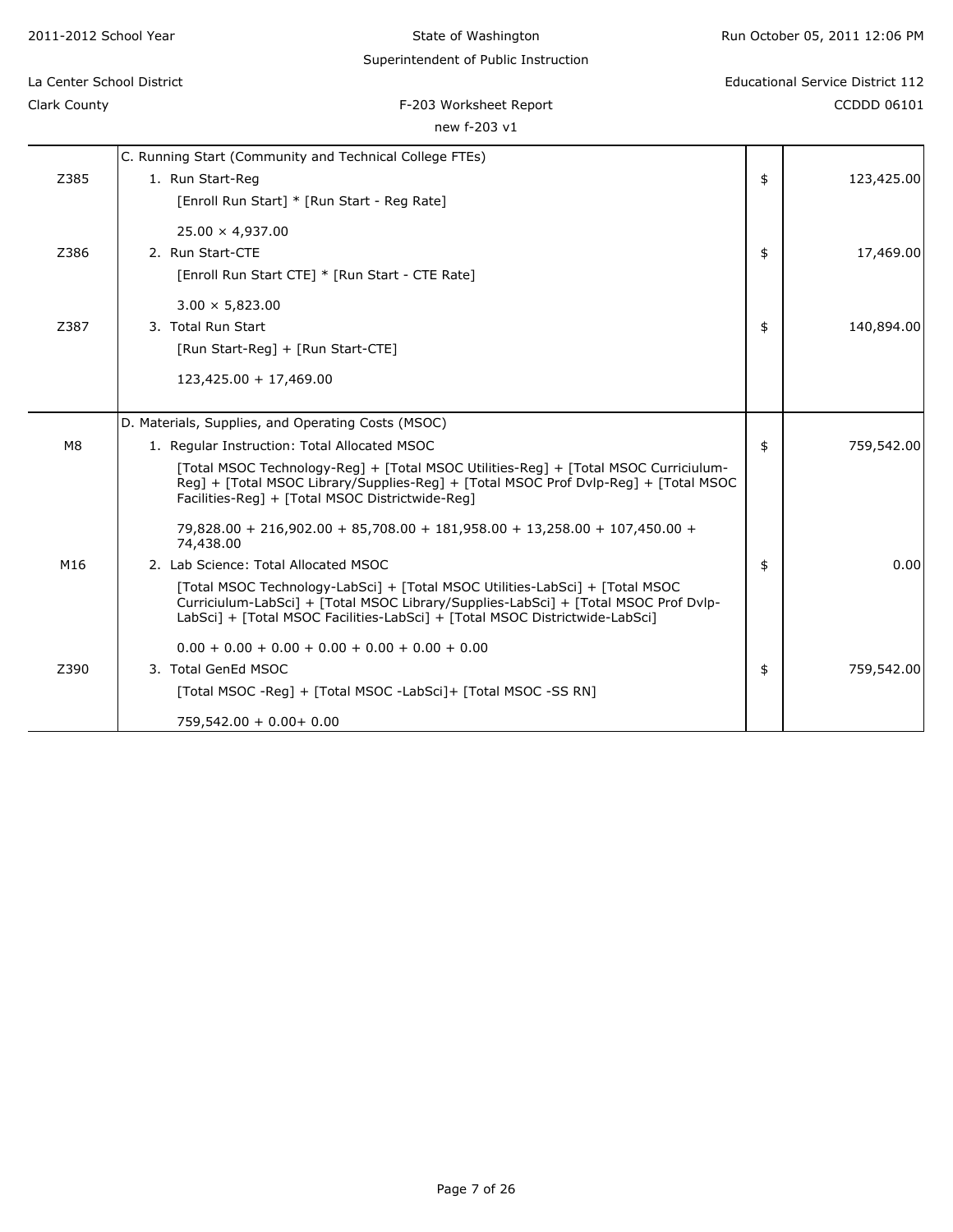2011-2012 School Year

State of Washington
Superintendent of Public Instruction

La Center School District
Clark County

Educational Service District 112
CCDDD 06101

F-203 Worksheet Report
new f-203 v1

| Code | Description | | Amount |
|---|---|---|---|
| | C. Running Start (Community and Technical College FTEs) | | |
| Z385 | 1. Run Start-Reg<br>[Enroll Run Start] * [Run Start - Reg Rate]<br>25.00 × 4,937.00 | $ | 123,425.00 |
| Z386 | 2. Run Start-CTE<br>[Enroll Run Start CTE] * [Run Start - CTE Rate]<br>3.00 × 5,823.00 | $ | 17,469.00 |
| Z387 | 3. Total Run Start<br>[Run Start-Reg] + [Run Start-CTE]<br>123,425.00 + 17,469.00 | $ | 140,894.00 |
| | D. Materials, Supplies, and Operating Costs (MSOC) | | |
| M8 | 1. Regular Instruction: Total Allocated MSOC<br>[Total MSOC Technology-Reg] + [Total MSOC Utilities-Reg] + [Total MSOC Curriciulum-Reg] + [Total MSOC Library/Supplies-Reg] + [Total MSOC Prof Dvlp-Reg] + [Total MSOC Facilities-Reg] + [Total MSOC Districtwide-Reg]<br>79,828.00 + 216,902.00 + 85,708.00 + 181,958.00 + 13,258.00 + 107,450.00 + 74,438.00 | $ | 759,542.00 |
| M16 | 2. Lab Science: Total Allocated MSOC<br>[Total MSOC Technology-LabSci] + [Total MSOC Utilities-LabSci] + [Total MSOC Curriciulum-LabSci] + [Total MSOC Library/Supplies-LabSci] + [Total MSOC Prof Dvlp-LabSci] + [Total MSOC Facilities-LabSci] + [Total MSOC Districtwide-LabSci]<br>0.00 + 0.00 + 0.00 + 0.00 + 0.00 + 0.00 + 0.00 | $ | 0.00 |
| Z390 | 3. Total GenEd MSOC<br>[Total MSOC -Reg] + [Total MSOC -LabSci]+ [Total MSOC -SS RN]<br>759,542.00 + 0.00+ 0.00 | $ | 759,542.00 |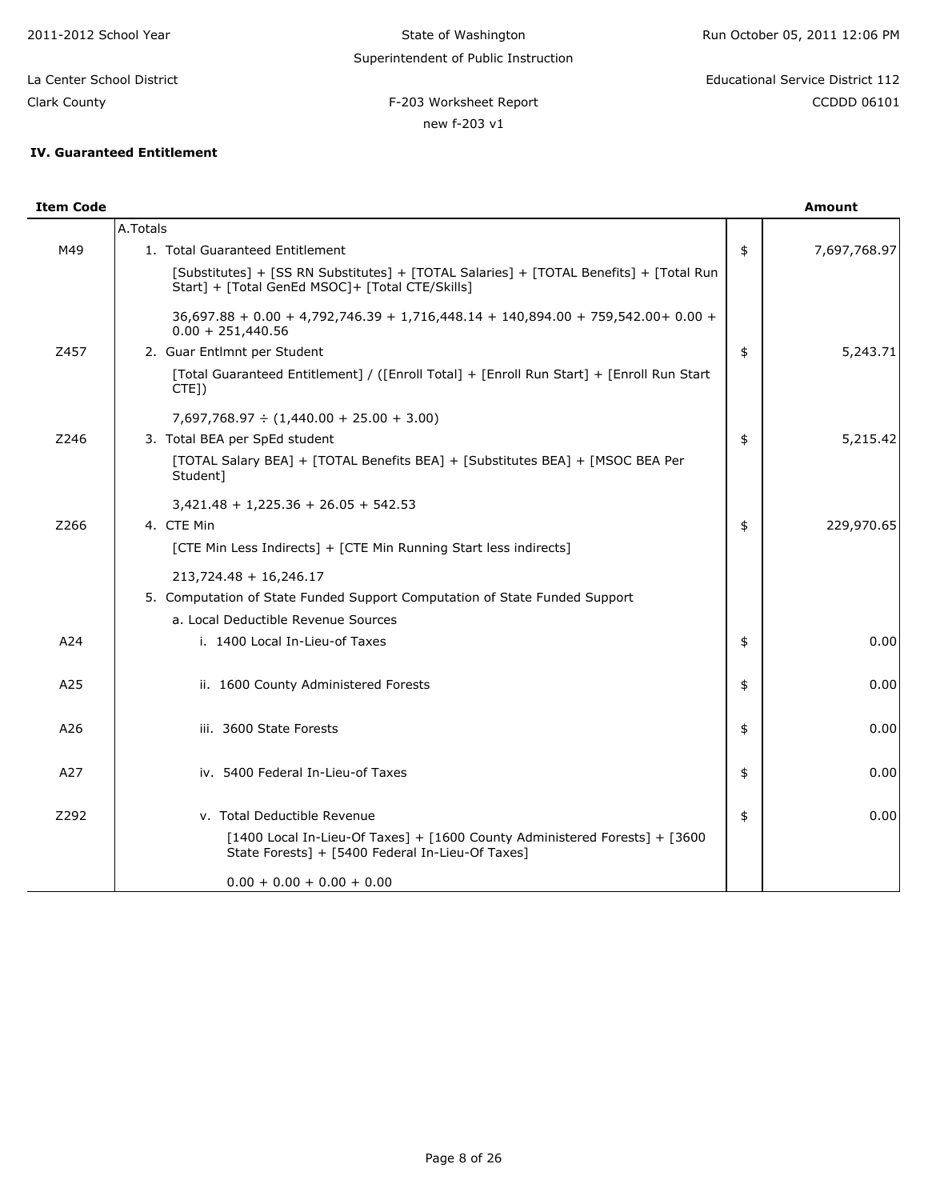2011-2012 School Year | State of Washington | Run October 05, 2011 12:06 PM

Superintendent of Public Instruction

La Center School District | Educational Service District 112

Clark County | F-203 Worksheet Report | CCDDD 06101

new f-203 v1

### IV. Guaranteed Entitlement

| Item Code | | | Amount |
|---|---|---|---|
| | A.Totals | | |
| M49 | 1. Total Guaranteed Entitlement | $ | 7,697,768.97 |
| | [Substitutes] + [SS RN Substitutes] + [TOTAL Salaries] + [TOTAL Benefits] + [Total Run Start] + [Total GenEd MSOC]+ [Total CTE/Skills] | | |
| | 36,697.88 + 0.00 + 4,792,746.39 + 1,716,448.14 + 140,894.00 + 759,542.00+ 0.00 + 0.00 + 251,440.56 | | |
| Z457 | 2. Guar Entlmnt per Student | $ | 5,243.71 |
| | [Total Guaranteed Entitlement] / ([Enroll Total] + [Enroll Run Start] + [Enroll Run Start CTE]) | | |
| | 7,697,768.97 ÷ (1,440.00 + 25.00 + 3.00) | | |
| Z246 | 3. Total BEA per SpEd student | $ | 5,215.42 |
| | [TOTAL Salary BEA] + [TOTAL Benefits BEA] + [Substitutes BEA] + [MSOC BEA Per Student] | | |
| | 3,421.48 + 1,225.36 + 26.05 + 542.53 | | |
| Z266 | 4. CTE Min | $ | 229,970.65 |
| | [CTE Min Less Indirects] + [CTE Min Running Start less indirects] | | |
| | 213,724.48 + 16,246.17 | | |
| | 5. Computation of State Funded Support Computation of State Funded Support | | |
| | a. Local Deductible Revenue Sources | | |
| A24 | i. 1400 Local In-Lieu-of Taxes | $ | 0.00 |
| A25 | ii. 1600 County Administered Forests | $ | 0.00 |
| A26 | iii. 3600 State Forests | $ | 0.00 |
| A27 | iv. 5400 Federal In-Lieu-of Taxes | $ | 0.00 |
| Z292 | v. Total Deductible Revenue | $ | 0.00 |
| | [1400 Local In-Lieu-Of Taxes] + [1600 County Administered Forests] + [3600 State Forests] + [5400 Federal In-Lieu-Of Taxes] | | |
| | 0.00 + 0.00 + 0.00 + 0.00 | | |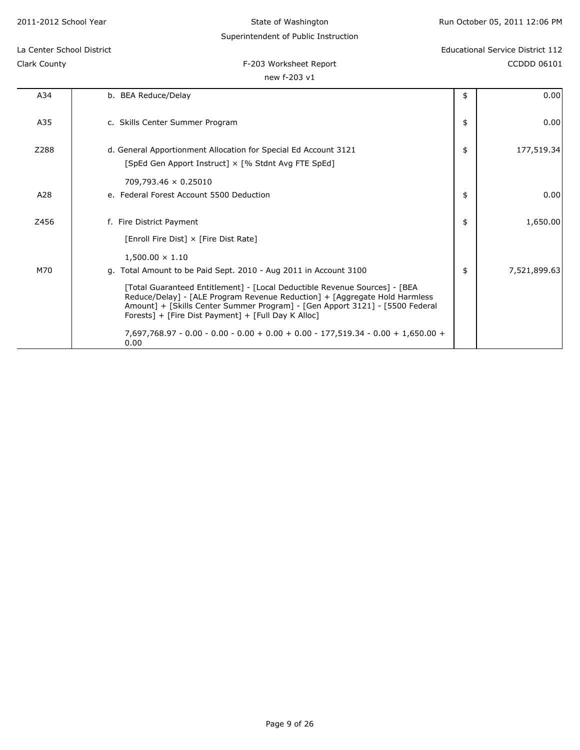| Code | Description | | Amount |
|---|---|---|---|
| A34 | b. BEA Reduce/Delay | $ | 0.00 |
| A35 | c. Skills Center Summer Program | $ | 0.00 |
| Z288 | d. General Apportionment Allocation for Special Ed Account 3121<br>[SpEd Gen Apport Instruct] × [% Stdnt Avg FTE SpEd]<br>709,793.46 × 0.25010 | $ | 177,519.34 |
| A28 | e. Federal Forest Account 5500 Deduction | $ | 0.00 |
| Z456 | f. Fire District Payment<br>[Enroll Fire Dist] × [Fire Dist Rate]<br>1,500.00 × 1.10 | $ | 1,650.00 |
| M70 | g. Total Amount to be Paid Sept. 2010 - Aug 2011 in Account 3100<br>[Total Guaranteed Entitlement] - [Local Deductible Revenue Sources] - [BEA Reduce/Delay] - [ALE Program Revenue Reduction] + [Aggregate Hold Harmless Amount] + [Skills Center Summer Program] - [Gen Apport 3121] - [5500 Federal Forests] + [Fire Dist Payment] + [Full Day K Alloc]<br>7,697,768.97 - 0.00 - 0.00 - 0.00 + 0.00 + 0.00 - 177,519.34 - 0.00 + 1,650.00 + 0.00 | $ | 7,521,899.63 |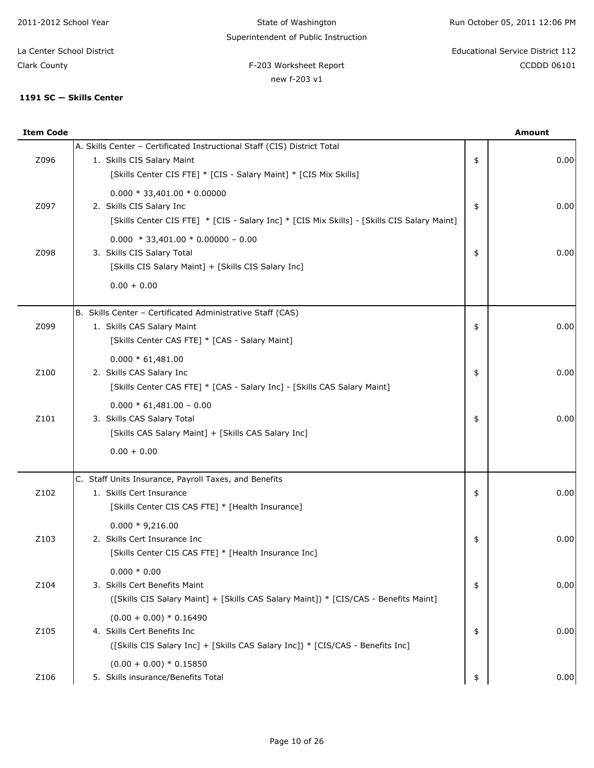2011-2012 School Year

State of Washington
Superintendent of Public Instruction

Run October 05, 2011 12:06 PM

La Center School District
Clark County

Educational Service District 112
CCDDD 06101

F-203 Worksheet Report
new f-203 v1

**1191 SC — Skills Center**

| Item Code | | | Amount |
|---|---|---|---|
| | A. Skills Center – Certificated Instructional Staff (CIS) District Total | | |
| Z096 | 1. Skills CIS Salary Maint<br>[Skills Center CIS FTE] * [CIS - Salary Maint] * [CIS Mix Skills]<br>0.000 * 33,401.00 * 0.00000 | $ | 0.00 |
| Z097 | 2. Skills CIS Salary Inc<br>[Skills Center CIS FTE] * [CIS - Salary Inc] * [CIS Mix Skills] - [Skills CIS Salary Maint]<br>0.000 * 33,401.00 * 0.00000 – 0.00 | $ | 0.00 |
| Z098 | 3. Skills CIS Salary Total<br>[Skills CIS Salary Maint] + [Skills CIS Salary Inc]<br>0.00 + 0.00 | $ | 0.00 |
| | B. Skills Center – Certificated Administrative Staff (CAS) | | |
| Z099 | 1. Skills CAS Salary Maint<br>[Skills Center CAS FTE] * [CAS - Salary Maint]<br>0.000 * 61,481.00 | $ | 0.00 |
| Z100 | 2. Skills CAS Salary Inc<br>[Skills Center CAS FTE] * [CAS - Salary Inc] - [Skills CAS Salary Maint]<br>0.000 * 61,481.00 – 0.00 | $ | 0.00 |
| Z101 | 3. Skills CAS Salary Total<br>[Skills CAS Salary Maint] + [Skills CAS Salary Inc]<br>0.00 + 0.00 | $ | 0.00 |
| | C. Staff Units Insurance, Payroll Taxes, and Benefits | | |
| Z102 | 1. Skills Cert Insurance<br>[Skills Center CIS CAS FTE] * [Health Insurance]<br>0.000 * 9,216.00 | $ | 0.00 |
| Z103 | 2. Skills Cert Insurance Inc<br>[Skills Center CIS CAS FTE] * [Health Insurance Inc]<br>0.000 * 0.00 | $ | 0.00 |
| Z104 | 3. Skills Cert Benefits Maint<br>([Skills CIS Salary Maint] + [Skills CAS Salary Maint]) * [CIS/CAS - Benefits Maint]<br>(0.00 + 0.00) * 0.16490 | $ | 0.00 |
| Z105 | 4. Skills Cert Benefits Inc<br>([Skills CIS Salary Inc] + [Skills CAS Salary Inc]) * [CIS/CAS - Benefits Inc]<br>(0.00 + 0.00) * 0.15850 | $ | 0.00 |
| Z106 | 5. Skills insurance/Benefits Total | $ | 0.00 |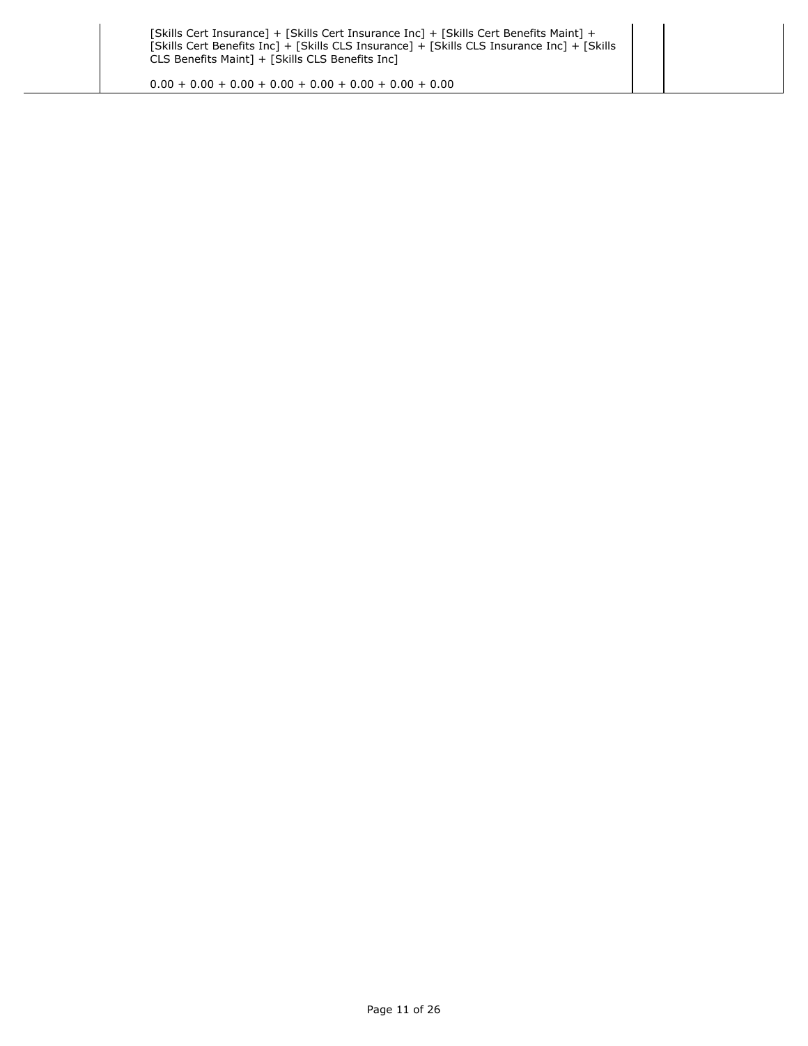| | | | |
|---|---|---|---|
| | [Skills Cert Insurance] + [Skills Cert Insurance Inc] + [Skills Cert Benefits Maint] + [Skills Cert Benefits Inc] + [Skills CLS Insurance] + [Skills CLS Insurance Inc] + [Skills CLS Benefits Maint] + [Skills CLS Benefits Inc]<br><br>0.00 + 0.00 + 0.00 + 0.00 + 0.00 + 0.00 + 0.00 + 0.00 | | |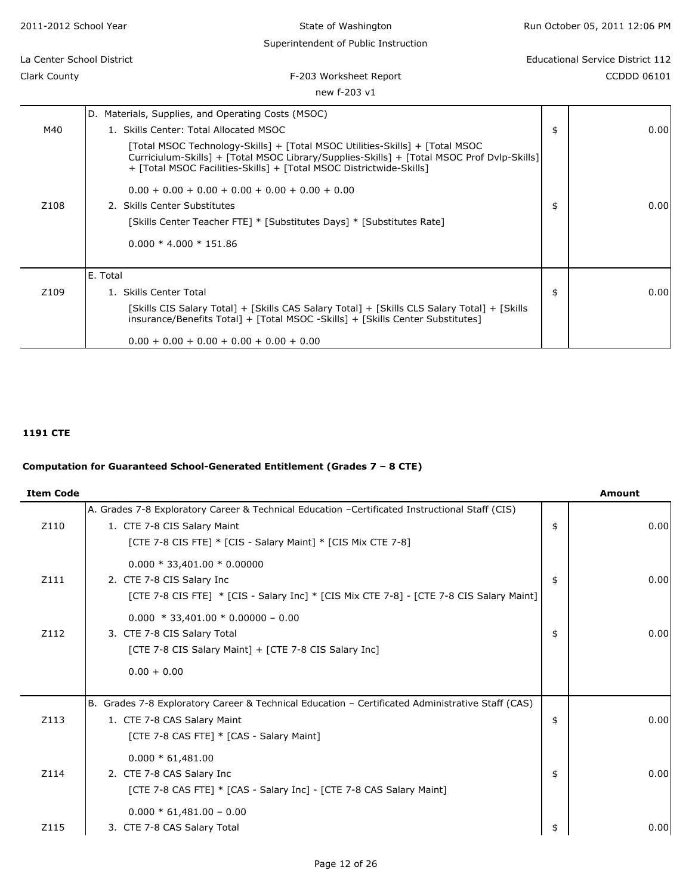| Item Code | | | Amount |
|---|---|---|---|
| | D. Materials, Supplies, and Operating Costs (MSOC) | | |
| M40 | 1. Skills Center: Total Allocated MSOC<br>[Total MSOC Technology-Skills] + [Total MSOC Utilities-Skills] + [Total MSOC Curriciulum-Skills] + [Total MSOC Library/Supplies-Skills] + [Total MSOC Prof Dvlp-Skills] + [Total MSOC Facilities-Skills] + [Total MSOC Districtwide-Skills]<br>0.00 + 0.00 + 0.00 + 0.00 + 0.00 + 0.00 + 0.00 | $ | 0.00 |
| Z108 | 2. Skills Center Substitutes<br>[Skills Center Teacher FTE] * [Substitutes Days] * [Substitutes Rate]<br>0.000 * 4.000 * 151.86 | $ | 0.00 |
| | E. Total | | |
| Z109 | 1. Skills Center Total<br>[Skills CIS Salary Total] + [Skills CAS Salary Total] + [Skills CLS Salary Total] + [Skills insurance/Benefits Total] + [Total MSOC -Skills] + [Skills Center Substitutes]<br>0.00 + 0.00 + 0.00 + 0.00 + 0.00 + 0.00 | $ | 0.00 |

**1191 CTE**

**Computation for Guaranteed School-Generated Entitlement (Grades 7 – 8 CTE)**

| Item Code | | | Amount |
|---|---|---|---|
| | A. Grades 7-8 Exploratory Career & Technical Education –Certificated Instructional Staff (CIS) | | |
| Z110 | 1. CTE 7-8 CIS Salary Maint<br>[CTE 7-8 CIS FTE] * [CIS - Salary Maint] * [CIS Mix CTE 7-8]<br>0.000 * 33,401.00 * 0.00000 | $ | 0.00 |
| Z111 | 2. CTE 7-8 CIS Salary Inc<br>[CTE 7-8 CIS FTE] * [CIS - Salary Inc] * [CIS Mix CTE 7-8] - [CTE 7-8 CIS Salary Maint]<br>0.000 * 33,401.00 * 0.00000 – 0.00 | $ | 0.00 |
| Z112 | 3. CTE 7-8 CIS Salary Total<br>[CTE 7-8 CIS Salary Maint] + [CTE 7-8 CIS Salary Inc]<br>0.00 + 0.00 | $ | 0.00 |
| | B. Grades 7-8 Exploratory Career & Technical Education – Certificated Administrative Staff (CAS) | | |
| Z113 | 1. CTE 7-8 CAS Salary Maint<br>[CTE 7-8 CAS FTE] * [CAS - Salary Maint]<br>0.000 * 61,481.00 | $ | 0.00 |
| Z114 | 2. CTE 7-8 CAS Salary Inc<br>[CTE 7-8 CAS FTE] * [CAS - Salary Inc] - [CTE 7-8 CAS Salary Maint]<br>0.000 * 61,481.00 – 0.00 | $ | 0.00 |
| Z115 | 3. CTE 7-8 CAS Salary Total | $ | 0.00 |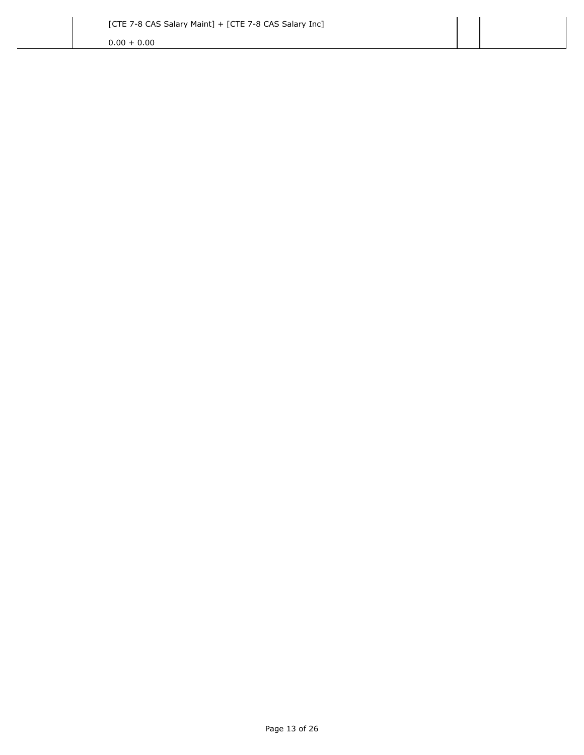| | [CTE 7-8 CAS Salary Maint] + [CTE 7-8 CAS Salary Inc]<br><br>0.00 + 0.00 | | |
|---|---|---|---|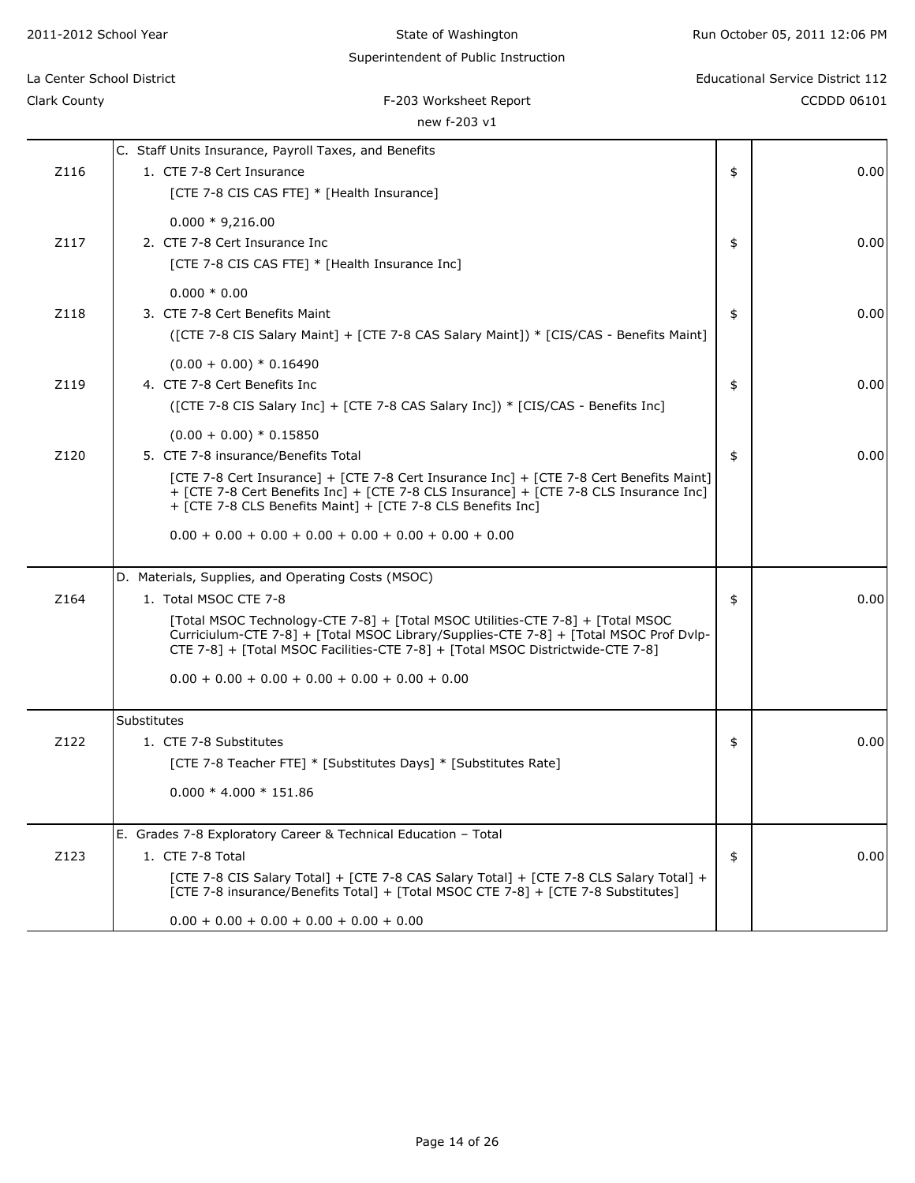2011-2012 School Year | State of Washington | Run October 05, 2011 12:06 PM

Superintendent of Public Instruction

La Center School District | Educational Service District 112

Clark County | F-203 Worksheet Report | CCDDD 06101

new f-203 v1

| Code | Description | | Amount |
|---|---|---|---|
| | C. Staff Units Insurance, Payroll Taxes, and Benefits | | |
| Z116 | 1. CTE 7-8 Cert Insurance<br>[CTE 7-8 CIS CAS FTE] * [Health Insurance]<br><br>0.000 * 9,216.00 | $ | 0.00 |
| Z117 | 2. CTE 7-8 Cert Insurance Inc<br>[CTE 7-8 CIS CAS FTE] * [Health Insurance Inc]<br><br>0.000 * 0.00 | $ | 0.00 |
| Z118 | 3. CTE 7-8 Cert Benefits Maint<br>([CTE 7-8 CIS Salary Maint] + [CTE 7-8 CAS Salary Maint]) * [CIS/CAS - Benefits Maint]<br><br>(0.00 + 0.00) * 0.16490 | $ | 0.00 |
| Z119 | 4. CTE 7-8 Cert Benefits Inc<br>([CTE 7-8 CIS Salary Inc] + [CTE 7-8 CAS Salary Inc]) * [CIS/CAS - Benefits Inc]<br><br>(0.00 + 0.00) * 0.15850 | $ | 0.00 |
| Z120 | 5. CTE 7-8 insurance/Benefits Total<br>[CTE 7-8 Cert Insurance] + [CTE 7-8 Cert Insurance Inc] + [CTE 7-8 Cert Benefits Maint] + [CTE 7-8 Cert Benefits Inc] + [CTE 7-8 CLS Insurance] + [CTE 7-8 CLS Insurance Inc] + [CTE 7-8 CLS Benefits Maint] + [CTE 7-8 CLS Benefits Inc]<br><br>0.00 + 0.00 + 0.00 + 0.00 + 0.00 + 0.00 + 0.00 + 0.00 | $ | 0.00 |
| | D. Materials, Supplies, and Operating Costs (MSOC) | | |
| Z164 | 1. Total MSOC CTE 7-8<br>[Total MSOC Technology-CTE 7-8] + [Total MSOC Utilities-CTE 7-8] + [Total MSOC Curriciulum-CTE 7-8] + [Total MSOC Library/Supplies-CTE 7-8] + [Total MSOC Prof Dvlp-CTE 7-8] + [Total MSOC Facilities-CTE 7-8] + [Total MSOC Districtwide-CTE 7-8]<br><br>0.00 + 0.00 + 0.00 + 0.00 + 0.00 + 0.00 + 0.00 | $ | 0.00 |
| | Substitutes | | |
| Z122 | 1. CTE 7-8 Substitutes<br>[CTE 7-8 Teacher FTE] * [Substitutes Days] * [Substitutes Rate]<br><br>0.000 * 4.000 * 151.86 | $ | 0.00 |
| | E. Grades 7-8 Exploratory Career & Technical Education – Total | | |
| Z123 | 1. CTE 7-8 Total<br>[CTE 7-8 CIS Salary Total] + [CTE 7-8 CAS Salary Total] + [CTE 7-8 CLS Salary Total] + [CTE 7-8 insurance/Benefits Total] + [Total MSOC CTE 7-8] + [CTE 7-8 Substitutes]<br><br>0.00 + 0.00 + 0.00 + 0.00 + 0.00 + 0.00 | $ | 0.00 |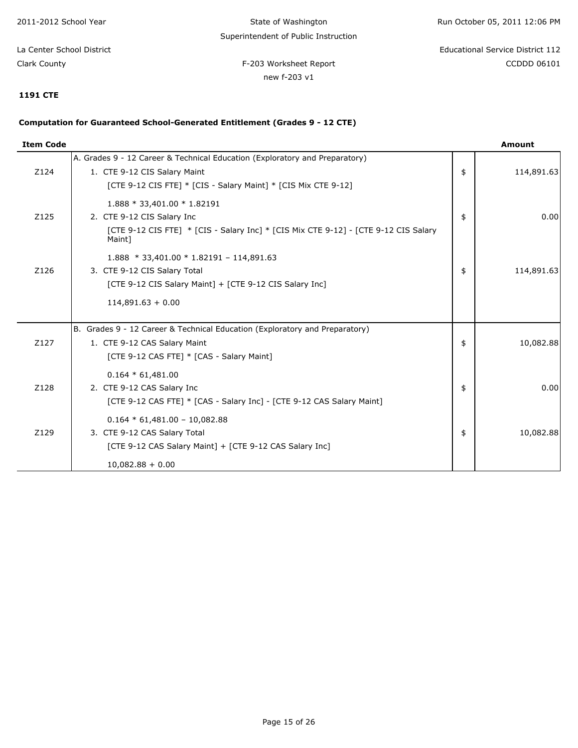**1191 CTE**

**Computation for Guaranteed School-Generated Entitlement (Grades 9 - 12 CTE)**

| Item Code | | | Amount |
|---|---|---|---|
| | A. Grades 9 - 12 Career & Technical Education (Exploratory and Preparatory) | | |
| Z124 | 1. CTE 9-12 CIS Salary Maint<br>[CTE 9-12 CIS FTE] * [CIS - Salary Maint] * [CIS Mix CTE 9-12]<br>1.888 * 33,401.00 * 1.82191 | $ | 114,891.63 |
| Z125 | 2. CTE 9-12 CIS Salary Inc<br>[CTE 9-12 CIS FTE] * [CIS - Salary Inc] * [CIS Mix CTE 9-12] - [CTE 9-12 CIS Salary Maint]<br>1.888 * 33,401.00 * 1.82191 – 114,891.63 | $ | 0.00 |
| Z126 | 3. CTE 9-12 CIS Salary Total<br>[CTE 9-12 CIS Salary Maint] + [CTE 9-12 CIS Salary Inc]<br>114,891.63 + 0.00 | $ | 114,891.63 |
| | B. Grades 9 - 12 Career & Technical Education (Exploratory and Preparatory) | | |
| Z127 | 1. CTE 9-12 CAS Salary Maint<br>[CTE 9-12 CAS FTE] * [CAS - Salary Maint]<br>0.164 * 61,481.00 | $ | 10,082.88 |
| Z128 | 2. CTE 9-12 CAS Salary Inc<br>[CTE 9-12 CAS FTE] * [CAS - Salary Inc] - [CTE 9-12 CAS Salary Maint]<br>0.164 * 61,481.00 – 10,082.88 | $ | 0.00 |
| Z129 | 3. CTE 9-12 CAS Salary Total<br>[CTE 9-12 CAS Salary Maint] + [CTE 9-12 CAS Salary Inc]<br>10,082.88 + 0.00 | $ | 10,082.88 |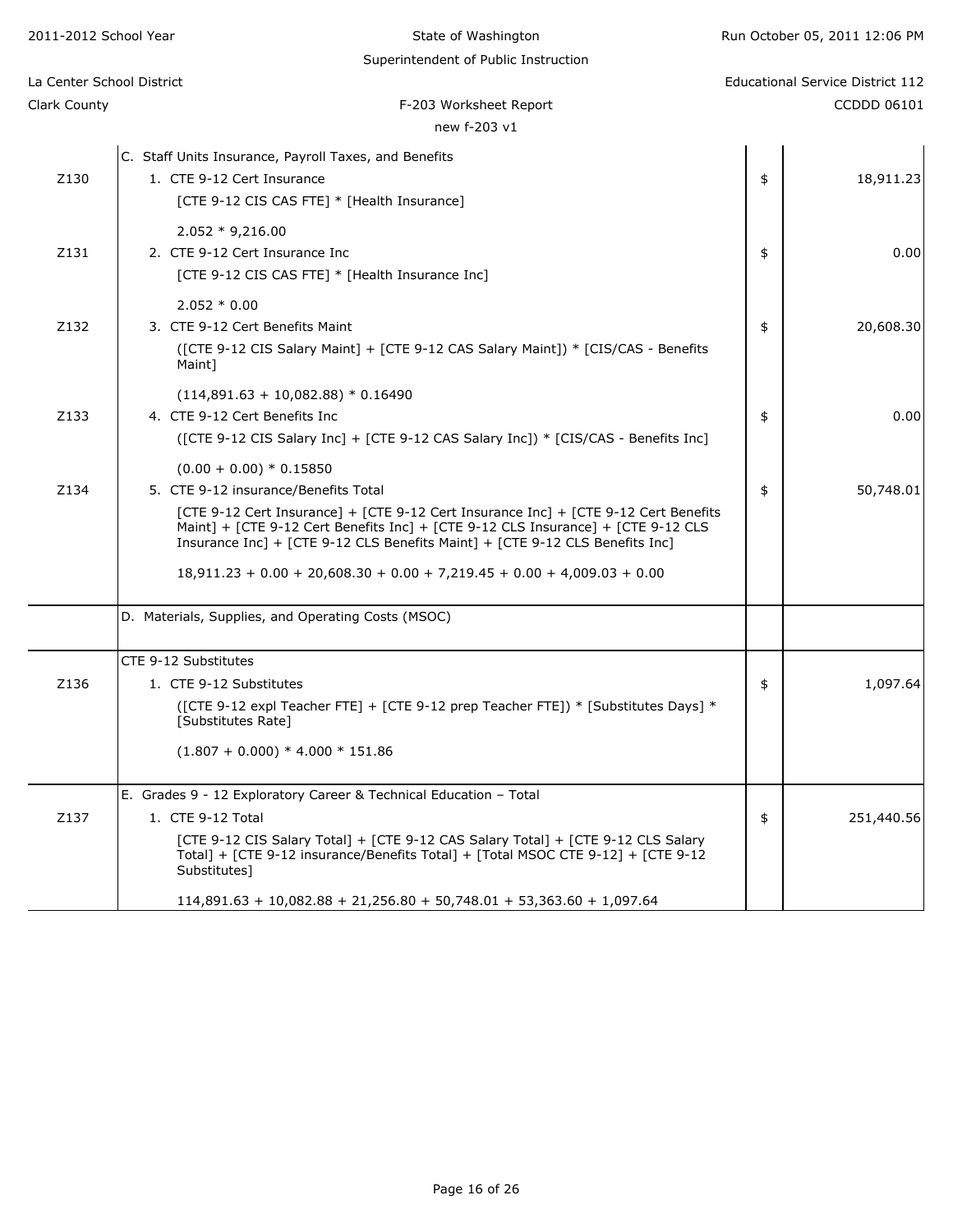2011-2012 School Year | State of Washington | Run October 05, 2011 12:06 PM
Superintendent of Public Instruction
La Center School District | Educational Service District 112
Clark County | F-203 Worksheet Report | CCDDD 06101
new f-203 v1

| Code | Description | | Amount |
|---|---|---|---|
| | C. Staff Units Insurance, Payroll Taxes, and Benefits | | |
| Z130 | 1. CTE 9-12 Cert Insurance<br>[CTE 9-12 CIS CAS FTE] * [Health Insurance]<br>2.052 * 9,216.00 | $ | 18,911.23 |
| Z131 | 2. CTE 9-12 Cert Insurance Inc<br>[CTE 9-12 CIS CAS FTE] * [Health Insurance Inc]<br>2.052 * 0.00 | $ | 0.00 |
| Z132 | 3. CTE 9-12 Cert Benefits Maint<br>([CTE 9-12 CIS Salary Maint] + [CTE 9-12 CAS Salary Maint]) * [CIS/CAS - Benefits Maint]<br>(114,891.63 + 10,082.88) * 0.16490 | $ | 20,608.30 |
| Z133 | 4. CTE 9-12 Cert Benefits Inc<br>([CTE 9-12 CIS Salary Inc] + [CTE 9-12 CAS Salary Inc]) * [CIS/CAS - Benefits Inc]<br>(0.00 + 0.00) * 0.15850 | $ | 0.00 |
| Z134 | 5. CTE 9-12 insurance/Benefits Total<br>[CTE 9-12 Cert Insurance] + [CTE 9-12 Cert Insurance Inc] + [CTE 9-12 Cert Benefits Maint] + [CTE 9-12 Cert Benefits Inc] + [CTE 9-12 CLS Insurance] + [CTE 9-12 CLS Insurance Inc] + [CTE 9-12 CLS Benefits Maint] + [CTE 9-12 CLS Benefits Inc]<br>18,911.23 + 0.00 + 20,608.30 + 0.00 + 7,219.45 + 0.00 + 4,009.03 + 0.00 | $ | 50,748.01 |
| | D. Materials, Supplies, and Operating Costs (MSOC) | | |
| | CTE 9-12 Substitutes | | |
| Z136 | 1. CTE 9-12 Substitutes<br>([CTE 9-12 expl Teacher FTE] + [CTE 9-12 prep Teacher FTE]) * [Substitutes Days] * [Substitutes Rate]<br>(1.807 + 0.000) * 4.000 * 151.86 | $ | 1,097.64 |
| | E. Grades 9 - 12 Exploratory Career & Technical Education – Total | | |
| Z137 | 1. CTE 9-12 Total<br>[CTE 9-12 CIS Salary Total] + [CTE 9-12 CAS Salary Total] + [CTE 9-12 CLS Salary Total] + [CTE 9-12 insurance/Benefits Total] + [Total MSOC CTE 9-12] + [CTE 9-12 Substitutes]<br>114,891.63 + 10,082.88 + 21,256.80 + 50,748.01 + 53,363.60 + 1,097.64 | $ | 251,440.56 |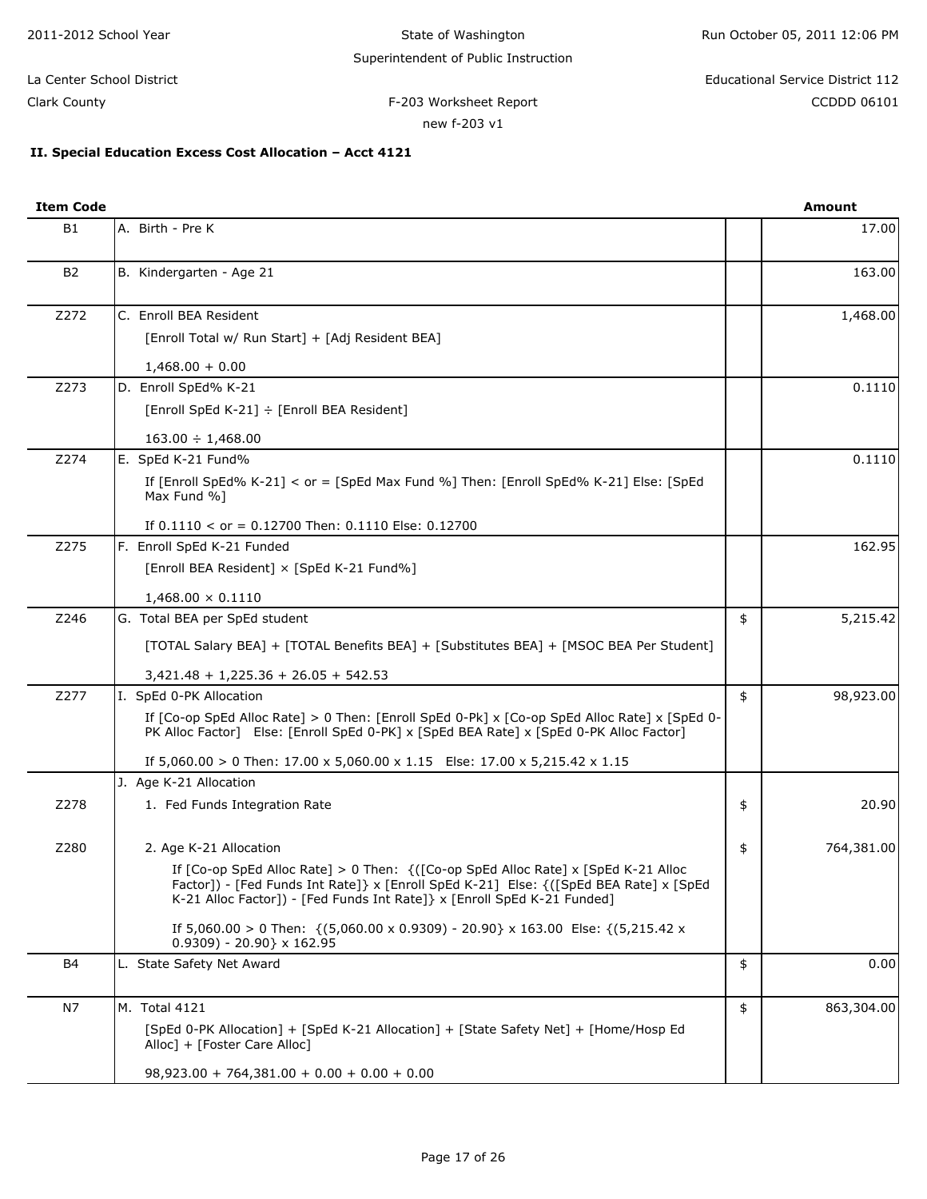2011-2012 School Year

State of Washington

Superintendent of Public Instruction

Run October 05, 2011 12:06 PM

La Center School District

Clark County

Educational Service District 112

CCDDD 06101

F-203 Worksheet Report

new f-203 v1

**II. Special Education Excess Cost Allocation – Acct 4121**

| Item Code | | | Amount |
|---|---|---|---|
| B1 | A. Birth - Pre K | | 17.00 |
| B2 | B. Kindergarten - Age 21 | | 163.00 |
| Z272 | C. Enroll BEA Resident<br>[Enroll Total w/ Run Start] + [Adj Resident BEA]<br>1,468.00 + 0.00 | | 1,468.00 |
| Z273 | D. Enroll SpEd% K-21<br>[Enroll SpEd K-21] ÷ [Enroll BEA Resident]<br>163.00 ÷ 1,468.00 | | 0.1110 |
| Z274 | E. SpEd K-21 Fund%<br>If [Enroll SpEd% K-21] < or = [SpEd Max Fund %] Then: [Enroll SpEd% K-21] Else: [SpEd Max Fund %]<br>If 0.1110 < or = 0.12700 Then: 0.1110 Else: 0.12700 | | 0.1110 |
| Z275 | F. Enroll SpEd K-21 Funded<br>[Enroll BEA Resident] × [SpEd K-21 Fund%]<br>1,468.00 × 0.1110 | | 162.95 |
| Z246 | G. Total BEA per SpEd student<br>[TOTAL Salary BEA] + [TOTAL Benefits BEA] + [Substitutes BEA] + [MSOC BEA Per Student]<br>3,421.48 + 1,225.36 + 26.05 + 542.53 | $ | 5,215.42 |
| Z277 | I. SpEd 0-PK Allocation<br>If [Co-op SpEd Alloc Rate] > 0 Then: [Enroll SpEd 0-Pk] x [Co-op SpEd Alloc Rate] x [SpEd 0-PK Alloc Factor] Else: [Enroll SpEd 0-PK] x [SpEd BEA Rate] x [SpEd 0-PK Alloc Factor]<br>If 5,060.00 > 0 Then: 17.00 x 5,060.00 x 1.15 Else: 17.00 x 5,215.42 x 1.15 | $ | 98,923.00 |
| | J. Age K-21 Allocation | | |
| Z278 | 1. Fed Funds Integration Rate | $ | 20.90 |
| Z280 | 2. Age K-21 Allocation<br>If [Co-op SpEd Alloc Rate] > 0 Then: {([Co-op SpEd Alloc Rate] x [SpEd K-21 Alloc Factor]) - [Fed Funds Int Rate]} x [Enroll SpEd K-21] Else: {([SpEd BEA Rate] x [SpEd K-21 Alloc Factor]) - [Fed Funds Int Rate]} x [Enroll SpEd K-21 Funded]<br>If 5,060.00 > 0 Then: {(5,060.00 x 0.9309) - 20.90} x 163.00 Else: {(5,215.42 x 0.9309) - 20.90} x 162.95 | $ | 764,381.00 |
| B4 | L. State Safety Net Award | $ | 0.00 |
| N7 | M. Total 4121<br>[SpEd 0-PK Allocation] + [SpEd K-21 Allocation] + [State Safety Net] + [Home/Hosp Ed Alloc] + [Foster Care Alloc]<br>98,923.00 + 764,381.00 + 0.00 + 0.00 + 0.00 | $ | 863,304.00 |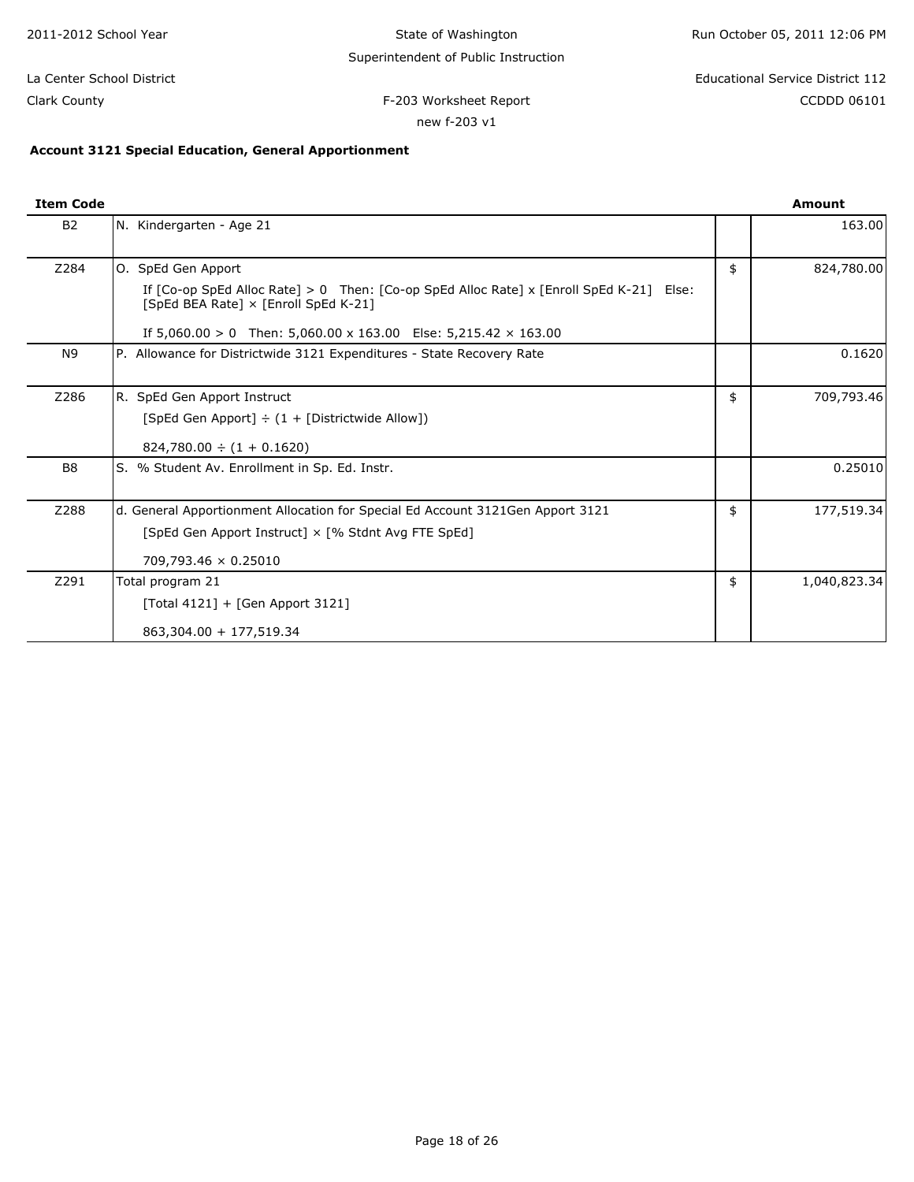2011-2012 School Year

State of Washington
Superintendent of Public Instruction

Run October 05, 2011 12:06 PM

La Center School District
Clark County

Educational Service District 112
CCDDD 06101

F-203 Worksheet Report
new f-203 v1

**Account 3121 Special Education, General Apportionment**

| Item Code | | | Amount |
|---|---|---|---|
| B2 | N. Kindergarten - Age 21 | | 163.00 |
| Z284 | O. SpEd Gen Apport<br>If [Co-op SpEd Alloc Rate] > 0 Then: [Co-op SpEd Alloc Rate] x [Enroll SpEd K-21] Else: [SpEd BEA Rate] × [Enroll SpEd K-21]<br>If 5,060.00 > 0 Then: 5,060.00 x 163.00 Else: 5,215.42 × 163.00 | $ | 824,780.00 |
| N9 | P. Allowance for Districtwide 3121 Expenditures - State Recovery Rate | | 0.1620 |
| Z286 | R. SpEd Gen Apport Instruct<br>[SpEd Gen Apport] ÷ (1 + [Districtwide Allow])<br>824,780.00 ÷ (1 + 0.1620) | $ | 709,793.46 |
| B8 | S. % Student Av. Enrollment in Sp. Ed. Instr. | | 0.25010 |
| Z288 | d. General Apportionment Allocation for Special Ed Account 3121Gen Apport 3121<br>[SpEd Gen Apport Instruct] × [% Stdnt Avg FTE SpEd]<br>709,793.46 × 0.25010 | $ | 177,519.34 |
| Z291 | Total program 21<br>[Total 4121] + [Gen Apport 3121]<br>863,304.00 + 177,519.34 | $ | 1,040,823.34 |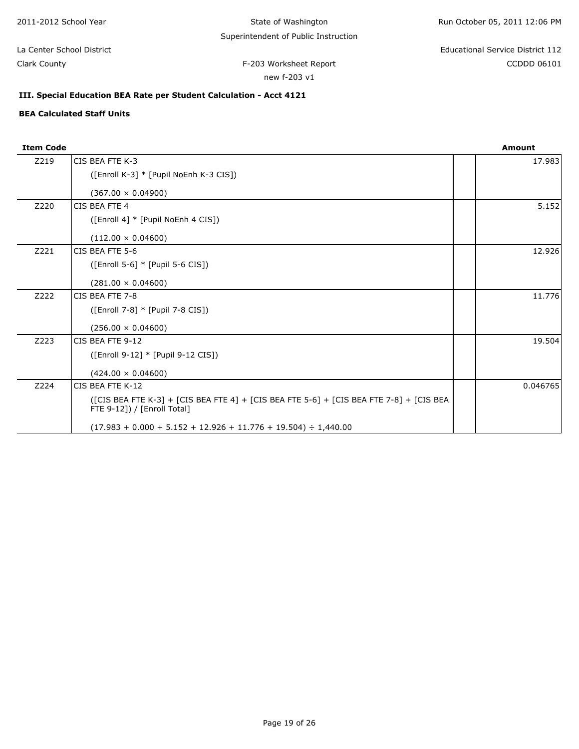2011-2012 School Year | State of Washington | Superintendent of Public Instruction

La Center School District | Educational Service District 112

Clark County | F-203 Worksheet Report | CCDDD 06101

new f-203 v1

### III. Special Education BEA Rate per Student Calculation - Acct 4121

**BEA Calculated Staff Units**

| Item Code | | | Amount |
|---|---|---|---|
| Z219 | CIS BEA FTE K-3<br>([Enroll K-3] * [Pupil NoEnh K-3 CIS])<br>(367.00 × 0.04900) | | 17.983 |
| Z220 | CIS BEA FTE 4<br>([Enroll 4] * [Pupil NoEnh 4 CIS])<br>(112.00 × 0.04600) | | 5.152 |
| Z221 | CIS BEA FTE 5-6<br>([Enroll 5-6] * [Pupil 5-6 CIS])<br>(281.00 × 0.04600) | | 12.926 |
| Z222 | CIS BEA FTE 7-8<br>([Enroll 7-8] * [Pupil 7-8 CIS])<br>(256.00 × 0.04600) | | 11.776 |
| Z223 | CIS BEA FTE 9-12<br>([Enroll 9-12] * [Pupil 9-12 CIS])<br>(424.00 × 0.04600) | | 19.504 |
| Z224 | CIS BEA FTE K-12<br>([CIS BEA FTE K-3] + [CIS BEA FTE 4] + [CIS BEA FTE 5-6] + [CIS BEA FTE 7-8] + [CIS BEA FTE 9-12]) / [Enroll Total]<br>(17.983 + 0.000 + 5.152 + 12.926 + 11.776 + 19.504) ÷ 1,440.00 | | 0.046765 |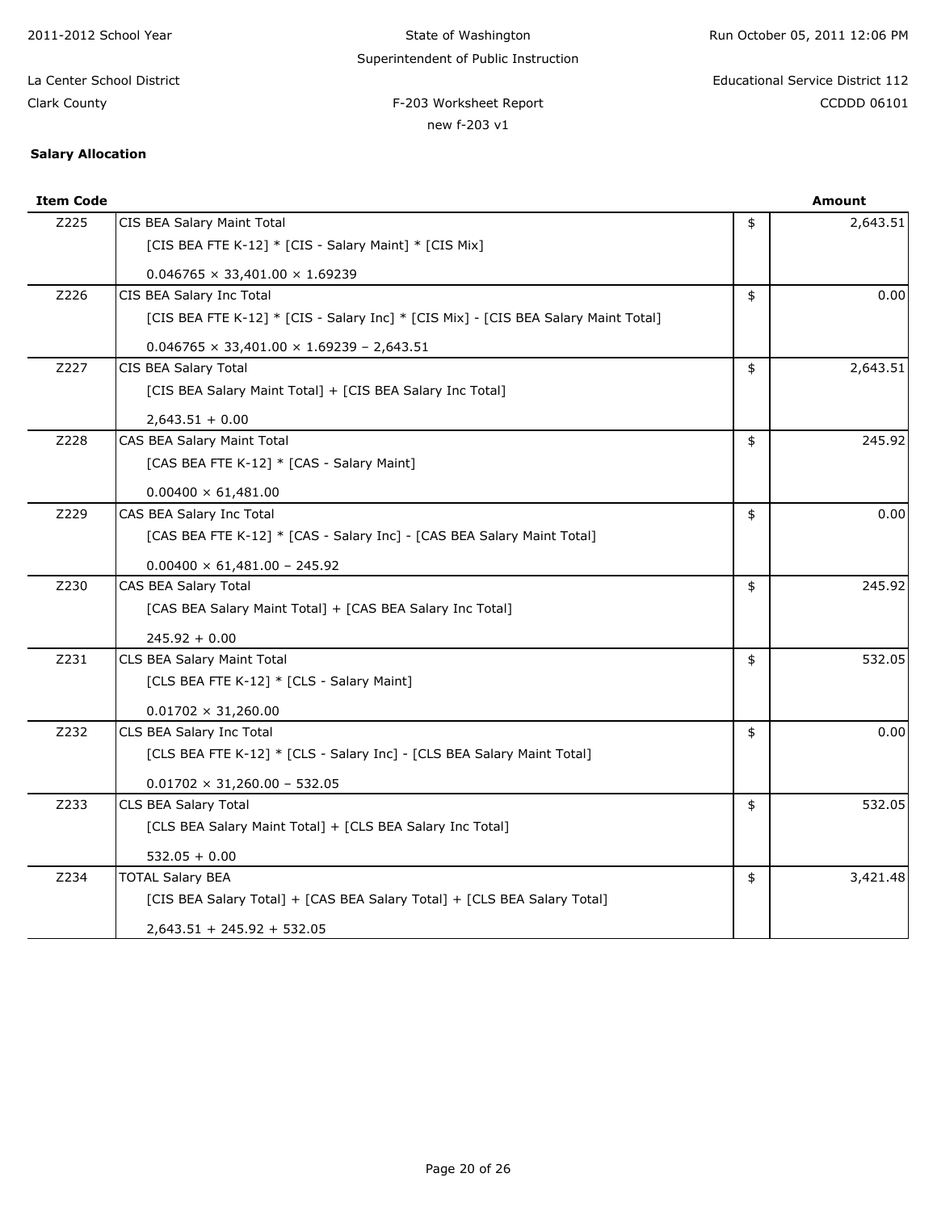**Salary Allocation**

| Item Code | | | Amount |
|---|---|---|---|
| Z225 | CIS BEA Salary Maint Total<br>[CIS BEA FTE K-12] * [CIS - Salary Maint] * [CIS Mix]<br>0.046765 × 33,401.00 × 1.69239 | $ | 2,643.51 |
| Z226 | CIS BEA Salary Inc Total<br>[CIS BEA FTE K-12] * [CIS - Salary Inc] * [CIS Mix] - [CIS BEA Salary Maint Total]<br>0.046765 × 33,401.00 × 1.69239 − 2,643.51 | $ | 0.00 |
| Z227 | CIS BEA Salary Total<br>[CIS BEA Salary Maint Total] + [CIS BEA Salary Inc Total]<br>2,643.51 + 0.00 | $ | 2,643.51 |
| Z228 | CAS BEA Salary Maint Total<br>[CAS BEA FTE K-12] * [CAS - Salary Maint]<br>0.00400 × 61,481.00 | $ | 245.92 |
| Z229 | CAS BEA Salary Inc Total<br>[CAS BEA FTE K-12] * [CAS - Salary Inc] - [CAS BEA Salary Maint Total]<br>0.00400 × 61,481.00 − 245.92 | $ | 0.00 |
| Z230 | CAS BEA Salary Total<br>[CAS BEA Salary Maint Total] + [CAS BEA Salary Inc Total]<br>245.92 + 0.00 | $ | 245.92 |
| Z231 | CLS BEA Salary Maint Total<br>[CLS BEA FTE K-12] * [CLS - Salary Maint]<br>0.01702 × 31,260.00 | $ | 532.05 |
| Z232 | CLS BEA Salary Inc Total<br>[CLS BEA FTE K-12] * [CLS - Salary Inc] - [CLS BEA Salary Maint Total]<br>0.01702 × 31,260.00 − 532.05 | $ | 0.00 |
| Z233 | CLS BEA Salary Total<br>[CLS BEA Salary Maint Total] + [CLS BEA Salary Inc Total]<br>532.05 + 0.00 | $ | 532.05 |
| Z234 | TOTAL Salary BEA<br>[CIS BEA Salary Total] + [CAS BEA Salary Total] + [CLS BEA Salary Total]<br>2,643.51 + 245.92 + 532.05 | $ | 3,421.48 |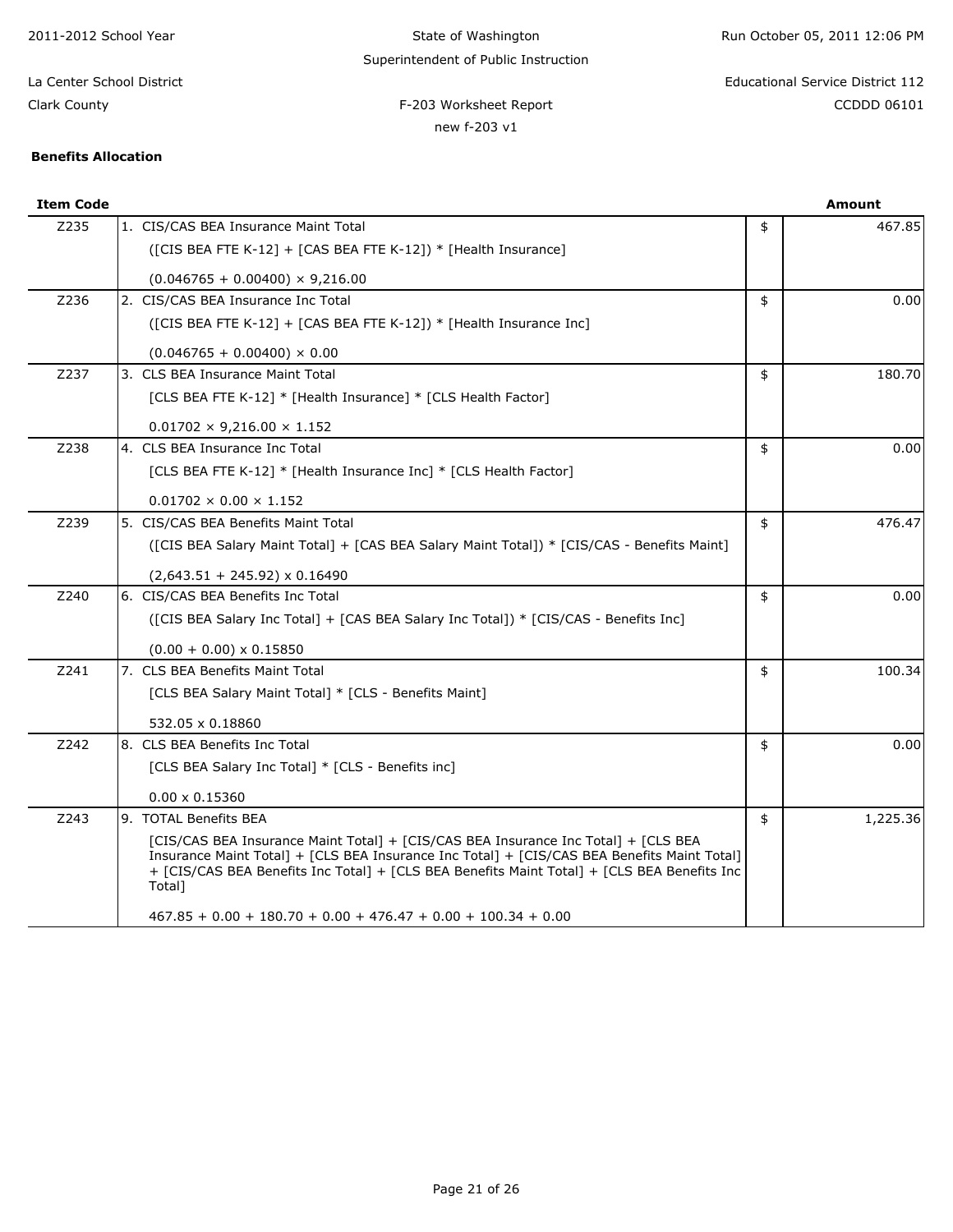2011-2012 School Year

State of Washington
Superintendent of Public Instruction

Run October 05, 2011 12:06 PM

La Center School District
Clark County

F-203 Worksheet Report
new f-203 v1

Educational Service District 112
CCDDD 06101

**Benefits Allocation**

| Item Code | | | Amount |
|---|---|---|---|
| Z235 | 1. CIS/CAS BEA Insurance Maint Total<br>([CIS BEA FTE K-12] + [CAS BEA FTE K-12]) * [Health Insurance]<br>(0.046765 + 0.00400) × 9,216.00 | $ | 467.85 |
| Z236 | 2. CIS/CAS BEA Insurance Inc Total<br>([CIS BEA FTE K-12] + [CAS BEA FTE K-12]) * [Health Insurance Inc]<br>(0.046765 + 0.00400) × 0.00 | $ | 0.00 |
| Z237 | 3. CLS BEA Insurance Maint Total<br>[CLS BEA FTE K-12] * [Health Insurance] * [CLS Health Factor]<br>0.01702 × 9,216.00 × 1.152 | $ | 180.70 |
| Z238 | 4. CLS BEA Insurance Inc Total<br>[CLS BEA FTE K-12] * [Health Insurance Inc] * [CLS Health Factor]<br>0.01702 × 0.00 × 1.152 | $ | 0.00 |
| Z239 | 5. CIS/CAS BEA Benefits Maint Total<br>([CIS BEA Salary Maint Total] + [CAS BEA Salary Maint Total]) * [CIS/CAS - Benefits Maint]<br>(2,643.51 + 245.92) x 0.16490 | $ | 476.47 |
| Z240 | 6. CIS/CAS BEA Benefits Inc Total<br>([CIS BEA Salary Inc Total] + [CAS BEA Salary Inc Total]) * [CIS/CAS - Benefits Inc]<br>(0.00 + 0.00) x 0.15850 | $ | 0.00 |
| Z241 | 7. CLS BEA Benefits Maint Total<br>[CLS BEA Salary Maint Total] * [CLS - Benefits Maint]<br>532.05 x 0.18860 | $ | 100.34 |
| Z242 | 8. CLS BEA Benefits Inc Total<br>[CLS BEA Salary Inc Total] * [CLS - Benefits inc]<br>0.00 x 0.15360 | $ | 0.00 |
| Z243 | 9. TOTAL Benefits BEA<br>[CIS/CAS BEA Insurance Maint Total] + [CIS/CAS BEA Insurance Inc Total] + [CLS BEA Insurance Maint Total] + [CLS BEA Insurance Inc Total] + [CIS/CAS BEA Benefits Maint Total] + [CIS/CAS BEA Benefits Inc Total] + [CLS BEA Benefits Maint Total] + [CLS BEA Benefits Inc Total]<br>467.85 + 0.00 + 180.70 + 0.00 + 476.47 + 0.00 + 100.34 + 0.00 | $ | 1,225.36 |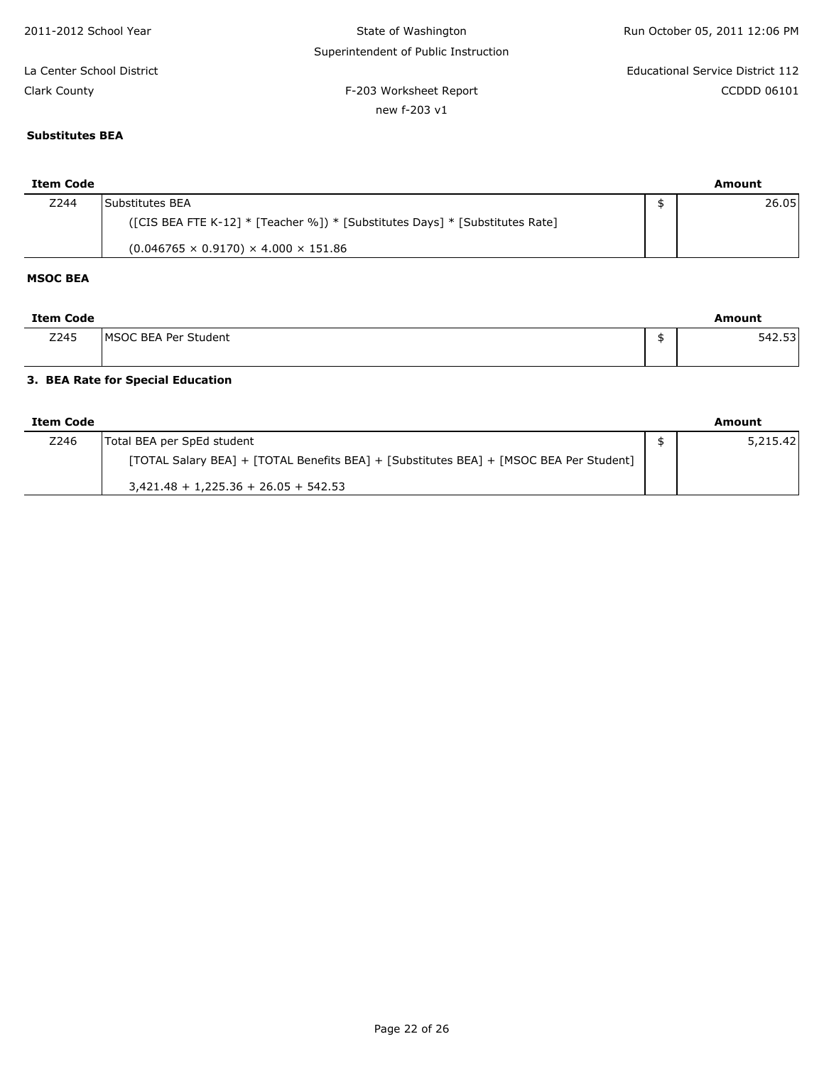### Substitutes BEA

| Item Code | | | Amount |
|---|---|---|---|
| Z244 | Substitutes BEA<br>([CIS BEA FTE K-12] * [Teacher %]) * [Substitutes Days] * [Substitutes Rate]<br>(0.046765 × 0.9170) × 4.000 × 151.86 | $ | 26.05 |

### MSOC BEA

| Item Code | | | Amount |
|---|---|---|---|
| Z245 | MSOC BEA Per Student | $ | 542.53 |

### 3. BEA Rate for Special Education

| Item Code | | | Amount |
|---|---|---|---|
| Z246 | Total BEA per SpEd student<br>[TOTAL Salary BEA] + [TOTAL Benefits BEA] + [Substitutes BEA] + [MSOC BEA Per Student]<br>3,421.48 + 1,225.36 + 26.05 + 542.53 | $ | 5,215.42 |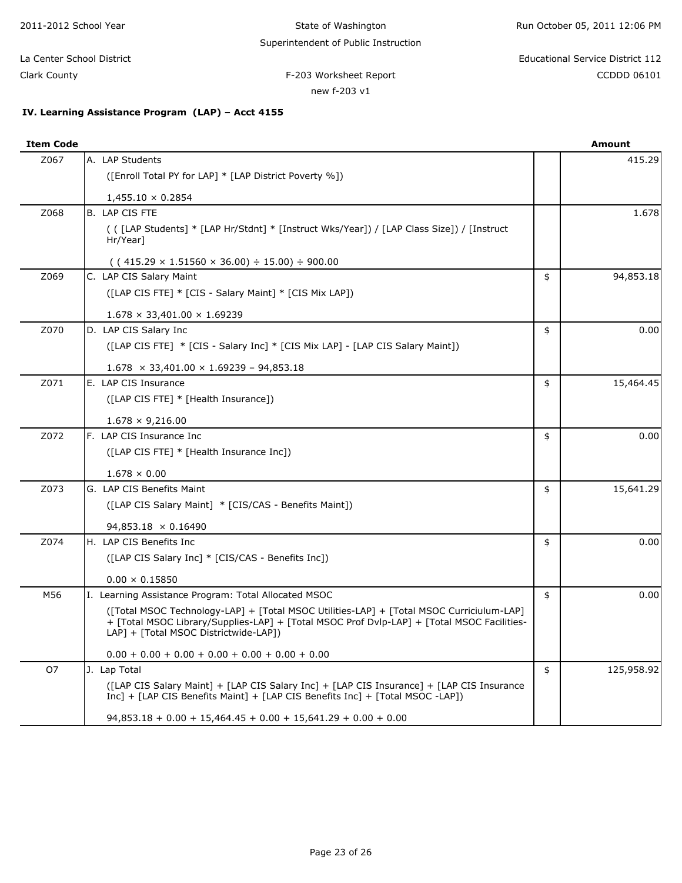2011-2012 School Year | State of Washington | Run October 05, 2011 12:06 PM

Superintendent of Public Instruction

La Center School District | Educational Service District 112

Clark County | F-203 Worksheet Report | CCDDD 06101

new f-203 v1

### IV. Learning Assistance Program (LAP) – Acct 4155

| Item Code | | | Amount |
|---|---|---|---|
| Z067 | A. LAP Students<br>([Enroll Total PY for LAP] * [LAP District Poverty %])<br><br>1,455.10 × 0.2854 | | 415.29 |
| Z068 | B. LAP CIS FTE<br>( ( [LAP Students] * [LAP Hr/Stdnt] * [Instruct Wks/Year]) / [LAP Class Size]) / [Instruct Hr/Year]<br><br>( ( 415.29 × 1.51560 × 36.00) ÷ 15.00) ÷ 900.00 | | 1.678 |
| Z069 | C. LAP CIS Salary Maint<br>([LAP CIS FTE] * [CIS - Salary Maint] * [CIS Mix LAP])<br><br>1.678 × 33,401.00 × 1.69239 | $ | 94,853.18 |
| Z070 | D. LAP CIS Salary Inc<br>([LAP CIS FTE] * [CIS - Salary Inc] * [CIS Mix LAP] - [LAP CIS Salary Maint])<br><br>1.678 × 33,401.00 × 1.69239 – 94,853.18 | $ | 0.00 |
| Z071 | E. LAP CIS Insurance<br>([LAP CIS FTE] * [Health Insurance])<br><br>1.678 × 9,216.00 | $ | 15,464.45 |
| Z072 | F. LAP CIS Insurance Inc<br>([LAP CIS FTE] * [Health Insurance Inc])<br><br>1.678 × 0.00 | $ | 0.00 |
| Z073 | G. LAP CIS Benefits Maint<br>([LAP CIS Salary Maint] * [CIS/CAS - Benefits Maint])<br><br>94,853.18 × 0.16490 | $ | 15,641.29 |
| Z074 | H. LAP CIS Benefits Inc<br>([LAP CIS Salary Inc] * [CIS/CAS - Benefits Inc])<br><br>0.00 × 0.15850 | $ | 0.00 |
| M56 | I. Learning Assistance Program: Total Allocated MSOC<br>([Total MSOC Technology-LAP] + [Total MSOC Utilities-LAP] + [Total MSOC Curriciulum-LAP] + [Total MSOC Library/Supplies-LAP] + [Total MSOC Prof Dvlp-LAP] + [Total MSOC Facilities-LAP] + [Total MSOC Districtwide-LAP])<br><br>0.00 + 0.00 + 0.00 + 0.00 + 0.00 + 0.00 + 0.00 | $ | 0.00 |
| O7 | J. Lap Total<br>([LAP CIS Salary Maint] + [LAP CIS Salary Inc] + [LAP CIS Insurance] + [LAP CIS Insurance Inc] + [LAP CIS Benefits Maint] + [LAP CIS Benefits Inc] + [Total MSOC -LAP])<br><br>94,853.18 + 0.00 + 15,464.45 + 0.00 + 15,641.29 + 0.00 + 0.00 | $ | 125,958.92 |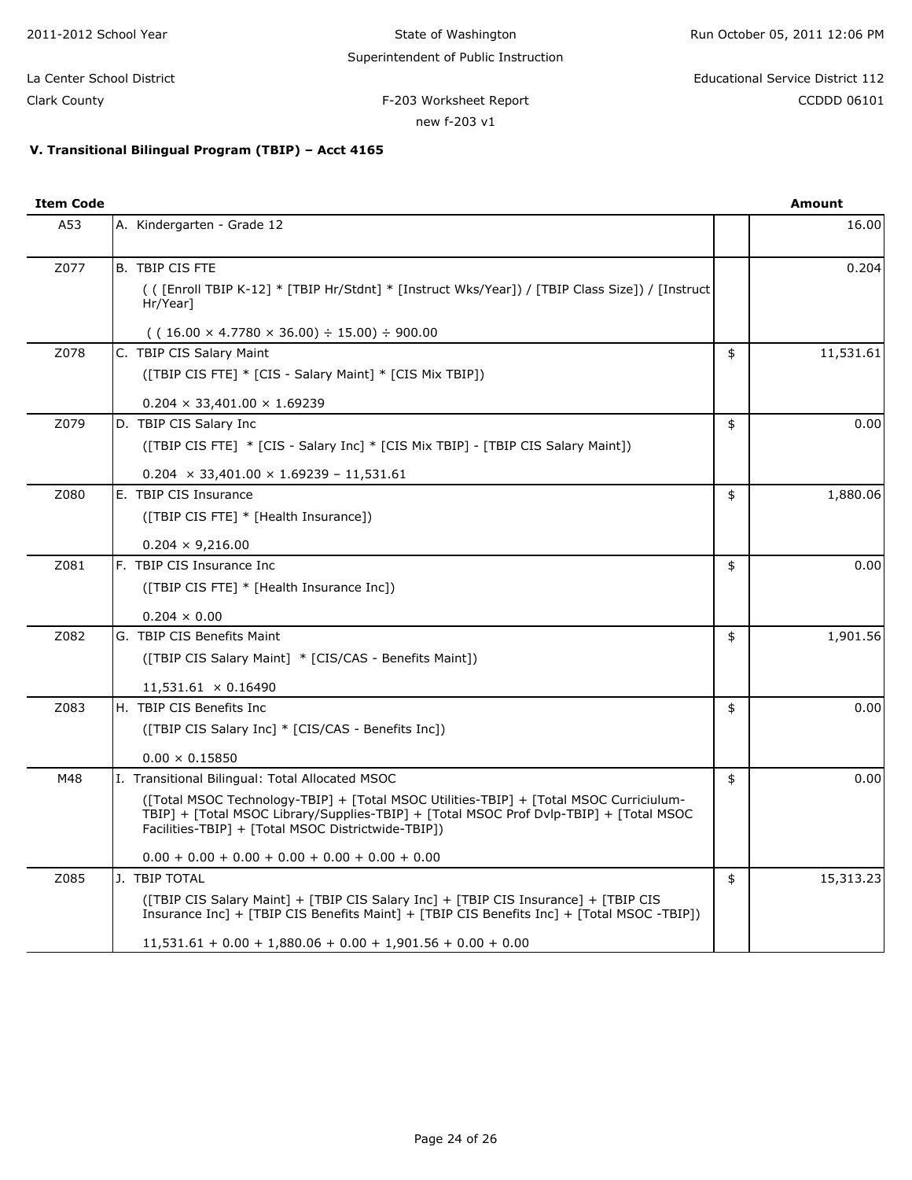2011-2012 School Year — State of Washington — Superintendent of Public Instruction — Run October 05, 2011 12:06 PM

La Center School District — Educational Service District 112

Clark County — F-203 Worksheet Report — new f-203 v1 — CCDDD 06101

### V. Transitional Bilingual Program (TBIP) – Acct 4165

| Item Code | | | Amount |
|---|---|---|---|
| A53 | A. Kindergarten - Grade 12 | | 16.00 |
| Z077 | B. TBIP CIS FTE<br>( ( [Enroll TBIP K-12] * [TBIP Hr/Stdnt] * [Instruct Wks/Year]) / [TBIP Class Size]) / [Instruct Hr/Year]<br>( ( 16.00 × 4.7780 × 36.00) ÷ 15.00) ÷ 900.00 | | 0.204 |
| Z078 | C. TBIP CIS Salary Maint<br>([TBIP CIS FTE] * [CIS - Salary Maint] * [CIS Mix TBIP])<br>0.204 × 33,401.00 × 1.69239 | $ | 11,531.61 |
| Z079 | D. TBIP CIS Salary Inc<br>([TBIP CIS FTE] * [CIS - Salary Inc] * [CIS Mix TBIP] - [TBIP CIS Salary Maint])<br>0.204 × 33,401.00 × 1.69239 – 11,531.61 | $ | 0.00 |
| Z080 | E. TBIP CIS Insurance<br>([TBIP CIS FTE] * [Health Insurance])<br>0.204 × 9,216.00 | $ | 1,880.06 |
| Z081 | F. TBIP CIS Insurance Inc<br>([TBIP CIS FTE] * [Health Insurance Inc])<br>0.204 × 0.00 | $ | 0.00 |
| Z082 | G. TBIP CIS Benefits Maint<br>([TBIP CIS Salary Maint] * [CIS/CAS - Benefits Maint])<br>11,531.61 × 0.16490 | $ | 1,901.56 |
| Z083 | H. TBIP CIS Benefits Inc<br>([TBIP CIS Salary Inc] * [CIS/CAS - Benefits Inc])<br>0.00 × 0.15850 | $ | 0.00 |
| M48 | I. Transitional Bilingual: Total Allocated MSOC<br>([Total MSOC Technology-TBIP] + [Total MSOC Curriciulum-TBIP] + [Total MSOC Library/Supplies-TBIP] + [Total MSOC Prof Dvlp-TBIP] + [Total MSOC Facilities-TBIP] + [Total MSOC Districtwide-TBIP])<br>0.00 + 0.00 + 0.00 + 0.00 + 0.00 + 0.00 + 0.00 | $ | 0.00 |
| Z085 | J. TBIP TOTAL<br>([TBIP CIS Salary Maint] + [TBIP CIS Salary Inc] + [TBIP CIS Insurance] + [TBIP CIS Insurance Inc] + [TBIP CIS Benefits Maint] + [TBIP CIS Benefits Inc] + [Total MSOC -TBIP])<br>11,531.61 + 0.00 + 1,880.06 + 0.00 + 1,901.56 + 0.00 + 0.00 | $ | 15,313.23 |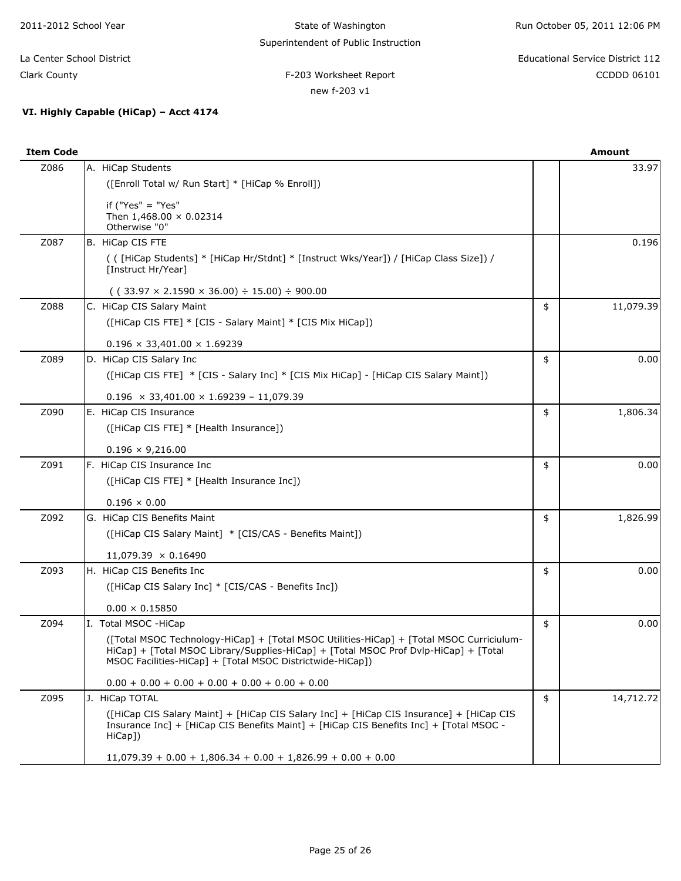2011-2012 School Year

State of Washington

Superintendent of Public Instruction

La Center School District

Clark County

Educational Service District 112

CCDDD 06101

F-203 Worksheet Report

new f-203 v1

### VI. Highly Capable (HiCap) – Acct 4174

| Item Code | | | Amount |
|---|---|---|---|
| Z086 | A. HiCap Students<br>([Enroll Total w/ Run Start] * [HiCap % Enroll])<br>if ("Yes" = "Yes"<br>Then 1,468.00 × 0.02314<br>Otherwise "0" | | 33.97 |
| Z087 | B. HiCap CIS FTE<br>( ( [HiCap Students] * [HiCap Hr/Stdnt] * [Instruct Wks/Year]) / [HiCap Class Size]) / [Instruct Hr/Year]<br>( ( 33.97 × 2.1590 × 36.00) ÷ 15.00) ÷ 900.00 | | 0.196 |
| Z088 | C. HiCap CIS Salary Maint<br>([HiCap CIS FTE] * [CIS - Salary Maint] * [CIS Mix HiCap])<br>0.196 × 33,401.00 × 1.69239 | $ | 11,079.39 |
| Z089 | D. HiCap CIS Salary Inc<br>([HiCap CIS FTE] * [CIS - Salary Inc] * [CIS Mix HiCap] - [HiCap CIS Salary Maint])<br>0.196 × 33,401.00 × 1.69239 – 11,079.39 | $ | 0.00 |
| Z090 | E. HiCap CIS Insurance<br>([HiCap CIS FTE] * [Health Insurance])<br>0.196 × 9,216.00 | $ | 1,806.34 |
| Z091 | F. HiCap CIS Insurance Inc<br>([HiCap CIS FTE] * [Health Insurance Inc])<br>0.196 × 0.00 | $ | 0.00 |
| Z092 | G. HiCap CIS Benefits Maint<br>([HiCap CIS Salary Maint] * [CIS/CAS - Benefits Maint])<br>11,079.39 × 0.16490 | $ | 1,826.99 |
| Z093 | H. HiCap CIS Benefits Inc<br>([HiCap CIS Salary Inc] * [CIS/CAS - Benefits Inc])<br>0.00 × 0.15850 | $ | 0.00 |
| Z094 | I. Total MSOC -HiCap<br>([Total MSOC Technology-HiCap] + [Total MSOC Utilities-HiCap] + [Total MSOC Curriciulum-HiCap] + [Total MSOC Library/Supplies-HiCap] + [Total MSOC Prof Dvlp-HiCap] + [Total MSOC Facilities-HiCap] + [Total MSOC Districtwide-HiCap])<br>0.00 + 0.00 + 0.00 + 0.00 + 0.00 + 0.00 + 0.00 | $ | 0.00 |
| Z095 | J. HiCap TOTAL<br>([HiCap CIS Salary Maint] + [HiCap CIS Salary Inc] + [HiCap CIS Insurance] + [HiCap CIS Insurance Inc] + [HiCap CIS Benefits Maint] + [HiCap CIS Benefits Inc] + [Total MSOC - HiCap])<br>11,079.39 + 0.00 + 1,806.34 + 0.00 + 1,826.99 + 0.00 + 0.00 | $ | 14,712.72 |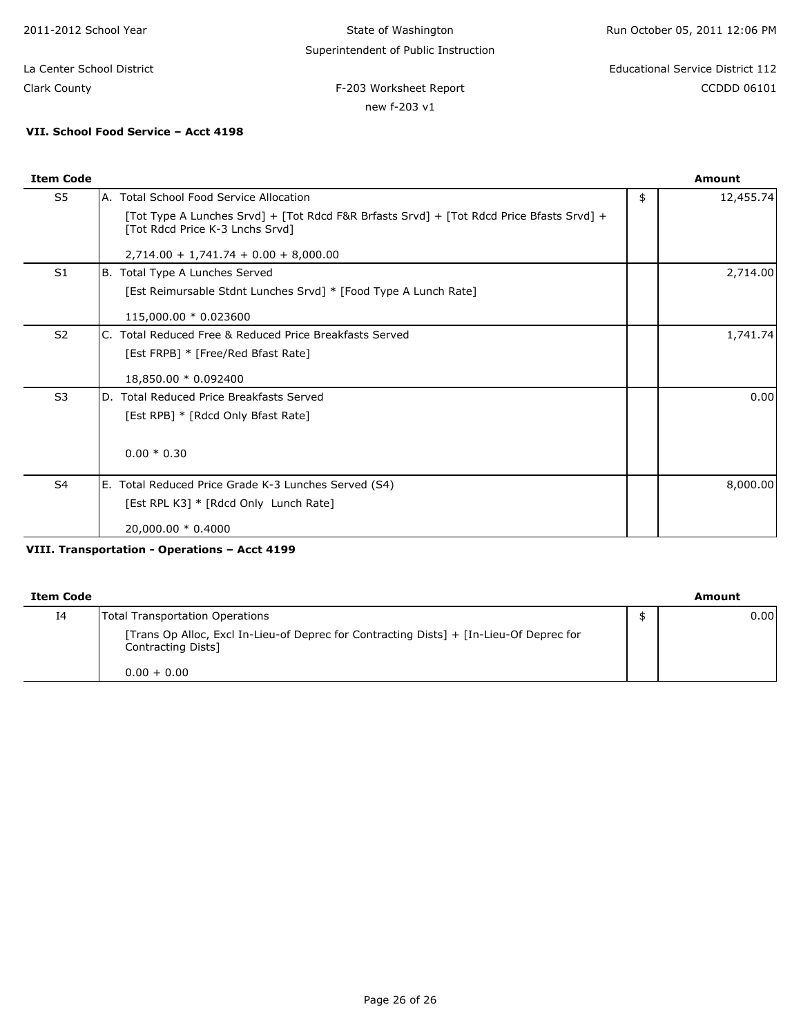### VII. School Food Service – Acct 4198

| Item Code | | | Amount |
|---|---|---|---|
| S5 | A. Total School Food Service Allocation<br>[Tot Type A Lunches Srvd] + [Tot Rdcd F&R Brfasts Srvd] + [Tot Rdcd Price Bfasts Srvd] + [Tot Rdcd Price K-3 Lnchs Srvd]<br>2,714.00 + 1,741.74 + 0.00 + 8,000.00 | $ | 12,455.74 |
| S1 | B. Total Type A Lunches Served<br>[Est Reimursable Stdnt Lunches Srvd] * [Food Type A Lunch Rate]<br>115,000.00 * 0.023600 | | 2,714.00 |
| S2 | C. Total Reduced Free & Reduced Price Breakfasts Served<br>[Est FRPB] * [Free/Red Bfast Rate]<br>18,850.00 * 0.092400 | | 1,741.74 |
| S3 | D. Total Reduced Price Breakfasts Served<br>[Est RPB] * [Rdcd Only Bfast Rate]<br>0.00 * 0.30 | | 0.00 |
| S4 | E. Total Reduced Price Grade K-3 Lunches Served (S4)<br>[Est RPL K3] * [Rdcd Only Lunch Rate]<br>20,000.00 * 0.4000 | | 8,000.00 |

### VIII. Transportation - Operations – Acct 4199

| Item Code | | | Amount |
|---|---|---|---|
| I4 | Total Transportation Operations<br>[Trans Op Alloc, Excl In-Lieu-of Deprec for Contracting Dists] + [In-Lieu-Of Deprec for Contracting Dists]<br>0.00 + 0.00 | $ | 0.00 |